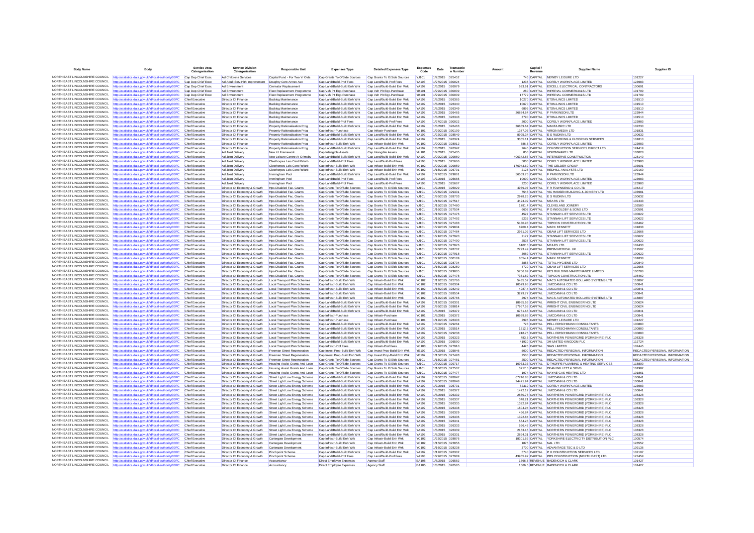| Body Name | Body | Service Area Catergorisation | Service Division Catergorisation | Responsible Unit | Expenses Type | Detailed Expenses Type | Expenses Code | Date | Transaction Number | Amount | Capital / Revenue | Supplier Name | Supplier ID |
|---|---|---|---|---|---|---|---|---|---|---|---|---|---|
| NORTH EAST LINCOLNSHIRE COUNCIL | http://statistics.data.gov.uk/id/local-authority/00FC | Cap Dep Chief Exec | Ad Childrens Services | Capital Fund - For Two Yr Olds | Cap Grants To O/Side Sources | Cap Grants To O/Side Sources | YJ101 | 1/7/2015 | 325452 | 745 | CAPITAL | NEWBY LEISURE LTD | 101227 |
| NORTH EAST LINCOLNSHIRE COUNCIL | http://statistics.data.gov.uk/id/local-authority/00FC | Cap Dep Chief Exec | Ad Adult Serv-Hlth Improvement | Doughty Cent Annex Asc | Cap Land/Build-Prof Fees | Cap Land/Build-Prof Fees | YA103 | 1/27/2015 | 330024 | 1235 | CAPITAL | COFELY WORKPLACE LIMITED | 123983 |
| NORTH EAST LINCOLNSHIRE COUNCIL | http://statistics.data.gov.uk/id/local-authority/00FC | Cap Dep Chief Exec | Ad Environment | Cremator Replacement | Cap Land/Build-Build Enh Wrk | Cap Land/Build-Build Enh Wrk | YA102 | 1/6/2015 | 326079 | 693.61 | CAPITAL | EXCELL ELECTRICAL CONTRACTORS | 100601 |
| NORTH EAST LINCOLNSHIRE COUNCIL | http://statistics.data.gov.uk/id/local-authority/00FC | Cap Dep Chief Exec | Ad Environment | Fleet Replacement Programme | Cap Veh Plt Eqp-Purchase | Cap Veh Plt Eqp-Purchase | YB101 | 1/29/2015 | 330009 | 280 | CAPITAL | IMPERIAL COMMERCIALS LTD | 101709 |
| NORTH EAST LINCOLNSHIRE COUNCIL | http://statistics.data.gov.uk/id/local-authority/00FC | Cap Dep Chief Exec | Ad Environment | Fleet Replacement Programme | Cap Veh Plt Eqp-Purchase | Cap Veh Plt Eqp-Purchase | YB101 | 1/29/2015 | 330009 | 17779 | CAPITAL | IMPERIAL COMMERCIALS LTD | 101709 |
| NORTH EAST LINCOLNSHIRE COUNCIL | http://statistics.data.gov.uk/id/local-authority/00FC | Chief Executive | Director Of Finance | Backlog Maintenance | Cap Land/Build-Build Enh Wrk | Cap Land/Build-Build Enh Wrk | YA102 | 1/8/2015 | 326365 | 10270 | CAPITAL | ETON-LINCS LIMITED | 101510 |
| NORTH EAST LINCOLNSHIRE COUNCIL | http://statistics.data.gov.uk/id/local-authority/00FC | Chief Executive | Director Of Finance | Backlog Maintenance | Cap Land/Build-Build Enh Wrk | Cap Land/Build-Build Enh Wrk | YA102 | 1/8/2015 | 326340 | 10670 | CAPITAL | ETON-LINCS LIMITED | 101510 |
| NORTH EAST LINCOLNSHIRE COUNCIL | http://statistics.data.gov.uk/id/local-authority/00FC | Chief Executive | Director Of Finance | Backlog Maintenance | Cap Land/Build-Build Enh Wrk | Cap Land/Build-Build Enh Wrk | YA102 | 1/8/2015 | 326349 | 6895 | CAPITAL | ETON-LINCS LIMITED | 101510 |
| NORTH EAST LINCOLNSHIRE COUNCIL | http://statistics.data.gov.uk/id/local-authority/00FC | Chief Executive | Director Of Finance | Backlog Maintenance | Cap Land/Build-Build Enh Wrk | Cap Land/Build-Build Enh Wrk | YA102 | 1/7/2015 | 326465 | 26884.64 | CAPITAL | F PARKINSON LTD | 123944 |
| NORTH EAST LINCOLNSHIRE COUNCIL | http://statistics.data.gov.uk/id/local-authority/00FC | Chief Executive | Director Of Finance | Backlog Maintenance | Cap Land/Build-Build Enh Wrk | Cap Land/Build-Build Enh Wrk | YA102 | 1/8/2015 | 326343 | 3790 | CAPITAL | ETON-LINCS LIMITED | 101510 |
| NORTH EAST LINCOLNSHIRE COUNCIL | http://statistics.data.gov.uk/id/local-authority/00FC | Chief Executive | Director Of Finance | Backlog Maintenance | Cap Land/Build-Prof Fees | Cap Land/Build-Prof Fees | YA103 | 1/27/2015 | 330022 | 2000 | CAPITAL | COFELY WORKPLACE LIMITED | 123983 |
| NORTH EAST LINCOLNSHIRE COUNCIL | http://statistics.data.gov.uk/id/local-authority/00FC | Chief Executive | Director Of Finance | Property Rationalisation Prog | Cap Land/Build-Build Enh Wrk | Cap Land/Build-Build Enh Wrk | YA102 | 1/8/2015 | 326463 | 36889.64 | CAPITAL | MANTA BRC LTD | 102230 |
| NORTH EAST LINCOLNSHIRE COUNCIL | http://statistics.data.gov.uk/id/local-authority/00FC | Chief Executive | Director Of Finance | Property Rationalisation Prog | Cap Infrastr-Purchase | Cap Infrastr-Purchase | YC101 | 1/29/2015 | 330199 | 1377.03 | CAPITAL | VIRGIN MEDIA LTD | 101831 |
| NORTH EAST LINCOLNSHIRE COUNCIL | http://statistics.data.gov.uk/id/local-authority/00FC | Chief Executive | Director Of Finance | Property Rationalisation Prog | Cap Land/Build-Build Enh Wrk | Cap Land/Build-Build Enh Wrk | YA102 | 1/22/2015 | 328549 | 8995.34 | CAPITAL | E S RUDKIN LTD | 100632 |
| NORTH EAST LINCOLNSHIRE COUNCIL | http://statistics.data.gov.uk/id/local-authority/00FC | Chief Executive | Director Of Finance | Property Rationalisation Prog | Cap Land/Build-Build Enh Wrk | Cap Land/Build-Build Enh Wrk | YA102 | 1/8/2015 | 326374 | 3355.11 | CAPITAL | NRA ROOFING & FLOORING SERVICES | 101810 |
| NORTH EAST LINCOLNSHIRE COUNCIL | http://statistics.data.gov.uk/id/local-authority/00FC | Chief Executive | Director Of Finance | Property Rationalisation Prog | Cap Infrastr-Build Enh Wrk | Cap Infrastr-Build Enh Wrk | YC102 | 1/20/2015 | 328012 | 586.5 | CAPITAL | COFELY WORKPLACE LIMITED | 123983 |
| NORTH EAST LINCOLNSHIRE COUNCIL | http://statistics.data.gov.uk/id/local-authority/00FC | Chief Executive | Director Of Finance | Property Rationalisation Prog | Cap Land/Build-Build Enh Wrk | Cap Land/Build-Build Enh Wrk | YA102 | 1/8/2015 | 326342 | 2645 | CAPITAL | CONSTRUCTION SERVICES DIRECT LTD | 124419 |
| NORTH EAST LINCOLNSHIRE COUNCIL | http://statistics.data.gov.uk/id/local-authority/00FC | Chief Executive | Ad Joint Delivery | New Ict Framework | Cap Intangible Assets | Cap Intangible Assets | YH101 | 1/7/2015 | 325435 | 850 | CAPITAL | VISIONWARE LTD | 103028 |
| NORTH EAST LINCOLNSHIRE COUNCIL | http://statistics.data.gov.uk/id/local-authority/00FC | Chief Executive | Ad Joint Delivery | New Leisure Centre At Grimsby | Cap Land/Build-Build Enh Wrk | Cap Land/Build-Build Enh Wrk | YA102 | 1/29/2015 | 329860 | 406342.87 | CAPITAL | INTERSERVE CONSTRUCTION | 128140 |
| NORTH EAST LINCOLNSHIRE COUNCIL | http://statistics.data.gov.uk/id/local-authority/00FC | Chief Executive | Ad Joint Delivery | Cleethorpes Leis Cent Refurb | Cap Land/Build-Prof Fees | Cap Land/Build-Prof Fees | YA103 | 1/7/2015 | 325686 | 5000 | CAPITAL | COFELY WORKPLACE LIMITED | 123983 |
| NORTH EAST LINCOLNSHIRE COUNCIL | http://statistics.data.gov.uk/id/local-authority/00FC | Chief Executive | Ad Joint Delivery | Cleethorpes Leis Cent Refurb | Cap Infrastr-Build Enh Wrk | Cap Infrastr-Build Enh Wrk | YC102 | 1/29/2015 | 329859 | 176943.69 | CAPITAL | THE GELDER GROUP | 103601 |
| NORTH EAST LINCOLNSHIRE COUNCIL | http://statistics.data.gov.uk/id/local-authority/00FC | Chief Executive | Ad Joint Delivery | Cleethorpes Leis Cent Refurb | Cap Infrastr-Build Enh Wrk | Cap Infrastr-Build Enh Wrk | YC102 | 1/15/2015 | 326791 | 2125 | CAPITAL | REDHILL ANALYSTS LTD | 109169 |
| NORTH EAST LINCOLNSHIRE COUNCIL | http://statistics.data.gov.uk/id/local-authority/00FC | Chief Executive | Ad Joint Delivery | Immingham Pool | Cap Land/Build-Build Enh Wrk | Cap Land/Build-Build Enh Wrk | YA102 | 1/27/2015 | 329861 | 56559.76 | CAPITAL | F PARKINSON LTD | 123944 |
| NORTH EAST LINCOLNSHIRE COUNCIL | http://statistics.data.gov.uk/id/local-authority/00FC | Chief Executive | Ad Joint Delivery | Immingham Pool | Cap Land/Build-Prof Fees | Cap Land/Build-Prof Fees | YA103 | 1/7/2015 | 325665 | 10000 | CAPITAL | COFELY WORKPLACE LIMITED | 123983 |
| NORTH EAST LINCOLNSHIRE COUNCIL | http://statistics.data.gov.uk/id/local-authority/00FC | Chief Executive | Ad Joint Delivery | Immingham Pool | Cap Land/Build-Prof Fees | Cap Land/Build-Prof Fees | YA103 | 1/7/2015 | 325667 | 2200 | CAPITAL | COFELY WORKPLACE LIMITED | 123983 |
| NORTH EAST LINCOLNSHIRE COUNCIL | http://statistics.data.gov.uk/id/local-authority/00FC | Chief Executive | Director Of Economy & Growth | Hps-Disabled Fac. Grants | Cap Grants To O/Side Sources | Cap Grants To O/Side Sources | YJ101 | 1/7/2015 | 325929 | 4939.07 | CAPITAL | F R TOWNSEND & CO LTD | 104217 |
| NORTH EAST LINCOLNSHIRE COUNCIL | http://statistics.data.gov.uk/id/local-authority/00FC | Chief Executive | Director Of Economy & Growth | Hps-Disabled Fac. Grants | Cap Grants To O/Side Sources | Cap Grants To O/Side Sources | YJ101 | 1/26/2015 | 329331 | 7548 | CAPITAL | VIC HANSEN BUILDING & JOINERY LTD | 103981 |
| NORTH EAST LINCOLNSHIRE COUNCIL | http://statistics.data.gov.uk/id/local-authority/00FC | Chief Executive | Director Of Economy & Growth | Hps-Disabled Fac. Grants | Cap Grants To O/Side Sources | Cap Grants To O/Side Sources | YJ101 | 1/26/2015 | 328703 | 2978.25 | CAPITAL | E S RUDKIN LTD | 100632 |
| NORTH EAST LINCOLNSHIRE COUNCIL | http://statistics.data.gov.uk/id/local-authority/00FC | Chief Executive | Director Of Economy & Growth | Hps-Disabled Fac. Grants | Cap Grants To O/Side Sources | Cap Grants To O/Side Sources | YJ101 | 1/15/2015 | 327517 | 4423.02 | CAPITAL | MEARS LTD | 102433 |
| NORTH EAST LINCOLNSHIRE COUNCIL | http://statistics.data.gov.uk/id/local-authority/00FC | Chief Executive | Director Of Economy & Growth | Hps-Disabled Fac. Grants | Cap Grants To O/Side Sources | Cap Grants To O/Side Sources | YJ101 | 1/15/2015 | 327480 | 1781.4 | CAPITAL | CLEVELAND JOINERY | 102580 |
| NORTH EAST LINCOLNSHIRE COUNCIL | http://statistics.data.gov.uk/id/local-authority/00FC | Chief Executive | Director Of Economy & Growth | Hps-Disabled Fac. Grants | Cap Grants To O/Side Sources | Cap Grants To O/Side Sources | YJ101 | 1/16/2015 | 327504 | 6602 | CAPITAL | P G INGOLDBY & SONS LTD | 100591 |
| NORTH EAST LINCOLNSHIRE COUNCIL | http://statistics.data.gov.uk/id/local-authority/00FC | Chief Executive | Director Of Economy & Growth | Hps-Disabled Fac. Grants | Cap Grants To O/Side Sources | Cap Grants To O/Side Sources | YJ101 | 1/15/2015 | 327476 | 4527 | CAPITAL | STANNAH LIFT SERVICES LTD | 100622 |
| NORTH EAST LINCOLNSHIRE COUNCIL | http://statistics.data.gov.uk/id/local-authority/00FC | Chief Executive | Director Of Economy & Growth | Hps-Disabled Fac. Grants | Cap Grants To O/Side Sources | Cap Grants To O/Side Sources | YJ101 | 1/15/2015 | 327492 | 5232 | CAPITAL | STANNAH LIFT SERVICES LTD | 100622 |
| NORTH EAST LINCOLNSHIRE COUNCIL | http://statistics.data.gov.uk/id/local-authority/00FC | Chief Executive | Director Of Economy & Growth | Hps-Disabled Fac. Grants | Cap Grants To O/Side Sources | Cap Grants To O/Side Sources | YJ101 | 1/15/2015 | 327483 | 5430.98 | CAPITAL | TOPCON CONSTRUCTION LTD | 108462 |
| NORTH EAST LINCOLNSHIRE COUNCIL | http://statistics.data.gov.uk/id/local-authority/00FC | Chief Executive | Director Of Economy & Growth | Hps-Disabled Fac. Grants | Cap Grants To O/Side Sources | Cap Grants To O/Side Sources | YJ101 | 1/29/2015 | 329804 | 8700.4 | CAPITAL | MARK BENNETT | 101838 |
| NORTH EAST LINCOLNSHIRE COUNCIL | http://statistics.data.gov.uk/id/local-authority/00FC | Chief Executive | Director Of Economy & Growth | Hps-Disabled Fac. Grants | Cap Grants To O/Side Sources | Cap Grants To O/Side Sources | YJ101 | 1/15/2015 | 327484 | 2931.02 | CAPITAL | OBAM LIFT SERVICES LTD | 112666 |
| NORTH EAST LINCOLNSHIRE COUNCIL | http://statistics.data.gov.uk/id/local-authority/00FC | Chief Executive | Director Of Economy & Growth | Hps-Disabled Fac. Grants | Cap Grants To O/Side Sources | Cap Grants To O/Side Sources | YJ101 | 1/21/2015 | 327920 | 2177 | CAPITAL | STANNAH LIFT SERVICES LTD | 100622 |
| NORTH EAST LINCOLNSHIRE COUNCIL | http://statistics.data.gov.uk/id/local-authority/00FC | Chief Executive | Director Of Economy & Growth | Hps-Disabled Fac. Grants | Cap Grants To O/Side Sources | Cap Grants To O/Side Sources | YJ101 | 1/15/2015 | 327490 | 2537 | CAPITAL | STANNAH LIFT SERVICES LTD | 100622 |
| NORTH EAST LINCOLNSHIRE COUNCIL | http://statistics.data.gov.uk/id/local-authority/00FC | Chief Executive | Director Of Economy & Growth | Hps-Disabled Fac. Grants | Cap Grants To O/Side Sources | Cap Grants To O/Side Sources | YJ101 | 1/22/2015 | 327876 | 6102.6 | CAPITAL | MEARS LTD | 102433 |
| NORTH EAST LINCOLNSHIRE COUNCIL | http://statistics.data.gov.uk/id/local-authority/00FC | Chief Executive | Director Of Economy & Growth | Hps-Disabled Fac. Grants | Cap Grants To O/Side Sources | Cap Grants To O/Side Sources | YJ101 | 1/26/2015 | 328702 | 2793.49 | CAPITAL | PRISM MEDICAL UK | 119507 |
| NORTH EAST LINCOLNSHIRE COUNCIL | http://statistics.data.gov.uk/id/local-authority/00FC | Chief Executive | Director Of Economy & Growth | Hps-Disabled Fac. Grants | Cap Grants To O/Side Sources | Cap Grants To O/Side Sources | YJ101 | 1/21/2015 | 327918 | 3082 | CAPITAL | STANNAH LIFT SERVICES LTD | 100622 |
| NORTH EAST LINCOLNSHIRE COUNCIL | http://statistics.data.gov.uk/id/local-authority/00FC | Chief Executive | Director Of Economy & Growth | Hps-Disabled Fac. Grants | Cap Grants To O/Side Sources | Cap Grants To O/Side Sources | YJ101 | 1/29/2015 | 330189 | 8054.4 | CAPITAL | MARK BENNETT | 101838 |
| NORTH EAST LINCOLNSHIRE COUNCIL | http://statistics.data.gov.uk/id/local-authority/00FC | Chief Executive | Director Of Economy & Growth | Hps-Disabled Fac. Grants | Cap Grants To O/Side Sources | Cap Grants To O/Side Sources | YJ101 | 1/26/2015 | 328704 | 3856 | CAPITAL | TOTAL HYGIENE LTD | 100849 |
| NORTH EAST LINCOLNSHIRE COUNCIL | http://statistics.data.gov.uk/id/local-authority/00FC | Chief Executive | Director Of Economy & Growth | Hps-Disabled Fac. Grants | Cap Grants To O/Side Sources | Cap Grants To O/Side Sources | YJ101 | 1/16/2015 | 326250 | 4720 | CAPITAL | OBAM LIFT SERVICES LTD | 112666 |
| NORTH EAST LINCOLNSHIRE COUNCIL | http://statistics.data.gov.uk/id/local-authority/00FC | Chief Executive | Director Of Economy & Growth | Hps-Disabled Fac. Grants | Cap Grants To O/Side Sources | Cap Grants To O/Side Sources | YJ101 | 1/29/2015 | 329805 | 5706.89 | CAPITAL | KES BUILDING MAINTENANCE LIMITED | 100786 |
| NORTH EAST LINCOLNSHIRE COUNCIL | http://statistics.data.gov.uk/id/local-authority/00FC | Chief Executive | Director Of Economy & Growth | Hps-Disabled Fac. Grants | Cap Grants To O/Side Sources | Cap Grants To O/Side Sources | YJ101 | 1/15/2015 | 327478 | 7351.82 | CAPITAL | TOPCON CONSTRUCTION LTD | 108462 |
| NORTH EAST LINCOLNSHIRE COUNCIL | http://statistics.data.gov.uk/id/local-authority/00FC | Chief Executive | Director Of Economy & Growth | Local Transport Plan Schemes | Cap Infrastr-Build Enh Wrk | Cap Infrastr-Build Enh Wrk | YC102 | 1/12/2015 | 325765 | 5435.52 | CAPITAL | MACS AUTOMATED BOLLARD SYSTEMS LTD | 118897 |
| NORTH EAST LINCOLNSHIRE COUNCIL | http://statistics.data.gov.uk/id/local-authority/00FC | Chief Executive | Director Of Economy & Growth | Local Transport Plan Schemes | Cap Infrastr-Build Enh Wrk | Cap Infrastr-Build Enh Wrk | YC102 | 1/12/2015 | 326304 | 10579.98 | CAPITAL | J MCCANN & CO LTD | 100841 |
| NORTH EAST LINCOLNSHIRE COUNCIL | http://statistics.data.gov.uk/id/local-authority/00FC | Chief Executive | Director Of Economy & Growth | Local Transport Plan Schemes | Cap Infrastr-Build Enh Wrk | Cap Infrastr-Build Enh Wrk | YC102 | 1/16/2015 | 328242 | 4987.4 | CAPITAL | J MCCANN & CO LTD | 100841 |
| NORTH EAST LINCOLNSHIRE COUNCIL | http://statistics.data.gov.uk/id/local-authority/00FC | Chief Executive | Director Of Economy & Growth | Local Transport Plan Schemes | Cap Infrastr-Build Enh Wrk | Cap Infrastr-Build Enh Wrk | YC102 | 1/26/2015 | 328554 | 3279.77 | CAPITAL | J MCCANN & CO LTD | 100841 |
| NORTH EAST LINCOLNSHIRE COUNCIL | http://statistics.data.gov.uk/id/local-authority/00FC | Chief Executive | Director Of Economy & Growth | Local Transport Plan Schemes | Cap Infrastr-Build Enh Wrk | Cap Infrastr-Build Enh Wrk | YC102 | 1/12/2015 | 325766 | 2974 | CAPITAL | MACS AUTOMATED BOLLARD SYSTEMS LTD | 118897 |
| NORTH EAST LINCOLNSHIRE COUNCIL | http://statistics.data.gov.uk/id/local-authority/00FC | Chief Executive | Director Of Economy & Growth | Local Transport Plan Schemes | Cap Land/Build-Build Enh Wrk | Cap Land/Build-Build Enh Wrk | YA102 | 1/12/2015 | 326301 | 18985.63 | CAPITAL | WRIGHT CIVIL ENGINEERING LTD | 100624 |
| NORTH EAST LINCOLNSHIRE COUNCIL | http://statistics.data.gov.uk/id/local-authority/00FC | Chief Executive | Director Of Economy & Growth | Local Transport Plan Schemes | Cap Land/Build-Build Enh Wrk | Cap Land/Build-Build Enh Wrk | YA102 | 1/26/2015 | 328814 | 57957.58 | CAPITAL | WRIGHT CIVIL ENGINEERING LTD | 100624 |
| NORTH EAST LINCOLNSHIRE COUNCIL | http://statistics.data.gov.uk/id/local-authority/00FC | Chief Executive | Director Of Economy & Growth | Local Transport Plan Schemes | Cap Land/Build-Build Enh Wrk | Cap Land/Build-Build Enh Wrk | YA102 | 1/8/2015 | 326372 | 6761.66 | CAPITAL | J MCCANN & CO LTD | 100841 |
| NORTH EAST LINCOLNSHIRE COUNCIL | http://statistics.data.gov.uk/id/local-authority/00FC | Chief Executive | Director Of Economy & Growth | Local Transport Plan Schemes | Cap Infrastr-Purchase | Cap Infrastr-Purchase | YC101 | 1/8/2015 | 326372 | 10639.86 | CAPITAL | J MCCANN & CO LTD | 100841 |
| NORTH EAST LINCOLNSHIRE COUNCIL | http://statistics.data.gov.uk/id/local-authority/00FC | Chief Executive | Director Of Economy & Growth | Local Transport Plan Schemes | Cap Infrastr-Purchase | Cap Infrastr-Purchase | YC101 | 1/12/2015 | 326303 | 2995 | CAPITAL | NEWBY LEISURE LTD | 101227 |
| NORTH EAST LINCOLNSHIRE COUNCIL | http://statistics.data.gov.uk/id/local-authority/00FC | Chief Executive | Director Of Economy & Growth | Local Transport Plan Schemes | Cap Land/Build-Build Enh Wrk | Cap Land/Build-Build Enh Wrk | YA102 | 1/30/2015 | 329264 | 728 | CAPITAL | PELL FRISCHMANN CONSULTANTS | 100860 |
| NORTH EAST LINCOLNSHIRE COUNCIL | http://statistics.data.gov.uk/id/local-authority/00FC | Chief Executive | Director Of Economy & Growth | Local Transport Plan Schemes | Cap Land/Build-Build Enh Wrk | Cap Land/Build-Build Enh Wrk | YA102 | 1/7/2015 | 325514 | 1312.5 | CAPITAL | PELL FRISCHMANN CONSULTANTS | 100860 |
| NORTH EAST LINCOLNSHIRE COUNCIL | http://statistics.data.gov.uk/id/local-authority/00FC | Chief Executive | Director Of Economy & Growth | Local Transport Plan Schemes | Cap Land/Build-Build Enh Wrk | Cap Land/Build-Build Enh Wrk | YA102 | 1/26/2015 | 329238 | 918.75 | CAPITAL | PELL FRISCHMANN CONSULTANTS | 100860 |
| NORTH EAST LINCOLNSHIRE COUNCIL | http://statistics.data.gov.uk/id/local-authority/00FC | Chief Executive | Director Of Economy & Growth | Local Transport Plan Schemes | Cap Land/Build-Build Enh Wrk | Cap Land/Build-Build Enh Wrk | YA102 | 1/8/2015 | 326323 | 483.6 | CAPITAL | NORTHERN POWERGRID (YORKSHIRE) PLC | 108328 |
| NORTH EAST LINCOLNSHIRE COUNCIL | http://statistics.data.gov.uk/id/local-authority/00FC | Chief Executive | Director Of Economy & Growth | Local Transport Plan Schemes | Cap Land/Build-Build Enh Wrk | Cap Land/Build-Build Enh Wrk | YA102 | 1/8/2015 | 326590 | 41920 | CAPITAL | 3M UNITED KINGDOM PLC | 112724 |
| NORTH EAST LINCOLNSHIRE COUNCIL | http://statistics.data.gov.uk/id/local-authority/00FC | Chief Executive | Director Of Economy & Growth | Local Transport Plan Schemes | Cap Infrastr-Prof Fees | Cap Infrastr-Prof Fees | YC103 | 1/21/2015 | 327910 | 4425 | CAPITAL | SIAS LIMITED | 102445 |
| NORTH EAST LINCOLNSHIRE COUNCIL | http://statistics.data.gov.uk/id/local-authority/00FC | Chief Executive | Director Of Economy & Growth | Freeman Street Regeneration | Cap Invest Prop-Build Enh Wrk | Cap Invest Prop-Build Enh Wrk | YE102 | 1/5/2015 | 325846 | 5000 | CAPITAL | REDACTED PERSONAL INFORMATION | REDACTED PERSONAL INFORMATION |
| NORTH EAST LINCOLNSHIRE COUNCIL | http://statistics.data.gov.uk/id/local-authority/00FC | Chief Executive | Director Of Economy & Growth | Freeman Street Regeneration | Cap Invest Prop-Build Enh Wrk | Cap Invest Prop-Build Enh Wrk | YE102 | 1/15/2015 | 327493 | 2500 | CAPITAL | REDACTED PERSONAL INFORMATION | REDACTED PERSONAL INFORMATION |
| NORTH EAST LINCOLNSHIRE COUNCIL | http://statistics.data.gov.uk/id/local-authority/00FC | Chief Executive | Director Of Economy & Growth | Freeman Street Regeneration | Cap Grants To O/Side Sources | Cap Grants To O/Side Sources | YJ101 | 1/15/2015 | 327481 | 2500 | CAPITAL | REDACTED PERSONAL INFORMATION | REDACTED PERSONAL INFORMATION |
| NORTH EAST LINCOLNSHIRE COUNCIL | http://statistics.data.gov.uk/id/local-authority/00FC | Chief Executive | Director Of Economy & Growth | Housing Assist Grants And Loan | Cap Grants To O/Side Sources | Cap Grants To O/Side Sources | YJ101 | 1/30/2015 | 329717 | 10933.33 | CAPITAL | D THORPE PLUMBING & HEATING SERVICES | 118800 |
| NORTH EAST LINCOLNSHIRE COUNCIL | http://statistics.data.gov.uk/id/local-authority/00FC | Chief Executive | Director Of Economy & Growth | Housing Assist Grants And Loan | Cap Grants To O/Side Sources | Cap Grants To O/Side Sources | YJ101 | 1/16/2015 | 327507 | 3717.6 | CAPITAL | DEAN WILLETT & SONS | 101982 |
| NORTH EAST LINCOLNSHIRE COUNCIL | http://statistics.data.gov.uk/id/local-authority/00FC | Chief Executive | Director Of Economy & Growth | Housing Assist Grants And Loan | Cap Grants To O/Side Sources | Cap Grants To O/Side Sources | YJ101 | 1/15/2015 | 327477 | 1974 | CAPITAL | MAYNE GAS HEATING LTD | 101861 |
| NORTH EAST LINCOLNSHIRE COUNCIL | http://statistics.data.gov.uk/id/local-authority/00FC | Chief Executive | Director Of Economy & Growth | Street Light Low Energy Scheme | Cap Land/Build-Build Enh Wrk | Cap Land/Build-Build Enh Wrk | YA102 | 1/20/2015 | 328047 | 67746.88 | CAPITAL | J MCCANN & CO LTD | 100841 |
| NORTH EAST LINCOLNSHIRE COUNCIL | http://statistics.data.gov.uk/id/local-authority/00FC | Chief Executive | Director Of Economy & Growth | Street Light Low Energy Scheme | Cap Land/Build-Build Enh Wrk | Cap Land/Build-Build Enh Wrk | YA102 | 1/20/2015 | 328048 | 24471.94 | CAPITAL | J MCCANN & CO LTD | 100841 |
| NORTH EAST LINCOLNSHIRE COUNCIL | http://statistics.data.gov.uk/id/local-authority/00FC | Chief Executive | Director Of Economy & Growth | Street Light Low Energy Scheme | Cap Land/Build-Build Enh Wrk | Cap Land/Build-Build Enh Wrk | YA102 | 1/7/2015 | 325731 | 52319 | CAPITAL | COFELY WORKPLACE LIMITED | 123983 |
| NORTH EAST LINCOLNSHIRE COUNCIL | http://statistics.data.gov.uk/id/local-authority/00FC | Chief Executive | Director Of Economy & Growth | Street Light Low Energy Scheme | Cap Land/Build-Build Enh Wrk | Cap Land/Build-Build Enh Wrk | YA102 | 1/8/2015 | 326372 | 1472.12 | CAPITAL | J MCCANN & CO LTD | 100841 |
| NORTH EAST LINCOLNSHIRE COUNCIL | http://statistics.data.gov.uk/id/local-authority/00FC | Chief Executive | Director Of Economy & Growth | Street Light Low Energy Scheme | Cap Land/Build-Build Enh Wrk | Cap Land/Build-Build Enh Wrk | YA102 | 1/8/2015 | 326332 | 2860.78 | CAPITAL | NORTHERN POWERGRID (YORKSHIRE) PLC | 108328 |
| NORTH EAST LINCOLNSHIRE COUNCIL | http://statistics.data.gov.uk/id/local-authority/00FC | Chief Executive | Director Of Economy & Growth | Street Light Low Energy Scheme | Cap Land/Build-Build Enh Wrk | Cap Land/Build-Build Enh Wrk | YA102 | 1/8/2015 | 326337 | 348.21 | CAPITAL | NORTHERN POWERGRID (YORKSHIRE) PLC | 108328 |
| NORTH EAST LINCOLNSHIRE COUNCIL | http://statistics.data.gov.uk/id/local-authority/00FC | Chief Executive | Director Of Economy & Growth | Street Light Low Energy Scheme | Cap Land/Build-Build Enh Wrk | Cap Land/Build-Build Enh Wrk | YA102 | 1/8/2015 | 326335 | 1392.84 | CAPITAL | NORTHERN POWERGRID (YORKSHIRE) PLC | 108328 |
| NORTH EAST LINCOLNSHIRE COUNCIL | http://statistics.data.gov.uk/id/local-authority/00FC | Chief Executive | Director Of Economy & Growth | Street Light Low Energy Scheme | Cap Land/Build-Build Enh Wrk | Cap Land/Build-Build Enh Wrk | YA102 | 1/8/2015 | 326338 | 1804.94 | CAPITAL | NORTHERN POWERGRID (YORKSHIRE) PLC | 108328 |
| NORTH EAST LINCOLNSHIRE COUNCIL | http://statistics.data.gov.uk/id/local-authority/00FC | Chief Executive | Director Of Economy & Growth | Street Light Low Energy Scheme | Cap Land/Build-Build Enh Wrk | Cap Land/Build-Build Enh Wrk | YA102 | 1/8/2015 | 326329 | 456.84 | CAPITAL | NORTHERN POWERGRID (YORKSHIRE) PLC | 108328 |
| NORTH EAST LINCOLNSHIRE COUNCIL | http://statistics.data.gov.uk/id/local-authority/00FC | Chief Executive | Director Of Economy & Growth | Street Light Low Energy Scheme | Cap Land/Build-Build Enh Wrk | Cap Land/Build-Build Enh Wrk | YA102 | 1/8/2015 | 326336 | 1392.84 | CAPITAL | NORTHERN POWERGRID (YORKSHIRE) PLC | 108328 |
| NORTH EAST LINCOLNSHIRE COUNCIL | http://statistics.data.gov.uk/id/local-authority/00FC | Chief Executive | Director Of Economy & Growth | Street Light Low Energy Scheme | Cap Land/Build-Build Enh Wrk | Cap Land/Build-Build Enh Wrk | YA102 | 1/8/2015 | 326341 | 554.26 | CAPITAL | NORTHERN POWERGRID (YORKSHIRE) PLC | 108328 |
| NORTH EAST LINCOLNSHIRE COUNCIL | http://statistics.data.gov.uk/id/local-authority/00FC | Chief Executive | Director Of Economy & Growth | Street Light Low Energy Scheme | Cap Land/Build-Build Enh Wrk | Cap Land/Build-Build Enh Wrk | YA102 | 1/8/2015 | 326333 | 696.42 | CAPITAL | NORTHERN POWERGRID (YORKSHIRE) PLC | 108328 |
| NORTH EAST LINCOLNSHIRE COUNCIL | http://statistics.data.gov.uk/id/local-authority/00FC | Chief Executive | Director Of Economy & Growth | Street Light Low Energy Scheme | Cap Land/Build-Build Enh Wrk | Cap Land/Build-Build Enh Wrk | YA102 | 1/8/2015 | 326339 | 2153.15 | CAPITAL | NORTHERN POWERGRID (YORKSHIRE) PLC | 108328 |
| NORTH EAST LINCOLNSHIRE COUNCIL | http://statistics.data.gov.uk/id/local-authority/00FC | Chief Executive | Director Of Economy & Growth | Street Light Low Energy Scheme | Cap Land/Build-Build Enh Wrk | Cap Land/Build-Build Enh Wrk | YA102 | 1/8/2015 | 326331 | 2894.31 | CAPITAL | NORTHERN POWERGRID (YORKSHIRE) PLC | 108328 |
| NORTH EAST LINCOLNSHIRE COUNCIL | http://statistics.data.gov.uk/id/local-authority/00FC | Chief Executive | Director Of Economy & Growth | Cartergate Development | Cap Infrastr-Build Enh Wrk | Cap Infrastr-Build Enh Wrk | YC102 | 1/22/2015 | 328876 | 18301.62 | CAPITAL | YORKSHIRE ELECTRICITY DISTRIBUTION PLC | 100574 |
| NORTH EAST LINCOLNSHIRE COUNCIL | http://statistics.data.gov.uk/id/local-authority/00FC | Chief Executive | Director Of Economy & Growth | Cartergate Development | Cap Infrastr-Build Enh Wrk | Cap Infrastr-Build Enh Wrk | YC102 | 1/15/2015 | 322856 | 1875 | CAPITAL | NAL LTD | 128552 |
| NORTH EAST LINCOLNSHIRE COUNCIL | http://statistics.data.gov.uk/id/local-authority/00FC | Chief Executive | Director Of Economy & Growth | Cartergate Development | Cap Infrastr-Build Enh Wrk | Cap Infrastr-Build Enh Wrk | YC102 | 1/16/2015 | 328238 | 3700 | CAPITAL | ADVANTAGE TSC & D LTD | 109136 |
| NORTH EAST LINCOLNSHIRE COUNCIL | http://statistics.data.gov.uk/id/local-authority/00FC | Chief Executive | Director Of Economy & Growth | Pinchpoint Scheme | Cap Land/Build-Build Enh Wrk | Cap Land/Build-Build Enh Wrk | YA102 | 1/12/2015 | 326302 | 5740 | CAPITAL | P H CONSTRUCTION SERVICES LTD | 102107 |
| NORTH EAST LINCOLNSHIRE COUNCIL | http://statistics.data.gov.uk/id/local-authority/00FC | Chief Executive | Director Of Economy & Growth | Pinchpoint Scheme | Cap Land/Build-Prof Fees | Cap Land/Build-Prof Fees | YA103 | 1/29/2015 | 327989 | 43965.92 | CAPITAL | PBS CONSTRUCTION (NORTH EAST) LTD | 127459 |
| NORTH EAST LINCOLNSHIRE COUNCIL | http://statistics.data.gov.uk/id/local-authority/00FC | Chief Executive | Director Of Finance | Accountancy | Direct Employee Expenses | Agency Staff | EA105 | 1/8/2015 | 326582 | 1666.5 | REVENUE | BADENOCH & CLARK | 101427 |
| NORTH EAST LINCOLNSHIRE COUNCIL | http://statistics.data.gov.uk/id/local-authority/00FC | Chief Executive | Director Of Finance | Accountancy | Direct Employee Expenses | Agency Staff | EA105 | 1/8/2015 | 326585 | 1666.5 | REVENUE | BADENOCH & CLARK | 101427 |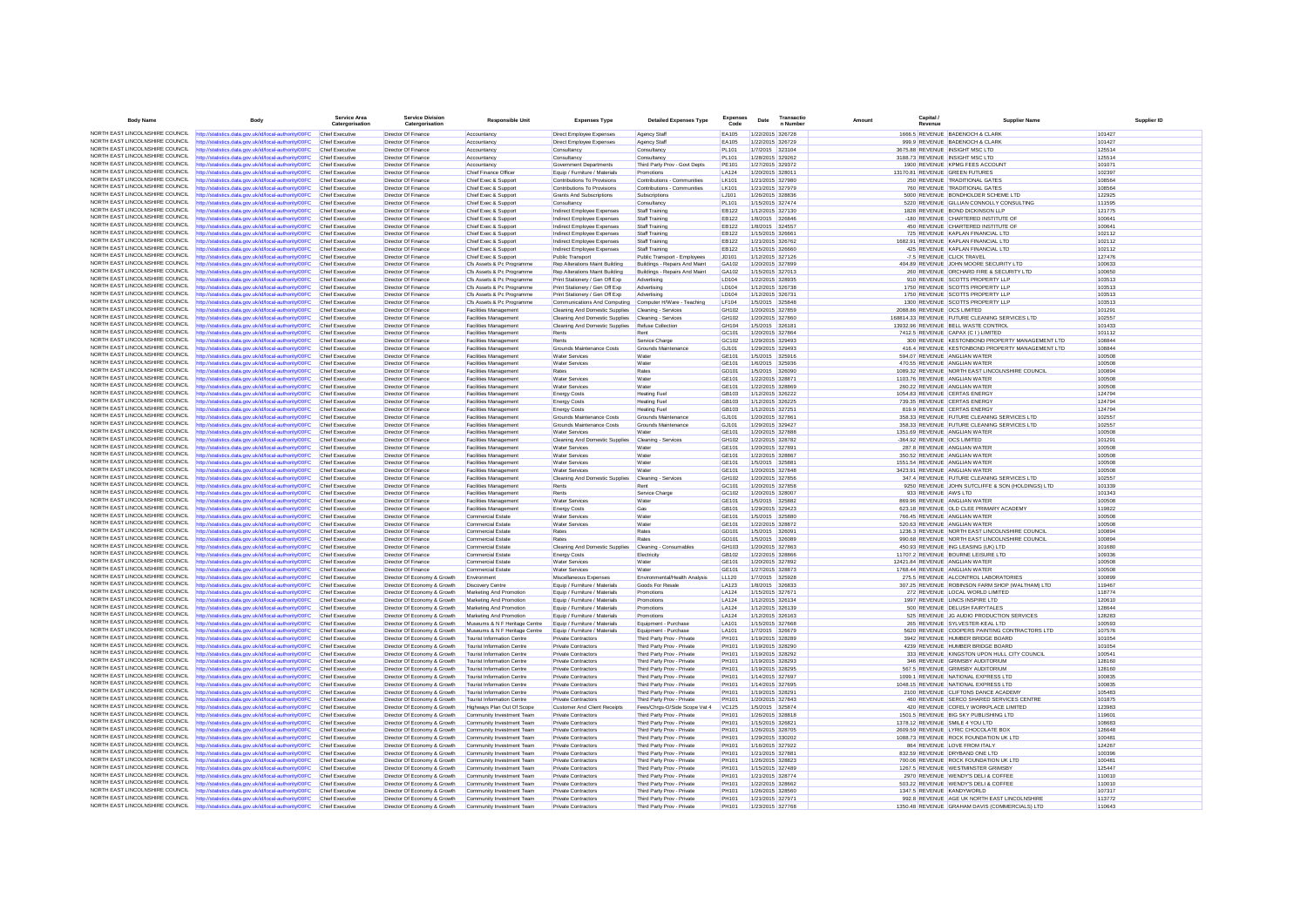| Body Name | Body | Service Area Catergorisation | Service Division Catergorisation | Responsible Unit | Expenses Type | Detailed Expenses Type | Expenses Code | Date | Transaction Number | Amount | Capital / Revenue | Supplier Name | Supplier ID |
|---|---|---|---|---|---|---|---|---|---|---|---|---|---|
| NORTH EAST LINCOLNSHIRE COUNCIL | http://statistics.data.gov.uk/id/local-authority/00FC | Chief Executive | Director Of Finance | Accountancy | Direct Employee Expenses | Agency Staff | EA105 | 1/22/2015 | 326728 | 1666.5 | REVENUE | BADENOCH & CLARK | 101427 |
| NORTH EAST LINCOLNSHIRE COUNCIL | http://statistics.data.gov.uk/id/local-authority/00FC | Chief Executive | Director Of Finance | Accountancy | Direct Employee Expenses | Agency Staff | EA105 | 1/22/2015 | 326729 | 999.9 | REVENUE | BADENOCH & CLARK | 101427 |
| NORTH EAST LINCOLNSHIRE COUNCIL | http://statistics.data.gov.uk/id/local-authority/00FC | Chief Executive | Director Of Finance | Accountancy | Consultancy | Consultancy | PL101 | 1/7/2015 | 323104 | 3675.88 | REVENUE | INSIGHT MSC LTD | 125514 |
| NORTH EAST LINCOLNSHIRE COUNCIL | http://statistics.data.gov.uk/id/local-authority/00FC | Chief Executive | Director Of Finance | Accountancy | Consultancy | Consultancy | PL101 | 1/28/2015 | 329262 | 3188.73 | REVENUE | INSIGHT MSC LTD | 125514 |
| NORTH EAST LINCOLNSHIRE COUNCIL | http://statistics.data.gov.uk/id/local-authority/00FC | Chief Executive | Director Of Finance | Accountancy | Government Departments | Third Party Prov - Govt Depts | PE101 | 1/27/2015 | 329372 | 1900 | REVENUE | KPMG FEES ACCOUNT | 101071 |
| NORTH EAST LINCOLNSHIRE COUNCIL | http://statistics.data.gov.uk/id/local-authority/00FC | Chief Executive | Director Of Finance | Chief Finance Officer | Equip / Furniture / Materials | Promotions | LA124 | 1/20/2015 | 328011 | 13170.81 | REVENUE | GREEN FUTURES | 102397 |
| NORTH EAST LINCOLNSHIRE COUNCIL | http://statistics.data.gov.uk/id/local-authority/00FC | Chief Executive | Director Of Finance | Chief Exec & Support | Contributions To Provisions | Contributions - Communities | LK101 | 1/21/2015 | 327980 | 250 | REVENUE | TRADITIONAL GATES | 108564 |
| NORTH EAST LINCOLNSHIRE COUNCIL | http://statistics.data.gov.uk/id/local-authority/00FC | Chief Executive | Director Of Finance | Chief Exec & Support | Contributions To Provisions | Contributions - Communities | LK101 | 1/21/2015 | 327979 | 760 | REVENUE | TRADITIONAL GATES | 108564 |
| NORTH EAST LINCOLNSHIRE COUNCIL | http://statistics.data.gov.uk/id/local-authority/00FC | Chief Executive | Director Of Finance | Chief Exec & Support | Grants And Subscriptions | Subscriptions | LJ101 | 1/26/2015 | 328836 | 5000 | REVENUE | BONDHOLDER SCHEME LTD | 122925 |
| NORTH EAST LINCOLNSHIRE COUNCIL | http://statistics.data.gov.uk/id/local-authority/00FC | Chief Executive | Director Of Finance | Chief Exec & Support | Consultancy | Consultancy | PL101 | 1/15/2015 | 327474 | 5220 | REVENUE | GILLIAN CONNOLLY CONSULTING | 111595 |
| NORTH EAST LINCOLNSHIRE COUNCIL | http://statistics.data.gov.uk/id/local-authority/00FC | Chief Executive | Director Of Finance | Chief Exec & Support | Indirect Employee Expenses | Staff Training | EB122 | 1/12/2015 | 327130 | 1828 | REVENUE | BOND DICKINSON LLP | 121775 |
| NORTH EAST LINCOLNSHIRE COUNCIL | http://statistics.data.gov.uk/id/local-authority/00FC | Chief Executive | Director Of Finance | Chief Exec & Support | Indirect Employee Expenses | Staff Training | EB122 | 1/8/2015 | 326846 | -180 | REVENUE | CHARTERED INSTITUTE OF | 100641 |
| NORTH EAST LINCOLNSHIRE COUNCIL | http://statistics.data.gov.uk/id/local-authority/00FC | Chief Executive | Director Of Finance | Chief Exec & Support | Indirect Employee Expenses | Staff Training | EB122 | 1/8/2015 | 324557 | 450 | REVENUE | CHARTERED INSTITUTE OF | 100641 |
| NORTH EAST LINCOLNSHIRE COUNCIL | http://statistics.data.gov.uk/id/local-authority/00FC | Chief Executive | Director Of Finance | Chief Exec & Support | Indirect Employee Expenses | Staff Training | EB122 | 1/15/2015 | 326661 | 725 | REVENUE | KAPLAN FINANCIAL LTD | 102112 |
| NORTH EAST LINCOLNSHIRE COUNCIL | http://statistics.data.gov.uk/id/local-authority/00FC | Chief Executive | Director Of Finance | Chief Exec & Support | Indirect Employee Expenses | Staff Training | EB122 | 1/21/2015 | 326762 | 1682.91 | REVENUE | KAPLAN FINANCIAL LTD | 102112 |
| NORTH EAST LINCOLNSHIRE COUNCIL | http://statistics.data.gov.uk/id/local-authority/00FC | Chief Executive | Director Of Finance | Chief Exec & Support | Indirect Employee Expenses | Staff Training | EB122 | 1/15/2015 | 326660 | 425 | REVENUE | KAPLAN FINANCIAL LTD | 102112 |
| NORTH EAST LINCOLNSHIRE COUNCIL | http://statistics.data.gov.uk/id/local-authority/00FC | Chief Executive | Director Of Finance | Chief Exec & Support | Public Transport | Public Transport - Employees | JD101 | 1/12/2015 | 327126 | -7.5 | REVENUE | CLICK TRAVEL | 127476 |
| NORTH EAST LINCOLNSHIRE COUNCIL | http://statistics.data.gov.uk/id/local-authority/00FC | Chief Executive | Director Of Finance | Cfs Assets & Pc Programme | Rep Alterations Maint Building | Buildings - Repairs And Maint | GA102 | 1/20/2015 | 327899 | 404.89 | REVENUE | JOHN MOORE SECURITY LTD | 100633 |
| NORTH EAST LINCOLNSHIRE COUNCIL | http://statistics.data.gov.uk/id/local-authority/00FC | Chief Executive | Director Of Finance | Cfs Assets & Pc Programme | Rep Alterations Maint Building | Buildings - Repairs And Maint | GA102 | 1/15/2015 | 327013 | 260 | REVENUE | ORCHARD FIRE & SECURITY LTD | 100650 |
| NORTH EAST LINCOLNSHIRE COUNCIL | http://statistics.data.gov.uk/id/local-authority/00FC | Chief Executive | Director Of Finance | Cfs Assets & Pc Programme | Print Stationery / Gen Off Exp | Advertising | LD104 | 1/22/2015 | 328935 | 910 | REVENUE | SCOTTS PROPERTY LLP | 103513 |
| NORTH EAST LINCOLNSHIRE COUNCIL | http://statistics.data.gov.uk/id/local-authority/00FC | Chief Executive | Director Of Finance | Cfs Assets & Pc Programme | Print Stationery / Gen Off Exp | Advertising | LD104 | 1/12/2015 | 326738 | 1750 | REVENUE | SCOTTS PROPERTY LLP | 103513 |
| NORTH EAST LINCOLNSHIRE COUNCIL | http://statistics.data.gov.uk/id/local-authority/00FC | Chief Executive | Director Of Finance | Cfs Assets & Pc Programme | Print Stationery / Gen Off Exp | Advertising | LD104 | 1/12/2015 | 326731 | 1750 | REVENUE | SCOTTS PROPERTY LLP | 103513 |
| NORTH EAST LINCOLNSHIRE COUNCIL | http://statistics.data.gov.uk/id/local-authority/00FC | Chief Executive | Director Of Finance | Cfs Assets & Pc Programme | Communications And Computing | Computer H/Ware - Teaching | LF104 | 1/5/2015 | 325848 | 1300 | REVENUE | SCOTTS PROPERTY LLP | 103513 |
| NORTH EAST LINCOLNSHIRE COUNCIL | http://statistics.data.gov.uk/id/local-authority/00FC | Chief Executive | Director Of Finance | Facilities Management | Cleaning And Domestic Supplies | Cleaning - Services | GH102 | 1/20/2015 | 327859 | 2088.86 | REVENUE | OCS LIMITED | 101291 |
| NORTH EAST LINCOLNSHIRE COUNCIL | http://statistics.data.gov.uk/id/local-authority/00FC | Chief Executive | Director Of Finance | Facilities Management | Cleaning And Domestic Supplies | Cleaning - Services | GH102 | 1/20/2015 | 327860 | 168814.33 | REVENUE | FUTURE CLEANING SERVICES LTD | 102557 |
| NORTH EAST LINCOLNSHIRE COUNCIL | http://statistics.data.gov.uk/id/local-authority/00FC | Chief Executive | Director Of Finance | Facilities Management | Cleaning And Domestic Supplies | Refuse Collection | GH104 | 1/5/2015 | 326181 | 13932.96 | REVENUE | BELL WASTE CONTROL | 101433 |
| NORTH EAST LINCOLNSHIRE COUNCIL | http://statistics.data.gov.uk/id/local-authority/00FC | Chief Executive | Director Of Finance | Facilities Management | Rents | Rent | GC101 | 1/20/2015 | 327864 | 7412.5 | REVENUE | CAPAX (C I ) LIMITED | 101112 |
| NORTH EAST LINCOLNSHIRE COUNCIL | http://statistics.data.gov.uk/id/local-authority/00FC | Chief Executive | Director Of Finance | Facilities Management | Rents | Service Charge | GC102 | 1/29/2015 | 329493 | 300 | REVENUE | KESTONBOND PROPERTY MANAGEMENT LTD | 108844 |
| NORTH EAST LINCOLNSHIRE COUNCIL | http://statistics.data.gov.uk/id/local-authority/00FC | Chief Executive | Director Of Finance | Facilities Management | Grounds Maintenance Costs | Grounds Maintenance | GJ101 | 1/29/2015 | 329493 | 416.4 | REVENUE | KESTONBOND PROPERTY MANAGEMENT LTD | 108844 |
| NORTH EAST LINCOLNSHIRE COUNCIL | http://statistics.data.gov.uk/id/local-authority/00FC | Chief Executive | Director Of Finance | Facilities Management | Water Services | Water | GE101 | 1/5/2015 | 325916 | 594.07 | REVENUE | ANGLIAN WATER | 100508 |
| NORTH EAST LINCOLNSHIRE COUNCIL | http://statistics.data.gov.uk/id/local-authority/00FC | Chief Executive | Director Of Finance | Facilities Management | Water Services | Water | GE101 | 1/6/2015 | 325936 | 470.55 | REVENUE | ANGLIAN WATER | 100508 |
| NORTH EAST LINCOLNSHIRE COUNCIL | http://statistics.data.gov.uk/id/local-authority/00FC | Chief Executive | Director Of Finance | Facilities Management | Rates | Rates | GD101 | 1/5/2015 | 326090 | 1089.32 | REVENUE | NORTH EAST LINCOLNSHIRE COUNCIL | 100894 |
| NORTH EAST LINCOLNSHIRE COUNCIL | http://statistics.data.gov.uk/id/local-authority/00FC | Chief Executive | Director Of Finance | Facilities Management | Water Services | Water | GE101 | 1/22/2015 | 328871 | 1103.76 | REVENUE | ANGLIAN WATER | 100508 |
| NORTH EAST LINCOLNSHIRE COUNCIL | http://statistics.data.gov.uk/id/local-authority/00FC | Chief Executive | Director Of Finance | Facilities Management | Water Services | Water | GE101 | 1/22/2015 | 328869 | 260.22 | REVENUE | ANGLIAN WATER | 100508 |
| NORTH EAST LINCOLNSHIRE COUNCIL | http://statistics.data.gov.uk/id/local-authority/00FC | Chief Executive | Director Of Finance | Facilities Management | Energy Costs | Heating Fuel | GB103 | 1/12/2015 | 326222 | 1054.83 | REVENUE | CERTAS ENERGY | 124794 |
| NORTH EAST LINCOLNSHIRE COUNCIL | http://statistics.data.gov.uk/id/local-authority/00FC | Chief Executive | Director Of Finance | Facilities Management | Energy Costs | Heating Fuel | GB103 | 1/12/2015 | 326225 | 739.35 | REVENUE | CERTAS ENERGY | 124794 |
| NORTH EAST LINCOLNSHIRE COUNCIL | http://statistics.data.gov.uk/id/local-authority/00FC | Chief Executive | Director Of Finance | Facilities Management | Energy Costs | Heating Fuel | GB103 | 1/12/2015 | 327251 | 819.9 | REVENUE | CERTAS ENERGY | 124794 |
| NORTH EAST LINCOLNSHIRE COUNCIL | http://statistics.data.gov.uk/id/local-authority/00FC | Chief Executive | Director Of Finance | Facilities Management | Grounds Maintenance Costs | Grounds Maintenance | GJ101 | 1/20/2015 | 327861 | 358.33 | REVENUE | FUTURE CLEANING SERVICES LTD | 102557 |
| NORTH EAST LINCOLNSHIRE COUNCIL | http://statistics.data.gov.uk/id/local-authority/00FC | Chief Executive | Director Of Finance | Facilities Management | Grounds Maintenance Costs | Grounds Maintenance | GJ101 | 1/29/2015 | 329427 | 358.33 | REVENUE | FUTURE CLEANING SERVICES LTD | 102557 |
| NORTH EAST LINCOLNSHIRE COUNCIL | http://statistics.data.gov.uk/id/local-authority/00FC | Chief Executive | Director Of Finance | Facilities Management | Water Services | Water | GE101 | 1/20/2015 | 327888 | 1351.69 | REVENUE | ANGLIAN WATER | 100508 |
| NORTH EAST LINCOLNSHIRE COUNCIL | http://statistics.data.gov.uk/id/local-authority/00FC | Chief Executive | Director Of Finance | Facilities Management | Cleaning And Domestic Supplies | Cleaning - Services | GH102 | 1/22/2015 | 328782 | -364.92 | REVENUE | OCS LIMITED | 101291 |
| NORTH EAST LINCOLNSHIRE COUNCIL | http://statistics.data.gov.uk/id/local-authority/00FC | Chief Executive | Director Of Finance | Facilities Management | Water Services | Water | GE101 | 1/20/2015 | 327891 | 287.8 | REVENUE | ANGLIAN WATER | 100508 |
| NORTH EAST LINCOLNSHIRE COUNCIL | http://statistics.data.gov.uk/id/local-authority/00FC | Chief Executive | Director Of Finance | Facilities Management | Water Services | Water | GE101 | 1/22/2015 | 328867 | 350.52 | REVENUE | ANGLIAN WATER | 100508 |
| NORTH EAST LINCOLNSHIRE COUNCIL | http://statistics.data.gov.uk/id/local-authority/00FC | Chief Executive | Director Of Finance | Facilities Management | Water Services | Water | GE101 | 1/5/2015 | 325881 | 1551.54 | REVENUE | ANGLIAN WATER | 100508 |
| NORTH EAST LINCOLNSHIRE COUNCIL | http://statistics.data.gov.uk/id/local-authority/00FC | Chief Executive | Director Of Finance | Facilities Management | Water Services | Water | GE101 | 1/20/2015 | 327848 | 3423.91 | REVENUE | ANGLIAN WATER | 100508 |
| NORTH EAST LINCOLNSHIRE COUNCIL | http://statistics.data.gov.uk/id/local-authority/00FC | Chief Executive | Director Of Finance | Facilities Management | Cleaning And Domestic Supplies | Cleaning - Services | GH102 | 1/20/2015 | 327856 | 347.4 | REVENUE | FUTURE CLEANING SERVICES LTD | 102557 |
| NORTH EAST LINCOLNSHIRE COUNCIL | http://statistics.data.gov.uk/id/local-authority/00FC | Chief Executive | Director Of Finance | Facilities Management | Rents | Rent | GC101 | 1/20/2015 | 327858 | 9250 | REVENUE | JOHN SUTCLIFFE & SON (HOLDINGS) LTD | 101339 |
| NORTH EAST LINCOLNSHIRE COUNCIL | http://statistics.data.gov.uk/id/local-authority/00FC | Chief Executive | Director Of Finance | Facilities Management | Rents | Service Charge | GC102 | 1/20/2015 | 328007 | 933 | REVENUE | AWS LTD | 101343 |
| NORTH EAST LINCOLNSHIRE COUNCIL | http://statistics.data.gov.uk/id/local-authority/00FC | Chief Executive | Director Of Finance | Facilities Management | Water Services | Water | GE101 | 1/5/2015 | 325882 | 869.96 | REVENUE | ANGLIAN WATER | 100508 |
| NORTH EAST LINCOLNSHIRE COUNCIL | http://statistics.data.gov.uk/id/local-authority/00FC | Chief Executive | Director Of Finance | Facilities Management | Energy Costs | Gas | GB101 | 1/29/2015 | 329423 | 623.18 | REVENUE | OLD CLEE PRIMARY ACADEMY | 119822 |
| NORTH EAST LINCOLNSHIRE COUNCIL | http://statistics.data.gov.uk/id/local-authority/00FC | Chief Executive | Director Of Finance | Commercial Estate | Water Services | Water | GE101 | 1/5/2015 | 325880 | 766.45 | REVENUE | ANGLIAN WATER | 100508 |
| NORTH EAST LINCOLNSHIRE COUNCIL | http://statistics.data.gov.uk/id/local-authority/00FC | Chief Executive | Director Of Finance | Commercial Estate | Water Services | Water | GE101 | 1/22/2015 | 328872 | 520.63 | REVENUE | ANGLIAN WATER | 100508 |
| NORTH EAST LINCOLNSHIRE COUNCIL | http://statistics.data.gov.uk/id/local-authority/00FC | Chief Executive | Director Of Finance | Commercial Estate | Rates | Rates | GD101 | 1/5/2015 | 326091 | 1236.3 | REVENUE | NORTH EAST LINCOLNSHIRE COUNCIL | 100894 |
| NORTH EAST LINCOLNSHIRE COUNCIL | http://statistics.data.gov.uk/id/local-authority/00FC | Chief Executive | Director Of Finance | Commercial Estate | Rates | Rates | GD101 | 1/5/2015 | 326089 | 990.68 | REVENUE | NORTH EAST LINCOLNSHIRE COUNCIL | 100894 |
| NORTH EAST LINCOLNSHIRE COUNCIL | http://statistics.data.gov.uk/id/local-authority/00FC | Chief Executive | Director Of Finance | Commercial Estate | Cleaning And Domestic Supplies | Cleaning - Consumables | GH103 | 1/20/2015 | 327863 | 450.93 | REVENUE | ING LEASING (UK) LTD | 101680 |
| NORTH EAST LINCOLNSHIRE COUNCIL | http://statistics.data.gov.uk/id/local-authority/00FC | Chief Executive | Director Of Finance | Commercial Estate | Energy Costs | Electricity | GB102 | 1/22/2015 | 328866 | 11707.2 | REVENUE | BOURNE LEISURE LTD | 109336 |
| NORTH EAST LINCOLNSHIRE COUNCIL | http://statistics.data.gov.uk/id/local-authority/00FC | Chief Executive | Director Of Finance | Commercial Estate | Water Services | Water | GE101 | 1/20/2015 | 327892 | 12421.84 | REVENUE | ANGLIAN WATER | 100508 |
| NORTH EAST LINCOLNSHIRE COUNCIL | http://statistics.data.gov.uk/id/local-authority/00FC | Chief Executive | Director Of Finance | Commercial Estate | Water Services | Water | GE101 | 1/27/2015 | 328873 | 1768.44 | REVENUE | ANGLIAN WATER | 100508 |
| NORTH EAST LINCOLNSHIRE COUNCIL | http://statistics.data.gov.uk/id/local-authority/00FC | Chief Executive | Director Of Economy & Growth | Environment | Miscellaneous Expenses | Environmental/Health Analysis | LL120 | 1/7/2015 | 325928 | 275.5 | REVENUE | ALCONTROL LABORATORIES | 100899 |
| NORTH EAST LINCOLNSHIRE COUNCIL | http://statistics.data.gov.uk/id/local-authority/00FC | Chief Executive | Director Of Economy & Growth | Discovery Centre | Equip / Furniture / Materials | Goods For Resale | LA123 | 1/8/2015 | 326833 | 307.25 | REVENUE | ROBINSON FARM SHOP (WALTHAM) LTD | 119467 |
| NORTH EAST LINCOLNSHIRE COUNCIL | http://statistics.data.gov.uk/id/local-authority/00FC | Chief Executive | Director Of Economy & Growth | Marketing And Promotion | Equip / Furniture / Materials | Promotions | LA124 | 1/15/2015 | 327671 | 272 | REVENUE | LOCAL WORLD LIMITED | 118774 |
| NORTH EAST LINCOLNSHIRE COUNCIL | http://statistics.data.gov.uk/id/local-authority/00FC | Chief Executive | Director Of Economy & Growth | Marketing And Promotion | Equip / Furniture / Materials | Promotions | LA124 | 1/12/2015 | 326134 | 1997 | REVENUE | LINCS INSPIRE LTD | 120610 |
| NORTH EAST LINCOLNSHIRE COUNCIL | http://statistics.data.gov.uk/id/local-authority/00FC | Chief Executive | Director Of Economy & Growth | Marketing And Promotion | Equip / Furniture / Materials | Promotions | LA124 | 1/12/2015 | 326139 | 500 | REVENUE | DELUSH FAIRYTALES | 128644 |
| NORTH EAST LINCOLNSHIRE COUNCIL | http://statistics.data.gov.uk/id/local-authority/00FC | Chief Executive | Director Of Economy & Growth | Marketing And Promotion | Equip / Furniture / Materials | Promotions | LA124 | 1/12/2015 | 326163 | 525 | REVENUE | JG AUDIO PRODUCTION SERVICES | 128283 |
| NORTH EAST LINCOLNSHIRE COUNCIL | http://statistics.data.gov.uk/id/local-authority/00FC | Chief Executive | Director Of Economy & Growth | Museums & N F Heritage Centre | Equip / Furniture / Materials | Equipment - Purchase | LA101 | 1/15/2015 | 327668 | 265 | REVENUE | SYLVESTER-KEAL LTD | 100593 |
| NORTH EAST LINCOLNSHIRE COUNCIL | http://statistics.data.gov.uk/id/local-authority/00FC | Chief Executive | Director Of Economy & Growth | Museums & N F Heritage Centre | Equip / Furniture / Materials | Equipment - Purchase | LA101 | 1/7/2015 | 326679 | 5620 | REVENUE | COOPERS PAINTING CONTRACTORS LTD | 107576 |
| NORTH EAST LINCOLNSHIRE COUNCIL | http://statistics.data.gov.uk/id/local-authority/00FC | Chief Executive | Director Of Economy & Growth | Tourist Information Centre | Private Contractors | Third Party Prov - Private | PH101 | 1/19/2015 | 328289 | 3942 | REVENUE | HUMBER BRIDGE BOARD | 101054 |
| NORTH EAST LINCOLNSHIRE COUNCIL | http://statistics.data.gov.uk/id/local-authority/00FC | Chief Executive | Director Of Economy & Growth | Tourist Information Centre | Private Contractors | Third Party Prov - Private | PH101 | 1/19/2015 | 328290 | 4239 | REVENUE | HUMBER BRIDGE BOARD | 101054 |
| NORTH EAST LINCOLNSHIRE COUNCIL | http://statistics.data.gov.uk/id/local-authority/00FC | Chief Executive | Director Of Economy & Growth | Tourist Information Centre | Private Contractors | Third Party Prov - Private | PH101 | 1/19/2015 | 328292 | 333 | REVENUE | KINGSTON UPON HULL CITY COUNCIL | 100541 |
| NORTH EAST LINCOLNSHIRE COUNCIL | http://statistics.data.gov.uk/id/local-authority/00FC | Chief Executive | Director Of Economy & Growth | Tourist Information Centre | Private Contractors | Third Party Prov - Private | PH101 | 1/19/2015 | 328293 | 346 | REVENUE | GRIMSBY AUDITORIUM | 128160 |
| NORTH EAST LINCOLNSHIRE COUNCIL | http://statistics.data.gov.uk/id/local-authority/00FC | Chief Executive | Director Of Economy & Growth | Tourist Information Centre | Private Contractors | Third Party Prov - Private | PH101 | 1/19/2015 | 328295 | 567.5 | REVENUE | GRIMSBY AUDITORIUM | 128160 |
| NORTH EAST LINCOLNSHIRE COUNCIL | http://statistics.data.gov.uk/id/local-authority/00FC | Chief Executive | Director Of Economy & Growth | Tourist Information Centre | Private Contractors | Third Party Prov - Private | PH101 | 1/14/2015 | 327697 | 1099.1 | REVENUE | NATIONAL EXPRESS LTD | 100835 |
| NORTH EAST LINCOLNSHIRE COUNCIL | http://statistics.data.gov.uk/id/local-authority/00FC | Chief Executive | Director Of Economy & Growth | Tourist Information Centre | Private Contractors | Third Party Prov - Private | PH101 | 1/14/2015 | 327695 | 1048.15 | REVENUE | NATIONAL EXPRESS LTD | 100835 |
| NORTH EAST LINCOLNSHIRE COUNCIL | http://statistics.data.gov.uk/id/local-authority/00FC | Chief Executive | Director Of Economy & Growth | Tourist Information Centre | Private Contractors | Third Party Prov - Private | PH101 | 1/19/2015 | 328291 | 2100 | REVENUE | CLIFTONS DANCE ACADEMY | 105483 |
| NORTH EAST LINCOLNSHIRE COUNCIL | http://statistics.data.gov.uk/id/local-authority/00FC | Chief Executive | Director Of Economy & Growth | Tourist Information Centre | Private Contractors | Third Party Prov - Private | PH101 | 1/20/2015 | 327843 | 460 | REVENUE | SERCO SHARED SERVICES CENTRE | 101875 |
| NORTH EAST LINCOLNSHIRE COUNCIL | http://statistics.data.gov.uk/id/local-authority/00FC | Chief Executive | Director Of Economy & Growth | Highways Plan Out Of Scope | Customer And Client Receipts | Fees/Chrgs-O/Side Scope Vat 4 | VC125 | 1/5/2015 | 325874 | 420 | REVENUE | COFELY WORKPLACE LIMITED | 123983 |
| NORTH EAST LINCOLNSHIRE COUNCIL | http://statistics.data.gov.uk/id/local-authority/00FC | Chief Executive | Director Of Economy & Growth | Community Investment Team | Private Contractors | Third Party Prov - Private | PH101 | 1/26/2015 | 328818 | 1501.5 | REVENUE | BIG SKY PUBLISHING LTD | 119601 |
| NORTH EAST LINCOLNSHIRE COUNCIL | http://statistics.data.gov.uk/id/local-authority/00FC | Chief Executive | Director Of Economy & Growth | Community Investment Team | Private Contractors | Third Party Prov - Private | PH101 | 1/15/2015 | 326821 | 1378.12 | REVENUE | SMILE 4 YOU LTD | 108683 |
| NORTH EAST LINCOLNSHIRE COUNCIL | http://statistics.data.gov.uk/id/local-authority/00FC | Chief Executive | Director Of Economy & Growth | Community Investment Team | Private Contractors | Third Party Prov - Private | PH101 | 1/26/2015 | 328705 | 2609.59 | REVENUE | LYRIC CHOCOLATE BOX | 128648 |
| NORTH EAST LINCOLNSHIRE COUNCIL | http://statistics.data.gov.uk/id/local-authority/00FC | Chief Executive | Director Of Economy & Growth | Community Investment Team | Private Contractors | Third Party Prov - Private | PH101 | 1/29/2015 | 330202 | 1088.73 | REVENUE | ROCK FOUNDATION UK LTD | 100481 |
| NORTH EAST LINCOLNSHIRE COUNCIL | http://statistics.data.gov.uk/id/local-authority/00FC | Chief Executive | Director Of Economy & Growth | Community Investment Team | Private Contractors | Third Party Prov - Private | PH101 | 1/16/2015 | 327922 | 864 | REVENUE | LOVE FROM ITALY | 124267 |
| NORTH EAST LINCOLNSHIRE COUNCIL | http://statistics.data.gov.uk/id/local-authority/00FC | Chief Executive | Director Of Economy & Growth | Community Investment Team | Private Contractors | Third Party Prov - Private | PH101 | 1/21/2015 | 327881 | 832.59 | REVENUE | DRYBAND ONE LTD | 100396 |
| NORTH EAST LINCOLNSHIRE COUNCIL | http://statistics.data.gov.uk/id/local-authority/00FC | Chief Executive | Director Of Economy & Growth | Community Investment Team | Private Contractors | Third Party Prov - Private | PH101 | 1/26/2015 | 328823 | 700.06 | REVENUE | ROCK FOUNDATION UK LTD | 100481 |
| NORTH EAST LINCOLNSHIRE COUNCIL | http://statistics.data.gov.uk/id/local-authority/00FC | Chief Executive | Director Of Economy & Growth | Community Investment Team | Private Contractors | Third Party Prov - Private | PH101 | 1/15/2015 | 327489 | 1267.5 | REVENUE | WESTMINSTER GRIMSBY | 125447 |
| NORTH EAST LINCOLNSHIRE COUNCIL | http://statistics.data.gov.uk/id/local-authority/00FC | Chief Executive | Director Of Economy & Growth | Community Investment Team | Private Contractors | Third Party Prov - Private | PH101 | 1/21/2015 | 328774 | 2970 | REVENUE | WENDY'S DELI & COFFEE | 110010 |
| NORTH EAST LINCOLNSHIRE COUNCIL | http://statistics.data.gov.uk/id/local-authority/00FC | Chief Executive | Director Of Economy & Growth | Community Investment Team | Private Contractors | Third Party Prov - Private | PH101 | 1/22/2015 | 328662 | 503.22 | REVENUE | WENDY'S DELI & COFFEE | 110010 |
| NORTH EAST LINCOLNSHIRE COUNCIL | http://statistics.data.gov.uk/id/local-authority/00FC | Chief Executive | Director Of Economy & Growth | Community Investment Team | Private Contractors | Third Party Prov - Private | PH101 | 1/26/2015 | 328560 | 1347.5 | REVENUE | KANDYWORLD | 107317 |
| NORTH EAST LINCOLNSHIRE COUNCIL | http://statistics.data.gov.uk/id/local-authority/00FC | Chief Executive | Director Of Economy & Growth | Community Investment Team | Private Contractors | Third Party Prov - Private | PH101 | 1/21/2015 | 327971 | 992.8 | REVENUE | AGE UK NORTH EAST LINCOLNSHIRE | 113772 |
| NORTH EAST LINCOLNSHIRE COUNCIL | http://statistics.data.gov.uk/id/local-authority/00FC | Chief Executive | Director Of Economy & Growth | Community Investment Team | Private Contractors | Third Party Prov - Private | PH101 | 1/23/2015 | 327768 | 1350.48 | REVENUE | GRAHAM DAVIS (COMMERCIALS) LTD | 110643 |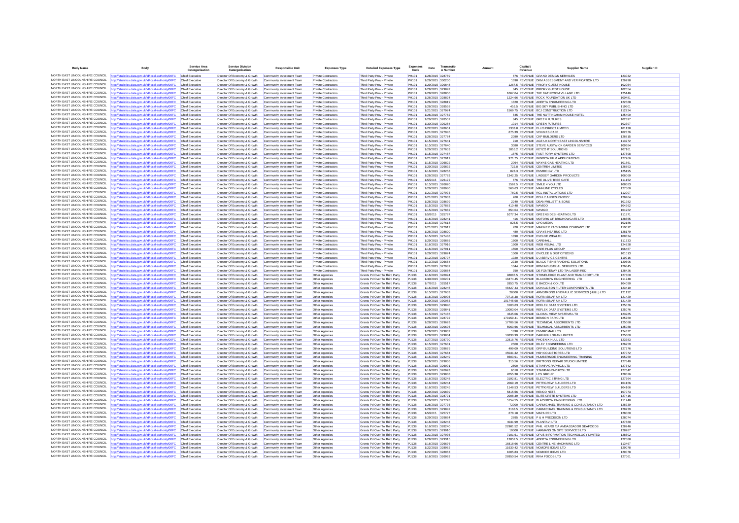| Body Name | Body | Service Area Catergorisation | Service Division Catergorisation | Responsible Unit | Expenses Type | Detailed Expenses Type | Expenses Code | Date | Transaction Number | Amount | Capital / Revenue | Supplier Name | Supplier ID |
|---|---|---|---|---|---|---|---|---|---|---|---|---|---|
| NORTH EAST LINCOLNSHIRE COUNCIL | http://statistics.data.gov.uk/id/local-authority/00FC | Chief Executive | Director Of Economy & Growth | Community Investment Team | Private Contractors | Third Party Prov - Private | PH101 | 1/28/2015 | 328789 | 676 | REVENUE | GRAND DESIGN SERVICES | 123032 |
| NORTH EAST LINCOLNSHIRE COUNCIL | http://statistics.data.gov.uk/id/local-authority/00FC | Chief Executive | Director Of Economy & Growth | Community Investment Team | Private Contractors | Third Party Prov - Private | PH101 | 1/29/2015 | 330200 | 1690 | REVENUE | DKM ASSESSMENT AND VERIFICATION LTD | 126798 |
| NORTH EAST LINCOLNSHIRE COUNCIL | http://statistics.data.gov.uk/id/local-authority/00FC | Chief Executive | Director Of Economy & Growth | Community Investment Team | Private Contractors | Third Party Prov - Private | PH101 | 1/29/2015 | 329848 | 1267.5 | REVENUE | PRIORY GUEST HOUSE | 102054 |
| NORTH EAST LINCOLNSHIRE COUNCIL | http://statistics.data.gov.uk/id/local-authority/00FC | Chief Executive | Director Of Economy & Growth | Community Investment Team | Private Contractors | Third Party Prov - Private | PH101 | 1/29/2015 | 329847 | 845 | REVENUE | PRIORY GUEST HOUSE | 102054 |
| NORTH EAST LINCOLNSHIRE COUNCIL | http://statistics.data.gov.uk/id/local-authority/00FC | Chief Executive | Director Of Economy & Growth | Community Investment Team | Private Contractors | Third Party Prov - Private | PH101 | 1/28/2015 | 328850 | 1067.04 | REVENUE | THE BATHROOM VILLAGE LTD | 125146 |
| NORTH EAST LINCOLNSHIRE COUNCIL | http://statistics.data.gov.uk/id/local-authority/00FC | Chief Executive | Director Of Economy & Growth | Community Investment Team | Private Contractors | Third Party Prov - Private | PH101 | 1/26/2015 | 328824 | 1224.66 | REVENUE | ROCK FOUNDATION UK LTD | 100481 |
| NORTH EAST LINCOLNSHIRE COUNCIL | http://statistics.data.gov.uk/id/local-authority/00FC | Chief Executive | Director Of Economy & Growth | Community Investment Team | Private Contractors | Third Party Prov - Private | PH101 | 1/26/2015 | 328819 | 1820 | REVENUE | ADEPTA ENGINEERING LTD | 122588 |
| NORTH EAST LINCOLNSHIRE COUNCIL | http://statistics.data.gov.uk/id/local-authority/00FC | Chief Executive | Director Of Economy & Growth | Community Investment Team | Private Contractors | Third Party Prov - Private | PH101 | 1/26/2015 | 328558 | 416.5 | REVENUE | BIG SKY PUBLISHING LTD | 119601 |
| NORTH EAST LINCOLNSHIRE COUNCIL | http://statistics.data.gov.uk/id/local-authority/00FC | Chief Executive | Director Of Economy & Growth | Community Investment Team | Private Contractors | Third Party Prov - Private | PH101 | 1/21/2015 | 327974 | 1569.75 | REVENUE | BCJ CONSTRUCTION LTD | 112224 |
| NORTH EAST LINCOLNSHIRE COUNCIL | http://statistics.data.gov.uk/id/local-authority/00FC | Chief Executive | Director Of Economy & Growth | Community Investment Team | Private Contractors | Third Party Prov - Private | PH101 | 1/26/2015 | 327782 | 845 | REVENUE | THE NOTTINGHAM HOUSE HOTEL | 125400 |
| NORTH EAST LINCOLNSHIRE COUNCIL | http://statistics.data.gov.uk/id/local-authority/00FC | Chief Executive | Director Of Economy & Growth | Community Investment Team | Private Contractors | Third Party Prov - Private | PH101 | 1/26/2015 | 328557 | 845 | REVENUE | GREEN FUTURES | 102397 |
| NORTH EAST LINCOLNSHIRE COUNCIL | http://statistics.data.gov.uk/id/local-authority/00FC | Chief Executive | Director Of Economy & Growth | Community Investment Team | Private Contractors | Third Party Prov - Private | PH101 | 1/30/2015 | 329284 | 1014 | REVENUE | GREEN FUTURES | 102397 |
| NORTH EAST LINCOLNSHIRE COUNCIL | http://statistics.data.gov.uk/id/local-authority/00FC | Chief Executive | Director Of Economy & Growth | Community Investment Team | Private Contractors | Third Party Prov - Private | PH101 | 1/22/2015 | 328651 | 1333.8 | REVENUE | ELLIS DIRECT LIMITED | 101138 |
| NORTH EAST LINCOLNSHIRE COUNCIL | http://statistics.data.gov.uk/id/local-authority/00FC | Chief Executive | Director Of Economy & Growth | Community Investment Team | Private Contractors | Third Party Prov - Private | PH101 | 1/21/2015 | 327945 | 675.39 | REVENUE | VONNIES CAFE | 102376 |
| NORTH EAST LINCOLNSHIRE COUNCIL | http://statistics.data.gov.uk/id/local-authority/00FC | Chief Executive | Director Of Economy & Growth | Community Investment Team | Private Contractors | Third Party Prov - Private | PH101 | 1/26/2015 | 327784 | 2080 | REVENUE | CKP BUILDERS LTD | 126815 |
| NORTH EAST LINCOLNSHIRE COUNCIL | http://statistics.data.gov.uk/id/local-authority/00FC | Chief Executive | Director Of Economy & Growth | Community Investment Team | Private Contractors | Third Party Prov - Private | PH101 | 1/15/2015 | 327641 | 910 | REVENUE | AGE UK NORTH EAST LINCOLNSHIRE | 113772 |
| NORTH EAST LINCOLNSHIRE COUNCIL | http://statistics.data.gov.uk/id/local-authority/00FC | Chief Executive | Director Of Economy & Growth | Community Investment Team | Private Contractors | Third Party Prov - Private | PH101 | 1/15/2015 | 327640 | 3380 | REVENUE | STEVE AUSTWICK GARDEN SERVICES | 109384 |
| NORTH EAST LINCOLNSHIRE COUNCIL | http://statistics.data.gov.uk/id/local-authority/00FC | Chief Executive | Director Of Economy & Growth | Community Investment Team | Private Contractors | Third Party Prov - Private | PH101 | 1/26/2015 | 327653 | 1816.2 | REVENUE | KEYZO IT SOLUTIONS | 107161 |
| NORTH EAST LINCOLNSHIRE COUNCIL | http://statistics.data.gov.uk/id/local-authority/00FC | Chief Executive | Director Of Economy & Growth | Community Investment Team | Private Contractors | Third Party Prov - Private | PH101 | 1/15/2015 | 327487 | 1875 | REVENUE | FAST-FORM SYSTEMS LTD | 127598 |
| NORTH EAST LINCOLNSHIRE COUNCIL | http://statistics.data.gov.uk/id/local-authority/00FC | Chief Executive | Director Of Economy & Growth | Community Investment Team | Private Contractors | Third Party Prov - Private | PH101 | 1/21/2015 | 327919 | 971.75 | REVENUE | WINDOW FILM APPLICATIONS | 127966 |
| NORTH EAST LINCOLNSHIRE COUNCIL | http://statistics.data.gov.uk/id/local-authority/00FC | Chief Executive | Director Of Economy & Growth | Community Investment Team | Private Contractors | Third Party Prov - Private | PH101 | 1/15/2015 | 326822 | 2064 | REVENUE | MAYNE GAS HEATING LTD | 101861 |
| NORTH EAST LINCOLNSHIRE COUNCIL | http://statistics.data.gov.uk/id/local-authority/00FC | Chief Executive | Director Of Economy & Growth | Community Investment Team | Private Contractors | Third Party Prov - Private | PH101 | 1/29/2015 | 329832 | 722.8 | REVENUE | CENTRE4 LIMITED | 126893 |
| NORTH EAST LINCOLNSHIRE COUNCIL | http://statistics.data.gov.uk/id/local-authority/00FC | Chief Executive | Director Of Economy & Growth | Community Investment Team | Private Contractors | Third Party Prov - Private | PH101 | 1/16/2015 | 328258 | 823.3 | REVENUE | ENVIRO GY LTD | 125195 |
| NORTH EAST LINCOLNSHIRE COUNCIL | http://statistics.data.gov.uk/id/local-authority/00FC | Chief Executive | Director Of Economy & Growth | Community Investment Team | Private Contractors | Third Party Prov - Private | PH101 | 1/26/2015 | 327783 | 1342.25 | REVENUE | LINDSEY GARDEN PRODUCTS | 106060 |
| NORTH EAST LINCOLNSHIRE COUNCIL | http://statistics.data.gov.uk/id/local-authority/00FC | Chief Executive | Director Of Economy & Growth | Community Investment Team | Private Contractors | Third Party Prov - Private | PH101 | 1/5/2015 | 326172 | 676 | REVENUE | THE OLIVE TREE CAFE | 111152 |
| NORTH EAST LINCOLNSHIRE COUNCIL | http://statistics.data.gov.uk/id/local-authority/00FC | Chief Executive | Director Of Economy & Growth | Community Investment Team | Private Contractors | Third Party Prov - Private | PH101 | 1/15/2015 | 326820 | 1592.5 | REVENUE | SMILE 4 YOU LTD | 108683 |
| NORTH EAST LINCOLNSHIRE COUNCIL | http://statistics.data.gov.uk/id/local-authority/00FC | Chief Executive | Director Of Economy & Growth | Community Investment Team | Private Contractors | Third Party Prov - Private | PH101 | 1/26/2015 | 328980 | 560.63 | REVENUE | MAINLINE CYCLES | 127500 |
| NORTH EAST LINCOLNSHIRE COUNCIL | http://statistics.data.gov.uk/id/local-authority/00FC | Chief Executive | Director Of Economy & Growth | Community Investment Team | Private Contractors | Third Party Prov - Private | PH101 | 1/21/2015 | 327973 | 760.5 | REVENUE | RGL INSTALLATIONS LTD | 112007 |
| NORTH EAST LINCOLNSHIRE COUNCIL | http://statistics.data.gov.uk/id/local-authority/00FC | Chief Executive | Director Of Economy & Growth | Community Investment Team | Private Contractors | Third Party Prov - Private | PH101 | 1/21/2015 | 327933 | 260 | REVENUE | POLLY ANNES PANTRY | 128464 |
| NORTH EAST LINCOLNSHIRE COUNCIL | http://statistics.data.gov.uk/id/local-authority/00FC | Chief Executive | Director Of Economy & Growth | Community Investment Team | Private Contractors | Third Party Prov - Private | PH101 | 1/26/2015 | 328699 | 2240 | REVENUE | DEAN WILLETT & SONS | 101982 |
| NORTH EAST LINCOLNSHIRE COUNCIL | http://statistics.data.gov.uk/id/local-authority/00FC | Chief Executive | Director Of Economy & Growth | Community Investment Team | Private Contractors | Third Party Prov - Private | PH101 | 1/15/2015 | 327883 | 410.48 | REVENUE | NAVIGO | 104262 |
| NORTH EAST LINCOLNSHIRE COUNCIL | http://statistics.data.gov.uk/id/local-authority/00FC | Chief Executive | Director Of Economy & Growth | Community Investment Team | Private Contractors | Third Party Prov - Private | PH101 | 1/15/2015 | 327882 | 654.04 | REVENUE | NAVIGO | 104262 |
| NORTH EAST LINCOLNSHIRE COUNCIL | http://statistics.data.gov.uk/id/local-authority/00FC | Chief Executive | Director Of Economy & Growth | Community Investment Team | Private Contractors | Third Party Prov - Private | PH101 | 1/5/2015 | 325787 | 1077.34 | REVENUE | GREENSIDES HEATING LTD | 111871 |
| NORTH EAST LINCOLNSHIRE COUNCIL | http://statistics.data.gov.uk/id/local-authority/00FC | Chief Executive | Director Of Economy & Growth | Community Investment Team | Private Contractors | Third Party Prov - Private | PH101 | 1/16/2015 | 328241 | 416 | REVENUE | MOTORS OF BRIGHOWGATE LTD | 128555 |
| NORTH EAST LINCOLNSHIRE COUNCIL | http://statistics.data.gov.uk/id/local-authority/00FC | Chief Executive | Director Of Economy & Growth | Community Investment Team | Private Contractors | Third Party Prov - Private | PH101 | 1/16/2015 | 327618 | 826.5 | REVENUE | CPO MEDIA | 102186 |
| NORTH EAST LINCOLNSHIRE COUNCIL | http://statistics.data.gov.uk/id/local-authority/00FC | Chief Executive | Director Of Economy & Growth | Community Investment Team | Private Contractors | Third Party Prov - Private | PH101 | 1/21/2015 | 327917 | 420 | REVENUE | MARINER PACKAGING COMPANY LTD | 110612 |
| NORTH EAST LINCOLNSHIRE COUNCIL | http://statistics.data.gov.uk/id/local-authority/00FC | Chief Executive | Director Of Economy & Growth | Community Investment Team | Private Contractors | Third Party Prov - Private | PH101 | 1/26/2015 | 328820 | 480 | REVENUE | GRAYS HEATING LTD | 128179 |
| NORTH EAST LINCOLNSHIRE COUNCIL | http://statistics.data.gov.uk/id/local-authority/00FC | Chief Executive | Director Of Economy & Growth | Community Investment Team | Private Contractors | Third Party Prov - Private | PH101 | 1/15/2015 | 327488 | 1890 | REVENUE | EVOLVE WEALTH | 109834 |
| NORTH EAST LINCOLNSHIRE COUNCIL | http://statistics.data.gov.uk/id/local-authority/00FC | Chief Executive | Director Of Economy & Growth | Community Investment Team | Private Contractors | Third Party Prov - Private | PH101 | 1/29/2015 | 329885 | 1500 | REVENUE | CARE4ALL | 111733 |
| NORTH EAST LINCOLNSHIRE COUNCIL | http://statistics.data.gov.uk/id/local-authority/00FC | Chief Executive | Director Of Economy & Growth | Community Investment Team | Private Contractors | Third Party Prov - Private | PH101 | 1/16/2015 | 327916 | 1500 | REVENUE | WEB VISUAL LTD | 124828 |
| NORTH EAST LINCOLNSHIRE COUNCIL | http://statistics.data.gov.uk/id/local-authority/00FC | Chief Executive | Director Of Economy & Growth | Community Investment Team | Private Contractors | Third Party Prov - Private | PH101 | 1/16/2015 | 327911 | 1500 | REVENUE | CARE PLUS GROUP | 106467 |
| NORTH EAST LINCOLNSHIRE COUNCIL | http://statistics.data.gov.uk/id/local-authority/00FC | Chief Executive | Director Of Economy & Growth | Community Investment Team | Private Contractors | Third Party Prov - Private | PH101 | 1/29/2015 | 329874 | 1500 | REVENUE | GY/CLEE & DIST CITIZENS | 101013 |
| NORTH EAST LINCOLNSHIRE COUNCIL | http://statistics.data.gov.uk/id/local-authority/00FC | Chief Executive | Director Of Economy & Growth | Community Investment Team | Private Contractors | Third Party Prov - Private | PH101 | 1/12/2015 | 326797 | 1920 | REVENUE | D J SERVICE CENTRE | 119916 |
| NORTH EAST LINCOLNSHIRE COUNCIL | http://statistics.data.gov.uk/id/local-authority/00FC | Chief Executive | Director Of Economy & Growth | Community Investment Team | Private Contractors | Third Party Prov - Private | PH101 | 1/13/2015 | 326664 | 2730 | REVENUE | BLACK FISH BRANDING SOLUTIONS | 120696 |
| NORTH EAST LINCOLNSHIRE COUNCIL | http://statistics.data.gov.uk/id/local-authority/00FC | Chief Executive | Director Of Economy & Growth | Community Investment Team | Private Contractors | Third Party Prov - Private | PH101 | 1/21/2015 | 327982 | 1344 | REVENUE | RPM INDUSTRIAL SERVICES LTD | 126845 |
| NORTH EAST LINCOLNSHIRE COUNCIL | http://statistics.data.gov.uk/id/local-authority/00FC | Chief Executive | Director Of Economy & Growth | Community Investment Team | Private Contractors | Third Party Prov - Private | PH101 | 1/29/2015 | 329884 | 750 | REVENUE | DE FONTENAY LTD T/A LASER RED | 128426 |
| NORTH EAST LINCOLNSHIRE COUNCIL | http://statistics.data.gov.uk/id/local-authority/00FC | Chief Executive | Director Of Economy & Growth | Community Investment Team | Other Agencies | Grants Pd Over To Third Party | PJ138 | 1/16/2015 | 326994 | 98087.5 | REVENUE | STONELEDGE PLANT AND TRANSPORT LTD | 127300 |
| NORTH EAST LINCOLNSHIRE COUNCIL | http://statistics.data.gov.uk/id/local-authority/00FC | Chief Executive | Director Of Economy & Growth | Community Investment Team | Other Agencies | Grants Pd Over To Third Party | PJ138 | 1/30/2015 | 330201 | 18474.45 | REVENUE | BLACKROW ENGINEERING LTD | 111748 |
| NORTH EAST LINCOLNSHIRE COUNCIL | http://statistics.data.gov.uk/id/local-authority/00FC | Chief Executive | Director Of Economy & Growth | Community Investment Team | Other Agencies | Grants Pd Over To Third Party | PJ138 | 1/7/2015 | 325517 | 2853.75 | REVENUE | E BACON & CO LTD | 104090 |
| NORTH EAST LINCOLNSHIRE COUNCIL | http://statistics.data.gov.uk/id/local-authority/00FC | Chief Executive | Director Of Economy & Growth | Community Investment Team | Other Agencies | Grants Pd Over To Third Party | PJ138 | 1/16/2015 | 328246 | 48427.43 | REVENUE | DONALDSON FILTER COMPONENTS LTD | 123410 |
| NORTH EAST LINCOLNSHIRE COUNCIL | http://statistics.data.gov.uk/id/local-authority/00FC | Chief Executive | Director Of Economy & Growth | Community Investment Team | Other Agencies | Grants Pd Over To Third Party | PJ138 | 1/15/2015 | 327633 | 28000 | REVENUE | ARMSTRONG HYDRAULIC SERVICES (HULL) LTD | 121132 |
| NORTH EAST LINCOLNSHIRE COUNCIL | http://statistics.data.gov.uk/id/local-authority/00FC | Chief Executive | Director Of Economy & Growth | Community Investment Team | Other Agencies | Grants Pd Over To Third Party | PJ138 | 1/16/2015 | 326995 | 70716.38 | REVENUE | ROFIN-SINAR UK LTD | 121420 |
| NORTH EAST LINCOLNSHIRE COUNCIL | http://statistics.data.gov.uk/id/local-authority/00FC | Chief Executive | Director Of Economy & Growth | Community Investment Team | Other Agencies | Grants Pd Over To Third Party | PJ138 | 1/29/2015 | 330083 | 101745.98 | REVENUE | ROFIN-SINAR UK LTD | 121420 |
| NORTH EAST LINCOLNSHIRE COUNCIL | http://statistics.data.gov.uk/id/local-authority/00FC | Chief Executive | Director Of Economy & Growth | Community Investment Team | Other Agencies | Grants Pd Over To Third Party | PJ138 | 1/29/2015 | 329840 | 3103.63 | REVENUE | REFLEX DATA SYSTEMS LTD | 125076 |
| NORTH EAST LINCOLNSHIRE COUNCIL | http://statistics.data.gov.uk/id/local-authority/00FC | Chief Executive | Director Of Economy & Growth | Community Investment Team | Other Agencies | Grants Pd Over To Third Party | PJ138 | 1/29/2015 | 329841 | 13003.04 | REVENUE | REFLEX DATA SYSTEMS LTD | 125076 |
| NORTH EAST LINCOLNSHIRE COUNCIL | http://statistics.data.gov.uk/id/local-authority/00FC | Chief Executive | Director Of Economy & Growth | Community Investment Team | Other Agencies | Grants Pd Over To Third Party | PJ138 | 1/15/2015 | 327485 | 4645.06 | REVENUE | GLOBAL VIEW SYSTEMS LTD | 123985 |
| NORTH EAST LINCOLNSHIRE COUNCIL | http://statistics.data.gov.uk/id/local-authority/00FC | Chief Executive | Director Of Economy & Growth | Community Investment Team | Other Agencies | Grants Pd Over To Third Party | PJ138 | 1/26/2015 | 328792 | 179159.41 | REVENUE | BENSON PARK LTD | 125760 |
| NORTH EAST LINCOLNSHIRE COUNCIL | http://statistics.data.gov.uk/id/local-authority/00FC | Chief Executive | Director Of Economy & Growth | Community Investment Team | Other Agencies | Grants Pd Over To Third Party | PJ138 | 1/28/2015 | 329693 | 17706.56 | REVENUE | TECHNICAL ABSORBENTS LTD | 125088 |
| NORTH EAST LINCOLNSHIRE COUNCIL | http://statistics.data.gov.uk/id/local-authority/00FC | Chief Executive | Director Of Economy & Growth | Community Investment Team | Other Agencies | Grants Pd Over To Third Party | PJ138 | 1/30/2015 | 329696 | 5063.66 | REVENUE | TECHNICAL ABSORBENTS LTD | 125088 |
| NORTH EAST LINCOLNSHIRE COUNCIL | http://statistics.data.gov.uk/id/local-authority/00FC | Chief Executive | Director Of Economy & Growth | Community Investment Team | Other Agencies | Grants Pd Over To Third Party | PJ138 | 1/29/2015 | 329837 | 1890 | REVENUE | ENVIROMAIL LTD | 124372 |
| NORTH EAST LINCOLNSHIRE COUNCIL | http://statistics.data.gov.uk/id/local-authority/00FC | Chief Executive | Director Of Economy & Growth | Community Investment Team | Other Agencies | Grants Pd Over To Third Party | PJ138 | 1/29/2015 | 329834 | 18830.99 | REVENUE | DAIFUKU LOGAN LIMITED | 125600 |
| NORTH EAST LINCOLNSHIRE COUNCIL | http://statistics.data.gov.uk/id/local-authority/00FC | Chief Executive | Director Of Economy & Growth | Community Investment Team | Other Agencies | Grants Pd Over To Third Party | PJ138 | 1/27/2015 | 328790 | 12816.76 | REVENUE | PHOENIX HULL LTD | 123383 |
| NORTH EAST LINCOLNSHIRE COUNCIL | http://statistics.data.gov.uk/id/local-authority/00FC | Chief Executive | Director Of Economy & Growth | Community Investment Team | Other Agencies | Grants Pd Over To Third Party | PJ138 | 1/15/2015 | 327631 | 2500 | REVENUE | RILEY ENGINEERING LTD | 126959 |
| NORTH EAST LINCOLNSHIRE COUNCIL | http://statistics.data.gov.uk/id/local-authority/00FC | Chief Executive | Director Of Economy & Growth | Community Investment Team | Other Agencies | Grants Pd Over To Third Party | PJ138 | 1/22/2015 | 328675 | 499.09 | REVENUE | GRP BUILDING SOLUTIONS LTD | 127276 |
| NORTH EAST LINCOLNSHIRE COUNCIL | http://statistics.data.gov.uk/id/local-authority/00FC | Chief Executive | Director Of Economy & Growth | Community Investment Team | Other Agencies | Grants Pd Over To Third Party | PJ138 | 1/15/2015 | 327684 | 45031.32 | REVENUE | HSH COLDSTORES LTD | 127072 |
| NORTH EAST LINCOLNSHIRE COUNCIL | http://statistics.data.gov.uk/id/local-authority/00FC | Chief Executive | Director Of Economy & Growth | Community Investment Team | Other Agencies | Grants Pd Over To Third Party | PJ138 | 1/16/2015 | 328249 | 8503.91 | REVENUE | HUMBERSIDE ENGINEERING TRAINING | 105260 |
| NORTH EAST LINCOLNSHIRE COUNCIL | http://statistics.data.gov.uk/id/local-authority/00FC | Chief Executive | Director Of Economy & Growth | Community Investment Team | Other Agencies | Grants Pd Over To Third Party | PJ138 | 1/29/2015 | 329836 | 315.56 | REVENUE | BRITTONS REPAIR STUDIO LIMITED | 127840 |
| NORTH EAST LINCOLNSHIRE COUNCIL | http://statistics.data.gov.uk/id/local-authority/00FC | Chief Executive | Director Of Economy & Growth | Community Investment Team | Other Agencies | Grants Pd Over To Third Party | PJ138 | 1/16/2015 | 326991 | 2500 | REVENUE | STAMPAGRAPHICS LTD | 127642 |
| NORTH EAST LINCOLNSHIRE COUNCIL | http://statistics.data.gov.uk/id/local-authority/00FC | Chief Executive | Director Of Economy & Growth | Community Investment Team | Other Agencies | Grants Pd Over To Third Party | PJ138 | 1/16/2015 | 326993 | 6510 | REVENUE | STAMPAGRAPHICS LTD | 127642 |
| NORTH EAST LINCOLNSHIRE COUNCIL | http://statistics.data.gov.uk/id/local-authority/00FC | Chief Executive | Director Of Economy & Growth | Community Investment Team | Other Agencies | Grants Pd Over To Third Party | PJ138 | 1/29/2015 | 329838 | 2055.38 | REVENUE | LCS GROUP | 128526 |
| NORTH EAST LINCOLNSHIRE COUNCIL | http://statistics.data.gov.uk/id/local-authority/00FC | Chief Executive | Director Of Economy & Growth | Community Investment Team | Other Agencies | Grants Pd Over To Third Party | PJ138 | 1/16/2015 | 328248 | 3192.81 | REVENUE | ELECTRIC STRING LTD | 127664 |
| NORTH EAST LINCOLNSHIRE COUNCIL | http://statistics.data.gov.uk/id/local-authority/00FC | Chief Executive | Director Of Economy & Growth | Community Investment Team | Other Agencies | Grants Pd Over To Third Party | PJ138 | 1/16/2015 | 328244 | 2069.19 | REVENUE | PETTIGREW BUILDERS LTD | 104166 |
| NORTH EAST LINCOLNSHIRE COUNCIL | http://statistics.data.gov.uk/id/local-authority/00FC | Chief Executive | Director Of Economy & Growth | Community Investment Team | Other Agencies | Grants Pd Over To Third Party | PJ138 | 1/16/2015 | 328245 | 1148.53 | REVENUE | PETTIGREW BUILDERS LTD | 104166 |
| NORTH EAST LINCOLNSHIRE COUNCIL | http://statistics.data.gov.uk/id/local-authority/00FC | Chief Executive | Director Of Economy & Growth | Community Investment Team | Other Agencies | Grants Pd Over To Third Party | PJ138 | 1/29/2015 | 329839 | 5815.56 | REVENUE | RENCO NETS | 107073 |
| NORTH EAST LINCOLNSHIRE COUNCIL | http://statistics.data.gov.uk/id/local-authority/00FC | Chief Executive | Director Of Economy & Growth | Community Investment Team | Other Agencies | Grants Pd Over To Third Party | PJ138 | 1/26/2015 | 328791 | 2008.39 | REVENUE | ELITE CRETE SYSTEMS LTD | 127416 |
| NORTH EAST LINCOLNSHIRE COUNCIL | http://statistics.data.gov.uk/id/local-authority/00FC | Chief Executive | Director Of Economy & Growth | Community Investment Team | Other Agencies | Grants Pd Over To Third Party | PJ138 | 1/26/2015 | 327728 | 5154.55 | REVENUE | BLACKROW ENGINEERING LTD | 111748 |
| NORTH EAST LINCOLNSHIRE COUNCIL | http://statistics.data.gov.uk/id/local-authority/00FC | Chief Executive | Director Of Economy & Growth | Community Investment Team | Other Agencies | Grants Pd Over To Third Party | PJ138 | 1/26/2015 | 327775 | 72000 | REVENUE | CARMICHAEL TRAINING & CONSULTANCY LTD | 128739 |
| NORTH EAST LINCOLNSHIRE COUNCIL | http://statistics.data.gov.uk/id/local-authority/00FC | Chief Executive | Director Of Economy & Growth | Community Investment Team | Other Agencies | Grants Pd Over To Third Party | PJ138 | 1/28/2015 | 329842 | 3163.5 | REVENUE | CARMICHAEL TRAINING & CONSULTANCY LTD | 128739 |
| NORTH EAST LINCOLNSHIRE COUNCIL | http://statistics.data.gov.uk/id/local-authority/00FC | Chief Executive | Director Of Economy & Growth | Community Investment Team | Other Agencies | Grants Pd Over To Third Party | PJ138 | 1/5/2015 | 325777 | 678.18 | REVENUE | MAPA PR LTD | 128060 |
| NORTH EAST LINCOLNSHIRE COUNCIL | http://statistics.data.gov.uk/id/local-authority/00FC | Chief Executive | Director Of Economy & Growth | Community Investment Team | Other Agencies | Grants Pd Over To Third Party | PJ138 | 1/29/2015 | 329864 | 2895 | REVENUE | P & H PRECISION LTD | 128074 |
| NORTH EAST LINCOLNSHIRE COUNCIL | http://statistics.data.gov.uk/id/local-authority/00FC | Chief Executive | Director Of Economy & Growth | Community Investment Team | Other Agencies | Grants Pd Over To Third Party | PJ138 | 1/16/2015 | 328243 | 4031.99 | REVENUE | PLANTAVI LTD | 127880 |
| NORTH EAST LINCOLNSHIRE COUNCIL | http://statistics.data.gov.uk/id/local-authority/00FC | Chief Executive | Director Of Economy & Growth | Community Investment Team | Other Agencies | Grants Pd Over To Third Party | PJ138 | 1/16/2015 | 328240 | 22981.52 | REVENUE | PHIL HEARD T/A AMBASSADOR SEAFOODS | 128746 |
| NORTH EAST LINCOLNSHIRE COUNCIL | http://statistics.data.gov.uk/id/local-authority/00FC | Chief Executive | Director Of Economy & Growth | Community Investment Team | Other Agencies | Grants Pd Over To Third Party | PJ138 | 1/28/2015 | 329010 | 10000 | REVENUE | HARMANS ON SITE SERVICES LTD | 128287 |
| NORTH EAST LINCOLNSHIRE COUNCIL | http://statistics.data.gov.uk/id/local-authority/00FC | Chief Executive | Director Of Economy & Growth | Community Investment Team | Other Agencies | Grants Pd Over To Third Party | PJ138 | 1/21/2015 | 327936 | 7101.61 | REVENUE | OPUS INFORMATION TECHNOLOGY LIMITED | 128502 |
| NORTH EAST LINCOLNSHIRE COUNCIL | http://statistics.data.gov.uk/id/local-authority/00FC | Chief Executive | Director Of Economy & Growth | Community Investment Team | Other Agencies | Grants Pd Over To Third Party | PJ138 | 1/29/2015 | 329315 | 12857.5 | REVENUE | ADEPTA ENGINEERING LTD | 122588 |
| NORTH EAST LINCOLNSHIRE COUNCIL | http://statistics.data.gov.uk/id/local-authority/00FC | Chief Executive | Director Of Economy & Growth | Community Investment Team | Other Agencies | Grants Pd Over To Third Party | PJ138 | 1/16/2015 | 326676 | 16818.66 | REVENUE | CENTRE LINE MACHINING LTD | 113467 |
| NORTH EAST LINCOLNSHIRE COUNCIL | http://statistics.data.gov.uk/id/local-authority/00FC | Chief Executive | Director Of Economy & Growth | Community Investment Team | Other Agencies | Grants Pd Over To Third Party | PJ138 | 1/22/2015 | 328962 | 11930.42 | REVENUE | NOMORE IDEAS LTD | 129078 |
| NORTH EAST LINCOLNSHIRE COUNCIL | http://statistics.data.gov.uk/id/local-authority/00FC | Chief Executive | Director Of Economy & Growth | Community Investment Team | Other Agencies | Grants Pd Over To Third Party | PJ138 | 1/22/2015 | 328963 | 1005.83 | REVENUE | NOMORE IDEAS LTD | 129078 |
| NORTH EAST LINCOLNSHIRE COUNCIL | http://statistics.data.gov.uk/id/local-authority/00FC | Chief Executive | Director Of Economy & Growth | Community Investment Team | Other Agencies | Grants Pd Over To Third Party | PJ138 | 1/16/2015 | 326992 | 28950.54 | REVENUE | RIVA FOODS LTD | 127061 |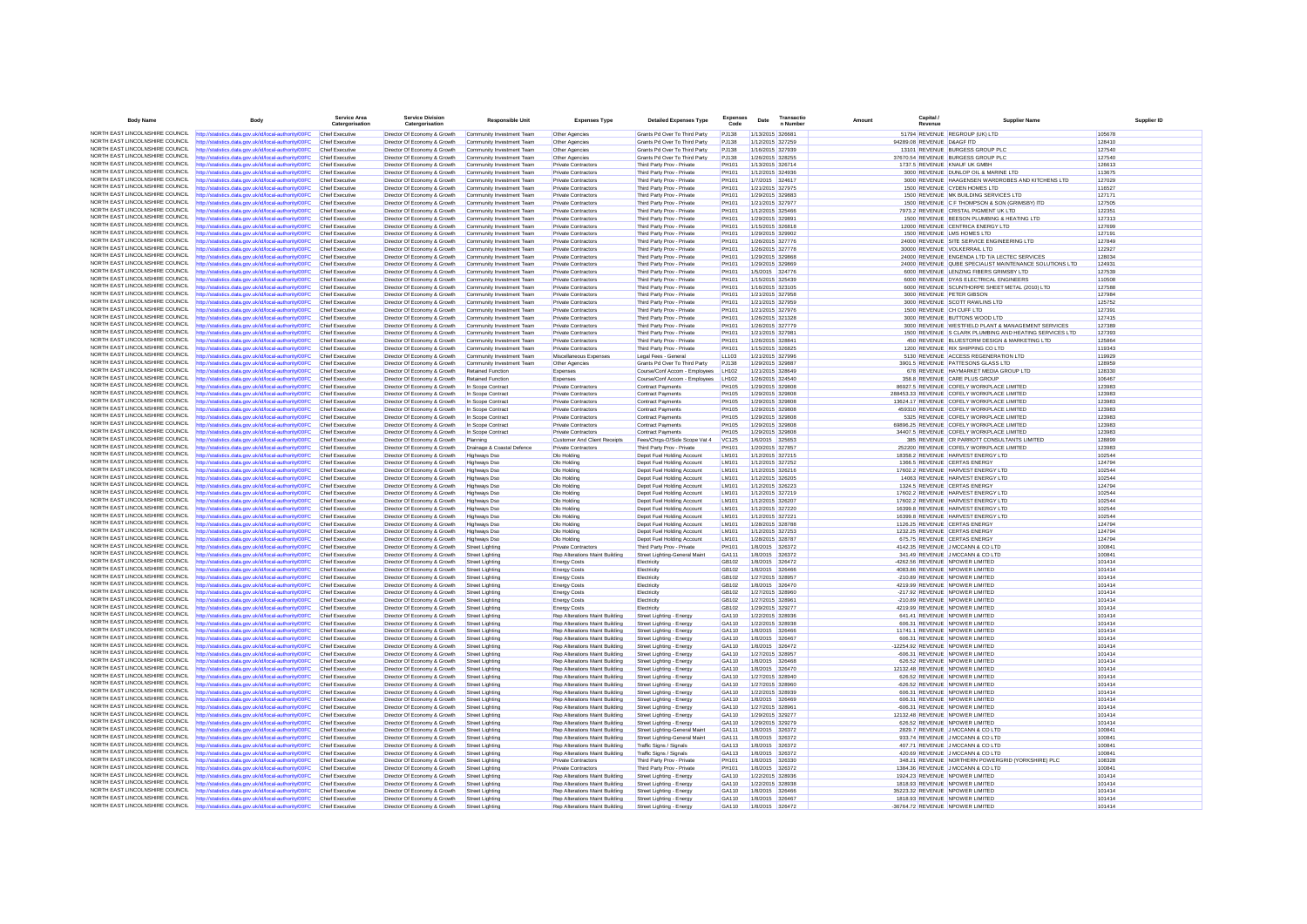| Body Name | Body | Service Area Catergorisation | Service Division Catergorisation | Responsible Unit | Expenses Type | Detailed Expenses Type | Expenses Code | Date | Transaction Number | Amount | Capital / Revenue | Supplier Name | Supplier ID |
|---|---|---|---|---|---|---|---|---|---|---|---|---|---|
| NORTH EAST LINCOLNSHIRE COUNCIL | http://statistics.data.gov.uk/id/local-authority/00FC | Chief Executive | Director Of Economy & Growth | Community Investment Team | Other Agencies | Grants Pd Over To Third Party | PJ138 | 1/13/2015 | 326681 | 51794 | REVENUE | REGROUP (UK) LTD | 105678 |
| NORTH EAST LINCOLNSHIRE COUNCIL | http://statistics.data.gov.uk/id/local-authority/00FC | Chief Executive | Director Of Economy & Growth | Community Investment Team | Other Agencies | Grants Pd Over To Third Party | PJ138 | 1/12/2015 | 327259 | 94289.08 | REVENUE | D&AGF ITD | 128410 |
| NORTH EAST LINCOLNSHIRE COUNCIL | http://statistics.data.gov.uk/id/local-authority/00FC | Chief Executive | Director Of Economy & Growth | Community Investment Team | Other Agencies | Grants Pd Over To Third Party | PJ138 | 1/16/2015 | 327939 | 13101 | REVENUE | BURGESS GROUP PLC | 127540 |
| NORTH EAST LINCOLNSHIRE COUNCIL | http://statistics.data.gov.uk/id/local-authority/00FC | Chief Executive | Director Of Economy & Growth | Community Investment Team | Other Agencies | Grants Pd Over To Third Party | PJ138 | 1/26/2015 | 328255 | 37670.54 | REVENUE | BURGESS GROUP PLC | 127540 |
| NORTH EAST LINCOLNSHIRE COUNCIL | http://statistics.data.gov.uk/id/local-authority/00FC | Chief Executive | Director Of Economy & Growth | Community Investment Team | Private Contractors | Third Party Prov - Private | PH101 | 1/13/2015 | 326714 | 1737.5 | REVENUE | KNAUF UK GMBH | 126613 |
| NORTH EAST LINCOLNSHIRE COUNCIL | http://statistics.data.gov.uk/id/local-authority/00FC | Chief Executive | Director Of Economy & Growth | Community Investment Team | Private Contractors | Third Party Prov - Private | PH101 | 1/12/2015 | 324936 | 3000 | REVENUE | DUNLOP OIL & MARINE LTD | 113675 |
| NORTH EAST LINCOLNSHIRE COUNCIL | http://statistics.data.gov.uk/id/local-authority/00FC | Chief Executive | Director Of Economy & Growth | Community Investment Team | Private Contractors | Third Party Prov - Private | PH101 | 1/7/2015 | 324617 | 3000 | REVENUE | HAAGENSEN WARDROBES AND KITCHENS LTD | 127029 |
| NORTH EAST LINCOLNSHIRE COUNCIL | http://statistics.data.gov.uk/id/local-authority/00FC | Chief Executive | Director Of Economy & Growth | Community Investment Team | Private Contractors | Third Party Prov - Private | PH101 | 1/21/2015 | 327975 | 1500 | REVENUE | CYDEN HOMES LTD | 116527 |
| NORTH EAST LINCOLNSHIRE COUNCIL | http://statistics.data.gov.uk/id/local-authority/00FC | Chief Executive | Director Of Economy & Growth | Community Investment Team | Private Contractors | Third Party Prov - Private | PH101 | 1/29/2015 | 329883 | 1500 | REVENUE | MK BUILDING SERVICES LTD | 127171 |
| NORTH EAST LINCOLNSHIRE COUNCIL | http://statistics.data.gov.uk/id/local-authority/00FC | Chief Executive | Director Of Economy & Growth | Community Investment Team | Private Contractors | Third Party Prov - Private | PH101 | 1/21/2015 | 327977 | 1500 | REVENUE | C F THOMPSON & SON (GRIMSBY) ITD | 127505 |
| NORTH EAST LINCOLNSHIRE COUNCIL | http://statistics.data.gov.uk/id/local-authority/00FC | Chief Executive | Director Of Economy & Growth | Community Investment Team | Private Contractors | Third Party Prov - Private | PH101 | 1/12/2015 | 325466 | 7973.2 | REVENUE | CRISTAL PIGMENT UK LTD | 122351 |
| NORTH EAST LINCOLNSHIRE COUNCIL | http://statistics.data.gov.uk/id/local-authority/00FC | Chief Executive | Director Of Economy & Growth | Community Investment Team | Private Contractors | Third Party Prov - Private | PH101 | 1/29/2015 | 329891 | 1500 | REVENUE | BEESON PLUMBING & HEATING LTD | 127313 |
| NORTH EAST LINCOLNSHIRE COUNCIL | http://statistics.data.gov.uk/id/local-authority/00FC | Chief Executive | Director Of Economy & Growth | Community Investment Team | Private Contractors | Third Party Prov - Private | PH101 | 1/15/2015 | 326818 | 12000 | REVENUE | CENTRICA ENERGY LTD | 127699 |
| NORTH EAST LINCOLNSHIRE COUNCIL | http://statistics.data.gov.uk/id/local-authority/00FC | Chief Executive | Director Of Economy & Growth | Community Investment Team | Private Contractors | Third Party Prov - Private | PH101 | 1/29/2015 | 329902 | 1500 | REVENUE | LMS HOMES LTD | 127191 |
| NORTH EAST LINCOLNSHIRE COUNCIL | http://statistics.data.gov.uk/id/local-authority/00FC | Chief Executive | Director Of Economy & Growth | Community Investment Team | Private Contractors | Third Party Prov - Private | PH101 | 1/26/2015 | 327776 | 24000 | REVENUE | SITE SERVICE ENGINEERING LTD | 127849 |
| NORTH EAST LINCOLNSHIRE COUNCIL | http://statistics.data.gov.uk/id/local-authority/00FC | Chief Executive | Director Of Economy & Growth | Community Investment Team | Private Contractors | Third Party Prov - Private | PH101 | 1/26/2015 | 327778 | 30000 | REVENUE | VOLKERRAIL LTD | 122927 |
| NORTH EAST LINCOLNSHIRE COUNCIL | http://statistics.data.gov.uk/id/local-authority/00FC | Chief Executive | Director Of Economy & Growth | Community Investment Team | Private Contractors | Third Party Prov - Private | PH101 | 1/29/2015 | 329868 | 24000 | REVENUE | ENGENDA LTD T/A LECTEC SERVICES | 128034 |
| NORTH EAST LINCOLNSHIRE COUNCIL | http://statistics.data.gov.uk/id/local-authority/00FC | Chief Executive | Director Of Economy & Growth | Community Investment Team | Private Contractors | Third Party Prov - Private | PH101 | 1/29/2015 | 329869 | 24000 | REVENUE | QUBE SPECIALIST MAINTENANCE SOLUTIONS LTD | 124931 |
| NORTH EAST LINCOLNSHIRE COUNCIL | http://statistics.data.gov.uk/id/local-authority/00FC | Chief Executive | Director Of Economy & Growth | Community Investment Team | Private Contractors | Third Party Prov - Private | PH101 | 1/5/2015 | 324776 | 6000 | REVENUE | LENZING FIBERS GRIMSBY LTD | 127539 |
| NORTH EAST LINCOLNSHIRE COUNCIL | http://statistics.data.gov.uk/id/local-authority/00FC | Chief Executive | Director Of Economy & Growth | Community Investment Team | Private Contractors | Third Party Prov - Private | PH101 | 1/15/2015 | 325439 | 6000 | REVENUE | DYAS ELECTRICAL ENGINEERS | 110508 |
| NORTH EAST LINCOLNSHIRE COUNCIL | http://statistics.data.gov.uk/id/local-authority/00FC | Chief Executive | Director Of Economy & Growth | Community Investment Team | Private Contractors | Third Party Prov - Private | PH101 | 1/16/2015 | 323105 | 6000 | REVENUE | SCUNTHORPE SHEET METAL (2010) LTD | 127588 |
| NORTH EAST LINCOLNSHIRE COUNCIL | http://statistics.data.gov.uk/id/local-authority/00FC | Chief Executive | Director Of Economy & Growth | Community Investment Team | Private Contractors | Third Party Prov - Private | PH101 | 1/21/2015 | 327958 | 3000 | REVENUE | PETER GIBSON | 127984 |
| NORTH EAST LINCOLNSHIRE COUNCIL | http://statistics.data.gov.uk/id/local-authority/00FC | Chief Executive | Director Of Economy & Growth | Community Investment Team | Private Contractors | Third Party Prov - Private | PH101 | 1/21/2015 | 327959 | 3000 | REVENUE | SCOTT RAWLINS LTD | 125752 |
| NORTH EAST LINCOLNSHIRE COUNCIL | http://statistics.data.gov.uk/id/local-authority/00FC | Chief Executive | Director Of Economy & Growth | Community Investment Team | Private Contractors | Third Party Prov - Private | PH101 | 1/21/2015 | 327976 | 1500 | REVENUE | CH CUFF LTD | 127391 |
| NORTH EAST LINCOLNSHIRE COUNCIL | http://statistics.data.gov.uk/id/local-authority/00FC | Chief Executive | Director Of Economy & Growth | Community Investment Team | Private Contractors | Third Party Prov - Private | PH101 | 1/26/2015 | 321328 | 3000 | REVENUE | BUTTONS WOOD LTD | 127415 |
| NORTH EAST LINCOLNSHIRE COUNCIL | http://statistics.data.gov.uk/id/local-authority/00FC | Chief Executive | Director Of Economy & Growth | Community Investment Team | Private Contractors | Third Party Prov - Private | PH101 | 1/26/2015 | 327779 | 3000 | REVENUE | WESTFIELD PLANT & MANAGEMENT SERVICES | 127389 |
| NORTH EAST LINCOLNSHIRE COUNCIL | http://statistics.data.gov.uk/id/local-authority/00FC | Chief Executive | Director Of Economy & Growth | Community Investment Team | Private Contractors | Third Party Prov - Private | PH101 | 1/21/2015 | 327981 | 1500 | REVENUE | S CLARK PLUMBING AND HEATING SERVICES LTD | 127393 |
| NORTH EAST LINCOLNSHIRE COUNCIL | http://statistics.data.gov.uk/id/local-authority/00FC | Chief Executive | Director Of Economy & Growth | Community Investment Team | Private Contractors | Third Party Prov - Private | PH101 | 1/26/2015 | 328841 | 450 | REVENUE | BLUESTORM DESIGN & MARKETING LTD | 125864 |
| NORTH EAST LINCOLNSHIRE COUNCIL | http://statistics.data.gov.uk/id/local-authority/00FC | Chief Executive | Director Of Economy & Growth | Community Investment Team | Private Contractors | Third Party Prov - Private | PH101 | 1/15/2015 | 326825 | 1200 | REVENUE | RIX SHIPPING CO LTD | 119343 |
| NORTH EAST LINCOLNSHIRE COUNCIL | http://statistics.data.gov.uk/id/local-authority/00FC | Chief Executive | Director Of Economy & Growth | Community Investment Team | Miscellaneous Expenses | Legal Fees - General | LL103 | 1/21/2015 | 327996 | 5130 | REVENUE | ACCESS REGENERATION LTD | 119929 |
| NORTH EAST LINCOLNSHIRE COUNCIL | http://statistics.data.gov.uk/id/local-authority/00FC | Chief Executive | Director Of Economy & Growth | Community Investment Team | Other Agencies | Grants Pd Over To Third Party | PJ138 | 1/29/2015 | 329887 | 3901.5 | REVENUE | PATTESONS GLASS LTD | 128959 |
| NORTH EAST LINCOLNSHIRE COUNCIL | http://statistics.data.gov.uk/id/local-authority/00FC | Chief Executive | Director Of Economy & Growth | Retained Function | Expenses | Course/Conf Accom - Employees | LH102 | 1/21/2015 | 328649 | 678 | REVENUE | HAYMARKET MEDIA GROUP LTD | 128330 |
| NORTH EAST LINCOLNSHIRE COUNCIL | http://statistics.data.gov.uk/id/local-authority/00FC | Chief Executive | Director Of Economy & Growth | Retained Function | Expenses | Course/Conf Accom - Employees | LH102 | 1/26/2015 | 324540 | 358.8 | REVENUE | CARE PLUS GROUP | 106467 |
| NORTH EAST LINCOLNSHIRE COUNCIL | http://statistics.data.gov.uk/id/local-authority/00FC | Chief Executive | Director Of Economy & Growth | In Scope Contract | Private Contractors | Contract Payments | PH105 | 1/29/2015 | 329808 | 86927.5 | REVENUE | COFELY WORKPLACE LIMITED | 123983 |
| NORTH EAST LINCOLNSHIRE COUNCIL | http://statistics.data.gov.uk/id/local-authority/00FC | Chief Executive | Director Of Economy & Growth | In Scope Contract | Private Contractors | Contract Payments | PH105 | 1/29/2015 | 329808 | 288453.33 | REVENUE | COFELY WORKPLACE LIMITED | 123983 |
| NORTH EAST LINCOLNSHIRE COUNCIL | http://statistics.data.gov.uk/id/local-authority/00FC | Chief Executive | Director Of Economy & Growth | In Scope Contract | Private Contractors | Contract Payments | PH105 | 1/29/2015 | 329808 | 13624.17 | REVENUE | COFELY WORKPLACE LIMITED | 123983 |
| NORTH EAST LINCOLNSHIRE COUNCIL | http://statistics.data.gov.uk/id/local-authority/00FC | Chief Executive | Director Of Economy & Growth | In Scope Contract | Private Contractors | Contract Payments | PH105 | 1/29/2015 | 329808 | 459310 | REVENUE | COFELY WORKPLACE LIMITED | 123983 |
| NORTH EAST LINCOLNSHIRE COUNCIL | http://statistics.data.gov.uk/id/local-authority/00FC | Chief Executive | Director Of Economy & Growth | In Scope Contract | Private Contractors | Contract Payments | PH105 | 1/29/2015 | 329808 | 5325 | REVENUE | COFELY WORKPLACE LIMITED | 123983 |
| NORTH EAST LINCOLNSHIRE COUNCIL | http://statistics.data.gov.uk/id/local-authority/00FC | Chief Executive | Director Of Economy & Growth | In Scope Contract | Private Contractors | Contract Payments | PH105 | 1/29/2015 | 329808 | 69896.25 | REVENUE | COFELY WORKPLACE LIMITED | 123983 |
| NORTH EAST LINCOLNSHIRE COUNCIL | http://statistics.data.gov.uk/id/local-authority/00FC | Chief Executive | Director Of Economy & Growth | In Scope Contract | Private Contractors | Contract Payments | PH105 | 1/29/2015 | 329808 | 34407.5 | REVENUE | COFELY WORKPLACE LIMITED | 123983 |
| NORTH EAST LINCOLNSHIRE COUNCIL | http://statistics.data.gov.uk/id/local-authority/00FC | Chief Executive | Director Of Economy & Growth | Planning | Customer And Client Receipts | Fees/Chrgs-O/Side Scope Vat 4 | VC125 | 1/6/2015 | 325653 | 385 | REVENUE | CR PARROTT CONSULTANTS LIMITED | 128899 |
| NORTH EAST LINCOLNSHIRE COUNCIL | http://statistics.data.gov.uk/id/local-authority/00FC | Chief Executive | Director Of Economy & Growth | Drainage & Coastal Defence | Private Contractors | Third Party Prov - Private | PH101 | 1/20/2015 | 327857 | 252200 | REVENUE | COFELY WORKPLACE LIMITED | 123983 |
| NORTH EAST LINCOLNSHIRE COUNCIL | http://statistics.data.gov.uk/id/local-authority/00FC | Chief Executive | Director Of Economy & Growth | Highways Dso | Dlo Holding | Depot Fuel Holding Account | LM101 | 1/12/2015 | 327215 | 18358.2 | REVENUE | HARVEST ENERGY LTD | 102544 |
| NORTH EAST LINCOLNSHIRE COUNCIL | http://statistics.data.gov.uk/id/local-authority/00FC | Chief Executive | Director Of Economy & Growth | Highways Dso | Dlo Holding | Depot Fuel Holding Account | LM101 | 1/12/2015 | 327252 | 1366.5 | REVENUE | CERTAS ENERGY | 124794 |
| NORTH EAST LINCOLNSHIRE COUNCIL | http://statistics.data.gov.uk/id/local-authority/00FC | Chief Executive | Director Of Economy & Growth | Highways Dso | Dlo Holding | Depot Fuel Holding Account | LM101 | 1/12/2015 | 326216 | 17602.2 | REVENUE | HARVEST ENERGY LTD | 102544 |
| NORTH EAST LINCOLNSHIRE COUNCIL | http://statistics.data.gov.uk/id/local-authority/00FC | Chief Executive | Director Of Economy & Growth | Highways Dso | Dlo Holding | Depot Fuel Holding Account | LM101 | 1/12/2015 | 326205 | 14063 | REVENUE | HARVEST ENERGY LTD | 102544 |
| NORTH EAST LINCOLNSHIRE COUNCIL | http://statistics.data.gov.uk/id/local-authority/00FC | Chief Executive | Director Of Economy & Growth | Highways Dso | Dlo Holding | Depot Fuel Holding Account | LM101 | 1/12/2015 | 326223 | 1324.5 | REVENUE | CERTAS ENERGY | 124794 |
| NORTH EAST LINCOLNSHIRE COUNCIL | http://statistics.data.gov.uk/id/local-authority/00FC | Chief Executive | Director Of Economy & Growth | Highways Dso | Dlo Holding | Depot Fuel Holding Account | LM101 | 1/12/2015 | 327219 | 17602.2 | REVENUE | HARVEST ENERGY LTD | 102544 |
| NORTH EAST LINCOLNSHIRE COUNCIL | http://statistics.data.gov.uk/id/local-authority/00FC | Chief Executive | Director Of Economy & Growth | Highways Dso | Dlo Holding | Depot Fuel Holding Account | LM101 | 1/12/2015 | 326207 | 17602.2 | REVENUE | HARVEST ENERGY LTD | 102544 |
| NORTH EAST LINCOLNSHIRE COUNCIL | http://statistics.data.gov.uk/id/local-authority/00FC | Chief Executive | Director Of Economy & Growth | Highways Dso | Dlo Holding | Depot Fuel Holding Account | LM101 | 1/12/2015 | 327220 | 16399.8 | REVENUE | HARVEST ENERGY LTD | 102544 |
| NORTH EAST LINCOLNSHIRE COUNCIL | http://statistics.data.gov.uk/id/local-authority/00FC | Chief Executive | Director Of Economy & Growth | Highways Dso | Dlo Holding | Depot Fuel Holding Account | LM101 | 1/12/2015 | 327221 | 16399.8 | REVENUE | HARVEST ENERGY LTD | 102544 |
| NORTH EAST LINCOLNSHIRE COUNCIL | http://statistics.data.gov.uk/id/local-authority/00FC | Chief Executive | Director Of Economy & Growth | Highways Dso | Dlo Holding | Depot Fuel Holding Account | LM101 | 1/28/2015 | 328788 | 1126.25 | REVENUE | CERTAS ENERGY | 124794 |
| NORTH EAST LINCOLNSHIRE COUNCIL | http://statistics.data.gov.uk/id/local-authority/00FC | Chief Executive | Director Of Economy & Growth | Highways Dso | Dlo Holding | Depot Fuel Holding Account | LM101 | 1/12/2015 | 327253 | 1232.25 | REVENUE | CERTAS ENERGY | 124794 |
| NORTH EAST LINCOLNSHIRE COUNCIL | http://statistics.data.gov.uk/id/local-authority/00FC | Chief Executive | Director Of Economy & Growth | Highways Dso | Dlo Holding | Depot Fuel Holding Account | LM101 | 1/28/2015 | 328787 | 675.75 | REVENUE | CERTAS ENERGY | 124794 |
| NORTH EAST LINCOLNSHIRE COUNCIL | http://statistics.data.gov.uk/id/local-authority/00FC | Chief Executive | Director Of Economy & Growth | Street Lighting | Private Contractors | Third Party Prov - Private | PH101 | 1/8/2015 | 326372 | 4142.35 | REVENUE | J MCCANN & CO LTD | 100841 |
| NORTH EAST LINCOLNSHIRE COUNCIL | http://statistics.data.gov.uk/id/local-authority/00FC | Chief Executive | Director Of Economy & Growth | Street Lighting | Rep Alterations Maint Building | Street Lighting-General Maint | GA111 | 1/8/2015 | 326372 | 341.49 | REVENUE | J MCCANN & CO LTD | 100841 |
| NORTH EAST LINCOLNSHIRE COUNCIL | http://statistics.data.gov.uk/id/local-authority/00FC | Chief Executive | Director Of Economy & Growth | Street Lighting | Energy Costs | Electricity | GB102 | 1/8/2015 | 326472 | -4262.56 | REVENUE | NPOWER LIMITED | 101414 |
| NORTH EAST LINCOLNSHIRE COUNCIL | http://statistics.data.gov.uk/id/local-authority/00FC | Chief Executive | Director Of Economy & Growth | Street Lighting | Energy Costs | Electricity | GB102 | 1/8/2015 | 326466 | 4083.86 | REVENUE | NPOWER LIMITED | 101414 |
| NORTH EAST LINCOLNSHIRE COUNCIL | http://statistics.data.gov.uk/id/local-authority/00FC | Chief Executive | Director Of Economy & Growth | Street Lighting | Energy Costs | Electricity | GB102 | 1/27/2015 | 328957 | -210.89 | REVENUE | NPOWER LIMITED | 101414 |
| NORTH EAST LINCOLNSHIRE COUNCIL | http://statistics.data.gov.uk/id/local-authority/00FC | Chief Executive | Director Of Economy & Growth | Street Lighting | Energy Costs | Electricity | GB102 | 1/8/2015 | 326470 | 4219.99 | REVENUE | NPOWER LIMITED | 101414 |
| NORTH EAST LINCOLNSHIRE COUNCIL | http://statistics.data.gov.uk/id/local-authority/00FC | Chief Executive | Director Of Economy & Growth | Street Lighting | Energy Costs | Electricity | GB102 | 1/27/2015 | 328960 | -217.92 | REVENUE | NPOWER LIMITED | 101414 |
| NORTH EAST LINCOLNSHIRE COUNCIL | http://statistics.data.gov.uk/id/local-authority/00FC | Chief Executive | Director Of Economy & Growth | Street Lighting | Energy Costs | Electricity | GB102 | 1/27/2015 | 328961 | -210.89 | REVENUE | NPOWER LIMITED | 101414 |
| NORTH EAST LINCOLNSHIRE COUNCIL | http://statistics.data.gov.uk/id/local-authority/00FC | Chief Executive | Director Of Economy & Growth | Street Lighting | Energy Costs | Electricity | GB102 | 1/29/2015 | 329277 | 4219.99 | REVENUE | NPOWER LIMITED | 101414 |
| NORTH EAST LINCOLNSHIRE COUNCIL | http://statistics.data.gov.uk/id/local-authority/00FC | Chief Executive | Director Of Economy & Growth | Street Lighting | Rep Alterations Maint Building | Street Lighting - Energy | GA110 | 1/22/2015 | 328936 | 641.41 | REVENUE | NPOWER LIMITED | 101414 |
| NORTH EAST LINCOLNSHIRE COUNCIL | http://statistics.data.gov.uk/id/local-authority/00FC | Chief Executive | Director Of Economy & Growth | Street Lighting | Rep Alterations Maint Building | Street Lighting - Energy | GA110 | 1/22/2015 | 328938 | 606.31 | REVENUE | NPOWER LIMITED | 101414 |
| NORTH EAST LINCOLNSHIRE COUNCIL | http://statistics.data.gov.uk/id/local-authority/00FC | Chief Executive | Director Of Economy & Growth | Street Lighting | Rep Alterations Maint Building | Street Lighting - Energy | GA110 | 1/8/2015 | 326466 | 11741.1 | REVENUE | NPOWER LIMITED | 101414 |
| NORTH EAST LINCOLNSHIRE COUNCIL | http://statistics.data.gov.uk/id/local-authority/00FC | Chief Executive | Director Of Economy & Growth | Street Lighting | Rep Alterations Maint Building | Street Lighting - Energy | GA110 | 1/8/2015 | 326467 | 606.31 | REVENUE | NPOWER LIMITED | 101414 |
| NORTH EAST LINCOLNSHIRE COUNCIL | http://statistics.data.gov.uk/id/local-authority/00FC | Chief Executive | Director Of Economy & Growth | Street Lighting | Rep Alterations Maint Building | Street Lighting - Energy | GA110 | 1/8/2015 | 326472 | -12254.92 | REVENUE | NPOWER LIMITED | 101414 |
| NORTH EAST LINCOLNSHIRE COUNCIL | http://statistics.data.gov.uk/id/local-authority/00FC | Chief Executive | Director Of Economy & Growth | Street Lighting | Rep Alterations Maint Building | Street Lighting - Energy | GA110 | 1/27/2015 | 328957 | -606.31 | REVENUE | NPOWER LIMITED | 101414 |
| NORTH EAST LINCOLNSHIRE COUNCIL | http://statistics.data.gov.uk/id/local-authority/00FC | Chief Executive | Director Of Economy & Growth | Street Lighting | Rep Alterations Maint Building | Street Lighting - Energy | GA110 | 1/8/2015 | 326468 | 626.52 | REVENUE | NPOWER LIMITED | 101414 |
| NORTH EAST LINCOLNSHIRE COUNCIL | http://statistics.data.gov.uk/id/local-authority/00FC | Chief Executive | Director Of Economy & Growth | Street Lighting | Rep Alterations Maint Building | Street Lighting - Energy | GA110 | 1/8/2015 | 326470 | 12132.48 | REVENUE | NPOWER LIMITED | 101414 |
| NORTH EAST LINCOLNSHIRE COUNCIL | http://statistics.data.gov.uk/id/local-authority/00FC | Chief Executive | Director Of Economy & Growth | Street Lighting | Rep Alterations Maint Building | Street Lighting - Energy | GA110 | 1/27/2015 | 328940 | 626.52 | REVENUE | NPOWER LIMITED | 101414 |
| NORTH EAST LINCOLNSHIRE COUNCIL | http://statistics.data.gov.uk/id/local-authority/00FC | Chief Executive | Director Of Economy & Growth | Street Lighting | Rep Alterations Maint Building | Street Lighting - Energy | GA110 | 1/27/2015 | 328960 | -626.52 | REVENUE | NPOWER LIMITED | 101414 |
| NORTH EAST LINCOLNSHIRE COUNCIL | http://statistics.data.gov.uk/id/local-authority/00FC | Chief Executive | Director Of Economy & Growth | Street Lighting | Rep Alterations Maint Building | Street Lighting - Energy | GA110 | 1/22/2015 | 328939 | 606.31 | REVENUE | NPOWER LIMITED | 101414 |
| NORTH EAST LINCOLNSHIRE COUNCIL | http://statistics.data.gov.uk/id/local-authority/00FC | Chief Executive | Director Of Economy & Growth | Street Lighting | Rep Alterations Maint Building | Street Lighting - Energy | GA110 | 1/8/2015 | 326469 | 606.31 | REVENUE | NPOWER LIMITED | 101414 |
| NORTH EAST LINCOLNSHIRE COUNCIL | http://statistics.data.gov.uk/id/local-authority/00FC | Chief Executive | Director Of Economy & Growth | Street Lighting | Rep Alterations Maint Building | Street Lighting - Energy | GA110 | 1/27/2015 | 328961 | -606.31 | REVENUE | NPOWER LIMITED | 101414 |
| NORTH EAST LINCOLNSHIRE COUNCIL | http://statistics.data.gov.uk/id/local-authority/00FC | Chief Executive | Director Of Economy & Growth | Street Lighting | Rep Alterations Maint Building | Street Lighting - Energy | GA110 | 1/29/2015 | 329277 | 12132.48 | REVENUE | NPOWER LIMITED | 101414 |
| NORTH EAST LINCOLNSHIRE COUNCIL | http://statistics.data.gov.uk/id/local-authority/00FC | Chief Executive | Director Of Economy & Growth | Street Lighting | Rep Alterations Maint Building | Street Lighting - Energy | GA110 | 1/29/2015 | 329279 | 626.52 | REVENUE | NPOWER LIMITED | 101414 |
| NORTH EAST LINCOLNSHIRE COUNCIL | http://statistics.data.gov.uk/id/local-authority/00FC | Chief Executive | Director Of Economy & Growth | Street Lighting | Rep Alterations Maint Building | Street Lighting-General Maint | GA111 | 1/8/2015 | 326372 | 2829.7 | REVENUE | J MCCANN & CO LTD | 100841 |
| NORTH EAST LINCOLNSHIRE COUNCIL | http://statistics.data.gov.uk/id/local-authority/00FC | Chief Executive | Director Of Economy & Growth | Street Lighting | Rep Alterations Maint Building | Street Lighting-General Maint | GA111 | 1/8/2015 | 326372 | 933.74 | REVENUE | J MCCANN & CO LTD | 100841 |
| NORTH EAST LINCOLNSHIRE COUNCIL | http://statistics.data.gov.uk/id/local-authority/00FC | Chief Executive | Director Of Economy & Growth | Street Lighting | Rep Alterations Maint Building | Traffic Signs / Signals | GA113 | 1/8/2015 | 326372 | 407.71 | REVENUE | J MCCANN & CO LTD | 100841 |
| NORTH EAST LINCOLNSHIRE COUNCIL | http://statistics.data.gov.uk/id/local-authority/00FC | Chief Executive | Director Of Economy & Growth | Street Lighting | Rep Alterations Maint Building | Traffic Signs / Signals | GA113 | 1/8/2015 | 326372 | 420.69 | REVENUE | J MCCANN & CO LTD | 100841 |
| NORTH EAST LINCOLNSHIRE COUNCIL | http://statistics.data.gov.uk/id/local-authority/00FC | Chief Executive | Director Of Economy & Growth | Street Lighting | Private Contractors | Third Party Prov - Private | PH101 | 1/21/2015 | 328330 | 348.21 | REVENUE | NORTHERN POWERGRID (YORKSHIRE) PLC | 108328 |
| NORTH EAST LINCOLNSHIRE COUNCIL | http://statistics.data.gov.uk/id/local-authority/00FC | Chief Executive | Director Of Economy & Growth | Street Lighting | Private Contractors | Third Party Prov - Private | PH101 | 1/8/2015 | 326372 | 1384.36 | REVENUE | J MCCANN & CO LTD | 100841 |
| NORTH EAST LINCOLNSHIRE COUNCIL | http://statistics.data.gov.uk/id/local-authority/00FC | Chief Executive | Director Of Economy & Growth | Street Lighting | Rep Alterations Maint Building | Street Lighting - Energy | GA110 | 1/22/2015 | 328936 | 1924.23 | REVENUE | NPOWER LIMITED | 101414 |
| NORTH EAST LINCOLNSHIRE COUNCIL | http://statistics.data.gov.uk/id/local-authority/00FC | Chief Executive | Director Of Economy & Growth | Street Lighting | Rep Alterations Maint Building | Street Lighting - Energy | GA110 | 1/22/2015 | 328938 | 1818.93 | REVENUE | NPOWER LIMITED | 101414 |
| NORTH EAST LINCOLNSHIRE COUNCIL | http://statistics.data.gov.uk/id/local-authority/00FC | Chief Executive | Director Of Economy & Growth | Street Lighting | Rep Alterations Maint Building | Street Lighting - Energy | GA110 | 1/8/2015 | 326466 | 35223.32 | REVENUE | NPOWER LIMITED | 101414 |
| NORTH EAST LINCOLNSHIRE COUNCIL | http://statistics.data.gov.uk/id/local-authority/00FC | Chief Executive | Director Of Economy & Growth | Street Lighting | Rep Alterations Maint Building | Street Lighting - Energy | GA110 | 1/8/2015 | 326467 | 1818.93 | REVENUE | NPOWER LIMITED | 101414 |
| NORTH EAST LINCOLNSHIRE COUNCIL | http://statistics.data.gov.uk/id/local-authority/00FC | Chief Executive | Director Of Economy & Growth | Street Lighting | Rep Alterations Maint Building | Street Lighting - Energy | GA110 | 1/8/2015 | 326472 | -36764.72 | REVENUE | NPOWER LIMITED | 101414 |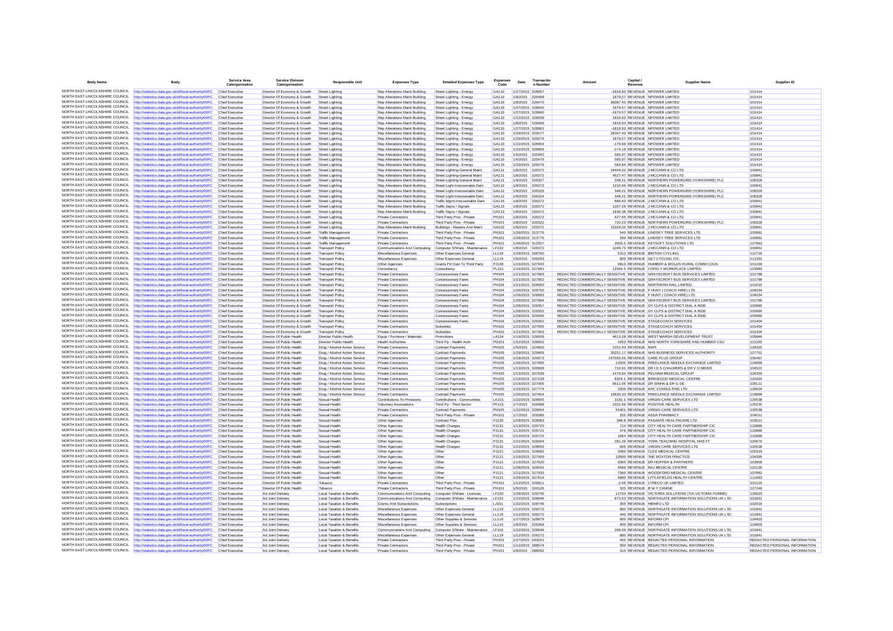| Body Name | Body | Service Area Catergorisation | Service Division Catergorisation | Responsible Unit | Expenses Type | Detailed Expenses Type | Expenses Code | Date | Transaction Number | Amount | Capital / Revenue | Supplier Name | Supplier ID |
|---|---|---|---|---|---|---|---|---|---|---|---|---|---|
| NORTH EAST LINCOLNSHIRE COUNCIL | http://statistics.data.gov.uk/id/local-authority/00FC | Chief Executive | Director Of Economy & Growth | Street Lighting | Rep Alterations Maint Building | Street Lighting - Energy | GA110 | 1/27/2015 | 328957 | -1818.93 | REVENUE | NPOWER LIMITED | 101414 |
| NORTH EAST LINCOLNSHIRE COUNCIL | http://statistics.data.gov.uk/id/local-authority/00FC | Chief Executive | Director Of Economy & Growth | Street Lighting | Rep Alterations Maint Building | Street Lighting - Energy | GA110 | 1/8/2015 | 326468 | 1879.57 | REVENUE | NPOWER LIMITED | 101414 |
| NORTH EAST LINCOLNSHIRE COUNCIL | http://statistics.data.gov.uk/id/local-authority/00FC | Chief Executive | Director Of Economy & Growth | Street Lighting | Rep Alterations Maint Building | Street Lighting - Energy | GA110 | 1/8/2015 | 326470 | 36397.43 | REVENUE | NPOWER LIMITED | 101414 |
| NORTH EAST LINCOLNSHIRE COUNCIL | http://statistics.data.gov.uk/id/local-authority/00FC | Chief Executive | Director Of Economy & Growth | Street Lighting | Rep Alterations Maint Building | Street Lighting - Energy | GA110 | 1/27/2015 | 328940 | 1879.57 | REVENUE | NPOWER LIMITED | 101414 |
| NORTH EAST LINCOLNSHIRE COUNCIL | http://statistics.data.gov.uk/id/local-authority/00FC | Chief Executive | Director Of Economy & Growth | Street Lighting | Rep Alterations Maint Building | Street Lighting - Energy | GA110 | 1/27/2015 | 328960 | -1879.57 | REVENUE | NPOWER LIMITED | 101414 |
| NORTH EAST LINCOLNSHIRE COUNCIL | http://statistics.data.gov.uk/id/local-authority/00FC | Chief Executive | Director Of Economy & Growth | Street Lighting | Rep Alterations Maint Building | Street Lighting - Energy | GA110 | 1/22/2015 | 328939 | 1818.93 | REVENUE | NPOWER LIMITED | 101414 |
| NORTH EAST LINCOLNSHIRE COUNCIL | http://statistics.data.gov.uk/id/local-authority/00FC | Chief Executive | Director Of Economy & Growth | Street Lighting | Rep Alterations Maint Building | Street Lighting - Energy | GA110 | 1/8/2015 | 326469 | 1818.93 | REVENUE | NPOWER LIMITED | 101414 |
| NORTH EAST LINCOLNSHIRE COUNCIL | http://statistics.data.gov.uk/id/local-authority/00FC | Chief Executive | Director Of Economy & Growth | Street Lighting | Rep Alterations Maint Building | Street Lighting - Energy | GA110 | 1/27/2015 | 328961 | -1818.93 | REVENUE | NPOWER LIMITED | 101414 |
| NORTH EAST LINCOLNSHIRE COUNCIL | http://statistics.data.gov.uk/id/local-authority/00FC | Chief Executive | Director Of Economy & Growth | Street Lighting | Rep Alterations Maint Building | Street Lighting - Energy | GA110 | 1/29/2015 | 329277 | 36397.43 | REVENUE | NPOWER LIMITED | 101414 |
| NORTH EAST LINCOLNSHIRE COUNCIL | http://statistics.data.gov.uk/id/local-authority/00FC | Chief Executive | Director Of Economy & Growth | Street Lighting | Rep Alterations Maint Building | Street Lighting - Energy | GA110 | 1/29/2015 | 329279 | 1879.57 | REVENUE | NPOWER LIMITED | 101414 |
| NORTH EAST LINCOLNSHIRE COUNCIL | http://statistics.data.gov.uk/id/local-authority/00FC | Chief Executive | Director Of Economy & Growth | Street Lighting | Rep Alterations Maint Building | Street Lighting - Energy | GA110 | 1/22/2015 | 328954 | -179.99 | REVENUE | NPOWER LIMITED | 101414 |
| NORTH EAST LINCOLNSHIRE COUNCIL | http://statistics.data.gov.uk/id/local-authority/00FC | Chief Executive | Director Of Economy & Growth | Street Lighting | Rep Alterations Maint Building | Street Lighting - Energy | GA110 | 1/22/2015 | 328956 | -174.19 | REVENUE | NPOWER LIMITED | 101414 |
| NORTH EAST LINCOLNSHIRE COUNCIL | http://statistics.data.gov.uk/id/local-authority/00FC | Chief Executive | Director Of Economy & Growth | Street Lighting | Rep Alterations Maint Building | Street Lighting - Energy | GA110 | 1/5/2015 | 325482 | 565.97 | REVENUE | NPOWER LIMITED | 101414 |
| NORTH EAST LINCOLNSHIRE COUNCIL | http://statistics.data.gov.uk/id/local-authority/00FC | Chief Executive | Director Of Economy & Growth | Street Lighting | Rep Alterations Maint Building | Street Lighting - Energy | GA110 | 1/6/2015 | 325479 | 565.97 | REVENUE | NPOWER LIMITED | 101414 |
| NORTH EAST LINCOLNSHIRE COUNCIL | http://statistics.data.gov.uk/id/local-authority/00FC | Chief Executive | Director Of Economy & Growth | Street Lighting | Rep Alterations Maint Building | Street Lighting - Energy | GA110 | 1/29/2015 | 329276 | 584.84 | REVENUE | NPOWER LIMITED | 101414 |
| NORTH EAST LINCOLNSHIRE COUNCIL | http://statistics.data.gov.uk/id/local-authority/00FC | Chief Executive | Director Of Economy & Growth | Street Lighting | Rep Alterations Maint Building | Street Lighting-General Maint | GA111 | 1/8/2015 | 326372 | 19444.02 | REVENUE | J MCCANN & CO LTD | 100841 |
| NORTH EAST LINCOLNSHIRE COUNCIL | http://statistics.data.gov.uk/id/local-authority/00FC | Chief Executive | Director Of Economy & Growth | Street Lighting | Rep Alterations Maint Building | Street Lighting-General Maint | GA111 | 1/8/2015 | 326372 | 4527.47 | REVENUE | J MCCANN & CO LTD | 100841 |
| NORTH EAST LINCOLNSHIRE COUNCIL | http://statistics.data.gov.uk/id/local-authority/00FC | Chief Executive | Director Of Economy & Growth | Street Lighting | Rep Alterations Maint Building | Street Lighting-General Maint | GA111 | 1/8/2015 | 326327 | 348.21 | REVENUE | NORTHERN POWERGRID (YORKSHIRE) PLC | 108328 |
| NORTH EAST LINCOLNSHIRE COUNCIL | http://statistics.data.gov.uk/id/local-authority/00FC | Chief Executive | Director Of Economy & Growth | Street Lighting | Rep Alterations Maint Building | Street Light-Irrecoverable Dam | GA112 | 1/8/2015 | 326372 | 1210.69 | REVENUE | J MCCANN & CO LTD | 100841 |
| NORTH EAST LINCOLNSHIRE COUNCIL | http://statistics.data.gov.uk/id/local-authority/00FC | Chief Executive | Director Of Economy & Growth | Street Lighting | Rep Alterations Maint Building | Street Light-Irrecoverable Dam | GA112 | 1/8/2015 | 326326 | 348.21 | REVENUE | NORTHERN POWERGRID (YORKSHIRE) PLC | 108328 |
| NORTH EAST LINCOLNSHIRE COUNCIL | http://statistics.data.gov.uk/id/local-authority/00FC | Chief Executive | Director Of Economy & Growth | Street Lighting | Rep Alterations Maint Building | Street Light-Irrecoverable Dam | GA112 | 1/8/2015 | 326324 | 348.21 | REVENUE | NORTHERN POWERGRID (YORKSHIRE) PLC | 108328 |
| NORTH EAST LINCOLNSHIRE COUNCIL | http://statistics.data.gov.uk/id/local-authority/00FC | Chief Executive | Director Of Economy & Growth | Street Lighting | Rep Alterations Maint Building | Traffic Mgmt-Irrecoverable Dam | GA115 | 1/8/2015 | 326372 | 886.43 | REVENUE | J MCCANN & CO LTD | 100841 |
| NORTH EAST LINCOLNSHIRE COUNCIL | http://statistics.data.gov.uk/id/local-authority/00FC | Chief Executive | Director Of Economy & Growth | Street Lighting | Rep Alterations Maint Building | Traffic Signs / Signals | GA113 | 1/8/2015 | 326372 | 1207.29 | REVENUE | J MCCANN & CO LTD | 100841 |
| NORTH EAST LINCOLNSHIRE COUNCIL | http://statistics.data.gov.uk/id/local-authority/00FC | Chief Executive | Director Of Economy & Growth | Street Lighting | Rep Alterations Maint Building | Traffic Signs / Signals | GA113 | 1/8/2015 | 326372 | 1836.38 | REVENUE | J MCCANN & CO LTD | 100841 |
| NORTH EAST LINCOLNSHIRE COUNCIL | http://statistics.data.gov.uk/id/local-authority/00FC | Chief Executive | Director Of Economy & Growth | Street Lighting | Private Contractors | Third Party Prov - Private | PH101 | 1/8/2015 | 326372 | 427.65 | REVENUE | J MCCANN & CO LTD | 100841 |
| NORTH EAST LINCOLNSHIRE COUNCIL | http://statistics.data.gov.uk/id/local-authority/00FC | Chief Executive | Director Of Economy & Growth | Street Lighting | Private Contractors | Third Party Prov - Private | PH101 | 1/8/2015 | 326322 | 720.23 | REVENUE | NORTHERN POWERGRID (YORKSHIRE) PLC | 108328 |
| NORTH EAST LINCOLNSHIRE COUNCIL | http://statistics.data.gov.uk/id/local-authority/00FC | Chief Executive | Director Of Economy & Growth | Street Lighting | Rep Alterations Maint Building | Buildings - Repairs And Maint | GA102 | 1/8/2015 | 326372 | 15324.02 | REVENUE | J MCCANN & CO LTD | 100841 |
| NORTH EAST LINCOLNSHIRE COUNCIL | http://statistics.data.gov.uk/id/local-authority/00FC | Chief Executive | Director Of Economy & Growth | Traffic Management | Private Contractors | Third Party Prov - Private | PH101 | 1/26/2015 | 313776 | 540 | REVENUE | LINDSEY TREE SERVICES LTD | 100981 |
| NORTH EAST LINCOLNSHIRE COUNCIL | http://statistics.data.gov.uk/id/local-authority/00FC | Chief Executive | Director Of Economy & Growth | Traffic Management | Private Contractors | Third Party Prov - Private | PH101 | 1/26/2015 | 313775 | 260 | REVENUE | LINDSEY TREE SERVICES LTD | 100981 |
| NORTH EAST LINCOLNSHIRE COUNCIL | http://statistics.data.gov.uk/id/local-authority/00FC | Chief Executive | Director Of Economy & Growth | Traffic Management | Private Contractors | Third Party Prov - Private | PH101 | 1/26/2015 | 312507 | 2605.5 | REVENUE | KEYSOFT SOLUTIONS LTD | 127963 |
| NORTH EAST LINCOLNSHIRE COUNCIL | http://statistics.data.gov.uk/id/local-authority/00FC | Chief Executive | Director Of Economy & Growth | Transport Policy | Communications And Computing | Computer S/Ware - Maintenance | LF102 | 1/8/2015 | 326372 | 1049.73 | REVENUE | J MCCANN & CO LTD | 100841 |
| NORTH EAST LINCOLNSHIRE COUNCIL | http://statistics.data.gov.uk/id/local-authority/00FC | Chief Executive | Director Of Economy & Growth | Transport Policy | Miscellaneous Expenses | Other Expenses General | LL119 | 1/29/2015 | 328760 | 5312 | REVENUE | BRITISH CYCLING | 112716 |
| NORTH EAST LINCOLNSHIRE COUNCIL | http://statistics.data.gov.uk/id/local-authority/00FC | Chief Executive | Director Of Economy & Growth | Transport Policy | Miscellaneous Expenses | Other Expenses General | LL119 | 1/5/2015 | 326293 | 800 | REVENUE | GET CYCLING CIC | 111352 |
| NORTH EAST LINCOLNSHIRE COUNCIL | http://statistics.data.gov.uk/id/local-authority/00FC | Chief Executive | Director Of Economy & Growth | Transport Policy | Other Agencies | Grants Pd Over To Third Party | PJ138 | 1/16/2015 | 327043 | 9913 | REVENUE | HUMBER & WOLDS RURAL COMM COUN | 101169 |
| NORTH EAST LINCOLNSHIRE COUNCIL | http://statistics.data.gov.uk/id/local-authority/00FC | Chief Executive | Director Of Economy & Growth | Transport Policy | Consultancy | Consultancy | PL101 | 1/16/2015 | 327681 | 12564.5 | REVENUE | COFELY WORKPLACE LIMITED | 123983 |
| NORTH EAST LINCOLNSHIRE COUNCIL | http://statistics.data.gov.uk/id/local-authority/00FC | Chief Executive | Director Of Economy & Growth | Transport Policy | Private Contractors | Concessionary Fares | PH104 | 1/21/2015 | 327983 | REDACTED COMMERCIALLY SENSITIVE | REVENUE | GRAYSCROFT BUS SERVICES LIMITED | 101786 |
| NORTH EAST LINCOLNSHIRE COUNCIL | http://statistics.data.gov.uk/id/local-authority/00FC | Chief Executive | Director Of Economy & Growth | Transport Policy | Private Contractors | Concessionary Fares | PH104 | 1/21/2015 | 327902 | REDACTED COMMERCIALLY SENSITIVE | REVENUE | GRAYSCROFT BUS SERVICES LIMITED | 101786 |
| NORTH EAST LINCOLNSHIRE COUNCIL | http://statistics.data.gov.uk/id/local-authority/00FC | Chief Executive | Director Of Economy & Growth | Transport Policy | Private Contractors | Concessionary Fares | PH104 | 1/21/2015 | 328060 | REDACTED COMMERCIALLY SENSITIVE | REVENUE | NORTHERN RAIL LIMITED | 101610 |
| NORTH EAST LINCOLNSHIRE COUNCIL | http://statistics.data.gov.uk/id/local-authority/00FC | Chief Executive | Director Of Economy & Growth | Transport Policy | Private Contractors | Concessionary Fares | PH104 | 1/26/2015 | 328750 | REDACTED COMMERCIALLY SENSITIVE | REVENUE | F HUNT ( COACH HIRE) LTD | 104034 |
| NORTH EAST LINCOLNSHIRE COUNCIL | http://statistics.data.gov.uk/id/local-authority/00FC | Chief Executive | Director Of Economy & Growth | Transport Policy | Private Contractors | Concessionary Fares | PH104 | 1/26/2015 | 328683 | REDACTED COMMERCIALLY SENSITIVE | REVENUE | F HUNT ( COACH HIRE) LTD | 104034 |
| NORTH EAST LINCOLNSHIRE COUNCIL | http://statistics.data.gov.uk/id/local-authority/00FC | Chief Executive | Director Of Economy & Growth | Transport Policy | Private Contractors | Concessionary Fares | PH104 | 1/26/2015 | 327984 | REDACTED COMMERCIALLY SENSITIVE | REVENUE | GRAYSCROFT BUS SERVICES LIMITED | 101786 |
| NORTH EAST LINCOLNSHIRE COUNCIL | http://statistics.data.gov.uk/id/local-authority/00FC | Chief Executive | Director Of Economy & Growth | Transport Policy | Private Contractors | Concessionary Fares | PH104 | 1/28/2015 | 329357 | REDACTED COMMERCIALLY SENSITIVE | REVENUE | GY CLPS & DISTRICT DIAL A RIDE | 100980 |
| NORTH EAST LINCOLNSHIRE COUNCIL | http://statistics.data.gov.uk/id/local-authority/00FC | Chief Executive | Director Of Economy & Growth | Transport Policy | Private Contractors | Concessionary Fares | PH104 | 1/28/2015 | 329355 | REDACTED COMMERCIALLY SENSITIVE | REVENUE | GY CLPS & DISTRICT DIAL A RIDE | 100980 |
| NORTH EAST LINCOLNSHIRE COUNCIL | http://statistics.data.gov.uk/id/local-authority/00FC | Chief Executive | Director Of Economy & Growth | Transport Policy | Private Contractors | Concessionary Fares | PH104 | 1/28/2015 | 329356 | REDACTED COMMERCIALLY SENSITIVE | REVENUE | GY CLPS & DISTRICT DIAL A RIDE | 100980 |
| NORTH EAST LINCOLNSHIRE COUNCIL | http://statistics.data.gov.uk/id/local-authority/00FC | Chief Executive | Director Of Economy & Growth | Transport Policy | Private Contractors | Concessionary Fares | PH104 | 1/28/2015 | 329362 | REDACTED COMMERCIALLY SENSITIVE | REVENUE | STAGECOACH SERVICES | 101404 |
| NORTH EAST LINCOLNSHIRE COUNCIL | http://statistics.data.gov.uk/id/local-authority/00FC | Chief Executive | Director Of Economy & Growth | Transport Policy | Private Contractors | Subsidies | PH102 | 1/21/2015 | 327905 | REDACTED COMMERCIALLY SENSITIVE | REVENUE | STAGECOACH SERVICES | 101404 |
| NORTH EAST LINCOLNSHIRE COUNCIL | http://statistics.data.gov.uk/id/local-authority/00FC | Chief Executive | Director Of Economy & Growth | Transport Policy | Private Contractors | Subsidies | PH102 | 1/21/2015 | 327903 | REDACTED COMMERCIALLY SENSITIVE | REVENUE | STAGECOACH SERVICES | 101404 |
| NORTH EAST LINCOLNSHIRE COUNCIL | http://statistics.data.gov.uk/id/local-authority/00FC | Chief Executive | Director Of Public Health | Director Public Health | Equip / Furniture / Materials | Promotions | LA124 | 1/19/2015 | 328008 | 4613.28 | REVENUE | WEST MARSH DEVELOPMENT TRUST | 105846 |
| NORTH EAST LINCOLNSHIRE COUNCIL | http://statistics.data.gov.uk/id/local-authority/00FC | Chief Executive | Director Of Public Health | Director Public Health | Health Authorities | Third Pp - Health Auth | PD101 | 1/22/2015 | 328652 | 1053 | REVENUE | NHS NORTH YORKSHIRE AND HUMBER CSU | 121292 |
| NORTH EAST LINCOLNSHIRE COUNCIL | http://statistics.data.gov.uk/id/local-authority/00FC | Chief Executive | Director Of Public Health | Drug / Alcohol Action Service | Private Contractors | Contract Payments | PH105 | 1/5/2015 | 324950 | 2151.43 | REVENUE | RAPt | 128325 |
| NORTH EAST LINCOLNSHIRE COUNCIL | http://statistics.data.gov.uk/id/local-authority/00FC | Chief Executive | Director Of Public Health | Drug / Alcohol Action Service | Private Contractors | Contract Payments | PH105 | 1/29/2015 | 329905 | 35251.17 | REVENUE | NHS BUSINESS SERVICES AUTHORITY | 127751 |
| NORTH EAST LINCOLNSHIRE COUNCIL | http://statistics.data.gov.uk/id/local-authority/00FC | Chief Executive | Director Of Public Health | Drug / Alcohol Action Service | Private Contractors | Contract Payments | PH105 | 1/16/2015 | 326673 | 187555.55 | REVENUE | CARE PLUS GROUP | 106467 |
| NORTH EAST LINCOLNSHIRE COUNCIL | http://statistics.data.gov.uk/id/local-authority/00FC | Chief Executive | Director Of Public Health | Drug / Alcohol Action Service | Private Contractors | Contract Payments | PH105 | 1/26/2015 | 327685 | 12500 | REVENUE | FREELANCE NEEDLE EXCHANGE LIMITED | 119999 |
| NORTH EAST LINCOLNSHIRE COUNCIL | http://statistics.data.gov.uk/id/local-authority/00FC | Chief Executive | Director Of Public Health | Drug / Alcohol Action Service | Private Contractors | Contract Payments | PH105 | 1/13/2015 | 326668 | 710.91 | REVENUE | DR I D S CHALMERS & DR V O MEIER | 104521 |
| NORTH EAST LINCOLNSHIRE COUNCIL | http://statistics.data.gov.uk/id/local-authority/00FC | Chief Executive | Director Of Public Health | Drug / Alcohol Action Service | Private Contractors | Contract Payments | PH105 | 1/15/2015 | 327639 | 1479.84 | REVENUE | PELHAM MEDICAL GROUP | 104350 |
| NORTH EAST LINCOLNSHIRE COUNCIL | http://statistics.data.gov.uk/id/local-authority/00FC | Chief Executive | Director Of Public Health | Drug / Alcohol Action Service | Private Contractors | Contract Payments | PH105 | 1/16/2015 | 327228 | 8324.1 | REVENUE | BIRKWOOD MEDICAL CENTRE | 120420 |
| NORTH EAST LINCOLNSHIRE COUNCIL | http://statistics.data.gov.uk/id/local-authority/00FC | Chief Executive | Director Of Public Health | Drug / Alcohol Action Service | Private Contractors | Contract Payments | PH105 | 1/16/2015 | 327005 | 5611.06 | REVENUE | DR SINHA & DR G DE | 108111 |
| NORTH EAST LINCOLNSHIRE COUNCIL | http://statistics.data.gov.uk/id/local-authority/00FC | Chief Executive | Director Of Public Health | Drug / Alcohol Action Service | Private Contractors | Contract Payments | PH105 | 1/16/2015 | 327774 | 1000 | REVENUE | KHC CONSULTING LTD | 128604 |
| NORTH EAST LINCOLNSHIRE COUNCIL | http://statistics.data.gov.uk/id/local-authority/00FC | Chief Executive | Director Of Public Health | Drug / Alcohol Action Service | Private Contractors | Contract Payments | PH105 | 1/26/2015 | 327654 | 15833.33 | REVENUE | FREELANCE NEEDLE EXCHANGE LIMITED | 119999 |
| NORTH EAST LINCOLNSHIRE COUNCIL | http://statistics.data.gov.uk/id/local-authority/00FC | Chief Executive | Director Of Public Health | Sexual Health | Contributions To Provisions | Contributions - Communities | LK101 | 1/22/2015 | 328655 | 3181.1 | REVENUE | VIRGIN CARE SERVICES LTD | 120538 |
| NORTH EAST LINCOLNSHIRE COUNCIL | http://statistics.data.gov.uk/id/local-authority/00FC | Chief Executive | Director Of Public Health | Sexual Health | Voluntary Associations | Third Pp - Third Sector | PF101 | 1/7/2015 | 326088 | 2331.69 | REVENUE | POSITIVE HEALTH | 125235 |
| NORTH EAST LINCOLNSHIRE COUNCIL | http://statistics.data.gov.uk/id/local-authority/00FC | Chief Executive | Director Of Public Health | Sexual Health | Private Contractors | Contract Payments | PH105 | 1/22/2015 | 328654 | 55401 | REVENUE | VIRGIN CARE SERVICES LTD | 120538 |
| NORTH EAST LINCOLNSHIRE COUNCIL | http://statistics.data.gov.uk/id/local-authority/00FC | Chief Executive | Director Of Public Health | Sexual Health | Private Contractors | Third Party Prov - Private | PH101 | 1/7/2015 | 326086 | 255 | REVENUE | ASDA PHARMACY | 104011 |
| NORTH EAST LINCOLNSHIRE COUNCIL | http://statistics.data.gov.uk/id/local-authority/00FC | Chief Executive | Director Of Public Health | Sexual Health | Other Agencies | Contract Plus | PJ135 | 1/28/2015 | 328983 | 348.8 | REVENUE | PASANTE HEALTHCARE LTD | 103011 |
| NORTH EAST LINCOLNSHIRE COUNCIL | http://statistics.data.gov.uk/id/local-authority/00FC | Chief Executive | Director Of Public Health | Sexual Health | Other Agencies | Health Charges | PJ131 | 1/13/2015 | 326720 | 714 | REVENUE | CITY HEALTH CARE PARTNERSHIP CIC | 110889 |
| NORTH EAST LINCOLNSHIRE COUNCIL | http://statistics.data.gov.uk/id/local-authority/00FC | Chief Executive | Director Of Public Health | Sexual Health | Other Agencies | Health Charges | PJ131 | 1/13/2015 | 326721 | 476 | REVENUE | CITY HEALTH CARE PARTNERSHIP CIC | 110889 |
| NORTH EAST LINCOLNSHIRE COUNCIL | http://statistics.data.gov.uk/id/local-authority/00FC | Chief Executive | Director Of Public Health | Sexual Health | Other Agencies | Health Charges | PJ131 | 1/13/2015 | 326715 | 1064 | REVENUE | CITY HEALTH CARE PARTNERSHIP CIC | 110889 |
| NORTH EAST LINCOLNSHIRE COUNCIL | http://statistics.data.gov.uk/id/local-authority/00FC | Chief Executive | Director Of Public Health | Sexual Health | Other Agencies | Health Charges | PJ131 | 1/21/2015 | 328264 | 281.26 | REVENUE | YORK TEACHING HOSPITAL NHS FT | 120670 |
| NORTH EAST LINCOLNSHIRE COUNCIL | http://statistics.data.gov.uk/id/local-authority/00FC | Chief Executive | Director Of Public Health | Sexual Health | Other Agencies | Health Charges | PJ131 | 1/22/2015 | 328656 | 665 | REVENUE | VIRGIN CARE SERVICES LTD | 120538 |
| NORTH EAST LINCOLNSHIRE COUNCIL | http://statistics.data.gov.uk/id/local-authority/00FC | Chief Executive | Director Of Public Health | Sexual Health | Other Agencies | Other | PJ121 | 1/26/2015 | 328682 | 3360 | REVENUE | CLEE MEDICAL CENTRE | 105319 |
| NORTH EAST LINCOLNSHIRE COUNCIL | http://statistics.data.gov.uk/id/local-authority/00FC | Chief Executive | Director Of Public Health | Sexual Health | Other Agencies | Other | PJ121 | 1/16/2015 | 327000 | 10560 | REVENUE | THE ROXTON PRACTICE | 104395 |
| NORTH EAST LINCOLNSHIRE COUNCIL | http://statistics.data.gov.uk/id/local-authority/00FC | Chief Executive | Director Of Public Health | Sexual Health | Other Agencies | Other | PJ121 | 1/15/2015 | 327620 | 9360 | REVENUE | DR HOPPER & PARTNERS | 103900 |
| NORTH EAST LINCOLNSHIRE COUNCIL | http://statistics.data.gov.uk/id/local-authority/00FC | Chief Executive | Director Of Public Health | Sexual Health | Other Agencies | Other | PJ121 | 1/28/2015 | 329041 | 4560 | REVENUE | RAJ MEDICAL CENTRE | 121130 |
| NORTH EAST LINCOLNSHIRE COUNCIL | http://statistics.data.gov.uk/id/local-authority/00FC | Chief Executive | Director Of Public Health | Sexual Health | Other Agencies | Other | PJ121 | 1/21/2015 | 327935 | 7360 | REVENUE | WOODFORD MEDICAL CENTRE | 107882 |
| NORTH EAST LINCOLNSHIRE COUNCIL | http://statistics.data.gov.uk/id/local-authority/00FC | Chief Executive | Director Of Public Health | Sexual Health | Other Agencies | Other | PJ121 | 1/26/2015 | 327619 | 5680 | REVENUE | LITTLEFIELDS HEALTH CENTRE | 111683 |
| NORTH EAST LINCOLNSHIRE COUNCIL | http://statistics.data.gov.uk/id/local-authority/00FC | Chief Executive | Director Of Public Health | Tobacco | Private Contractors | Third Party Prov - Private | PH101 | 1/12/2015 | 326811 | -2.69 | REVENUE | LYRECO UK LIMITED | 101120 |
| NORTH EAST LINCOLNSHIRE COUNCIL | http://statistics.data.gov.uk/id/local-authority/00FC | Chief Executive | Director Of Public Health | Tobacco | Private Contractors | Third Party Prov - Private | PH101 | 1/5/2015 | 326126 | 325 | REVENUE | B W Y CANINE | 127246 |
| NORTH EAST LINCOLNSHIRE COUNCIL | http://statistics.data.gov.uk/id/local-authority/00FC | Chief Executive | Ad Joint Delivery | Local Taxation & Benefits | Communications And Computing | Computer S/Ware - Licences | LF103 | 1/28/2015 | 329745 | 12750 | REVENUE | VICTORIA SOLUTIONS (T/A VICTORIA FORMS) | 129023 |
| NORTH EAST LINCOLNSHIRE COUNCIL | http://statistics.data.gov.uk/id/local-authority/00FC | Chief Executive | Ad Joint Delivery | Local Taxation & Benefits | Communications And Computing | Computer S/Ware - Maintenance | LF102 | 1/22/2015 | 328946 | 873.63 | REVENUE | NORTHGATE INFORMATION SOLUTIONS UK LTD | 101841 |
| NORTH EAST LINCOLNSHIRE COUNCIL | http://statistics.data.gov.uk/id/local-authority/00FC | Chief Executive | Ad Joint Delivery | Local Taxation & Benefits | Grants And Subscriptions | Subscriptions | LJ101 | 1/22/2015 | 328746 | 355 | REVENUE | HBINFO LTD | 102019 |
| NORTH EAST LINCOLNSHIRE COUNCIL | http://statistics.data.gov.uk/id/local-authority/00FC | Chief Executive | Ad Joint Delivery | Local Taxation & Benefits | Miscellaneous Expenses | Other Expenses General | LL119 | 1/12/2015 | 326272 | 880 | REVENUE | NORTHGATE INFORMATION SOLUTIONS UK LTD | 101841 |
| NORTH EAST LINCOLNSHIRE COUNCIL | http://statistics.data.gov.uk/id/local-authority/00FC | Chief Executive | Ad Joint Delivery | Local Taxation & Benefits | Miscellaneous Expenses | Other Expenses General | LL119 | 1/12/2015 | 326272 | 440 | REVENUE | NORTHGATE INFORMATION SOLUTIONS UK LTD | 101841 |
| NORTH EAST LINCOLNSHIRE COUNCIL | http://statistics.data.gov.uk/id/local-authority/00FC | Chief Executive | Ad Joint Delivery | Local Taxation & Benefits | Miscellaneous Expenses | Other Supplies & Services | LL110 | 1/27/2015 | 328879 | 900 | REVENUE | INFORM CPI | 124803 |
| NORTH EAST LINCOLNSHIRE COUNCIL | http://statistics.data.gov.uk/id/local-authority/00FC | Chief Executive | Ad Joint Delivery | Local Taxation & Benefits | Miscellaneous Expenses | Other Supplies & Services | LL110 | 1/8/2015 | 326368 | 400 | REVENUE | INFORM CPI | 124803 |
| NORTH EAST LINCOLNSHIRE COUNCIL | http://statistics.data.gov.uk/id/local-authority/00FC | Chief Executive | Ad Joint Delivery | Local Taxation & Benefits | Communications And Computing | Computer S/Ware - Maintenance | LF102 | 1/22/2015 | 328946 | 268.69 | REVENUE | NORTHGATE INFORMATION SOLUTIONS UK LTD | 101841 |
| NORTH EAST LINCOLNSHIRE COUNCIL | http://statistics.data.gov.uk/id/local-authority/00FC | Chief Executive | Ad Joint Delivery | Local Taxation & Benefits | Miscellaneous Expenses | Other Expenses General | LL119 | 1/12/2015 | 326272 | 880 | REVENUE | NORTHGATE INFORMATION SOLUTIONS UK LTD | 101841 |
| NORTH EAST LINCOLNSHIRE COUNCIL | http://statistics.data.gov.uk/id/local-authority/00FC | Chief Executive | Ad Joint Delivery | Local Taxation & Benefits | Private Contractors | Third Party Prov - Private | PH101 | 1/27/2015 | 293201 | 450 | REVENUE | REDACTED PERSONAL INFORMATION | REDACTED PERSONAL INFORMATION |
| NORTH EAST LINCOLNSHIRE COUNCIL | http://statistics.data.gov.uk/id/local-authority/00FC | Chief Executive | Ad Joint Delivery | Local Taxation & Benefits | Private Contractors | Third Party Prov - Private | PH101 | 1/12/2015 | 288574 | 350 | REVENUE | REDACTED PERSONAL INFORMATION | REDACTED PERSONAL INFORMATION |
| NORTH EAST LINCOLNSHIRE COUNCIL | http://statistics.data.gov.uk/id/local-authority/00FC | Chief Executive | Ad Joint Delivery | Local Taxation & Benefits | Private Contractors | Third Party Prov - Private | PH101 | 1/8/2015 | 288092 | 310 | REVENUE | REDACTED PERSONAL INFORMATION | REDACTED PERSONAL INFORMATION |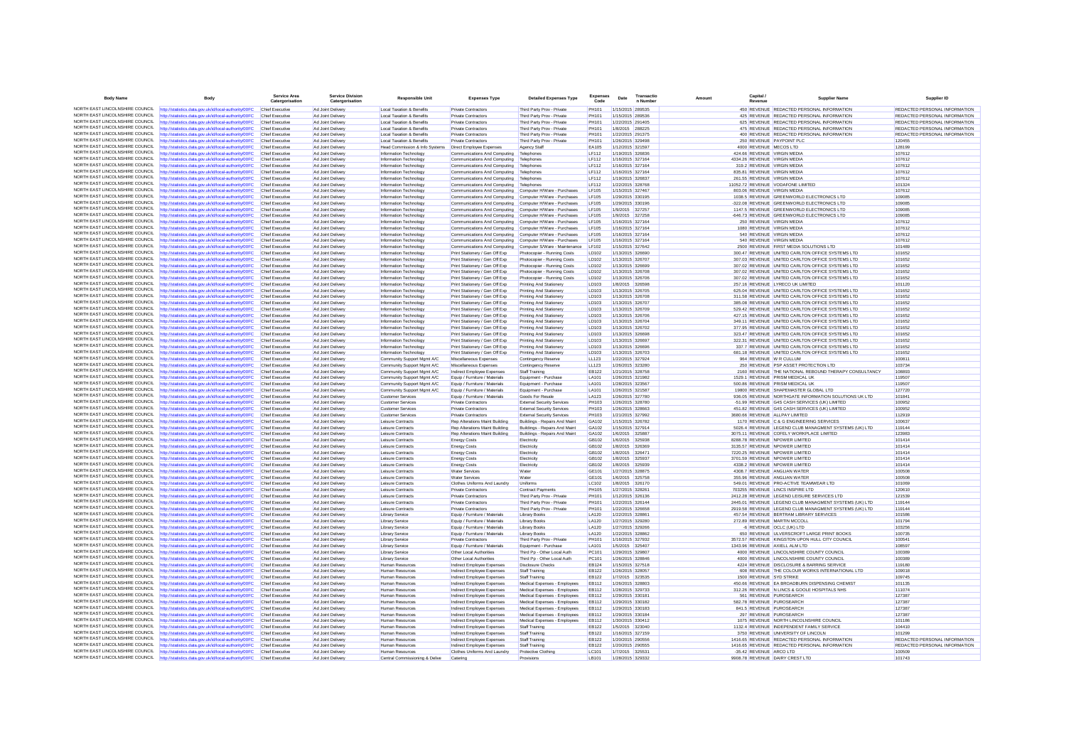| Body Name | Body | Service Area Catergorisation | Service Division Catergorisation | Responsible Unit | Expenses Type | Detailed Expenses Type | Expenses Code | Date | Transaction Number | Amount | Capital / Revenue | Supplier Name | Supplier ID |
|---|---|---|---|---|---|---|---|---|---|---|---|---|---|
| NORTH EAST LINCOLNSHIRE COUNCIL | http://statistics.data.gov.uk/id/local-authority/00FC | Chief Executive | Ad Joint Delivery | Local Taxation & Benefits | Private Contractors | Third Party Prov - Private | PH101 | 1/15/2015 | 289535 | 450 | REVENUE | REDACTED PERSONAL INFORMATION | REDACTED PERSONAL INFORMATION |
| NORTH EAST LINCOLNSHIRE COUNCIL | http://statistics.data.gov.uk/id/local-authority/00FC | Chief Executive | Ad Joint Delivery | Local Taxation & Benefits | Private Contractors | Third Party Prov - Private | PH101 | 1/15/2015 | 289536 | 425 | REVENUE | REDACTED PERSONAL INFORMATION | REDACTED PERSONAL INFORMATION |
| NORTH EAST LINCOLNSHIRE COUNCIL | http://statistics.data.gov.uk/id/local-authority/00FC | Chief Executive | Ad Joint Delivery | Local Taxation & Benefits | Private Contractors | Third Party Prov - Private | PH101 | 1/22/2015 | 291405 | 625 | REVENUE | REDACTED PERSONAL INFORMATION | REDACTED PERSONAL INFORMATION |
| NORTH EAST LINCOLNSHIRE COUNCIL | http://statistics.data.gov.uk/id/local-authority/00FC | Chief Executive | Ad Joint Delivery | Local Taxation & Benefits | Private Contractors | Third Party Prov - Private | PH101 | 1/8/2015 | 288225 | 475 | REVENUE | REDACTED PERSONAL INFORMATION | REDACTED PERSONAL INFORMATION |
| NORTH EAST LINCOLNSHIRE COUNCIL | http://statistics.data.gov.uk/id/local-authority/00FC | Chief Executive | Ad Joint Delivery | Local Taxation & Benefits | Private Contractors | Third Party Prov - Private | PH101 | 1/22/2015 | 291375 | 400 | REVENUE | REDACTED PERSONAL INFORMATION | REDACTED PERSONAL INFORMATION |
| NORTH EAST LINCOLNSHIRE COUNCIL | http://statistics.data.gov.uk/id/local-authority/00FC | Chief Executive | Ad Joint Delivery | Local Taxation & Benefits | Private Contractors | Third Party Prov - Private | PH101 | 1/26/2015 | 329498 | 250 | REVENUE | PAYPOINT PLC | 120455 |
| NORTH EAST LINCOLNSHIRE COUNCIL | http://statistics.data.gov.uk/id/local-authority/00FC | Chief Executive | Ad Joint Delivery | Head Commission & Info Systems | Direct Employee Expenses | Agency Staff | EA105 | 1/12/2015 | 321597 | 4000 | REVENUE | MECOS LTD | 128199 |
| NORTH EAST LINCOLNSHIRE COUNCIL | http://statistics.data.gov.uk/id/local-authority/00FC | Chief Executive | Ad Joint Delivery | Information Technology | Communications And Computing | Telephones | LF112 | 1/19/2015 | 326836 | 424.66 | REVENUE | VIRGIN MEDIA | 107612 |
| NORTH EAST LINCOLNSHIRE COUNCIL | http://statistics.data.gov.uk/id/local-authority/00FC | Chief Executive | Ad Joint Delivery | Information Technology | Communications And Computing | Telephones | LF112 | 1/16/2015 | 327164 | 4334.26 | REVENUE | VIRGIN MEDIA | 107612 |
| NORTH EAST LINCOLNSHIRE COUNCIL | http://statistics.data.gov.uk/id/local-authority/00FC | Chief Executive | Ad Joint Delivery | Information Technology | Communications And Computing | Telephones | LF112 | 1/16/2015 | 327164 | 319.2 | REVENUE | VIRGIN MEDIA | 107612 |
| NORTH EAST LINCOLNSHIRE COUNCIL | http://statistics.data.gov.uk/id/local-authority/00FC | Chief Executive | Ad Joint Delivery | Information Technology | Communications And Computing | Telephones | LF112 | 1/16/2015 | 327164 | 835.81 | REVENUE | VIRGIN MEDIA | 107612 |
| NORTH EAST LINCOLNSHIRE COUNCIL | http://statistics.data.gov.uk/id/local-authority/00FC | Chief Executive | Ad Joint Delivery | Information Technology | Communications And Computing | Telephones | LF112 | 1/19/2015 | 326837 | 261.55 | REVENUE | VIRGIN MEDIA | 107612 |
| NORTH EAST LINCOLNSHIRE COUNCIL | http://statistics.data.gov.uk/id/local-authority/00FC | Chief Executive | Ad Joint Delivery | Information Technology | Communications And Computing | Telephones | LF112 | 1/22/2015 | 328768 | 11052.72 | REVENUE | VODAFONE LIMITED | 101324 |
| NORTH EAST LINCOLNSHIRE COUNCIL | http://statistics.data.gov.uk/id/local-authority/00FC | Chief Executive | Ad Joint Delivery | Information Technology | Communications And Computing | Computer H/Ware - Purchases | LF105 | 1/15/2015 | 327467 | 803.06 | REVENUE | VIRGIN MEDIA | 107612 |
| NORTH EAST LINCOLNSHIRE COUNCIL | http://statistics.data.gov.uk/id/local-authority/00FC | Chief Executive | Ad Joint Delivery | Information Technology | Communications And Computing | Computer H/Ware - Purchases | LF105 | 1/29/2015 | 330195 | 1038.5 | REVENUE | GREENWORLD ELECTRONICS LTD | 109085 |
| NORTH EAST LINCOLNSHIRE COUNCIL | http://statistics.data.gov.uk/id/local-authority/00FC | Chief Executive | Ad Joint Delivery | Information Technology | Communications And Computing | Computer H/Ware - Purchases | LF105 | 1/29/2015 | 330196 | -322.08 | REVENUE | GREENWORLD ELECTRONICS LTD | 109085 |
| NORTH EAST LINCOLNSHIRE COUNCIL | http://statistics.data.gov.uk/id/local-authority/00FC | Chief Executive | Ad Joint Delivery | Information Technology | Communications And Computing | Computer H/Ware - Purchases | LF105 | 1/9/2015 | 327257 | 1147.5 | REVENUE | GREENWORLD ELECTRONICS LTD | 109085 |
| NORTH EAST LINCOLNSHIRE COUNCIL | http://statistics.data.gov.uk/id/local-authority/00FC | Chief Executive | Ad Joint Delivery | Information Technology | Communications And Computing | Computer H/Ware - Purchases | LF105 | 1/9/2015 | 327258 | -646.73 | REVENUE | GREENWORLD ELECTRONICS LTD | 109085 |
| NORTH EAST LINCOLNSHIRE COUNCIL | http://statistics.data.gov.uk/id/local-authority/00FC | Chief Executive | Ad Joint Delivery | Information Technology | Communications And Computing | Computer H/Ware - Purchases | LF105 | 1/16/2015 | 327164 | 250 | REVENUE | VIRGIN MEDIA | 107612 |
| NORTH EAST LINCOLNSHIRE COUNCIL | http://statistics.data.gov.uk/id/local-authority/00FC | Chief Executive | Ad Joint Delivery | Information Technology | Communications And Computing | Computer H/Ware - Purchases | LF105 | 1/16/2015 | 327164 | 1080 | REVENUE | VIRGIN MEDIA | 107612 |
| NORTH EAST LINCOLNSHIRE COUNCIL | http://statistics.data.gov.uk/id/local-authority/00FC | Chief Executive | Ad Joint Delivery | Information Technology | Communications And Computing | Computer H/Ware - Purchases | LF105 | 1/16/2015 | 327164 | 540 | REVENUE | VIRGIN MEDIA | 107612 |
| NORTH EAST LINCOLNSHIRE COUNCIL | http://statistics.data.gov.uk/id/local-authority/00FC | Chief Executive | Ad Joint Delivery | Information Technology | Communications And Computing | Computer H/Ware - Purchases | LF105 | 1/16/2015 | 327164 | 540 | REVENUE | VIRGIN MEDIA | 107612 |
| NORTH EAST LINCOLNSHIRE COUNCIL | http://statistics.data.gov.uk/id/local-authority/00FC | Chief Executive | Ad Joint Delivery | Information Technology | Communications And Computing | Computer S/Ware - Maintenance | LF102 | 1/15/2015 | 327642 | 2500 | REVENUE | FIRST MEDIA SOLUTIONS LTD | 101489 |
| NORTH EAST LINCOLNSHIRE COUNCIL | http://statistics.data.gov.uk/id/local-authority/00FC | Chief Executive | Ad Joint Delivery | Information Technology | Print Stationery / Gen Off Exp | Photocopier - Running Costs | LD102 | 1/13/2015 | 326690 | 300.47 | REVENUE | UNITED CARLTON OFFICE SYSTEMS LTD | 101652 |
| NORTH EAST LINCOLNSHIRE COUNCIL | http://statistics.data.gov.uk/id/local-authority/00FC | Chief Executive | Ad Joint Delivery | Information Technology | Print Stationery / Gen Off Exp | Photocopier - Running Costs | LD102 | 1/13/2015 | 326707 | 307.03 | REVENUE | UNITED CARLTON OFFICE SYSTEMS LTD | 101652 |
| NORTH EAST LINCOLNSHIRE COUNCIL | http://statistics.data.gov.uk/id/local-authority/00FC | Chief Executive | Ad Joint Delivery | Information Technology | Print Stationery / Gen Off Exp | Photocopier - Running Costs | LD102 | 1/13/2015 | 326699 | 307.02 | REVENUE | UNITED CARLTON OFFICE SYSTEMS LTD | 101652 |
| NORTH EAST LINCOLNSHIRE COUNCIL | http://statistics.data.gov.uk/id/local-authority/00FC | Chief Executive | Ad Joint Delivery | Information Technology | Print Stationery / Gen Off Exp | Photocopier - Running Costs | LD102 | 1/13/2015 | 326708 | 307.02 | REVENUE | UNITED CARLTON OFFICE SYSTEMS LTD | 101652 |
| NORTH EAST LINCOLNSHIRE COUNCIL | http://statistics.data.gov.uk/id/local-authority/00FC | Chief Executive | Ad Joint Delivery | Information Technology | Print Stationery / Gen Off Exp | Photocopier - Running Costs | LD102 | 1/13/2015 | 326706 | 307.02 | REVENUE | UNITED CARLTON OFFICE SYSTEMS LTD | 101652 |
| NORTH EAST LINCOLNSHIRE COUNCIL | http://statistics.data.gov.uk/id/local-authority/00FC | Chief Executive | Ad Joint Delivery | Information Technology | Print Stationery / Gen Off Exp | Printing And Stationery | LD103 | 1/8/2015 | 326598 | 257.16 | REVENUE | LYRECO UK LIMITED | 101120 |
| NORTH EAST LINCOLNSHIRE COUNCIL | http://statistics.data.gov.uk/id/local-authority/00FC | Chief Executive | Ad Joint Delivery | Information Technology | Print Stationery / Gen Off Exp | Printing And Stationery | LD103 | 1/13/2015 | 326705 | 625.04 | REVENUE | UNITED CARLTON OFFICE SYSTEMS LTD | 101652 |
| NORTH EAST LINCOLNSHIRE COUNCIL | http://statistics.data.gov.uk/id/local-authority/00FC | Chief Executive | Ad Joint Delivery | Information Technology | Print Stationery / Gen Off Exp | Printing And Stationery | LD103 | 1/13/2015 | 326708 | 311.58 | REVENUE | UNITED CARLTON OFFICE SYSTEMS LTD | 101652 |
| NORTH EAST LINCOLNSHIRE COUNCIL | http://statistics.data.gov.uk/id/local-authority/00FC | Chief Executive | Ad Joint Delivery | Information Technology | Print Stationery / Gen Off Exp | Printing And Stationery | LD103 | 1/13/2015 | 326707 | 385.08 | REVENUE | UNITED CARLTON OFFICE SYSTEMS LTD | 101652 |
| NORTH EAST LINCOLNSHIRE COUNCIL | http://statistics.data.gov.uk/id/local-authority/00FC | Chief Executive | Ad Joint Delivery | Information Technology | Print Stationery / Gen Off Exp | Printing And Stationery | LD103 | 1/13/2015 | 326709 | 529.42 | REVENUE | UNITED CARLTON OFFICE SYSTEMS LTD | 101652 |
| NORTH EAST LINCOLNSHIRE COUNCIL | http://statistics.data.gov.uk/id/local-authority/00FC | Chief Executive | Ad Joint Delivery | Information Technology | Print Stationery / Gen Off Exp | Printing And Stationery | LD103 | 1/13/2015 | 326706 | 427.15 | REVENUE | UNITED CARLTON OFFICE SYSTEMS LTD | 101652 |
| NORTH EAST LINCOLNSHIRE COUNCIL | http://statistics.data.gov.uk/id/local-authority/00FC | Chief Executive | Ad Joint Delivery | Information Technology | Print Stationery / Gen Off Exp | Printing And Stationery | LD103 | 1/13/2015 | 326704 | 349.11 | REVENUE | UNITED CARLTON OFFICE SYSTEMS LTD | 101652 |
| NORTH EAST LINCOLNSHIRE COUNCIL | http://statistics.data.gov.uk/id/local-authority/00FC | Chief Executive | Ad Joint Delivery | Information Technology | Print Stationery / Gen Off Exp | Printing And Stationery | LD103 | 1/13/2015 | 326702 | 377.95 | REVENUE | UNITED CARLTON OFFICE SYSTEMS LTD | 101652 |
| NORTH EAST LINCOLNSHIRE COUNCIL | http://statistics.data.gov.uk/id/local-authority/00FC | Chief Executive | Ad Joint Delivery | Information Technology | Print Stationery / Gen Off Exp | Printing And Stationery | LD103 | 1/13/2015 | 326698 | 323.47 | REVENUE | UNITED CARLTON OFFICE SYSTEMS LTD | 101652 |
| NORTH EAST LINCOLNSHIRE COUNCIL | http://statistics.data.gov.uk/id/local-authority/00FC | Chief Executive | Ad Joint Delivery | Information Technology | Print Stationery / Gen Off Exp | Printing And Stationery | LD103 | 1/13/2015 | 326697 | 322.31 | REVENUE | UNITED CARLTON OFFICE SYSTEMS LTD | 101652 |
| NORTH EAST LINCOLNSHIRE COUNCIL | http://statistics.data.gov.uk/id/local-authority/00FC | Chief Executive | Ad Joint Delivery | Information Technology | Print Stationery / Gen Off Exp | Printing And Stationery | LD103 | 1/13/2015 | 326696 | 337.7 | REVENUE | UNITED CARLTON OFFICE SYSTEMS LTD | 101652 |
| NORTH EAST LINCOLNSHIRE COUNCIL | http://statistics.data.gov.uk/id/local-authority/00FC | Chief Executive | Ad Joint Delivery | Information Technology | Print Stationery / Gen Off Exp | Printing And Stationery | LD103 | 1/13/2015 | 326703 | 681.18 | REVENUE | UNITED CARLTON OFFICE SYSTEMS LTD | 101652 |
| NORTH EAST LINCOLNSHIRE COUNCIL | http://statistics.data.gov.uk/id/local-authority/00FC | Chief Executive | Ad Joint Delivery | Community Support Mgmt A/C | Miscellaneous Expenses | Contingency Reserve | LL123 | 1/22/2015 | 327924 | 964 | REVENUE | W R CULLUM | 100811 |
| NORTH EAST LINCOLNSHIRE COUNCIL | http://statistics.data.gov.uk/id/local-authority/00FC | Chief Executive | Ad Joint Delivery | Community Support Mgmt A/C | Miscellaneous Expenses | Contingency Reserve | LL123 | 1/26/2015 | 323280 | 250 | REVENUE | PSP ASSET PROTECTION LTD | 103734 |
| NORTH EAST LINCOLNSHIRE COUNCIL | http://statistics.data.gov.uk/id/local-authority/00FC | Chief Executive | Ad Joint Delivery | Community Support Mgmt A/C | Indirect Employee Expenses | Staff Training | EB122 | 1/21/2015 | 328758 | 2160 | REVENUE | THE NATIONAL REBOUND THERAPY CONSULTANCY | 108893 |
| NORTH EAST LINCOLNSHIRE COUNCIL | http://statistics.data.gov.uk/id/local-authority/00FC | Chief Executive | Ad Joint Delivery | Community Support Mgmt A/C | Equip / Furniture / Materials | Equipment - Purchase | LA101 | 1/26/2015 | 321082 | 1529.1 | REVENUE | PRISM MEDICAL UK | 119507 |
| NORTH EAST LINCOLNSHIRE COUNCIL | http://statistics.data.gov.uk/id/local-authority/00FC | Chief Executive | Ad Joint Delivery | Community Support Mgmt A/C | Equip / Furniture / Materials | Equipment - Purchase | LA101 | 1/28/2015 | 323567 | 500.86 | REVENUE | PRISM MEDICAL UK | 119507 |
| NORTH EAST LINCOLNSHIRE COUNCIL | http://statistics.data.gov.uk/id/local-authority/00FC | Chief Executive | Ad Joint Delivery | Community Support Mgmt A/C | Equip / Furniture / Materials | Equipment - Purchase | LA101 | 1/26/2015 | 321587 | 19800 | REVENUE | SHAPEMASTER GLOBAL LTD | 127720 |
| NORTH EAST LINCOLNSHIRE COUNCIL | http://statistics.data.gov.uk/id/local-authority/00FC | Chief Executive | Ad Joint Delivery | Customer Services | Equip / Furniture / Materials | Goods For Resale | LA123 | 1/26/2015 | 327780 | 936.05 | REVENUE | NORTHGATE INFORMATION SOLUTIONS UK LTD | 101841 |
| NORTH EAST LINCOLNSHIRE COUNCIL | http://statistics.data.gov.uk/id/local-authority/00FC | Chief Executive | Ad Joint Delivery | Customer Services | Private Contractors | External Security Services | PH103 | 1/26/2015 | 328780 | -51.99 | REVENUE | G4S CASH SERVICES (UK) LIMITED | 100952 |
| NORTH EAST LINCOLNSHIRE COUNCIL | http://statistics.data.gov.uk/id/local-authority/00FC | Chief Executive | Ad Joint Delivery | Customer Services | Private Contractors | External Security Services | PH103 | 1/26/2015 | 328663 | 451.82 | REVENUE | G4S CASH SERVICES (UK) LIMITED | 100952 |
| NORTH EAST LINCOLNSHIRE COUNCIL | http://statistics.data.gov.uk/id/local-authority/00FC | Chief Executive | Ad Joint Delivery | Customer Services | Private Contractors | External Security Services | PH103 | 1/21/2015 | 327992 | 3680.66 | REVENUE | ALLPAY LIMITED | 112919 |
| NORTH EAST LINCOLNSHIRE COUNCIL | http://statistics.data.gov.uk/id/local-authority/00FC | Chief Executive | Ad Joint Delivery | Leisure Contracts | Rep Alterations Maint Building | Buildings - Repairs And Maint | GA102 | 1/15/2015 | 326782 | 1170 | REVENUE | C & G ENGINEERING SERVICES | 100637 |
| NORTH EAST LINCOLNSHIRE COUNCIL | http://statistics.data.gov.uk/id/local-authority/00FC | Chief Executive | Ad Joint Delivery | Leisure Contracts | Rep Alterations Maint Building | Buildings - Repairs And Maint | GA102 | 1/15/2015 | 327914 | 5026.4 | REVENUE | LEGEND CLUB MANAGMENT SYSTEMS (UK) LTD | 119144 |
| NORTH EAST LINCOLNSHIRE COUNCIL | http://statistics.data.gov.uk/id/local-authority/00FC | Chief Executive | Ad Joint Delivery | Leisure Contracts | Rep Alterations Maint Building | Buildings - Repairs And Maint | GA102 | 1/6/2015 | 325887 | 3075.11 | REVENUE | COFELY WORKPLACE LIMITED | 123983 |
| NORTH EAST LINCOLNSHIRE COUNCIL | http://statistics.data.gov.uk/id/local-authority/00FC | Chief Executive | Ad Joint Delivery | Leisure Contracts | Energy Costs | Electricity | GB102 | 1/6/2015 | 325938 | 8288.78 | REVENUE | NPOWER LIMITED | 101414 |
| NORTH EAST LINCOLNSHIRE COUNCIL | http://statistics.data.gov.uk/id/local-authority/00FC | Chief Executive | Ad Joint Delivery | Leisure Contracts | Energy Costs | Electricity | GB102 | 1/8/2015 | 326369 | 3135.57 | REVENUE | NPOWER LIMITED | 101414 |
| NORTH EAST LINCOLNSHIRE COUNCIL | http://statistics.data.gov.uk/id/local-authority/00FC | Chief Executive | Ad Joint Delivery | Leisure Contracts | Energy Costs | Electricity | GB102 | 1/8/2015 | 326471 | 7220.25 | REVENUE | NPOWER LIMITED | 101414 |
| NORTH EAST LINCOLNSHIRE COUNCIL | http://statistics.data.gov.uk/id/local-authority/00FC | Chief Executive | Ad Joint Delivery | Leisure Contracts | Energy Costs | Electricity | GB102 | 1/8/2015 | 325937 | 3701.59 | REVENUE | NPOWER LIMITED | 101414 |
| NORTH EAST LINCOLNSHIRE COUNCIL | http://statistics.data.gov.uk/id/local-authority/00FC | Chief Executive | Ad Joint Delivery | Leisure Contracts | Energy Costs | Electricity | GB102 | 1/8/2015 | 325939 | 4338.2 | REVENUE | NPOWER LIMITED | 101414 |
| NORTH EAST LINCOLNSHIRE COUNCIL | http://statistics.data.gov.uk/id/local-authority/00FC | Chief Executive | Ad Joint Delivery | Leisure Contracts | Water Services | Water | GE101 | 1/27/2015 | 328875 | 4308.7 | REVENUE | ANGLIAN WATER | 100508 |
| NORTH EAST LINCOLNSHIRE COUNCIL | http://statistics.data.gov.uk/id/local-authority/00FC | Chief Executive | Ad Joint Delivery | Leisure Contracts | Water Services | Water | GE101 | 1/6/2015 | 325758 | 355.96 | REVENUE | ANGLIAN WATER | 100508 |
| NORTH EAST LINCOLNSHIRE COUNCIL | http://statistics.data.gov.uk/id/local-authority/00FC | Chief Executive | Ad Joint Delivery | Leisure Contracts | Clothes Uniforms And Laundry | Uniforms | LC102 | 1/8/2015 | 326170 | 549.01 | REVENUE | PRO-ACTIVE TEAMWEAR LTD | 101069 |
| NORTH EAST LINCOLNSHIRE COUNCIL | http://statistics.data.gov.uk/id/local-authority/00FC | Chief Executive | Ad Joint Delivery | Leisure Contracts | Private Contractors | Contract Payments | PH105 | 1/27/2015 | 328261 | 703255 | REVENUE | LINCS INSPIRE LTD | 120610 |
| NORTH EAST LINCOLNSHIRE COUNCIL | http://statistics.data.gov.uk/id/local-authority/00FC | Chief Executive | Ad Joint Delivery | Leisure Contracts | Private Contractors | Third Party Prov - Private | PH101 | 1/12/2015 | 326136 | 2412.28 | REVENUE | LEGEND LEISURE SERVICES LTD | 121539 |
| NORTH EAST LINCOLNSHIRE COUNCIL | http://statistics.data.gov.uk/id/local-authority/00FC | Chief Executive | Ad Joint Delivery | Leisure Contracts | Private Contractors | Third Party Prov - Private | PH101 | 1/22/2015 | 326144 | 2445.01 | REVENUE | LEGEND CLUB MANAGMENT SYSTEMS (UK) LTD | 119144 |
| NORTH EAST LINCOLNSHIRE COUNCIL | http://statistics.data.gov.uk/id/local-authority/00FC | Chief Executive | Ad Joint Delivery | Leisure Contracts | Private Contractors | Third Party Prov - Private | PH101 | 1/22/2015 | 326658 | 2919.58 | REVENUE | LEGEND CLUB MANAGMENT SYSTEMS (UK) LTD | 119144 |
| NORTH EAST LINCOLNSHIRE COUNCIL | http://statistics.data.gov.uk/id/local-authority/00FC | Chief Executive | Ad Joint Delivery | Library Service | Equip / Furniture / Materials | Library Books | LA120 | 1/22/2015 | 328861 | 457.54 | REVENUE | BERTRAM LIBRARY SERVICES | 101586 |
| NORTH EAST LINCOLNSHIRE COUNCIL | http://statistics.data.gov.uk/id/local-authority/00FC | Chief Executive | Ad Joint Delivery | Library Service | Equip / Furniture / Materials | Library Books | LA120 | 1/27/2015 | 329280 | 272.89 | REVENUE | MARTIN MCCOLL | 101794 |
| NORTH EAST LINCOLNSHIRE COUNCIL | http://statistics.data.gov.uk/id/local-authority/00FC | Chief Executive | Ad Joint Delivery | Library Service | Equip / Furniture / Materials | Library Books | LA120 | 1/27/2015 | 329266 | -6 | REVENUE | OCLC (UK) LTD | 103256 |
| NORTH EAST LINCOLNSHIRE COUNCIL | http://statistics.data.gov.uk/id/local-authority/00FC | Chief Executive | Ad Joint Delivery | Library Service | Equip / Furniture / Materials | Library Books | LA120 | 1/22/2015 | 328862 | 650 | REVENUE | ULVERSCROFT LARGE PRINT BOOKS | 100735 |
| NORTH EAST LINCOLNSHIRE COUNCIL | http://statistics.data.gov.uk/id/local-authority/00FC | Chief Executive | Ad Joint Delivery | Library Service | Private Contractors | Third Party Prov - Private | PH101 | 1/16/2015 | 327932 | 3572.57 | REVENUE | KINGSTON UPON HULL CITY COUNCIL | 100541 |
| NORTH EAST LINCOLNSHIRE COUNCIL | http://statistics.data.gov.uk/id/local-authority/00FC | Chief Executive | Ad Joint Delivery | Library Service | Equip / Furniture / Materials | Equipment - Purchase | LA101 | 1/5/2015 | 325407 | 1343.96 | REVENUE | AXIELL ALM LTD | 108597 |
| NORTH EAST LINCOLNSHIRE COUNCIL | http://statistics.data.gov.uk/id/local-authority/00FC | Chief Executive | Ad Joint Delivery | Library Service | Other Local Authorities | Third Pp - Other Local Auth | PC101 | 1/29/2015 | 329807 | 4000 | REVENUE | LINCOLNSHIRE COUNTY COUNCIL | 100389 |
| NORTH EAST LINCOLNSHIRE COUNCIL | http://statistics.data.gov.uk/id/local-authority/00FC | Chief Executive | Ad Joint Delivery | Library Service | Other Local Authorities | Third Pp - Other Local Auth | PC101 | 1/26/2015 | 328846 | 4000 | REVENUE | LINCOLNSHIRE COUNTY COUNCIL | 100389 |
| NORTH EAST LINCOLNSHIRE COUNCIL | http://statistics.data.gov.uk/id/local-authority/00FC | Chief Executive | Ad Joint Delivery | Human Resources | Indirect Employee Expenses | Disclosure Checks | EB124 | 1/15/2015 | 327518 | 4224 | REVENUE | DISCLOSURE & BARRING SERVICE | 119180 |
| NORTH EAST LINCOLNSHIRE COUNCIL | http://statistics.data.gov.uk/id/local-authority/00FC | Chief Executive | Ad Joint Delivery | Human Resources | Indirect Employee Expenses | Staff Training | EB122 | 1/26/2015 | 328057 | 608 | REVENUE | THE COLOUR WORKS INTERNATIONAL LTD | 109018 |
| NORTH EAST LINCOLNSHIRE COUNCIL | http://statistics.data.gov.uk/id/local-authority/00FC | Chief Executive | Ad Joint Delivery | Human Resources | Indirect Employee Expenses | Staff Training | EB122 | 1/7/2015 | 323535 | 1500 | REVENUE | SYD STRIKE | 109745 |
| NORTH EAST LINCOLNSHIRE COUNCIL | http://statistics.data.gov.uk/id/local-authority/00FC | Chief Executive | Ad Joint Delivery | Human Resources | Indirect Employee Expenses | Medical Expenses - Employees | EB112 | 1/26/2015 | 328803 | 450.66 | REVENUE | EA BROADBURN DISPENSING CHEMIST | 101135 |
| NORTH EAST LINCOLNSHIRE COUNCIL | http://statistics.data.gov.uk/id/local-authority/00FC | Chief Executive | Ad Joint Delivery | Human Resources | Indirect Employee Expenses | Medical Expenses - Employees | EB112 | 1/28/2015 | 329733 | 312.26 | REVENUE | N LINCS & GOOLE HOSPITALS NHS | 111074 |
| NORTH EAST LINCOLNSHIRE COUNCIL | http://statistics.data.gov.uk/id/local-authority/00FC | Chief Executive | Ad Joint Delivery | Human Resources | Indirect Employee Expenses | Medical Expenses - Employees | EB112 | 1/29/2015 | 330181 | 561 | REVENUE | PUROSEARCH | 127387 |
| NORTH EAST LINCOLNSHIRE COUNCIL | http://statistics.data.gov.uk/id/local-authority/00FC | Chief Executive | Ad Joint Delivery | Human Resources | Indirect Employee Expenses | Medical Expenses - Employees | EB112 | 1/29/2015 | 330182 | 582.78 | REVENUE | PUROSEARCH | 127387 |
| NORTH EAST LINCOLNSHIRE COUNCIL | http://statistics.data.gov.uk/id/local-authority/00FC | Chief Executive | Ad Joint Delivery | Human Resources | Indirect Employee Expenses | Medical Expenses - Employees | EB112 | 1/29/2015 | 330183 | 841.5 | REVENUE | PUROSEARCH | 127387 |
| NORTH EAST LINCOLNSHIRE COUNCIL | http://statistics.data.gov.uk/id/local-authority/00FC | Chief Executive | Ad Joint Delivery | Human Resources | Indirect Employee Expenses | Medical Expenses - Employees | EB112 | 1/29/2015 | 330184 | 297 | REVENUE | PUROSEARCH | 127387 |
| NORTH EAST LINCOLNSHIRE COUNCIL | http://statistics.data.gov.uk/id/local-authority/00FC | Chief Executive | Ad Joint Delivery | Human Resources | Indirect Employee Expenses | Medical Expenses - Employees | EB112 | 1/30/2015 | 330412 | 1075 | REVENUE | NORTH LINCOLNSHIRE COUNCIL | 101186 |
| NORTH EAST LINCOLNSHIRE COUNCIL | http://statistics.data.gov.uk/id/local-authority/00FC | Chief Executive | Ad Joint Delivery | Human Resources | Indirect Employee Expenses | Staff Training | EB122 | 1/5/2015 | 323040 | 1132.4 | REVENUE | INDEPENDENT FAMILY SERVICE | 104410 |
| NORTH EAST LINCOLNSHIRE COUNCIL | http://statistics.data.gov.uk/id/local-authority/00FC | Chief Executive | Ad Joint Delivery | Human Resources | Indirect Employee Expenses | Staff Training | EB122 | 1/16/2015 | 327159 | 3750 | REVENUE | UNIVERSITY OF LINCOLN | 101299 |
| NORTH EAST LINCOLNSHIRE COUNCIL | http://statistics.data.gov.uk/id/local-authority/00FC | Chief Executive | Ad Joint Delivery | Human Resources | Indirect Employee Expenses | Staff Training | EB122 | 1/20/2015 | 290556 | 1416.65 | REVENUE | REDACTED PERSONAL INFORMATION | REDACTED PERSONAL INFORMATION |
| NORTH EAST LINCOLNSHIRE COUNCIL | http://statistics.data.gov.uk/id/local-authority/00FC | Chief Executive | Ad Joint Delivery | Human Resources | Indirect Employee Expenses | Staff Training | EB122 | 1/20/2015 | 290555 | 1416.65 | REVENUE | REDACTED PERSONAL INFORMATION | REDACTED PERSONAL INFORMATION |
| NORTH EAST LINCOLNSHIRE COUNCIL | http://statistics.data.gov.uk/id/local-authority/00FC | Chief Executive | Ad Joint Delivery | Human Resources | Clothes Uniforms And Laundry | Protective Clothing | LC101 | 1/7/2015 | 325531 | -35.42 | REVENUE | ARCO LTD | 100509 |
| NORTH EAST LINCOLNSHIRE COUNCIL | http://statistics.data.gov.uk/id/local-authority/00FC | Chief Executive | Ad Joint Delivery | Central Commissioning & Delive | Catering | Provisions | LB101 | 1/28/2015 | 329332 | 9908.78 | REVENUE | DAIRY CREST LTD | 101743 |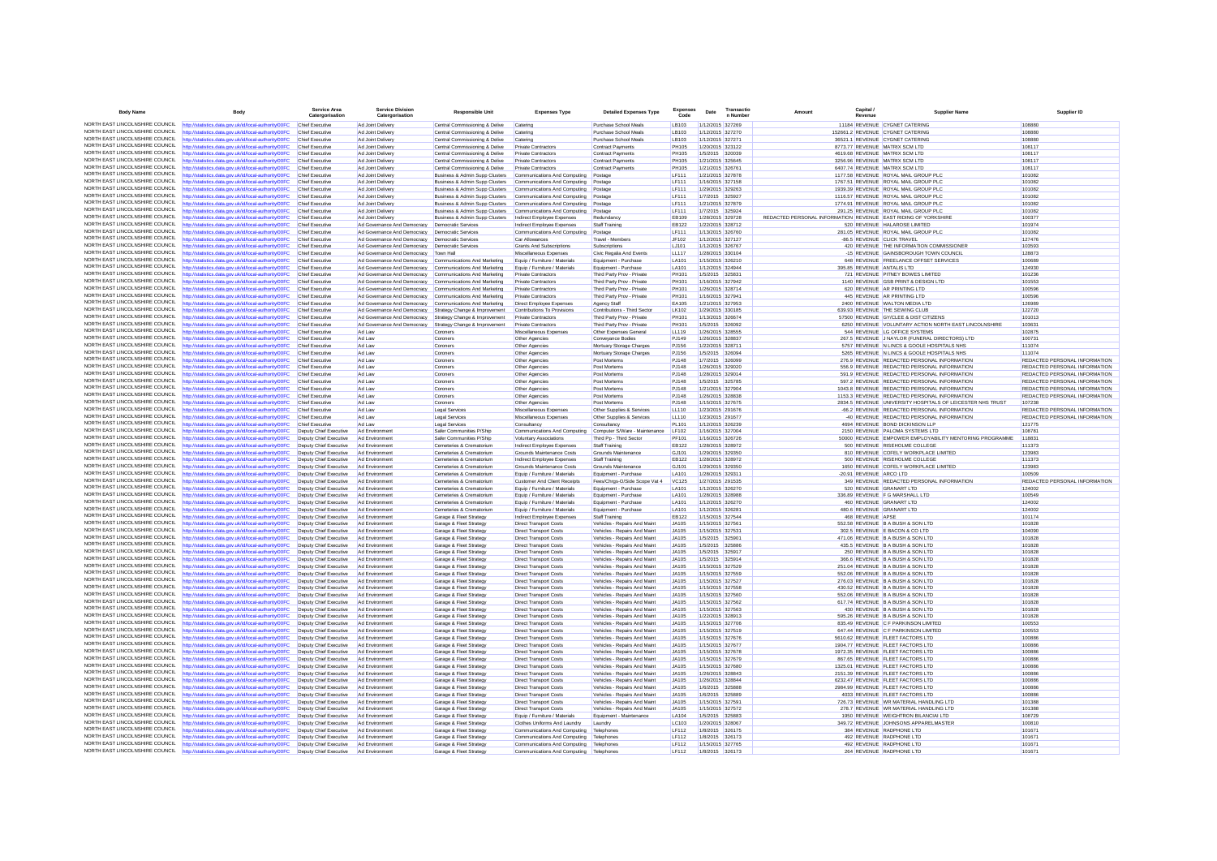| Body Name | Body | Service Area Catergorisation | Service Division Catergorisation | Responsible Unit | Expenses Type | Detailed Expenses Type | Expenses Code | Date | Transaction Number | Amount | Capital / Revenue | Supplier Name | Supplier ID |
|---|---|---|---|---|---|---|---|---|---|---|---|---|---|
| NORTH EAST LINCOLNSHIRE COUNCIL | http://statistics.data.gov.uk/id/local-authority/00FC | Chief Executive | Ad Joint Delivery | Central Commissioning & Delive | Catering | Purchase School Meals | LB103 | 1/12/2015 | 327269 | 11184 | REVENUE | CYGNET CATERING | 108880 |
| NORTH EAST LINCOLNSHIRE COUNCIL | http://statistics.data.gov.uk/id/local-authority/00FC | Chief Executive | Ad Joint Delivery | Central Commissioning & Delive | Catering | Purchase School Meals | LB103 | 1/12/2015 | 327270 | 152661.2 | REVENUE | CYGNET CATERING | 108880 |
| NORTH EAST LINCOLNSHIRE COUNCIL | http://statistics.data.gov.uk/id/local-authority/00FC | Chief Executive | Ad Joint Delivery | Central Commissioning & Delive | Catering | Purchase School Meals | LB103 | 1/12/2015 | 327271 | 36521.1 | REVENUE | CYGNET CATERING | 108880 |
| NORTH EAST LINCOLNSHIRE COUNCIL | http://statistics.data.gov.uk/id/local-authority/00FC | Chief Executive | Ad Joint Delivery | Central Commissioning & Delive | Private Contractors | Contract Payments | PH105 | 1/20/2015 | 323122 | 8773.77 | REVENUE | MATRIX SCM LTD | 108117 |
| NORTH EAST LINCOLNSHIRE COUNCIL | http://statistics.data.gov.uk/id/local-authority/00FC | Chief Executive | Ad Joint Delivery | Central Commissioning & Delive | Private Contractors | Contract Payments | PH105 | 1/5/2015 | 320039 | 4619.68 | REVENUE | MATRIX SCM LTD | 108117 |
| NORTH EAST LINCOLNSHIRE COUNCIL | http://statistics.data.gov.uk/id/local-authority/00FC | Chief Executive | Ad Joint Delivery | Central Commissioning & Delive | Private Contractors | Contract Payments | PH105 | 1/21/2015 | 325645 | 3256.96 | REVENUE | MATRIX SCM LTD | 108117 |
| NORTH EAST LINCOLNSHIRE COUNCIL | http://statistics.data.gov.uk/id/local-authority/00FC | Chief Executive | Ad Joint Delivery | Central Commissioning & Delive | Private Contractors | Contract Payments | PH105 | 1/21/2015 | 326761 | 6407.74 | REVENUE | MATRIX SCM LTD | 108117 |
| NORTH EAST LINCOLNSHIRE COUNCIL | http://statistics.data.gov.uk/id/local-authority/00FC | Chief Executive | Ad Joint Delivery | Business & Admin Supp Clusters | Communications And Computing | Postage | LF111 | 1/21/2015 | 327878 | 1177.58 | REVENUE | ROYAL MAIL GROUP PLC | 101082 |
| NORTH EAST LINCOLNSHIRE COUNCIL | http://statistics.data.gov.uk/id/local-authority/00FC | Chief Executive | Ad Joint Delivery | Business & Admin Supp Clusters | Communications And Computing | Postage | LF111 | 1/16/2015 | 327158 | 1767.51 | REVENUE | ROYAL MAIL GROUP PLC | 101082 |
| NORTH EAST LINCOLNSHIRE COUNCIL | http://statistics.data.gov.uk/id/local-authority/00FC | Chief Executive | Ad Joint Delivery | Business & Admin Supp Clusters | Communications And Computing | Postage | LF111 | 1/29/2015 | 329263 | 1939.39 | REVENUE | ROYAL MAIL GROUP PLC | 101082 |
| NORTH EAST LINCOLNSHIRE COUNCIL | http://statistics.data.gov.uk/id/local-authority/00FC | Chief Executive | Ad Joint Delivery | Business & Admin Supp Clusters | Communications And Computing | Postage | LF111 | 1/7/2015 | 325927 | 1116.57 | REVENUE | ROYAL MAIL GROUP PLC | 101082 |
| NORTH EAST LINCOLNSHIRE COUNCIL | http://statistics.data.gov.uk/id/local-authority/00FC | Chief Executive | Ad Joint Delivery | Business & Admin Supp Clusters | Communications And Computing | Postage | LF111 | 1/21/2015 | 327879 | 1774.91 | REVENUE | ROYAL MAIL GROUP PLC | 101082 |
| NORTH EAST LINCOLNSHIRE COUNCIL | http://statistics.data.gov.uk/id/local-authority/00FC | Chief Executive | Ad Joint Delivery | Business & Admin Supp Clusters | Communications And Computing | Postage | LF111 | 1/7/2015 | 325924 | 291.25 | REVENUE | ROYAL MAIL GROUP PLC | 101082 |
| NORTH EAST LINCOLNSHIRE COUNCIL | http://statistics.data.gov.uk/id/local-authority/00FC | Chief Executive | Ad Joint Delivery | Business & Admin Supp Clusters | Indirect Employee Expenses | Redundancy | EB109 | 1/28/2015 | 329728 | REDACTED PERSONAL INFORMATION | REVENUE | EAST RIDING OF YORKSHIRE | 100377 |
| NORTH EAST LINCOLNSHIRE COUNCIL | http://statistics.data.gov.uk/id/local-authority/00FC | Chief Executive | Ad Governance And Democracy | Democratic Services | Indirect Employee Expenses | Staff Training | EB122 | 1/22/2015 | 328712 | 520 | REVENUE | HALAROSE LIMITED | 101974 |
| NORTH EAST LINCOLNSHIRE COUNCIL | http://statistics.data.gov.uk/id/local-authority/00FC | Chief Executive | Ad Governance And Democracy | Democratic Services | Communications And Computing | Postage | LF111 | 1/13/2015 | 326760 | 281.05 | REVENUE | ROYAL MAIL GROUP PLC | 101082 |
| NORTH EAST LINCOLNSHIRE COUNCIL | http://statistics.data.gov.uk/id/local-authority/00FC | Chief Executive | Ad Governance And Democracy | Democratic Services | Car Allowances | Travel - Members | JF102 | 1/12/2015 | 327127 | -86.5 | REVENUE | CLICK TRAVEL | 127476 |
| NORTH EAST LINCOLNSHIRE COUNCIL | http://statistics.data.gov.uk/id/local-authority/00FC | Chief Executive | Ad Governance And Democracy | Democratic Services | Grants And Subscriptions | Subscriptions | LJ101 | 1/12/2015 | 326767 | 420 | REVENUE | THE INFORMATION COMMISSIONER | 103593 |
| NORTH EAST LINCOLNSHIRE COUNCIL | http://statistics.data.gov.uk/id/local-authority/00FC | Chief Executive | Ad Governance And Democracy | Town Hall | Miscellaneous Expenses | Civic Regalia And Events | LL117 | 1/28/2015 | 330104 | -15 | REVENUE | GAINSBOROUGH TOWN COUNCIL | 128873 |
| NORTH EAST LINCOLNSHIRE COUNCIL | http://statistics.data.gov.uk/id/local-authority/00FC | Chief Executive | Ad Governance And Democracy | Communications And Marketing | Equip / Furniture / Materials | Equipment - Purchase | LA101 | 1/15/2015 | 326210 | 648 | REVENUE | FREELANCE OFFSET SERVICES | 100689 |
| NORTH EAST LINCOLNSHIRE COUNCIL | http://statistics.data.gov.uk/id/local-authority/00FC | Chief Executive | Ad Governance And Democracy | Communications And Marketing | Equip / Furniture / Materials | Equipment - Purchase | LA101 | 1/12/2015 | 324944 | 395.85 | REVENUE | ANTALIS LTD | 124930 |
| NORTH EAST LINCOLNSHIRE COUNCIL | http://statistics.data.gov.uk/id/local-authority/00FC | Chief Executive | Ad Governance And Democracy | Communications And Marketing | Private Contractors | Third Party Prov - Private | PH101 | 1/5/2015 | 325831 | 721 | REVENUE | PITNEY BOWES LIMITED | 101236 |
| NORTH EAST LINCOLNSHIRE COUNCIL | http://statistics.data.gov.uk/id/local-authority/00FC | Chief Executive | Ad Governance And Democracy | Communications And Marketing | Private Contractors | Third Party Prov - Private | PH101 | 1/16/2015 | 327942 | 1140 | REVENUE | GSB PRINT & DESIGN LTD | 101553 |
| NORTH EAST LINCOLNSHIRE COUNCIL | http://statistics.data.gov.uk/id/local-authority/00FC | Chief Executive | Ad Governance And Democracy | Communications And Marketing | Private Contractors | Third Party Prov - Private | PH101 | 1/26/2015 | 328714 | 620 | REVENUE | AR PRINTING LTD | 100596 |
| NORTH EAST LINCOLNSHIRE COUNCIL | http://statistics.data.gov.uk/id/local-authority/00FC | Chief Executive | Ad Governance And Democracy | Communications And Marketing | Private Contractors | Third Party Prov - Private | PH101 | 1/16/2015 | 327941 | 445 | REVENUE | AR PRINTING LTD | 100596 |
| NORTH EAST LINCOLNSHIRE COUNCIL | http://statistics.data.gov.uk/id/local-authority/00FC | Chief Executive | Ad Governance And Democracy | Communications And Marketing | Direct Employee Expenses | Agency Staff | EA105 | 1/21/2015 | 327953 | 2400 | REVENUE | WALTON MEDIA LTD | 126989 |
| NORTH EAST LINCOLNSHIRE COUNCIL | http://statistics.data.gov.uk/id/local-authority/00FC | Chief Executive | Ad Governance And Democracy | Strategy Change & Improvement | Contributions To Provisions | Contributions - Third Sector | LK102 | 1/29/2015 | 330185 | 639.93 | REVENUE | THE SEWING CLUB | 122720 |
| NORTH EAST LINCOLNSHIRE COUNCIL | http://statistics.data.gov.uk/id/local-authority/00FC | Chief Executive | Ad Governance And Democracy | Strategy Change & Improvement | Private Contractors | Third Party Prov - Private | PH101 | 1/13/2015 | 326674 | 57500 | REVENUE | GY/CLEE & DIST CITIZENS | 101013 |
| NORTH EAST LINCOLNSHIRE COUNCIL | http://statistics.data.gov.uk/id/local-authority/00FC | Chief Executive | Ad Governance And Democracy | Strategy Change & Improvement | Private Contractors | Third Party Prov - Private | PH101 | 1/5/2015 | 326092 | 6250 | REVENUE | VOLUNTARY ACTION NORTH EAST LINCOLNSHIRE | 103631 |
| NORTH EAST LINCOLNSHIRE COUNCIL | http://statistics.data.gov.uk/id/local-authority/00FC | Chief Executive | Ad Law | Coroners | Miscellaneous Expenses | Other Expenses General | LL119 | 1/26/2015 | 328555 | 544 | REVENUE | LG OFFICE SYSTEMS | 102875 |
| NORTH EAST LINCOLNSHIRE COUNCIL | http://statistics.data.gov.uk/id/local-authority/00FC | Chief Executive | Ad Law | Coroners | Other Agencies | Conveyance Bodies | PJ149 | 1/26/2015 | 328837 | 267.5 | REVENUE | J NAYLOR (FUNERAL DIRECTORS) LTD | 100731 |
| NORTH EAST LINCOLNSHIRE COUNCIL | http://statistics.data.gov.uk/id/local-authority/00FC | Chief Executive | Ad Law | Coroners | Other Agencies | Mortuary Storage Charges | PJ156 | 1/22/2015 | 328711 | 5757 | REVENUE | N LINCS & GOOLE HOSPITALS NHS | 111074 |
| NORTH EAST LINCOLNSHIRE COUNCIL | http://statistics.data.gov.uk/id/local-authority/00FC | Chief Executive | Ad Law | Coroners | Other Agencies | Mortuary Storage Charges | PJ156 | 1/5/2015 | 326094 | 5265 | REVENUE | N LINCS & GOOLE HOSPITALS NHS | 111074 |
| NORTH EAST LINCOLNSHIRE COUNCIL | http://statistics.data.gov.uk/id/local-authority/00FC | Chief Executive | Ad Law | Coroners | Other Agencies | Post Mortems | PJ148 | 1/7/2015 | 326099 | 276.9 | REVENUE | REDACTED PERSONAL INFORMATION | REDACTED PERSONAL INFORMATION |
| NORTH EAST LINCOLNSHIRE COUNCIL | http://statistics.data.gov.uk/id/local-authority/00FC | Chief Executive | Ad Law | Coroners | Other Agencies | Post Mortems | PJ148 | 1/26/2015 | 329020 | 556.9 | REVENUE | REDACTED PERSONAL INFORMATION | REDACTED PERSONAL INFORMATION |
| NORTH EAST LINCOLNSHIRE COUNCIL | http://statistics.data.gov.uk/id/local-authority/00FC | Chief Executive | Ad Law | Coroners | Other Agencies | Post Mortems | PJ148 | 1/28/2015 | 329014 | 591.9 | REVENUE | REDACTED PERSONAL INFORMATION | REDACTED PERSONAL INFORMATION |
| NORTH EAST LINCOLNSHIRE COUNCIL | http://statistics.data.gov.uk/id/local-authority/00FC | Chief Executive | Ad Law | Coroners | Other Agencies | Post Mortems | PJ148 | 1/5/2015 | 325785 | 597.2 | REVENUE | REDACTED PERSONAL INFORMATION | REDACTED PERSONAL INFORMATION |
| NORTH EAST LINCOLNSHIRE COUNCIL | http://statistics.data.gov.uk/id/local-authority/00FC | Chief Executive | Ad Law | Coroners | Other Agencies | Post Mortems | PJ148 | 1/21/2015 | 327904 | 1043.8 | REVENUE | REDACTED PERSONAL INFORMATION | REDACTED PERSONAL INFORMATION |
| NORTH EAST LINCOLNSHIRE COUNCIL | http://statistics.data.gov.uk/id/local-authority/00FC | Chief Executive | Ad Law | Coroners | Other Agencies | Post Mortems | PJ148 | 1/26/2015 | 328838 | 1153.3 | REVENUE | REDACTED PERSONAL INFORMATION | REDACTED PERSONAL INFORMATION |
| NORTH EAST LINCOLNSHIRE COUNCIL | http://statistics.data.gov.uk/id/local-authority/00FC | Chief Executive | Ad Law | Coroners | Other Agencies | Post Mortems | PJ148 | 1/15/2015 | 327675 | 2834.5 | REVENUE | UNIVERSITY HOSPITALS OF LEICESTER NHS TRUST | 107238 |
| NORTH EAST LINCOLNSHIRE COUNCIL | http://statistics.data.gov.uk/id/local-authority/00FC | Chief Executive | Ad Law | Legal Services | Miscellaneous Expenses | Other Supplies & Services | LL110 | 1/23/2015 | 291676 | -66.2 | REVENUE | REDACTED PERSONAL INFORMATION | REDACTED PERSONAL INFORMATION |
| NORTH EAST LINCOLNSHIRE COUNCIL | http://statistics.data.gov.uk/id/local-authority/00FC | Chief Executive | Ad Law | Legal Services | Miscellaneous Expenses | Other Supplies & Services | LL110 | 1/23/2015 | 291677 | -40 | REVENUE | REDACTED PERSONAL INFORMATION | REDACTED PERSONAL INFORMATION |
| NORTH EAST LINCOLNSHIRE COUNCIL | http://statistics.data.gov.uk/id/local-authority/00FC | Chief Executive | Ad Law | Legal Services | Consultancy | Consultancy | PL101 | 1/12/2015 | 326230 | 4694 | REVENUE | BOND DICKINSON LLP | 121775 |
| NORTH EAST LINCOLNSHIRE COUNCIL | http://statistics.data.gov.uk/id/local-authority/00FC | Deputy Chief Executive | Ad Environment | Safer Communities P/Ship | Communications And Computing | Computer S/Ware - Maintenance | LF102 | 1/16/2015 | 327004 | 2150 | REVENUE | PALOMA SYSTEMS LTD | 106781 |
| NORTH EAST LINCOLNSHIRE COUNCIL | http://statistics.data.gov.uk/id/local-authority/00FC | Deputy Chief Executive | Ad Environment | Safer Communities P/Ship | Voluntary Associations | Third Pp - Third Sector | PF101 | 1/16/2015 | 326726 | 50000 | REVENUE | EMPOWER EMPLOYABILITY MENTORING PROGRAMME | 118831 |
| NORTH EAST LINCOLNSHIRE COUNCIL | http://statistics.data.gov.uk/id/local-authority/00FC | Deputy Chief Executive | Ad Environment | Cemeteries & Crematorium | Indirect Employee Expenses | Staff Training | EB122 | 1/28/2015 | 328972 | 500 | REVENUE | RISEHOLME COLLEGE | 111373 |
| NORTH EAST LINCOLNSHIRE COUNCIL | http://statistics.data.gov.uk/id/local-authority/00FC | Deputy Chief Executive | Ad Environment | Cemeteries & Crematorium | Grounds Maintenance Costs | Grounds Maintenance | GJ101 | 1/29/2015 | 329350 | 810 | REVENUE | COFELY WORKPLACE LIMITED | 123983 |
| NORTH EAST LINCOLNSHIRE COUNCIL | http://statistics.data.gov.uk/id/local-authority/00FC | Deputy Chief Executive | Ad Environment | Cemeteries & Crematorium | Indirect Employee Expenses | Staff Training | EB122 | 1/28/2015 | 328972 | 500 | REVENUE | RISEHOLME COLLEGE | 111373 |
| NORTH EAST LINCOLNSHIRE COUNCIL | http://statistics.data.gov.uk/id/local-authority/00FC | Deputy Chief Executive | Ad Environment | Cemeteries & Crematorium | Grounds Maintenance Costs | Grounds Maintenance | GJ101 | 1/29/2015 | 329350 | 1650 | REVENUE | COFELY WORKPLACE LIMITED | 123983 |
| NORTH EAST LINCOLNSHIRE COUNCIL | http://statistics.data.gov.uk/id/local-authority/00FC | Deputy Chief Executive | Ad Environment | Cemeteries & Crematorium | Equip / Furniture / Materials | Equipment - Purchase | LA101 | 1/28/2015 | 329311 | -20.91 | REVENUE | ARCO LTD | 100509 |
| NORTH EAST LINCOLNSHIRE COUNCIL | http://statistics.data.gov.uk/id/local-authority/00FC | Deputy Chief Executive | Ad Environment | Cemeteries & Crematorium | Customer And Client Receipts | Fees/Chrgs-O/Side Scope Vat 4 | VC125 | 1/27/2015 | 291535 | 349 | REVENUE | REDACTED PERSONAL INFORMATION | REDACTED PERSONAL INFORMATION |
| NORTH EAST LINCOLNSHIRE COUNCIL | http://statistics.data.gov.uk/id/local-authority/00FC | Deputy Chief Executive | Ad Environment | Cemeteries & Crematorium | Equip / Furniture / Materials | Equipment - Purchase | LA101 | 1/12/2015 | 326270 | 520 | REVENUE | GRANART LTD | 124002 |
| NORTH EAST LINCOLNSHIRE COUNCIL | http://statistics.data.gov.uk/id/local-authority/00FC | Deputy Chief Executive | Ad Environment | Cemeteries & Crematorium | Equip / Furniture / Materials | Equipment - Purchase | LA101 | 1/28/2015 | 328988 | 336.89 | REVENUE | F G MARSHALL LTD | 100549 |
| NORTH EAST LINCOLNSHIRE COUNCIL | http://statistics.data.gov.uk/id/local-authority/00FC | Deputy Chief Executive | Ad Environment | Cemeteries & Crematorium | Equip / Furniture / Materials | Equipment - Purchase | LA101 | 1/12/2015 | 326270 | 460 | REVENUE | GRANART LTD | 124002 |
| NORTH EAST LINCOLNSHIRE COUNCIL | http://statistics.data.gov.uk/id/local-authority/00FC | Deputy Chief Executive | Ad Environment | Cemeteries & Crematorium | Equip / Furniture / Materials | Equipment - Purchase | LA101 | 1/12/2015 | 326281 | 480.6 | REVENUE | GRANART LTD | 124002 |
| NORTH EAST LINCOLNSHIRE COUNCIL | http://statistics.data.gov.uk/id/local-authority/00FC | Deputy Chief Executive | Ad Environment | Garage & Fleet Strategy | Indirect Employee Expenses | Staff Training | EB122 | 1/15/2015 | 327544 | 468 | REVENUE | APSE | 101174 |
| NORTH EAST LINCOLNSHIRE COUNCIL | http://statistics.data.gov.uk/id/local-authority/00FC | Deputy Chief Executive | Ad Environment | Garage & Fleet Strategy | Direct Transport Costs | Vehicles - Repairs And Maint | JA105 | 1/15/2015 | 327561 | 552.58 | REVENUE | B A BUSH & SON LTD | 101828 |
| NORTH EAST LINCOLNSHIRE COUNCIL | http://statistics.data.gov.uk/id/local-authority/00FC | Deputy Chief Executive | Ad Environment | Garage & Fleet Strategy | Direct Transport Costs | Vehicles - Repairs And Maint | JA105 | 1/15/2015 | 327531 | 302.5 | REVENUE | E BACON & CO LTD | 104090 |
| NORTH EAST LINCOLNSHIRE COUNCIL | http://statistics.data.gov.uk/id/local-authority/00FC | Deputy Chief Executive | Ad Environment | Garage & Fleet Strategy | Direct Transport Costs | Vehicles - Repairs And Maint | JA105 | 1/5/2015 | 325901 | 471.06 | REVENUE | B A BUSH & SON LTD | 101828 |
| NORTH EAST LINCOLNSHIRE COUNCIL | http://statistics.data.gov.uk/id/local-authority/00FC | Deputy Chief Executive | Ad Environment | Garage & Fleet Strategy | Direct Transport Costs | Vehicles - Repairs And Maint | JA105 | 1/5/2015 | 325886 | 435.5 | REVENUE | B A BUSH & SON LTD | 101828 |
| NORTH EAST LINCOLNSHIRE COUNCIL | http://statistics.data.gov.uk/id/local-authority/00FC | Deputy Chief Executive | Ad Environment | Garage & Fleet Strategy | Direct Transport Costs | Vehicles - Repairs And Maint | JA105 | 1/5/2015 | 325917 | 250 | REVENUE | B A BUSH & SON LTD | 101828 |
| NORTH EAST LINCOLNSHIRE COUNCIL | http://statistics.data.gov.uk/id/local-authority/00FC | Deputy Chief Executive | Ad Environment | Garage & Fleet Strategy | Direct Transport Costs | Vehicles - Repairs And Maint | JA105 | 1/5/2015 | 325914 | 366.6 | REVENUE | B A BUSH & SON LTD | 101828 |
| NORTH EAST LINCOLNSHIRE COUNCIL | http://statistics.data.gov.uk/id/local-authority/00FC | Deputy Chief Executive | Ad Environment | Garage & Fleet Strategy | Direct Transport Costs | Vehicles - Repairs And Maint | JA105 | 1/15/2015 | 327529 | 251.04 | REVENUE | B A BUSH & SON LTD | 101828 |
| NORTH EAST LINCOLNSHIRE COUNCIL | http://statistics.data.gov.uk/id/local-authority/00FC | Deputy Chief Executive | Ad Environment | Garage & Fleet Strategy | Direct Transport Costs | Vehicles - Repairs And Maint | JA105 | 1/15/2015 | 327559 | 552.06 | REVENUE | B A BUSH & SON LTD | 101828 |
| NORTH EAST LINCOLNSHIRE COUNCIL | http://statistics.data.gov.uk/id/local-authority/00FC | Deputy Chief Executive | Ad Environment | Garage & Fleet Strategy | Direct Transport Costs | Vehicles - Repairs And Maint | JA105 | 1/15/2015 | 327527 | 276.03 | REVENUE | B A BUSH & SON LTD | 101828 |
| NORTH EAST LINCOLNSHIRE COUNCIL | http://statistics.data.gov.uk/id/local-authority/00FC | Deputy Chief Executive | Ad Environment | Garage & Fleet Strategy | Direct Transport Costs | Vehicles - Repairs And Maint | JA105 | 1/15/2015 | 327558 | 430.52 | REVENUE | B A BUSH & SON LTD | 101828 |
| NORTH EAST LINCOLNSHIRE COUNCIL | http://statistics.data.gov.uk/id/local-authority/00FC | Deputy Chief Executive | Ad Environment | Garage & Fleet Strategy | Direct Transport Costs | Vehicles - Repairs And Maint | JA105 | 1/15/2015 | 327560 | 552.06 | REVENUE | B A BUSH & SON LTD | 101828 |
| NORTH EAST LINCOLNSHIRE COUNCIL | http://statistics.data.gov.uk/id/local-authority/00FC | Deputy Chief Executive | Ad Environment | Garage & Fleet Strategy | Direct Transport Costs | Vehicles - Repairs And Maint | JA105 | 1/15/2015 | 327562 | 617.74 | REVENUE | B A BUSH & SON LTD | 101828 |
| NORTH EAST LINCOLNSHIRE COUNCIL | http://statistics.data.gov.uk/id/local-authority/00FC | Deputy Chief Executive | Ad Environment | Garage & Fleet Strategy | Direct Transport Costs | Vehicles - Repairs And Maint | JA105 | 1/15/2015 | 327563 | 430 | REVENUE | B A BUSH & SON LTD | 101828 |
| NORTH EAST LINCOLNSHIRE COUNCIL | http://statistics.data.gov.uk/id/local-authority/00FC | Deputy Chief Executive | Ad Environment | Garage & Fleet Strategy | Direct Transport Costs | Vehicles - Repairs And Maint | JA105 | 1/22/2015 | 328913 | 595.26 | REVENUE | B A BUSH & SON LTD | 101828 |
| NORTH EAST LINCOLNSHIRE COUNCIL | http://statistics.data.gov.uk/id/local-authority/00FC | Deputy Chief Executive | Ad Environment | Garage & Fleet Strategy | Direct Transport Costs | Vehicles - Repairs And Maint | JA105 | 1/15/2015 | 327706 | 835.49 | REVENUE | C F PARKINSON LIMITED | 100553 |
| NORTH EAST LINCOLNSHIRE COUNCIL | http://statistics.data.gov.uk/id/local-authority/00FC | Deputy Chief Executive | Ad Environment | Garage & Fleet Strategy | Direct Transport Costs | Vehicles - Repairs And Maint | JA105 | 1/15/2015 | 327519 | 647.44 | REVENUE | C F PARKINSON LIMITED | 100553 |
| NORTH EAST LINCOLNSHIRE COUNCIL | http://statistics.data.gov.uk/id/local-authority/00FC | Deputy Chief Executive | Ad Environment | Garage & Fleet Strategy | Direct Transport Costs | Vehicles - Repairs And Maint | JA105 | 1/15/2015 | 327676 | 5610.62 | REVENUE | FLEET FACTORS LTD | 100886 |
| NORTH EAST LINCOLNSHIRE COUNCIL | http://statistics.data.gov.uk/id/local-authority/00FC | Deputy Chief Executive | Ad Environment | Garage & Fleet Strategy | Direct Transport Costs | Vehicles - Repairs And Maint | JA105 | 1/15/2015 | 327677 | 1904.77 | REVENUE | FLEET FACTORS LTD | 100886 |
| NORTH EAST LINCOLNSHIRE COUNCIL | http://statistics.data.gov.uk/id/local-authority/00FC | Deputy Chief Executive | Ad Environment | Garage & Fleet Strategy | Direct Transport Costs | Vehicles - Repairs And Maint | JA105 | 1/15/2015 | 327678 | 1972.35 | REVENUE | FLEET FACTORS LTD | 100886 |
| NORTH EAST LINCOLNSHIRE COUNCIL | http://statistics.data.gov.uk/id/local-authority/00FC | Deputy Chief Executive | Ad Environment | Garage & Fleet Strategy | Direct Transport Costs | Vehicles - Repairs And Maint | JA105 | 1/15/2015 | 327679 | 867.65 | REVENUE | FLEET FACTORS LTD | 100886 |
| NORTH EAST LINCOLNSHIRE COUNCIL | http://statistics.data.gov.uk/id/local-authority/00FC | Deputy Chief Executive | Ad Environment | Garage & Fleet Strategy | Direct Transport Costs | Vehicles - Repairs And Maint | JA105 | 1/15/2015 | 327680 | 1325.01 | REVENUE | FLEET FACTORS LTD | 100886 |
| NORTH EAST LINCOLNSHIRE COUNCIL | http://statistics.data.gov.uk/id/local-authority/00FC | Deputy Chief Executive | Ad Environment | Garage & Fleet Strategy | Direct Transport Costs | Vehicles - Repairs And Maint | JA105 | 1/26/2015 | 328843 | 2151.39 | REVENUE | FLEET FACTORS LTD | 100886 |
| NORTH EAST LINCOLNSHIRE COUNCIL | http://statistics.data.gov.uk/id/local-authority/00FC | Deputy Chief Executive | Ad Environment | Garage & Fleet Strategy | Direct Transport Costs | Vehicles - Repairs And Maint | JA105 | 1/26/2015 | 328844 | 6232.47 | REVENUE | FLEET FACTORS LTD | 100886 |
| NORTH EAST LINCOLNSHIRE COUNCIL | http://statistics.data.gov.uk/id/local-authority/00FC | Deputy Chief Executive | Ad Environment | Garage & Fleet Strategy | Direct Transport Costs | Vehicles - Repairs And Maint | JA105 | 1/6/2015 | 325888 | 2984.99 | REVENUE | FLEET FACTORS LTD | 100886 |
| NORTH EAST LINCOLNSHIRE COUNCIL | http://statistics.data.gov.uk/id/local-authority/00FC | Deputy Chief Executive | Ad Environment | Garage & Fleet Strategy | Direct Transport Costs | Vehicles - Repairs And Maint | JA105 | 1/6/2015 | 325889 | 4033 | REVENUE | FLEET FACTORS LTD | 100886 |
| NORTH EAST LINCOLNSHIRE COUNCIL | http://statistics.data.gov.uk/id/local-authority/00FC | Deputy Chief Executive | Ad Environment | Garage & Fleet Strategy | Direct Transport Costs | Vehicles - Repairs And Maint | JA105 | 1/15/2015 | 327591 | 726.73 | REVENUE | WR MATERIAL HANDLING LTD | 101388 |
| NORTH EAST LINCOLNSHIRE COUNCIL | http://statistics.data.gov.uk/id/local-authority/00FC | Deputy Chief Executive | Ad Environment | Garage & Fleet Strategy | Direct Transport Costs | Vehicles - Repairs And Maint | JA105 | 1/15/2015 | 327572 | 278.7 | REVENUE | WR MATERIAL HANDLING LTD | 101388 |
| NORTH EAST LINCOLNSHIRE COUNCIL | http://statistics.data.gov.uk/id/local-authority/00FC | Deputy Chief Executive | Ad Environment | Garage & Fleet Strategy | Equip / Furniture / Materials | Equipment - Maintenance | LA104 | 1/5/2015 | 325883 | 1950 | REVENUE | WEIGHTRON BILANCIAI LTD | 108729 |
| NORTH EAST LINCOLNSHIRE COUNCIL | http://statistics.data.gov.uk/id/local-authority/00FC | Deputy Chief Executive | Ad Environment | Garage & Fleet Strategy | Clothes Uniforms And Laundry | Laundry | LC103 | 1/20/2015 | 328067 | 349.72 | REVENUE | JOHNSONS APPARELMASTER | 100810 |
| NORTH EAST LINCOLNSHIRE COUNCIL | http://statistics.data.gov.uk/id/local-authority/00FC | Deputy Chief Executive | Ad Environment | Garage & Fleet Strategy | Communications And Computing | Telephones | LF112 | 1/8/2015 | 326175 | 364 | REVENUE | RADPHONE LTD | 101671 |
| NORTH EAST LINCOLNSHIRE COUNCIL | http://statistics.data.gov.uk/id/local-authority/00FC | Deputy Chief Executive | Ad Environment | Garage & Fleet Strategy | Communications And Computing | Telephones | LF112 | 1/8/2015 | 326173 | 492 | REVENUE | RADPHONE LTD | 101671 |
| NORTH EAST LINCOLNSHIRE COUNCIL | http://statistics.data.gov.uk/id/local-authority/00FC | Deputy Chief Executive | Ad Environment | Garage & Fleet Strategy | Communications And Computing | Telephones | LF112 | 1/15/2015 | 327765 | 492 | REVENUE | RADPHONE LTD | 101671 |
| NORTH EAST LINCOLNSHIRE COUNCIL | http://statistics.data.gov.uk/id/local-authority/00FC | Deputy Chief Executive | Ad Environment | Garage & Fleet Strategy | Communications And Computing | Telephones | LF112 | 1/8/2015 | 326173 | 264 | REVENUE | RADPHONE LTD | 101671 |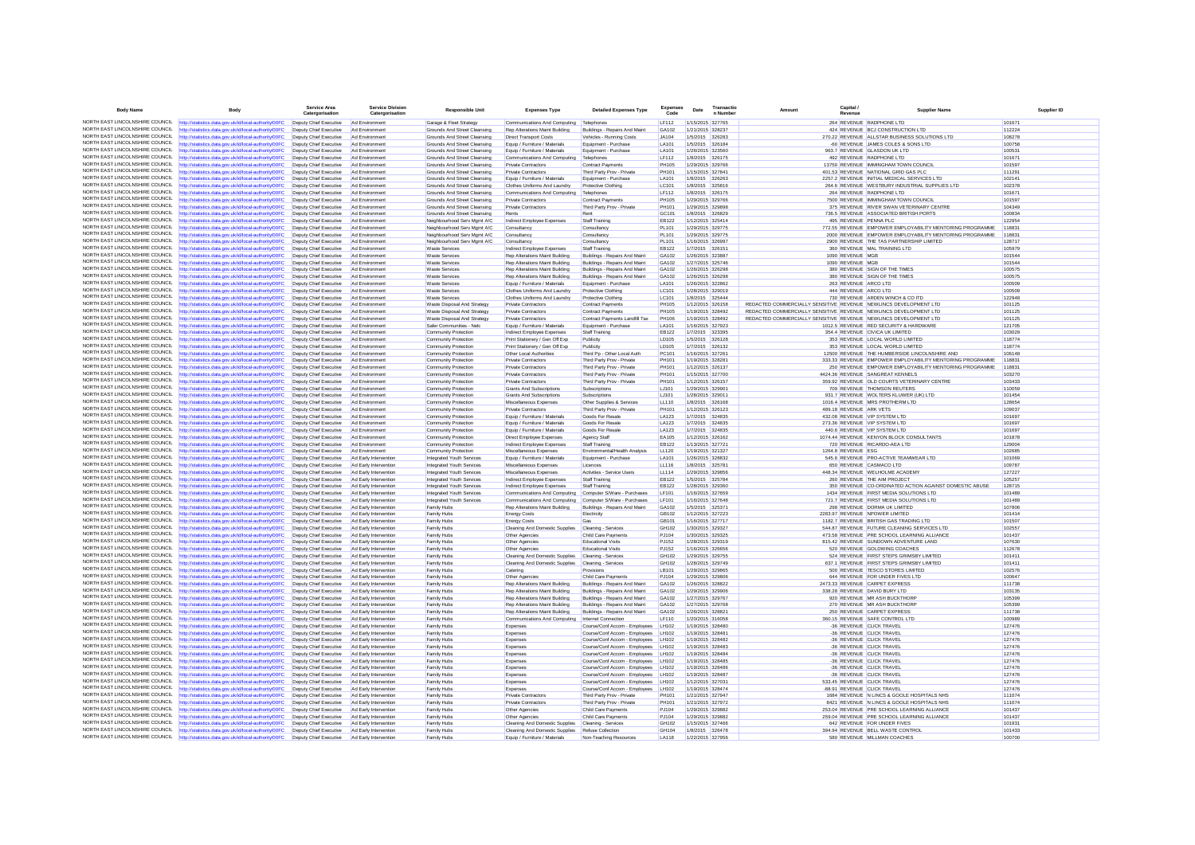| Body Name | Body | Service Area Catergorisation | Service Division Catergorisation | Responsible Unit | Expenses Type | Detailed Expenses Type | Expenses Code | Date | Transaction Number | Amount | Capital / Revenue | Supplier Name | Supplier ID |
|---|---|---|---|---|---|---|---|---|---|---|---|---|---|
| NORTH EAST LINCOLNSHIRE COUNCIL | http://statistics.data.gov.uk/id/local-authority/00FC | Deputy Chief Executive | Ad Environment | Garage & Fleet Strategy | Communications And Computing | Telephones | LF112 | 1/15/2015 | 327765 | 264 | REVENUE | RADPHONE LTD | 101671 |
| NORTH EAST LINCOLNSHIRE COUNCIL | http://statistics.data.gov.uk/id/local-authority/00FC | Deputy Chief Executive | Ad Environment | Grounds And Street Cleansing | Rep Alterations Maint Building | Buildings - Repairs And Maint | GA102 | 1/21/2015 | 328237 | 424 | REVENUE | BCJ CONSTRUCTION LTD | 112224 |
| NORTH EAST LINCOLNSHIRE COUNCIL | http://statistics.data.gov.uk/id/local-authority/00FC | Deputy Chief Executive | Ad Environment | Grounds And Street Cleansing | Direct Transport Costs | Vehicles - Running Costs | JA104 | 1/5/2015 | 326283 | 270.22 | REVENUE | ALLSTAR BUSINESS SOLUTIONS LTD | 108278 |
| NORTH EAST LINCOLNSHIRE COUNCIL | http://statistics.data.gov.uk/id/local-authority/00FC | Deputy Chief Executive | Ad Environment | Grounds And Street Cleansing | Equip / Furniture / Materials | Equipment - Purchase | LA101 | 1/5/2015 | 326184 | -60 | REVENUE | JAMES COLES & SONS LTD | 100758 |
| NORTH EAST LINCOLNSHIRE COUNCIL | http://statistics.data.gov.uk/id/local-authority/00FC | Deputy Chief Executive | Ad Environment | Grounds And Street Cleansing | Equip / Furniture / Materials | Equipment - Purchase | LA101 | 1/26/2015 | 323560 | 963.7 | REVENUE | GLASDON UK LTD | 100531 |
| NORTH EAST LINCOLNSHIRE COUNCIL | http://statistics.data.gov.uk/id/local-authority/00FC | Deputy Chief Executive | Ad Environment | Grounds And Street Cleansing | Communications And Computing | Telephones | LF112 | 1/8/2015 | 326175 | 492 | REVENUE | RADPHONE LTD | 101671 |
| NORTH EAST LINCOLNSHIRE COUNCIL | http://statistics.data.gov.uk/id/local-authority/00FC | Deputy Chief Executive | Ad Environment | Grounds And Street Cleansing | Private Contractors | Contract Payments | PH105 | 1/29/2015 | 329766 | 13750 | REVENUE | IMMINGHAM TOWN COUNCIL | 101597 |
| NORTH EAST LINCOLNSHIRE COUNCIL | http://statistics.data.gov.uk/id/local-authority/00FC | Deputy Chief Executive | Ad Environment | Grounds And Street Cleansing | Private Contractors | Third Party Prov - Private | PH101 | 1/15/2015 | 327841 | 401.53 | REVENUE | NATIONAL GRID GAS PLC | 111191 |
| NORTH EAST LINCOLNSHIRE COUNCIL | http://statistics.data.gov.uk/id/local-authority/00FC | Deputy Chief Executive | Ad Environment | Grounds And Street Cleansing | Equip / Furniture / Materials | Equipment - Purchase | LA101 | 1/8/2015 | 326263 | 2257.2 | REVENUE | INITIAL MEDICAL SERVICES LTD | 102141 |
| NORTH EAST LINCOLNSHIRE COUNCIL | http://statistics.data.gov.uk/id/local-authority/00FC | Deputy Chief Executive | Ad Environment | Grounds And Street Cleansing | Clothes Uniforms And Laundry | Protective Clothing | LC101 | 1/8/2015 | 325816 | 264.6 | REVENUE | WESTBURY INDUSTRIAL SUPPLIES LTD | 102378 |
| NORTH EAST LINCOLNSHIRE COUNCIL | http://statistics.data.gov.uk/id/local-authority/00FC | Deputy Chief Executive | Ad Environment | Grounds And Street Cleansing | Communications And Computing | Telephones | LF112 | 1/8/2015 | 326175 | 264 | REVENUE | RADPHONE LTD | 101671 |
| NORTH EAST LINCOLNSHIRE COUNCIL | http://statistics.data.gov.uk/id/local-authority/00FC | Deputy Chief Executive | Ad Environment | Grounds And Street Cleansing | Private Contractors | Contract Payments | PH105 | 1/29/2015 | 329766 | 7500 | REVENUE | IMMINGHAM TOWN COUNCIL | 101597 |
| NORTH EAST LINCOLNSHIRE COUNCIL | http://statistics.data.gov.uk/id/local-authority/00FC | Deputy Chief Executive | Ad Environment | Grounds And Street Cleansing | Private Contractors | Third Party Prov - Private | PH101 | 1/29/2015 | 329898 | 375 | REVENUE | RIVER SWAN VETERINARY CENTRE | 104349 |
| NORTH EAST LINCOLNSHIRE COUNCIL | http://statistics.data.gov.uk/id/local-authority/00FC | Deputy Chief Executive | Ad Environment | Grounds And Street Cleansing | Rents | Rent | GC101 | 1/8/2015 | 326829 | 736.5 | REVENUE | ASSOCIATED BRITISH PORTS | 100834 |
| NORTH EAST LINCOLNSHIRE COUNCIL | http://statistics.data.gov.uk/id/local-authority/00FC | Deputy Chief Executive | Ad Environment | Neighbourhood Serv Mgmt A/C | Indirect Employee Expenses | Staff Training | EB122 | 1/12/2015 | 325414 | 495 | REVENUE | PENNA PLC | 122954 |
| NORTH EAST LINCOLNSHIRE COUNCIL | http://statistics.data.gov.uk/id/local-authority/00FC | Deputy Chief Executive | Ad Environment | Neighbourhood Serv Mgmt A/C | Consultancy | Consultancy | PL101 | 1/29/2015 | 329775 | 772.55 | REVENUE | EMPOWER EMPLOYABILITY MENTORING PROGRAMME | 118831 |
| NORTH EAST LINCOLNSHIRE COUNCIL | http://statistics.data.gov.uk/id/local-authority/00FC | Deputy Chief Executive | Ad Environment | Neighbourhood Serv Mgmt A/C | Consultancy | Consultancy | PL101 | 1/29/2015 | 329775 | 2000 | REVENUE | EMPOWER EMPLOYABILITY MENTORING PROGRAMME | 118831 |
| NORTH EAST LINCOLNSHIRE COUNCIL | http://statistics.data.gov.uk/id/local-authority/00FC | Deputy Chief Executive | Ad Environment | Neighbourhood Serv Mgmt A/C | Consultancy | Consultancy | PL101 | 1/16/2015 | 326997 | 2900 | REVENUE | THE TAS PARTNERSHIP LIMITED | 128717 |
| NORTH EAST LINCOLNSHIRE COUNCIL | http://statistics.data.gov.uk/id/local-authority/00FC | Deputy Chief Executive | Ad Environment | Waste Services | Indirect Employee Expenses | Staff Training | EB122 | 1/7/2015 | 326151 | 360 | REVENUE | MAL TRAINING LTD | 105979 |
| NORTH EAST LINCOLNSHIRE COUNCIL | http://statistics.data.gov.uk/id/local-authority/00FC | Deputy Chief Executive | Ad Environment | Waste Services | Rep Alterations Maint Building | Buildings - Repairs And Maint | GA102 | 1/26/2015 | 323887 | 1090 | REVENUE | MGB | 101544 |
| NORTH EAST LINCOLNSHIRE COUNCIL | http://statistics.data.gov.uk/id/local-authority/00FC | Deputy Chief Executive | Ad Environment | Waste Services | Rep Alterations Maint Building | Buildings - Repairs And Maint | GA102 | 1/27/2015 | 325746 | 1090 | REVENUE | MGB | 101544 |
| NORTH EAST LINCOLNSHIRE COUNCIL | http://statistics.data.gov.uk/id/local-authority/00FC | Deputy Chief Executive | Ad Environment | Waste Services | Rep Alterations Maint Building | Buildings - Repairs And Maint | GA102 | 1/26/2015 | 326298 | 380 | REVENUE | SIGN OF THE TIMES | 100575 |
| NORTH EAST LINCOLNSHIRE COUNCIL | http://statistics.data.gov.uk/id/local-authority/00FC | Deputy Chief Executive | Ad Environment | Waste Services | Rep Alterations Maint Building | Buildings - Repairs And Maint | GA102 | 1/26/2015 | 326298 | 380 | REVENUE | SIGN OF THE TIMES | 100575 |
| NORTH EAST LINCOLNSHIRE COUNCIL | http://statistics.data.gov.uk/id/local-authority/00FC | Deputy Chief Executive | Ad Environment | Waste Services | Equip / Furniture / Materials | Equipment - Purchase | LA101 | 1/26/2015 | 322862 | 263 | REVENUE | ARCO LTD | 100509 |
| NORTH EAST LINCOLNSHIRE COUNCIL | http://statistics.data.gov.uk/id/local-authority/00FC | Deputy Chief Executive | Ad Environment | Waste Services | Clothes Uniforms And Laundry | Protective Clothing | LC101 | 1/28/2015 | 329019 | 444 | REVENUE | ARCO LTD | 100509 |
| NORTH EAST LINCOLNSHIRE COUNCIL | http://statistics.data.gov.uk/id/local-authority/00FC | Deputy Chief Executive | Ad Environment | Waste Services | Clothes Uniforms And Laundry | Protective Clothing | LC101 | 1/8/2015 | 325444 | 730 | REVENUE | ARDEN WINCH & CO LTD | 122948 |
| NORTH EAST LINCOLNSHIRE COUNCIL | http://statistics.data.gov.uk/id/local-authority/00FC | Deputy Chief Executive | Ad Environment | Waste Disposal And Strategy | Private Contractors | Contract Payments | PH105 | 1/12/2015 | 326158 | REDACTED COMMERCIALLY SENSITIVE | REVENUE | NEWLINCS DEVELOPMENT LTD | 101125 |
| NORTH EAST LINCOLNSHIRE COUNCIL | http://statistics.data.gov.uk/id/local-authority/00FC | Deputy Chief Executive | Ad Environment | Waste Disposal And Strategy | Private Contractors | Contract Payments | PH105 | 1/19/2015 | 328492 | REDACTED COMMERCIALLY SENSITIVE | REVENUE | NEWLINCS DEVELOPMENT LTD | 101125 |
| NORTH EAST LINCOLNSHIRE COUNCIL | http://statistics.data.gov.uk/id/local-authority/00FC | Deputy Chief Executive | Ad Environment | Waste Disposal And Strategy | Private Contractors | Contract Payments Landfill Tax | PH106 | 1/19/2015 | 328492 | REDACTED COMMERCIALLY SENSITIVE | REVENUE | NEWLINCS DEVELOPMENT LTD | 101125 |
| NORTH EAST LINCOLNSHIRE COUNCIL | http://statistics.data.gov.uk/id/local-authority/00FC | Deputy Chief Executive | Ad Environment | Safer Communities - Nelc | Equip / Furniture / Materials | Equipment - Purchase | LA101 | 1/16/2015 | 327923 | 1012.5 | REVENUE | RED SECURITY & HARDWARE | 121705 |
| NORTH EAST LINCOLNSHIRE COUNCIL | http://statistics.data.gov.uk/id/local-authority/00FC | Deputy Chief Executive | Ad Environment | Community Protection | Indirect Employee Expenses | Staff Training | EB122 | 1/7/2015 | 323395 | 354.4 | REVENUE | CIVICA UK LIMITED | 103029 |
| NORTH EAST LINCOLNSHIRE COUNCIL | http://statistics.data.gov.uk/id/local-authority/00FC | Deputy Chief Executive | Ad Environment | Community Protection | Print Stationery / Gen Off Exp | Publicity | LD105 | 1/5/2015 | 326128 | 353 | REVENUE | LOCAL WORLD LIMITED | 118774 |
| NORTH EAST LINCOLNSHIRE COUNCIL | http://statistics.data.gov.uk/id/local-authority/00FC | Deputy Chief Executive | Ad Environment | Community Protection | Print Stationery / Gen Off Exp | Publicity | LD105 | 1/7/2015 | 326132 | 353 | REVENUE | LOCAL WORLD LIMITED | 118774 |
| NORTH EAST LINCOLNSHIRE COUNCIL | http://statistics.data.gov.uk/id/local-authority/00FC | Deputy Chief Executive | Ad Environment | Community Protection | Other Local Authorities | Third Pp - Other Local Auth | PC101 | 1/16/2015 | 327261 | 12500 | REVENUE | THE HUMBERSIDE LINCOLNSHIRE AND | 106148 |
| NORTH EAST LINCOLNSHIRE COUNCIL | http://statistics.data.gov.uk/id/local-authority/00FC | Deputy Chief Executive | Ad Environment | Community Protection | Private Contractors | Third Party Prov - Private | PH101 | 1/19/2015 | 328281 | 333.33 | REVENUE | EMPOWER EMPLOYABILITY MENTORING PROGRAMME | 118831 |
| NORTH EAST LINCOLNSHIRE COUNCIL | http://statistics.data.gov.uk/id/local-authority/00FC | Deputy Chief Executive | Ad Environment | Community Protection | Private Contractors | Third Party Prov - Private | PH101 | 1/12/2015 | 326137 | 250 | REVENUE | EMPOWER EMPLOYABILITY MENTORING PROGRAMME | 118831 |
| NORTH EAST LINCOLNSHIRE COUNCIL | http://statistics.data.gov.uk/id/local-authority/00FC | Deputy Chief Executive | Ad Environment | Community Protection | Private Contractors | Third Party Prov - Private | PH101 | 1/15/2015 | 327700 | 4424.36 | REVENUE | SANGREAT KENNELS | 103270 |
| NORTH EAST LINCOLNSHIRE COUNCIL | http://statistics.data.gov.uk/id/local-authority/00FC | Deputy Chief Executive | Ad Environment | Community Protection | Private Contractors | Third Party Prov - Private | PH101 | 1/12/2015 | 326157 | 359.92 | REVENUE | OLD COURTS VETERINARY CENTRE | 103433 |
| NORTH EAST LINCOLNSHIRE COUNCIL | http://statistics.data.gov.uk/id/local-authority/00FC | Deputy Chief Executive | Ad Environment | Community Protection | Grants And Subscriptions | Subscriptions | LJ101 | 1/29/2015 | 329901 | 709 | REVENUE | THOMSON REUTERS | 110059 |
| NORTH EAST LINCOLNSHIRE COUNCIL | http://statistics.data.gov.uk/id/local-authority/00FC | Deputy Chief Executive | Ad Environment | Community Protection | Grants And Subscriptions | Subscriptions | LJ101 | 1/28/2015 | 329011 | 931.7 | REVENUE | WOLTERS KLUWER (UK) LTD | 101454 |
| NORTH EAST LINCOLNSHIRE COUNCIL | http://statistics.data.gov.uk/id/local-authority/00FC | Deputy Chief Executive | Ad Environment | Community Protection | Miscellaneous Expenses | Other Supplies & Services | LL110 | 1/8/2015 | 326168 | 1016.4 | REVENUE | MRS PROTHERM LTD | 128654 |
| NORTH EAST LINCOLNSHIRE COUNCIL | http://statistics.data.gov.uk/id/local-authority/00FC | Deputy Chief Executive | Ad Environment | Community Protection | Private Contractors | Third Party Prov - Private | PH101 | 1/12/2015 | 326123 | 489.18 | REVENUE | ARK VETS | 109037 |
| NORTH EAST LINCOLNSHIRE COUNCIL | http://statistics.data.gov.uk/id/local-authority/00FC | Deputy Chief Executive | Ad Environment | Community Protection | Equip / Furniture / Materials | Goods For Resale | LA123 | 1/7/2015 | 324835 | 432.08 | REVENUE | VIP SYSTEM LTD | 101697 |
| NORTH EAST LINCOLNSHIRE COUNCIL | http://statistics.data.gov.uk/id/local-authority/00FC | Deputy Chief Executive | Ad Environment | Community Protection | Equip / Furniture / Materials | Goods For Resale | LA123 | 1/7/2015 | 324835 | 273.36 | REVENUE | VIP SYSTEM LTD | 101697 |
| NORTH EAST LINCOLNSHIRE COUNCIL | http://statistics.data.gov.uk/id/local-authority/00FC | Deputy Chief Executive | Ad Environment | Community Protection | Equip / Furniture / Materials | Goods For Resale | LA123 | 1/7/2015 | 324835 | 440.6 | REVENUE | VIP SYSTEM LTD | 101697 |
| NORTH EAST LINCOLNSHIRE COUNCIL | http://statistics.data.gov.uk/id/local-authority/00FC | Deputy Chief Executive | Ad Environment | Community Protection | Direct Employee Expenses | Agency Staff | EA105 | 1/12/2015 | 326162 | 1074.44 | REVENUE | KENYON BLOCK CONSULTANTS | 101878 |
| NORTH EAST LINCOLNSHIRE COUNCIL | http://statistics.data.gov.uk/id/local-authority/00FC | Deputy Chief Executive | Ad Environment | Community Protection | Indirect Employee Expenses | Staff Training | EB122 | 1/13/2015 | 327721 | 720 | REVENUE | RICARDO-AEA LTD | 129004 |
| NORTH EAST LINCOLNSHIRE COUNCIL | http://statistics.data.gov.uk/id/local-authority/00FC | Deputy Chief Executive | Ad Environment | Community Protection | Miscellaneous Expenses | Environmental/Health Analysis | LL120 | 1/19/2015 | 321327 | 1264.8 | REVENUE | ESG | 102685 |
| NORTH EAST LINCOLNSHIRE COUNCIL | http://statistics.data.gov.uk/id/local-authority/00FC | Deputy Chief Executive | Ad Early Intervention | Integrated Youth Services | Equip / Furniture / Materials | Equipment - Purchase | LA101 | 1/26/2015 | 328832 | 545.6 | REVENUE | PRO-ACTIVE TEAMWEAR LTD | 101069 |
| NORTH EAST LINCOLNSHIRE COUNCIL | http://statistics.data.gov.uk/id/local-authority/00FC | Deputy Chief Executive | Ad Early Intervention | Integrated Youth Services | Miscellaneous Expenses | Licences | LL116 | 1/8/2015 | 325781 | 650 | REVENUE | CASMACO LTD | 109787 |
| NORTH EAST LINCOLNSHIRE COUNCIL | http://statistics.data.gov.uk/id/local-authority/00FC | Deputy Chief Executive | Ad Early Intervention | Integrated Youth Services | Miscellaneous Expenses | Activities - Service Users | LL114 | 1/29/2015 | 329856 | 448.34 | REVENUE | WELHOLME ACADEMY | 127227 |
| NORTH EAST LINCOLNSHIRE COUNCIL | http://statistics.data.gov.uk/id/local-authority/00FC | Deputy Chief Executive | Ad Early Intervention | Integrated Youth Services | Indirect Employee Expenses | Staff Training | EB122 | 1/5/2015 | 325784 | 260 | REVENUE | THE AIM PROJECT | 105257 |
| NORTH EAST LINCOLNSHIRE COUNCIL | http://statistics.data.gov.uk/id/local-authority/00FC | Deputy Chief Executive | Ad Early Intervention | Integrated Youth Services | Indirect Employee Expenses | Staff Training | EB122 | 1/28/2015 | 329360 | 350 | REVENUE | CO-ORDINATED ACTION AGAINST DOMESTIC ABUSE | 128715 |
| NORTH EAST LINCOLNSHIRE COUNCIL | http://statistics.data.gov.uk/id/local-authority/00FC | Deputy Chief Executive | Ad Early Intervention | Integrated Youth Services | Communications And Computing | Computer S/Ware - Purchases | LF101 | 1/16/2015 | 327659 | 1434 | REVENUE | FIRST MEDIA SOLUTIONS LTD | 101489 |
| NORTH EAST LINCOLNSHIRE COUNCIL | http://statistics.data.gov.uk/id/local-authority/00FC | Deputy Chief Executive | Ad Early Intervention | Integrated Youth Services | Communications And Computing | Computer S/Ware - Purchases | LF101 | 1/16/2015 | 327648 | 721.7 | REVENUE | FIRST MEDIA SOLUTIONS LTD | 101489 |
| NORTH EAST LINCOLNSHIRE COUNCIL | http://statistics.data.gov.uk/id/local-authority/00FC | Deputy Chief Executive | Ad Early Intervention | Family Hubs | Rep Alterations Maint Building | Buildings - Repairs And Maint | GA102 | 1/5/2015 | 325371 | 298 | REVENUE | DORMA UK LIMITED | 107806 |
| NORTH EAST LINCOLNSHIRE COUNCIL | http://statistics.data.gov.uk/id/local-authority/00FC | Deputy Chief Executive | Ad Early Intervention | Family Hubs | Energy Costs | Electricity | GB102 | 1/12/2015 | 327223 | 2283.97 | REVENUE | NPOWER LIMITED | 101414 |
| NORTH EAST LINCOLNSHIRE COUNCIL | http://statistics.data.gov.uk/id/local-authority/00FC | Deputy Chief Executive | Ad Early Intervention | Family Hubs | Energy Costs | Gas | GB101 | 1/16/2015 | 327717 | 1182.7 | REVENUE | BRITISH GAS TRADING LTD | 101507 |
| NORTH EAST LINCOLNSHIRE COUNCIL | http://statistics.data.gov.uk/id/local-authority/00FC | Deputy Chief Executive | Ad Early Intervention | Family Hubs | Cleaning And Domestic Supplies | Cleaning - Services | GH102 | 1/30/2015 | 329327 | 544.87 | REVENUE | FUTURE CLEANING SERVICES LTD | 102557 |
| NORTH EAST LINCOLNSHIRE COUNCIL | http://statistics.data.gov.uk/id/local-authority/00FC | Deputy Chief Executive | Ad Early Intervention | Family Hubs | Other Agencies | Child Care Payments | PJ104 | 1/30/2015 | 329325 | 445.78 | REVENUE | PRE SCHOOL LEARNING ALLIANCE | 101437 |
| NORTH EAST LINCOLNSHIRE COUNCIL | http://statistics.data.gov.uk/id/local-authority/00FC | Deputy Chief Executive | Ad Early Intervention | Family Hubs | Other Agencies | Educational Visits | PJ152 | 1/28/2015 | 329319 | 815.42 | REVENUE | SUNDOWN ADVENTURE LAND | 107630 |
| NORTH EAST LINCOLNSHIRE COUNCIL | http://statistics.data.gov.uk/id/local-authority/00FC | Deputy Chief Executive | Ad Early Intervention | Family Hubs | Other Agencies | Educational Visits | PJ152 | 1/16/2015 | 326656 | 520 | REVENUE | GOLDWING COACHES | 112678 |
| NORTH EAST LINCOLNSHIRE COUNCIL | http://statistics.data.gov.uk/id/local-authority/00FC | Deputy Chief Executive | Ad Early Intervention | Family Hubs | Cleaning And Domestic Supplies | Cleaning - Services | GH102 | 1/29/2015 | 329755 | 524 | REVENUE | FIRST STEPS GRIMSBY LIMITED | 101411 |
| NORTH EAST LINCOLNSHIRE COUNCIL | http://statistics.data.gov.uk/id/local-authority/00FC | Deputy Chief Executive | Ad Early Intervention | Family Hubs | Cleaning And Domestic Supplies | Cleaning - Services | GH102 | 1/28/2015 | 329749 | 637.1 | REVENUE | FIRST STEPS GRIMSBY LIMITED | 101411 |
| NORTH EAST LINCOLNSHIRE COUNCIL | http://statistics.data.gov.uk/id/local-authority/00FC | Deputy Chief Executive | Ad Early Intervention | Family Hubs | Catering | Provisions | LB101 | 1/29/2015 | 329865 | 500 | REVENUE | TESCO STORES LIMITED | 102576 |
| NORTH EAST LINCOLNSHIRE COUNCIL | http://statistics.data.gov.uk/id/local-authority/00FC | Deputy Chief Executive | Ad Early Intervention | Family Hubs | Other Agencies | Child Care Payments | PJ104 | 1/29/2015 | 329806 | 644 | REVENUE | FOR UNDER FIVES LTD | 100647 |
| NORTH EAST LINCOLNSHIRE COUNCIL | http://statistics.data.gov.uk/id/local-authority/00FC | Deputy Chief Executive | Ad Early Intervention | Family Hubs | Rep Alterations Maint Building | Buildings - Repairs And Maint | GA102 | 1/26/2015 | 328822 | 2473.33 | REVENUE | CARPET EXPRESS | 111738 |
| NORTH EAST LINCOLNSHIRE COUNCIL | http://statistics.data.gov.uk/id/local-authority/00FC | Deputy Chief Executive | Ad Early Intervention | Family Hubs | Rep Alterations Maint Building | Buildings - Repairs And Maint | GA102 | 1/29/2015 | 329906 | 338.28 | REVENUE | DAVID BURY LTD | 103135 |
| NORTH EAST LINCOLNSHIRE COUNCIL | http://statistics.data.gov.uk/id/local-authority/00FC | Deputy Chief Executive | Ad Early Intervention | Family Hubs | Rep Alterations Maint Building | Buildings - Repairs And Maint | GA102 | 1/27/2015 | 329767 | 920 | REVENUE | MR ASH BUCKTHORP | 105399 |
| NORTH EAST LINCOLNSHIRE COUNCIL | http://statistics.data.gov.uk/id/local-authority/00FC | Deputy Chief Executive | Ad Early Intervention | Family Hubs | Rep Alterations Maint Building | Buildings - Repairs And Maint | GA102 | 1/27/2015 | 329768 | 270 | REVENUE | MR ASH BUCKTHORP | 105399 |
| NORTH EAST LINCOLNSHIRE COUNCIL | http://statistics.data.gov.uk/id/local-authority/00FC | Deputy Chief Executive | Ad Early Intervention | Family Hubs | Rep Alterations Maint Building | Buildings - Repairs And Maint | GA102 | 1/26/2015 | 328821 | 250 | REVENUE | CARPET EXPRESS | 111738 |
| NORTH EAST LINCOLNSHIRE COUNCIL | http://statistics.data.gov.uk/id/local-authority/00FC | Deputy Chief Executive | Ad Early Intervention | Family Hubs | Communications And Computing | Internet Connection | LF110 | 1/20/2015 | 316058 | 360.15 | REVENUE | SAFE CONTROL LTD | 100989 |
| NORTH EAST LINCOLNSHIRE COUNCIL | http://statistics.data.gov.uk/id/local-authority/00FC | Deputy Chief Executive | Ad Early Intervention | Family Hubs | Expenses | Course/Conf Accom - Employees | LH102 | 1/19/2015 | 328480 | -36 | REVENUE | CLICK TRAVEL | 127476 |
| NORTH EAST LINCOLNSHIRE COUNCIL | http://statistics.data.gov.uk/id/local-authority/00FC | Deputy Chief Executive | Ad Early Intervention | Family Hubs | Expenses | Course/Conf Accom - Employees | LH102 | 1/19/2015 | 328481 | -36 | REVENUE | CLICK TRAVEL | 127476 |
| NORTH EAST LINCOLNSHIRE COUNCIL | http://statistics.data.gov.uk/id/local-authority/00FC | Deputy Chief Executive | Ad Early Intervention | Family Hubs | Expenses | Course/Conf Accom - Employees | LH102 | 1/19/2015 | 328482 | -36 | REVENUE | CLICK TRAVEL | 127476 |
| NORTH EAST LINCOLNSHIRE COUNCIL | http://statistics.data.gov.uk/id/local-authority/00FC | Deputy Chief Executive | Ad Early Intervention | Family Hubs | Expenses | Course/Conf Accom - Employees | LH102 | 1/19/2015 | 328483 | -36 | REVENUE | CLICK TRAVEL | 127476 |
| NORTH EAST LINCOLNSHIRE COUNCIL | http://statistics.data.gov.uk/id/local-authority/00FC | Deputy Chief Executive | Ad Early Intervention | Family Hubs | Expenses | Course/Conf Accom - Employees | LH102 | 1/19/2015 | 328484 | -36 | REVENUE | CLICK TRAVEL | 127476 |
| NORTH EAST LINCOLNSHIRE COUNCIL | http://statistics.data.gov.uk/id/local-authority/00FC | Deputy Chief Executive | Ad Early Intervention | Family Hubs | Expenses | Course/Conf Accom - Employees | LH102 | 1/19/2015 | 328485 | -36 | REVENUE | CLICK TRAVEL | 127476 |
| NORTH EAST LINCOLNSHIRE COUNCIL | http://statistics.data.gov.uk/id/local-authority/00FC | Deputy Chief Executive | Ad Early Intervention | Family Hubs | Expenses | Course/Conf Accom - Employees | LH102 | 1/19/2015 | 328486 | -36 | REVENUE | CLICK TRAVEL | 127476 |
| NORTH EAST LINCOLNSHIRE COUNCIL | http://statistics.data.gov.uk/id/local-authority/00FC | Deputy Chief Executive | Ad Early Intervention | Family Hubs | Expenses | Course/Conf Accom - Employees | LH102 | 1/19/2015 | 328487 | -36 | REVENUE | CLICK TRAVEL | 127476 |
| NORTH EAST LINCOLNSHIRE COUNCIL | http://statistics.data.gov.uk/id/local-authority/00FC | Deputy Chief Executive | Ad Early Intervention | Family Hubs | Expenses | Course/Conf Accom - Employees | LH102 | 1/12/2015 | 327031 | 533.45 | REVENUE | CLICK TRAVEL | 127476 |
| NORTH EAST LINCOLNSHIRE COUNCIL | http://statistics.data.gov.uk/id/local-authority/00FC | Deputy Chief Executive | Ad Early Intervention | Family Hubs | Expenses | Course/Conf Accom - Employees | LH102 | 1/19/2015 | 328474 | -88.91 | REVENUE | CLICK TRAVEL | 127476 |
| NORTH EAST LINCOLNSHIRE COUNCIL | http://statistics.data.gov.uk/id/local-authority/00FC | Deputy Chief Executive | Ad Early Intervention | Family Hubs | Private Contractors | Third Party Prov - Private | PH101 | 1/21/2015 | 327947 | 1684 | REVENUE | N LINCS & GOOLE HOSPITALS NHS | 111074 |
| NORTH EAST LINCOLNSHIRE COUNCIL | http://statistics.data.gov.uk/id/local-authority/00FC | Deputy Chief Executive | Ad Early Intervention | Family Hubs | Private Contractors | Third Party Prov - Private | PH101 | 1/21/2015 | 327972 | 8421 | REVENUE | N LINCS & GOOLE HOSPITALS NHS | 111074 |
| NORTH EAST LINCOLNSHIRE COUNCIL | http://statistics.data.gov.uk/id/local-authority/00FC | Deputy Chief Executive | Ad Early Intervention | Family Hubs | Other Agencies | Child Care Payments | PJ104 | 1/29/2015 | 329882 | 253.04 | REVENUE | PRE SCHOOL LEARNING ALLIANCE | 101437 |
| NORTH EAST LINCOLNSHIRE COUNCIL | http://statistics.data.gov.uk/id/local-authority/00FC | Deputy Chief Executive | Ad Early Intervention | Family Hubs | Other Agencies | Child Care Payments | PJ104 | 1/29/2015 | 329882 | 259.04 | REVENUE | PRE SCHOOL LEARNING ALLIANCE | 101437 |
| NORTH EAST LINCOLNSHIRE COUNCIL | http://statistics.data.gov.uk/id/local-authority/00FC | Deputy Chief Executive | Ad Early Intervention | Family Hubs | Cleaning And Domestic Supplies | Cleaning - Services | GH102 | 1/15/2015 | 327466 | 642 | REVENUE | FOR UNDER FIVES | 101931 |
| NORTH EAST LINCOLNSHIRE COUNCIL | http://statistics.data.gov.uk/id/local-authority/00FC | Deputy Chief Executive | Ad Early Intervention | Family Hubs | Cleaning And Domestic Supplies | Refuse Collection | GH104 | 1/8/2015 | 326478 | 394.94 | REVENUE | BELL WASTE CONTROL | 101433 |
| NORTH EAST LINCOLNSHIRE COUNCIL | http://statistics.data.gov.uk/id/local-authority/00FC | Deputy Chief Executive | Ad Early Intervention | Family Hubs | Equip / Furniture / Materials | Non-Teaching Resources | LA118 | 1/22/2015 | 327956 | 580 | REVENUE | MILLMAN COACHES | 100700 |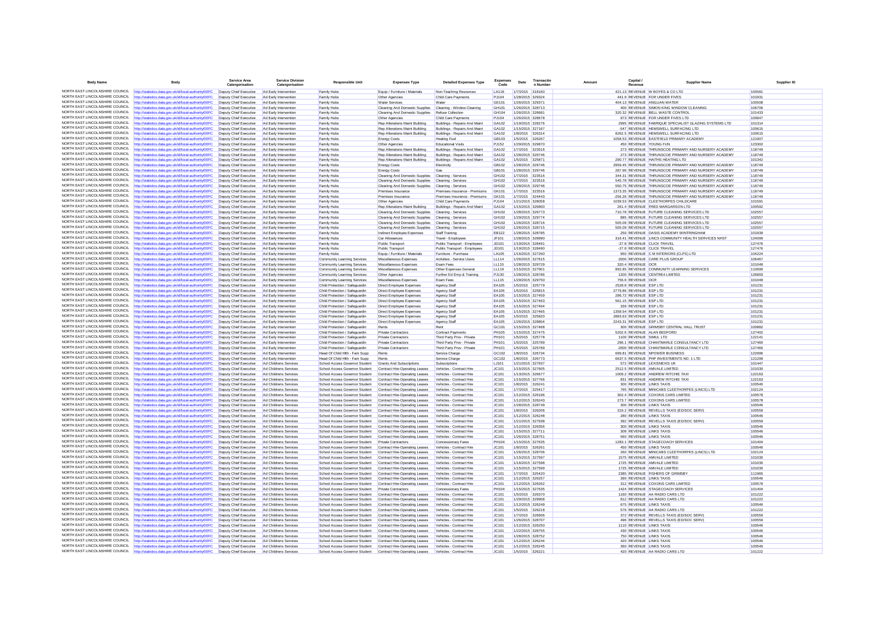| Body Name | Body | Service Area Catergorisation | Service Division Catergorisation | Responsible Unit | Expenses Type | Detailed Expenses Type | Expenses Code | Date | Transaction Number | Amount | Capital / Revenue | Supplier Name | Supplier ID |
|---|---|---|---|---|---|---|---|---|---|---|---|---|---|
| NORTH EAST LINCOLNSHIRE COUNCIL | http://statistics.data.gov.uk/id/local-authority/00FC | Deputy Chief Executive | Ad Early Intervention | Family Hubs | Equip / Furniture / Materials | Non-Teaching Resources | LA118 | 1/7/2015 | 318160 | 421.13 | REVENUE | W BOYES & CO LTD | 100581 |
| NORTH EAST LINCOLNSHIRE COUNCIL | http://statistics.data.gov.uk/id/local-authority/00FC | Deputy Chief Executive | Ad Early Intervention | Family Hubs | Other Agencies | Child Care Payments | PJ104 | 1/28/2015 | 329324 | 441.9 | REVENUE | FOR UNDER FIVES | 101931 |
| NORTH EAST LINCOLNSHIRE COUNCIL | http://statistics.data.gov.uk/id/local-authority/00FC | Deputy Chief Executive | Ad Early Intervention | Family Hubs | Water Services | Water | GE101 | 1/26/2015 | 329371 | 404.13 | REVENUE | ANGLIAN WATER | 100508 |
| NORTH EAST LINCOLNSHIRE COUNCIL | http://statistics.data.gov.uk/id/local-authority/00FC | Deputy Chief Executive | Ad Early Intervention | Family Hubs | Cleaning And Domestic Supplies | Cleaning - Window Cleaning | GH101 | 1/26/2015 | 328713 | 400 | REVENUE | SIMON KING WINDOW CLEANING | 106706 |
| NORTH EAST LINCOLNSHIRE COUNCIL | http://statistics.data.gov.uk/id/local-authority/00FC | Deputy Chief Executive | Ad Early Intervention | Family Hubs | Cleaning And Domestic Supplies | Refuse Collection | GH104 | 1/26/2015 | 328681 | 320.32 | REVENUE | BELL WASTE CONTROL | 101433 |
| NORTH EAST LINCOLNSHIRE COUNCIL | http://statistics.data.gov.uk/id/local-authority/00FC | Deputy Chief Executive | Ad Early Intervention | Family Hubs | Other Agencies | Child Care Payments | PJ104 | 1/26/2015 | 328678 | 973 | REVENUE | FOR UNDER FIVES LTD | 100647 |
| NORTH EAST LINCOLNSHIRE COUNCIL | http://statistics.data.gov.uk/id/local-authority/00FC | Deputy Chief Executive | Ad Early Intervention | Family Hubs | Rep Alterations Maint Building | Buildings - Repairs And Maint | GA102 | 1/19/2015 | 328276 | 2995 | REVENUE | FABRIQUE SPECIALIST GLAZING SYSTEMS LTD | 101314 |
| NORTH EAST LINCOLNSHIRE COUNCIL | http://statistics.data.gov.uk/id/local-authority/00FC | Deputy Chief Executive | Ad Early Intervention | Family Hubs | Rep Alterations Maint Building | Buildings - Repairs And Maint | GA102 | 1/15/2015 | 327167 | -547 | REVENUE | HEMSWELL SURFACING LTD | 100615 |
| NORTH EAST LINCOLNSHIRE COUNCIL | http://statistics.data.gov.uk/id/local-authority/00FC | Deputy Chief Executive | Ad Early Intervention | Family Hubs | Rep Alterations Maint Building | Buildings - Repairs And Maint | GA102 | 1/8/2015 | 326314 | 8262.5 | REVENUE | HEMSWELL SURFACING LTD | 100615 |
| NORTH EAST LINCOLNSHIRE COUNCIL | http://statistics.data.gov.uk/id/local-authority/00FC | Deputy Chief Executive | Ad Early Intervention | Family Hubs | Energy Costs | Heating Fuel | GB103 | 1/5/2015 | 326267 | 1058.53 | REVENUE | EASTFIELD PRIMARY ACADEMY | 121907 |
| NORTH EAST LINCOLNSHIRE COUNCIL | http://statistics.data.gov.uk/id/local-authority/00FC | Deputy Chief Executive | Ad Early Intervention | Family Hubs | Other Agencies | Educational Visits | PJ152 | 1/29/2015 | 329870 | 450 | REVENUE | YOUNG FUN | 123302 |
| NORTH EAST LINCOLNSHIRE COUNCIL | http://statistics.data.gov.uk/id/local-authority/00FC | Deputy Chief Executive | Ad Early Intervention | Family Hubs | Rep Alterations Maint Building | Buildings - Repairs And Maint | GA102 | 1/7/2015 | 323516 | 273 | REVENUE | THRUNSCOE PRIMARY AND NURSERY ACADEMY | 118749 |
| NORTH EAST LINCOLNSHIRE COUNCIL | http://statistics.data.gov.uk/id/local-authority/00FC | Deputy Chief Executive | Ad Early Intervention | Family Hubs | Rep Alterations Maint Building | Buildings - Repairs And Maint | GA102 | 1/28/2015 | 329746 | 273 | REVENUE | THRUNSCOE PRIMARY AND NURSERY ACADEMY | 118749 |
| NORTH EAST LINCOLNSHIRE COUNCIL | http://statistics.data.gov.uk/id/local-authority/00FC | Deputy Chief Executive | Ad Early Intervention | Family Hubs | Rep Alterations Maint Building | Buildings - Repairs And Maint | GA102 | 1/5/2015 | 325871 | 290.77 | REVENUE | HAITHS HEATING LTD | 101342 |
| NORTH EAST LINCOLNSHIRE COUNCIL | http://statistics.data.gov.uk/id/local-authority/00FC | Deputy Chief Executive | Ad Early Intervention | Family Hubs | Energy Costs | Electricity | GB102 | 1/28/2015 | 329746 | 2959.45 | REVENUE | THRUNSCOE PRIMARY AND NURSERY ACADEMY | 118749 |
| NORTH EAST LINCOLNSHIRE COUNCIL | http://statistics.data.gov.uk/id/local-authority/00FC | Deputy Chief Executive | Ad Early Intervention | Family Hubs | Energy Costs | Gas | GB101 | 1/28/2015 | 329746 | 287.96 | REVENUE | THRUNSCOE PRIMARY AND NURSERY ACADEMY | 118749 |
| NORTH EAST LINCOLNSHIRE COUNCIL | http://statistics.data.gov.uk/id/local-authority/00FC | Deputy Chief Executive | Ad Early Intervention | Family Hubs | Cleaning And Domestic Supplies | Cleaning - Services | GH102 | 1/7/2015 | 323516 | 344.31 | REVENUE | THRUNSCOE PRIMARY AND NURSERY ACADEMY | 118749 |
| NORTH EAST LINCOLNSHIRE COUNCIL | http://statistics.data.gov.uk/id/local-authority/00FC | Deputy Chief Executive | Ad Early Intervention | Family Hubs | Cleaning And Domestic Supplies | Cleaning - Services | GH102 | 1/7/2015 | 323516 | 545.78 | REVENUE | THRUNSCOE PRIMARY AND NURSERY ACADEMY | 118749 |
| NORTH EAST LINCOLNSHIRE COUNCIL | http://statistics.data.gov.uk/id/local-authority/00FC | Deputy Chief Executive | Ad Early Intervention | Family Hubs | Cleaning And Domestic Supplies | Cleaning - Services | GH102 | 1/28/2015 | 329746 | 550.75 | REVENUE | THRUNSCOE PRIMARY AND NURSERY ACADEMY | 118749 |
| NORTH EAST LINCOLNSHIRE COUNCIL | http://statistics.data.gov.uk/id/local-authority/00FC | Deputy Chief Executive | Ad Early Intervention | Family Hubs | Premises Insurance | Premises Insurance - Premiums | GK101 | 1/7/2015 | 323516 | 1373.35 | REVENUE | THRUNSCOE PRIMARY AND NURSERY ACADEMY | 118749 |
| NORTH EAST LINCOLNSHIRE COUNCIL | http://statistics.data.gov.uk/id/local-authority/00FC | Deputy Chief Executive | Ad Early Intervention | Family Hubs | Premises Insurance | Premises Insurance - Premiums | GK101 | 1/7/2015 | 324443 | -256.26 | REVENUE | THRUNSCOE PRIMARY AND NURSERY ACADEMY | 118749 |
| NORTH EAST LINCOLNSHIRE COUNCIL | http://statistics.data.gov.uk/id/local-authority/00FC | Deputy Chief Executive | Ad Early Intervention | Family Hubs | Other Agencies | Child Care Payments | PJ104 | 1/21/2015 | 328058 | 1039.53 | REVENUE | CLEETHORPES CHILDCARE | 101591 |
| NORTH EAST LINCOLNSHIRE COUNCIL | http://statistics.data.gov.uk/id/local-authority/00FC | Deputy Chief Executive | Ad Early Intervention | Family Hubs | Rep Alterations Maint Building | Buildings - Repairs And Maint | GA102 | 1/15/2015 | 326800 | 261.4 | REVENUE | FRED MARGARSON LTD | 100592 |
| NORTH EAST LINCOLNSHIRE COUNCIL | http://statistics.data.gov.uk/id/local-authority/00FC | Deputy Chief Executive | Ad Early Intervention | Family Hubs | Cleaning And Domestic Supplies | Cleaning - Services | GH102 | 1/28/2015 | 329773 | 710.78 | REVENUE | FUTURE CLEANING SERVICES LTD | 102557 |
| NORTH EAST LINCOLNSHIRE COUNCIL | http://statistics.data.gov.uk/id/local-authority/00FC | Deputy Chief Executive | Ad Early Intervention | Family Hubs | Cleaning And Domestic Supplies | Cleaning - Services | GH102 | 1/29/2015 | 329774 | 885 | REVENUE | FUTURE CLEANING SERVICES LTD | 102557 |
| NORTH EAST LINCOLNSHIRE COUNCIL | http://statistics.data.gov.uk/id/local-authority/00FC | Deputy Chief Executive | Ad Early Intervention | Family Hubs | Cleaning And Domestic Supplies | Cleaning - Services | GH102 | 1/26/2015 | 328716 | 505.09 | REVENUE | FUTURE CLEANING SERVICES LTD | 102557 |
| NORTH EAST LINCOLNSHIRE COUNCIL | http://statistics.data.gov.uk/id/local-authority/00FC | Deputy Chief Executive | Ad Early Intervention | Family Hubs | Cleaning And Domestic Supplies | Cleaning - Services | GH102 | 1/26/2015 | 328715 | 505.09 | REVENUE | FUTURE CLEANING SERVICES LTD | 102557 |
| NORTH EAST LINCOLNSHIRE COUNCIL | http://statistics.data.gov.uk/id/local-authority/00FC | Deputy Chief Executive | Ad Early Intervention | Family Hubs | Indirect Employee Expenses | Staff Training | EB122 | 1/28/2015 | 328785 | 250 | REVENUE | OASIS ACADEMY WINTRINGHAM | 101939 |
| NORTH EAST LINCOLNSHIRE COUNCIL | http://statistics.data.gov.uk/id/local-authority/00FC | Deputy Chief Executive | Ad Early Intervention | Family Hubs | Car Allowances | Travel - Employees | JF101 | 1/28/2015 | 328990 | 316.41 | REVENUE | LINCS COMMUNITY HEALTH SERVICES NHST | 124099 |
| NORTH EAST LINCOLNSHIRE COUNCIL | http://statistics.data.gov.uk/id/local-authority/00FC | Deputy Chief Executive | Ad Early Intervention | Family Hubs | Public Transport | Public Transport - Employees | JD101 | 1/19/2015 | 328491 | -27.8 | REVENUE | CLICK TRAVEL | 127476 |
| NORTH EAST LINCOLNSHIRE COUNCIL | http://statistics.data.gov.uk/id/local-authority/00FC | Deputy Chief Executive | Ad Early Intervention | Family Hubs | Public Transport | Public Transport - Employees | JD101 | 1/19/2015 | 328490 | -27.8 | REVENUE | CLICK TRAVEL | 127476 |
| NORTH EAST LINCOLNSHIRE COUNCIL | http://statistics.data.gov.uk/id/local-authority/00FC | Deputy Chief Executive | Ad Early Intervention | Family Hubs | Equip / Furniture / Materials | Furniture - Purchase | LA105 | 1/16/2015 | 327260 | 950 | REVENUE | C M INTERIORS (CLPS) LTD | 104224 |
| NORTH EAST LINCOLNSHIRE COUNCIL | http://statistics.data.gov.uk/id/local-authority/00FC | Deputy Chief Executive | Ad Early Intervention | Community Learning Services | Miscellaneous Expenses | Activities - Service Users | LL114 | 1/26/2015 | 327615 | 2000 | REVENUE | CARE PLUS GROUP | 106467 |
| NORTH EAST LINCOLNSHIRE COUNCIL | http://statistics.data.gov.uk/id/local-authority/00FC | Deputy Chief Executive | Ad Early Intervention | Community Learning Services | Miscellaneous Expenses | Exam Fees | LL115 | 1/28/2015 | 329729 | 320.4 | REVENUE | OCR | 101048 |
| NORTH EAST LINCOLNSHIRE COUNCIL | http://statistics.data.gov.uk/id/local-authority/00FC | Deputy Chief Executive | Ad Early Intervention | Community Learning Services | Miscellaneous Expenses | Other Expenses General | LL119 | 1/15/2015 | 327901 | 892.85 | REVENUE | COMMUNITY LEARNING SERVICES | 110690 |
| NORTH EAST LINCOLNSHIRE COUNCIL | http://statistics.data.gov.uk/id/local-authority/00FC | Deputy Chief Executive | Ad Early Intervention | Community Learning Services | Other Agencies | Further Ed Emp & Training | PJ130 | 1/28/2015 | 328786 | 1200 | REVENUE | CENTRE4 LIMITED | 126893 |
| NORTH EAST LINCOLNSHIRE COUNCIL | http://statistics.data.gov.uk/id/local-authority/00FC | Deputy Chief Executive | Ad Early Intervention | Community Learning Services | Miscellaneous Expenses | Exam Fees | LL115 | 1/29/2015 | 329750 | 756.6 | REVENUE | OCR | 101048 |
| NORTH EAST LINCOLNSHIRE COUNCIL | http://statistics.data.gov.uk/id/local-authority/00FC | Deputy Chief Executive | Ad Early Intervention | Child Protection / Safeguardin | Direct Employee Expenses | Agency Staff | EA105 | 1/5/2015 | 325779 | 2528.8 | REVENUE | ESP LTD | 101231 |
| NORTH EAST LINCOLNSHIRE COUNCIL | http://statistics.data.gov.uk/id/local-authority/00FC | Deputy Chief Executive | Ad Early Intervention | Child Protection / Safeguardin | Direct Employee Expenses | Agency Staff | EA105 | 1/5/2015 | 325815 | 2779.86 | REVENUE | ESP LTD | 101231 |
| NORTH EAST LINCOLNSHIRE COUNCIL | http://statistics.data.gov.uk/id/local-authority/00FC | Deputy Chief Executive | Ad Early Intervention | Child Protection / Safeguardin | Direct Employee Expenses | Agency Staff | EA105 | 1/15/2015 | 327459 | 286.72 | REVENUE | ESP LTD | 101231 |
| NORTH EAST LINCOLNSHIRE COUNCIL | http://statistics.data.gov.uk/id/local-authority/00FC | Deputy Chief Executive | Ad Early Intervention | Child Protection / Safeguardin | Direct Employee Expenses | Agency Staff | EA105 | 1/15/2015 | 327463 | 561.15 | REVENUE | ESP LTD | 101231 |
| NORTH EAST LINCOLNSHIRE COUNCIL | http://statistics.data.gov.uk/id/local-authority/00FC | Deputy Chief Executive | Ad Early Intervention | Child Protection / Safeguardin | Direct Employee Expenses | Agency Staff | EA105 | 1/15/2015 | 327464 | 339 | REVENUE | ESP LTD | 101231 |
| NORTH EAST LINCOLNSHIRE COUNCIL | http://statistics.data.gov.uk/id/local-authority/00FC | Deputy Chief Executive | Ad Early Intervention | Child Protection / Safeguardin | Direct Employee Expenses | Agency Staff | EA105 | 1/15/2015 | 327465 | 1358.54 | REVENUE | ESP LTD | 101231 |
| NORTH EAST LINCOLNSHIRE COUNCIL | http://statistics.data.gov.uk/id/local-authority/00FC | Deputy Chief Executive | Ad Early Intervention | Child Protection / Safeguardin | Direct Employee Expenses | Agency Staff | EA105 | 1/5/2015 | 325820 | 2883.63 | REVENUE | ESP LTD | 101231 |
| NORTH EAST LINCOLNSHIRE COUNCIL | http://statistics.data.gov.uk/id/local-authority/00FC | Deputy Chief Executive | Ad Early Intervention | Child Protection / Safeguardin | Direct Employee Expenses | Agency Staff | EA105 | 1/26/2015 | 328804 | 2243.31 | REVENUE | ESP LTD | 101231 |
| NORTH EAST LINCOLNSHIRE COUNCIL | http://statistics.data.gov.uk/id/local-authority/00FC | Deputy Chief Executive | Ad Early Intervention | Child Protection / Safeguardin | Rents | Rent | GC101 | 1/15/2015 | 327468 | 300 | REVENUE | GRIMSBY CENTRAL HALL TRUST | 100882 |
| NORTH EAST LINCOLNSHIRE COUNCIL | http://statistics.data.gov.uk/id/local-authority/00FC | Deputy Chief Executive | Ad Early Intervention | Child Protection / Safeguardin | Private Contractors | Contract Payments | PH105 | 1/15/2015 | 327475 | 5202.6 | REVENUE | ALAN BEDFORD | 127402 |
| NORTH EAST LINCOLNSHIRE COUNCIL | http://statistics.data.gov.uk/id/local-authority/00FC | Deputy Chief Executive | Ad Early Intervention | Child Protection / Safeguardin | Private Contractors | Third Party Prov - Private | PH101 | 1/5/2015 | 325778 | 1100 | REVENUE | SIMUL LTD | 122141 |
| NORTH EAST LINCOLNSHIRE COUNCIL | http://statistics.data.gov.uk/id/local-authority/00FC | Deputy Chief Executive | Ad Early Intervention | Child Protection / Safeguardin | Private Contractors | Third Party Prov - Private | PH101 | 1/5/2015 | 325789 | 296.1 | REVENUE | CHANTMARLE CONSULTANCY LTD | 127460 |
| NORTH EAST LINCOLNSHIRE COUNCIL | http://statistics.data.gov.uk/id/local-authority/00FC | Deputy Chief Executive | Ad Early Intervention | Child Protection / Safeguardin | Private Contractors | Third Party Prov - Private | PH101 | 1/5/2015 | 325789 | 2000 | REVENUE | CHANTMARLE CONSULTANCY LTD | 127460 |
| NORTH EAST LINCOLNSHIRE COUNCIL | http://statistics.data.gov.uk/id/local-authority/00FC | Deputy Chief Executive | Ad Early Intervention | Head Of Child Hlth - Fam Supp | Rents | Service Charge | GC102 | 1/8/2015 | 326734 | 699.81 | REVENUE | NPOWER BUSINESS | 122996 |
| NORTH EAST LINCOLNSHIRE COUNCIL | http://statistics.data.gov.uk/id/local-authority/00FC | Deputy Chief Executive | Ad Early Intervention | Head Of Child Hlth - Fam Supp | Rents | Service Charge | GC102 | 1/8/2015 | 326773 | 6637.5 | REVENUE | PHP INVESTMENTS NO. 1 LTD | 121299 |
| NORTH EAST LINCOLNSHIRE COUNCIL | http://statistics.data.gov.uk/id/local-authority/00FC | Deputy Chief Executive | Ad Childrens Services | School Access Governor Student | Grants And Subscriptions | Subscriptions | LJ101 | 1/21/2015 | 327937 | 572 | REVENUE | LEXISNEXIS UK | 101447 |
| NORTH EAST LINCOLNSHIRE COUNCIL | http://statistics.data.gov.uk/id/local-authority/00FC | Deputy Chief Executive | Ad Childrens Services | School Access Governor Student | Contract Hire-Operating Leases | Vehicles - Contract Hire | JC101 | 1/15/2015 | 327605 | 2512.5 | REVENUE | AMVALE LIMITED | 101030 |
| NORTH EAST LINCOLNSHIRE COUNCIL | http://statistics.data.gov.uk/id/local-authority/00FC | Deputy Chief Executive | Ad Childrens Services | School Access Governor Student | Contract Hire-Operating Leases | Vehicles - Contract Hire | JC101 | 1/13/2015 | 326677 | 1009.2 | REVENUE | ANDREW RITCHIE TAXI | 122163 |
| NORTH EAST LINCOLNSHIRE COUNCIL | http://statistics.data.gov.uk/id/local-authority/00FC | Deputy Chief Executive | Ad Childrens Services | School Access Governor Student | Contract Hire-Operating Leases | Vehicles - Contract Hire | JC101 | 1/15/2015 | 327766 | 831 | REVENUE | ANDREW RITCHIE TAXI | 122163 |
| NORTH EAST LINCOLNSHIRE COUNCIL | http://statistics.data.gov.uk/id/local-authority/00FC | Deputy Chief Executive | Ad Childrens Services | School Access Governor Student | Contract Hire-Operating Leases | Vehicles - Contract Hire | JC101 | 1/8/2015 | 326241 | 300 | REVENUE | LINKS TAXIS | 100546 |
| NORTH EAST LINCOLNSHIRE COUNCIL | http://statistics.data.gov.uk/id/local-authority/00FC | Deputy Chief Executive | Ad Childrens Services | School Access Governor Student | Contract Hire-Operating Leases | Vehicles - Contract Hire | JC101 | 1/7/2015 | 325417 | 765 | REVENUE | MINICABS CLEETHORPES (LINCS) LTD | 102124 |
| NORTH EAST LINCOLNSHIRE COUNCIL | http://statistics.data.gov.uk/id/local-authority/00FC | Deputy Chief Executive | Ad Childrens Services | School Access Governor Student | Contract Hire-Operating Leases | Vehicles - Contract Hire | JC101 | 1/12/2015 | 326196 | 302.4 | REVENUE | COXONS CARS LIMITED | 100578 |
| NORTH EAST LINCOLNSHIRE COUNCIL | http://statistics.data.gov.uk/id/local-authority/00FC | Deputy Chief Executive | Ad Childrens Services | School Access Governor Student | Contract Hire-Operating Leases | Vehicles - Contract Hire | JC101 | 1/12/2015 | 326243 | 273.7 | REVENUE | COXONS CARS LIMITED | 100578 |
| NORTH EAST LINCOLNSHIRE COUNCIL | http://statistics.data.gov.uk/id/local-authority/00FC | Deputy Chief Executive | Ad Childrens Services | School Access Governor Student | Contract Hire-Operating Leases | Vehicles - Contract Hire | JC101 | 1/28/2015 | 328749 | 300 | REVENUE | LINKS TAXIS | 100546 |
| NORTH EAST LINCOLNSHIRE COUNCIL | http://statistics.data.gov.uk/id/local-authority/00FC | Deputy Chief Executive | Ad Childrens Services | School Access Governor Student | Contract Hire-Operating Leases | Vehicles - Contract Hire | JC101 | 1/8/2015 | 326206 | 319.2 | REVENUE | REVELLS TAXIS (EDISOC SERV) | 100559 |
| NORTH EAST LINCOLNSHIRE COUNCIL | http://statistics.data.gov.uk/id/local-authority/00FC | Deputy Chief Executive | Ad Childrens Services | School Access Governor Student | Contract Hire-Operating Leases | Vehicles - Contract Hire | JC101 | 1/12/2015 | 326248 | 280 | REVENUE | LINKS TAXIS | 100546 |
| NORTH EAST LINCOLNSHIRE COUNCIL | http://statistics.data.gov.uk/id/local-authority/00FC | Deputy Chief Executive | Ad Childrens Services | School Access Governor Student | Contract Hire-Operating Leases | Vehicles - Contract Hire | JC101 | 1/21/2015 | 327938 | 392 | REVENUE | REVELLS TAXIS (EDISOC SERV) | 100559 |
| NORTH EAST LINCOLNSHIRE COUNCIL | http://statistics.data.gov.uk/id/local-authority/00FC | Deputy Chief Executive | Ad Childrens Services | School Access Governor Student | Contract Hire-Operating Leases | Vehicles - Contract Hire | JC101 | 1/12/2015 | 326356 | 300 | REVENUE | LINKS TAXIS | 100546 |
| NORTH EAST LINCOLNSHIRE COUNCIL | http://statistics.data.gov.uk/id/local-authority/00FC | Deputy Chief Executive | Ad Childrens Services | School Access Governor Student | Contract Hire-Operating Leases | Vehicles - Contract Hire | JC101 | 1/15/2015 | 327711 | 308 | REVENUE | LINKS TAXIS | 100546 |
| NORTH EAST LINCOLNSHIRE COUNCIL | http://statistics.data.gov.uk/id/local-authority/00FC | Deputy Chief Executive | Ad Childrens Services | School Access Governor Student | Contract Hire-Operating Leases | Vehicles - Contract Hire | JC101 | 1/26/2015 | 328751 | 560 | REVENUE | LINKS TAXIS | 100546 |
| NORTH EAST LINCOLNSHIRE COUNCIL | http://statistics.data.gov.uk/id/local-authority/00FC | Deputy Chief Executive | Ad Childrens Services | School Access Governor Student | Private Contractors | Concessionary Fares | PH104 | 1/15/2015 | 327635 | 1283.1 | REVENUE | STAGECOACH SERVICES | 101404 |
| NORTH EAST LINCOLNSHIRE COUNCIL | http://statistics.data.gov.uk/id/local-authority/00FC | Deputy Chief Executive | Ad Childrens Services | School Access Governor Student | Contract Hire-Operating Leases | Vehicles - Contract Hire | JC101 | 1/8/2015 | 326261 | 450 | REVENUE | LINKS TAXIS | 100546 |
| NORTH EAST LINCOLNSHIRE COUNCIL | http://statistics.data.gov.uk/id/local-authority/00FC | Deputy Chief Executive | Ad Childrens Services | School Access Governor Student | Contract Hire-Operating Leases | Vehicles - Contract Hire | JC101 | 1/26/2015 | 328706 | 260 | REVENUE | MINICABS CLEETHORPES (LINCS) LTD | 102124 |
| NORTH EAST LINCOLNSHIRE COUNCIL | http://statistics.data.gov.uk/id/local-authority/00FC | Deputy Chief Executive | Ad Childrens Services | School Access Governor Student | Contract Hire-Operating Leases | Vehicles - Contract Hire | JC101 | 1/15/2015 | 327597 | 1575 | REVENUE | AMVALE LIMITED | 101030 |
| NORTH EAST LINCOLNSHIRE COUNCIL | http://statistics.data.gov.uk/id/local-authority/00FC | Deputy Chief Executive | Ad Childrens Services | School Access Governor Student | Contract Hire-Operating Leases | Vehicles - Contract Hire | JC101 | 1/16/2015 | 327598 | 1725 | REVENUE | AMVALE LIMITED | 101030 |
| NORTH EAST LINCOLNSHIRE COUNCIL | http://statistics.data.gov.uk/id/local-authority/00FC | Deputy Chief Executive | Ad Childrens Services | School Access Governor Student | Contract Hire-Operating Leases | Vehicles - Contract Hire | JC101 | 1/15/2015 | 327599 | 1725 | REVENUE | AMVALE LIMITED | 101030 |
| NORTH EAST LINCOLNSHIRE COUNCIL | http://statistics.data.gov.uk/id/local-authority/00FC | Deputy Chief Executive | Ad Childrens Services | School Access Governor Student | Contract Hire-Operating Leases | Vehicles - Contract Hire | JC101 | 1/7/2015 | 325420 | 2385 | REVENUE | FISHERS OF GRIMSBY | 111985 |
| NORTH EAST LINCOLNSHIRE COUNCIL | http://statistics.data.gov.uk/id/local-authority/00FC | Deputy Chief Executive | Ad Childrens Services | School Access Governor Student | Contract Hire-Operating Leases | Vehicles - Contract Hire | JC101 | 1/12/2015 | 326257 | 390 | REVENUE | LINKS TAXIS | 100546 |
| NORTH EAST LINCOLNSHIRE COUNCIL | http://statistics.data.gov.uk/id/local-authority/00FC | Deputy Chief Executive | Ad Childrens Services | School Access Governor Student | Contract Hire-Operating Leases | Vehicles - Contract Hire | JC101 | 1/12/2015 | 326262 | 312 | REVENUE | COXONS CARS LIMITED | 100578 |
| NORTH EAST LINCOLNSHIRE COUNCIL | http://statistics.data.gov.uk/id/local-authority/00FC | Deputy Chief Executive | Ad Childrens Services | School Access Governor Student | Private Contractors | Concessionary Fares | PH104 | 1/15/2015 | 327635 | 1424 | REVENUE | STAGECOACH SERVICES | 101404 |
| NORTH EAST LINCOLNSHIRE COUNCIL | http://statistics.data.gov.uk/id/local-authority/00FC | Deputy Chief Executive | Ad Childrens Services | School Access Governor Student | Contract Hire-Operating Leases | Vehicles - Contract Hire | JC101 | 1/5/2015 | 326370 | 1160 | REVENUE | AA RADIO CARS LTD | 101222 |
| NORTH EAST LINCOLNSHIRE COUNCIL | http://statistics.data.gov.uk/id/local-authority/00FC | Deputy Chief Executive | Ad Childrens Services | School Access Governor Student | Contract Hire-Operating Leases | Vehicles - Contract Hire | JC101 | 1/29/2015 | 329908 | 812 | REVENUE | AA RADIO CARS LTD | 101222 |
| NORTH EAST LINCOLNSHIRE COUNCIL | http://statistics.data.gov.uk/id/local-authority/00FC | Deputy Chief Executive | Ad Childrens Services | School Access Governor Student | Contract Hire-Operating Leases | Vehicles - Contract Hire | JC101 | 1/12/2015 | 326249 | 675 | REVENUE | LINKS TAXIS | 100546 |
| NORTH EAST LINCOLNSHIRE COUNCIL | http://statistics.data.gov.uk/id/local-authority/00FC | Deputy Chief Executive | Ad Childrens Services | School Access Governor Student | Contract Hire-Operating Leases | Vehicles - Contract Hire | JC101 | 1/5/2015 | 326218 | 576 | REVENUE | AA RADIO CARS LTD | 101222 |
| NORTH EAST LINCOLNSHIRE COUNCIL | http://statistics.data.gov.uk/id/local-authority/00FC | Deputy Chief Executive | Ad Childrens Services | School Access Governor Student | Contract Hire-Operating Leases | Vehicles - Contract Hire | JC101 | 1/7/2015 | 326606 | 372 | REVENUE | REVELLS TAXIS (EDISOC SERV) | 100559 |
| NORTH EAST LINCOLNSHIRE COUNCIL | http://statistics.data.gov.uk/id/local-authority/00FC | Deputy Chief Executive | Ad Childrens Services | School Access Governor Student | Contract Hire-Operating Leases | Vehicles - Contract Hire | JC101 | 1/26/2015 | 328707 | 496 | REVENUE | REVELLS TAXIS (EDISOC SERV) | 100559 |
| NORTH EAST LINCOLNSHIRE COUNCIL | http://statistics.data.gov.uk/id/local-authority/00FC | Deputy Chief Executive | Ad Childrens Services | School Access Governor Student | Contract Hire-Operating Leases | Vehicles - Contract Hire | JC101 | 1/12/2015 | 326250 | 1110 | REVENUE | LINKS TAXIS | 100546 |
| NORTH EAST LINCOLNSHIRE COUNCIL | http://statistics.data.gov.uk/id/local-authority/00FC | Deputy Chief Executive | Ad Childrens Services | School Access Governor Student | Contract Hire-Operating Leases | Vehicles - Contract Hire | JC101 | 1/22/2015 | 328755 | 430 | REVENUE | LINKS TAXIS | 100546 |
| NORTH EAST LINCOLNSHIRE COUNCIL | http://statistics.data.gov.uk/id/local-authority/00FC | Deputy Chief Executive | Ad Childrens Services | School Access Governor Student | Contract Hire-Operating Leases | Vehicles - Contract Hire | JC101 | 1/28/2015 | 328752 | 750 | REVENUE | LINKS TAXIS | 100546 |
| NORTH EAST LINCOLNSHIRE COUNCIL | http://statistics.data.gov.uk/id/local-authority/00FC | Deputy Chief Executive | Ad Childrens Services | School Access Governor Student | Contract Hire-Operating Leases | Vehicles - Contract Hire | JC101 | 1/12/2015 | 326244 | 420 | REVENUE | LINKS TAXIS | 100546 |
| NORTH EAST LINCOLNSHIRE COUNCIL | http://statistics.data.gov.uk/id/local-authority/00FC | Deputy Chief Executive | Ad Childrens Services | School Access Governor Student | Contract Hire-Operating Leases | Vehicles - Contract Hire | JC101 | 1/12/2015 | 326245 | 360 | REVENUE | LINKS TAXIS | 100546 |
| NORTH EAST LINCOLNSHIRE COUNCIL | http://statistics.data.gov.uk/id/local-authority/00FC | Deputy Chief Executive | Ad Childrens Services | School Access Governor Student | Contract Hire-Operating Leases | Vehicles - Contract Hire | JC101 | 1/5/2015 | 326221 | 420 | REVENUE | AA RADIO CARS LTD | 101222 |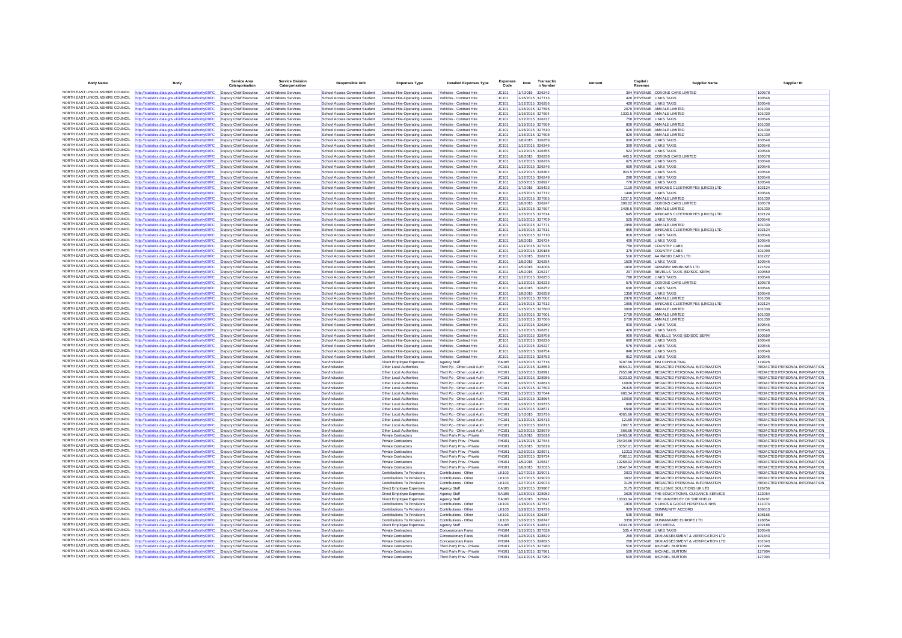| Body Name | Body | Service Area Catergorisation | Service Division Catergorisation | Responsible Unit | Expenses Type | Detailed Expenses Type | Expenses Code | Date | Transaction Number | Amount | Capital / Revenue | Supplier Name | Supplier ID |
|---|---|---|---|---|---|---|---|---|---|---|---|---|---|
| NORTH EAST LINCOLNSHIRE COUNCIL | http://statistics.data.gov.uk/id/local-authority/00FC | Deputy Chief Executive | Ad Childrens Services | School Access Governor Student | Contract Hire-Operating Leases | Vehicles - Contract Hire | JC101 | 1/7/2015 | 326242 | 394 | REVENUE | COXONS CARS LIMITED | 100578 |
| NORTH EAST LINCOLNSHIRE COUNCIL | http://statistics.data.gov.uk/id/local-authority/00FC | Deputy Chief Executive | Ad Childrens Services | School Access Governor Student | Contract Hire-Operating Leases | Vehicles - Contract Hire | JC101 | 1/16/2015 | 327713 | 420 | REVENUE | LINKS TAXIS | 100546 |
| NORTH EAST LINCOLNSHIRE COUNCIL | http://statistics.data.gov.uk/id/local-authority/00FC | Deputy Chief Executive | Ad Childrens Services | School Access Governor Student | Contract Hire-Operating Leases | Vehicles - Contract Hire | JC101 | 1/12/2015 | 326256 | 420 | REVENUE | LINKS TAXIS | 100546 |
| NORTH EAST LINCOLNSHIRE COUNCIL | http://statistics.data.gov.uk/id/local-authority/00FC | Deputy Chief Executive | Ad Childrens Services | School Access Governor Student | Contract Hire-Operating Leases | Vehicles - Contract Hire | JC101 | 1/16/2015 | 327596 | 2070 | REVENUE | AMVALE LIMITED | 101030 |
| NORTH EAST LINCOLNSHIRE COUNCIL | http://statistics.data.gov.uk/id/local-authority/00FC | Deputy Chief Executive | Ad Childrens Services | School Access Governor Student | Contract Hire-Operating Leases | Vehicles - Contract Hire | JC101 | 1/15/2015 | 327604 | 1333.5 | REVENUE | AMVALE LIMITED | 101030 |
| NORTH EAST LINCOLNSHIRE COUNCIL | http://statistics.data.gov.uk/id/local-authority/00FC | Deputy Chief Executive | Ad Childrens Services | School Access Governor Student | Contract Hire-Operating Leases | Vehicles - Contract Hire | JC101 | 1/12/2015 | 326237 | 750 | REVENUE | LINKS TAXIS | 100546 |
| NORTH EAST LINCOLNSHIRE COUNCIL | http://statistics.data.gov.uk/id/local-authority/00FC | Deputy Chief Executive | Ad Childrens Services | School Access Governor Student | Contract Hire-Operating Leases | Vehicles - Contract Hire | JC101 | 1/15/2015 | 327609 | 820 | REVENUE | AMVALE LIMITED | 101030 |
| NORTH EAST LINCOLNSHIRE COUNCIL | http://statistics.data.gov.uk/id/local-authority/00FC | Deputy Chief Executive | Ad Childrens Services | School Access Governor Student | Contract Hire-Operating Leases | Vehicles - Contract Hire | JC101 | 1/16/2015 | 327610 | 820 | REVENUE | AMVALE LIMITED | 101030 |
| NORTH EAST LINCOLNSHIRE COUNCIL | http://statistics.data.gov.uk/id/local-authority/00FC | Deputy Chief Executive | Ad Childrens Services | School Access Governor Student | Contract Hire-Operating Leases | Vehicles - Contract Hire | JC101 | 1/16/2015 | 327608 | 820 | REVENUE | AMVALE LIMITED | 101030 |
| NORTH EAST LINCOLNSHIRE COUNCIL | http://statistics.data.gov.uk/id/local-authority/00FC | Deputy Chief Executive | Ad Childrens Services | School Access Governor Student | Contract Hire-Operating Leases | Vehicles - Contract Hire | JC101 | 1/8/2015 | 326259 | 600 | REVENUE | LINKS TAXIS | 100546 |
| NORTH EAST LINCOLNSHIRE COUNCIL | http://statistics.data.gov.uk/id/local-authority/00FC | Deputy Chief Executive | Ad Childrens Services | School Access Governor Student | Contract Hire-Operating Leases | Vehicles - Contract Hire | JC101 | 1/12/2015 | 326346 | 300 | REVENUE | LINKS TAXIS | 100546 |
| NORTH EAST LINCOLNSHIRE COUNCIL | http://statistics.data.gov.uk/id/local-authority/00FC | Deputy Chief Executive | Ad Childrens Services | School Access Governor Student | Contract Hire-Operating Leases | Vehicles - Contract Hire | JC101 | 1/12/2015 | 326355 | 522 | REVENUE | LINKS TAXIS | 100546 |
| NORTH EAST LINCOLNSHIRE COUNCIL | http://statistics.data.gov.uk/id/local-authority/00FC | Deputy Chief Executive | Ad Childrens Services | School Access Governor Student | Contract Hire-Operating Leases | Vehicles - Contract Hire | JC101 | 1/8/2015 | 326238 | 443.5 | REVENUE | COXONS CARS LIMITED | 100578 |
| NORTH EAST LINCOLNSHIRE COUNCIL | http://statistics.data.gov.uk/id/local-authority/00FC | Deputy Chief Executive | Ad Childrens Services | School Access Governor Student | Contract Hire-Operating Leases | Vehicles - Contract Hire | JC101 | 1/12/2015 | 326236 | 675 | REVENUE | LINKS TAXIS | 100546 |
| NORTH EAST LINCOLNSHIRE COUNCIL | http://statistics.data.gov.uk/id/local-authority/00FC | Deputy Chief Executive | Ad Childrens Services | School Access Governor Student | Contract Hire-Operating Leases | Vehicles - Contract Hire | JC101 | 1/12/2015 | 326246 | 660 | REVENUE | LINKS TAXIS | 100546 |
| NORTH EAST LINCOLNSHIRE COUNCIL | http://statistics.data.gov.uk/id/local-authority/00FC | Deputy Chief Executive | Ad Childrens Services | School Access Governor Student | Contract Hire-Operating Leases | Vehicles - Contract Hire | JC101 | 1/12/2015 | 326362 | 903.5 | REVENUE | LINKS TAXIS | 100546 |
| NORTH EAST LINCOLNSHIRE COUNCIL | http://statistics.data.gov.uk/id/local-authority/00FC | Deputy Chief Executive | Ad Childrens Services | School Access Governor Student | Contract Hire-Operating Leases | Vehicles - Contract Hire | JC101 | 1/12/2015 | 326248 | 280 | REVENUE | LINKS TAXIS | 100546 |
| NORTH EAST LINCOLNSHIRE COUNCIL | http://statistics.data.gov.uk/id/local-authority/00FC | Deputy Chief Executive | Ad Childrens Services | School Access Governor Student | Contract Hire-Operating Leases | Vehicles - Contract Hire | JC101 | 1/26/2015 | 328927 | 770 | REVENUE | LINKS TAXIS | 100546 |
| NORTH EAST LINCOLNSHIRE COUNCIL | http://statistics.data.gov.uk/id/local-authority/00FC | Deputy Chief Executive | Ad Childrens Services | School Access Governor Student | Contract Hire-Operating Leases | Vehicles - Contract Hire | JC101 | 1/7/2015 | 325423 | 1110 | REVENUE | MINICABS CLEETHORPES (LINCS) LTD | 102124 |
| NORTH EAST LINCOLNSHIRE COUNCIL | http://statistics.data.gov.uk/id/local-authority/00FC | Deputy Chief Executive | Ad Childrens Services | School Access Governor Student | Contract Hire-Operating Leases | Vehicles - Contract Hire | JC101 | 1/15/2015 | 327712 | 1440 | REVENUE | LINKS TAXIS | 100546 |
| NORTH EAST LINCOLNSHIRE COUNCIL | http://statistics.data.gov.uk/id/local-authority/00FC | Deputy Chief Executive | Ad Childrens Services | School Access Governor Student | Contract Hire-Operating Leases | Vehicles - Contract Hire | JC101 | 1/15/2015 | 327605 | 1237.5 | REVENUE | AMVALE LIMITED | 101030 |
| NORTH EAST LINCOLNSHIRE COUNCIL | http://statistics.data.gov.uk/id/local-authority/00FC | Deputy Chief Executive | Ad Childrens Services | School Access Governor Student | Contract Hire-Operating Leases | Vehicles - Contract Hire | JC101 | 1/8/2015 | 326247 | 308.62 | REVENUE | COXONS CARS LIMITED | 100578 |
| NORTH EAST LINCOLNSHIRE COUNCIL | http://statistics.data.gov.uk/id/local-authority/00FC | Deputy Chief Executive | Ad Childrens Services | School Access Governor Student | Contract Hire-Operating Leases | Vehicles - Contract Hire | JC101 | 1/15/2015 | 327607 | 1498.5 | REVENUE | AMVALE LIMITED | 101030 |
| NORTH EAST LINCOLNSHIRE COUNCIL | http://statistics.data.gov.uk/id/local-authority/00FC | Deputy Chief Executive | Ad Childrens Services | School Access Governor Student | Contract Hire-Operating Leases | Vehicles - Contract Hire | JC101 | 1/15/2015 | 327614 | 645 | REVENUE | MINICABS CLEETHORPES (LINCS) LTD | 102124 |
| NORTH EAST LINCOLNSHIRE COUNCIL | http://statistics.data.gov.uk/id/local-authority/00FC | Deputy Chief Executive | Ad Childrens Services | School Access Governor Student | Contract Hire-Operating Leases | Vehicles - Contract Hire | JC101 | 1/15/2015 | 327709 | 525 | REVENUE | LINKS TAXIS | 100546 |
| NORTH EAST LINCOLNSHIRE COUNCIL | http://statistics.data.gov.uk/id/local-authority/00FC | Deputy Chief Executive | Ad Childrens Services | School Access Governor Student | Contract Hire-Operating Leases | Vehicles - Contract Hire | JC101 | 1/16/2015 | 327771 | 1950 | REVENUE | AMVALE LIMITED | 101030 |
| NORTH EAST LINCOLNSHIRE COUNCIL | http://statistics.data.gov.uk/id/local-authority/00FC | Deputy Chief Executive | Ad Childrens Services | School Access Governor Student | Contract Hire-Operating Leases | Vehicles - Contract Hire | JC101 | 1/16/2015 | 327611 | 855 | REVENUE | MINICABS CLEETHORPES (LINCS) LTD | 102124 |
| NORTH EAST LINCOLNSHIRE COUNCIL | http://statistics.data.gov.uk/id/local-authority/00FC | Deputy Chief Executive | Ad Childrens Services | School Access Governor Student | Contract Hire-Operating Leases | Vehicles - Contract Hire | JC101 | 1/16/2015 | 327710 | 810 | REVENUE | LINKS TAXIS | 100546 |
| NORTH EAST LINCOLNSHIRE COUNCIL | http://statistics.data.gov.uk/id/local-authority/00FC | Deputy Chief Executive | Ad Childrens Services | School Access Governor Student | Contract Hire-Operating Leases | Vehicles - Contract Hire | JC101 | 1/8/2015 | 326724 | 400 | REVENUE | LINKS TAXIS | 100546 |
| NORTH EAST LINCOLNSHIRE COUNCIL | http://statistics.data.gov.uk/id/local-authority/00FC | Deputy Chief Executive | Ad Childrens Services | School Access Governor Student | Contract Hire-Operating Leases | Vehicles - Contract Hire | JC101 | 1/21/2015 | 327978 | 750 | REVENUE | COUNTRY CABS | 101999 |
| NORTH EAST LINCOLNSHIRE COUNCIL | http://statistics.data.gov.uk/id/local-authority/00FC | Deputy Chief Executive | Ad Childrens Services | School Access Governor Student | Contract Hire-Operating Leases | Vehicles - Contract Hire | JC101 | 1/29/2015 | 330188 | 375 | REVENUE | COUNTRY CABS | 101999 |
| NORTH EAST LINCOLNSHIRE COUNCIL | http://statistics.data.gov.uk/id/local-authority/00FC | Deputy Chief Executive | Ad Childrens Services | School Access Governor Student | Contract Hire-Operating Leases | Vehicles - Contract Hire | JC101 | 1/7/2015 | 326219 | 516 | REVENUE | AA RADIO CARS LTD | 101222 |
| NORTH EAST LINCOLNSHIRE COUNCIL | http://statistics.data.gov.uk/id/local-authority/00FC | Deputy Chief Executive | Ad Childrens Services | School Access Governor Student | Contract Hire-Operating Leases | Vehicles - Contract Hire | JC101 | 1/8/2015 | 326254 | 1500 | REVENUE | LINKS TAXIS | 100546 |
| NORTH EAST LINCOLNSHIRE COUNCIL | http://statistics.data.gov.uk/id/local-authority/00FC | Deputy Chief Executive | Ad Childrens Services | School Access Governor Student | Contract Hire-Operating Leases | Vehicles - Contract Hire | JC101 | 1/5/2015 | 324006 | 1800 | REVENUE | GRIMSBY MINIBUSES LTD | 121524 |
| NORTH EAST LINCOLNSHIRE COUNCIL | http://statistics.data.gov.uk/id/local-authority/00FC | Deputy Chief Executive | Ad Childrens Services | School Access Governor Student | Contract Hire-Operating Leases | Vehicles - Contract Hire | JC101 | 1/5/2015 | 326217 | 297 | REVENUE | REVELLS TAXIS (EDISOC SERV) | 100559 |
| NORTH EAST LINCOLNSHIRE COUNCIL | http://statistics.data.gov.uk/id/local-authority/00FC | Deputy Chief Executive | Ad Childrens Services | School Access Governor Student | Contract Hire-Operating Leases | Vehicles - Contract Hire | JC101 | 1/12/2015 | 326255 | 780 | REVENUE | LINKS TAXIS | 100546 |
| NORTH EAST LINCOLNSHIRE COUNCIL | http://statistics.data.gov.uk/id/local-authority/00FC | Deputy Chief Executive | Ad Childrens Services | School Access Governor Student | Contract Hire-Operating Leases | Vehicles - Contract Hire | JC101 | 1/12/2015 | 326233 | 575 | REVENUE | COXONS CARS LIMITED | 100578 |
| NORTH EAST LINCOLNSHIRE COUNCIL | http://statistics.data.gov.uk/id/local-authority/00FC | Deputy Chief Executive | Ad Childrens Services | School Access Governor Student | Contract Hire-Operating Leases | Vehicles - Contract Hire | JC101 | 1/8/2015 | 326252 | 630 | REVENUE | LINKS TAXIS | 100546 |
| NORTH EAST LINCOLNSHIRE COUNCIL | http://statistics.data.gov.uk/id/local-authority/00FC | Deputy Chief Executive | Ad Childrens Services | School Access Governor Student | Contract Hire-Operating Leases | Vehicles - Contract Hire | JC101 | 1/8/2015 | 326258 | 1350 | REVENUE | LINKS TAXIS | 100546 |
| NORTH EAST LINCOLNSHIRE COUNCIL | http://statistics.data.gov.uk/id/local-authority/00FC | Deputy Chief Executive | Ad Childrens Services | School Access Governor Student | Contract Hire-Operating Leases | Vehicles - Contract Hire | JC101 | 1/16/2015 | 327602 | 2970 | REVENUE | AMVALE LIMITED | 101030 |
| NORTH EAST LINCOLNSHIRE COUNCIL | http://statistics.data.gov.uk/id/local-authority/00FC | Deputy Chief Executive | Ad Childrens Services | School Access Governor Student | Contract Hire-Operating Leases | Vehicles - Contract Hire | JC101 | 1/16/2015 | 327612 | 1065 | REVENUE | MINICABS CLEETHORPES (LINCS) LTD | 102124 |
| NORTH EAST LINCOLNSHIRE COUNCIL | http://statistics.data.gov.uk/id/local-authority/00FC | Deputy Chief Executive | Ad Childrens Services | School Access Governor Student | Contract Hire-Operating Leases | Vehicles - Contract Hire | JC101 | 1/15/2015 | 327600 | 3000 | REVENUE | AMVALE LIMITED | 101030 |
| NORTH EAST LINCOLNSHIRE COUNCIL | http://statistics.data.gov.uk/id/local-authority/00FC | Deputy Chief Executive | Ad Childrens Services | School Access Governor Student | Contract Hire-Operating Leases | Vehicles - Contract Hire | JC101 | 1/15/2015 | 327601 | 2700 | REVENUE | AMVALE LIMITED | 101030 |
| NORTH EAST LINCOLNSHIRE COUNCIL | http://statistics.data.gov.uk/id/local-authority/00FC | Deputy Chief Executive | Ad Childrens Services | School Access Governor Student | Contract Hire-Operating Leases | Vehicles - Contract Hire | JC101 | 1/16/2015 | 327606 | 2700 | REVENUE | AMVALE LIMITED | 101030 |
| NORTH EAST LINCOLNSHIRE COUNCIL | http://statistics.data.gov.uk/id/local-authority/00FC | Deputy Chief Executive | Ad Childrens Services | School Access Governor Student | Contract Hire-Operating Leases | Vehicles - Contract Hire | JC101 | 1/12/2015 | 326260 | 900 | REVENUE | LINKS TAXIS | 100546 |
| NORTH EAST LINCOLNSHIRE COUNCIL | http://statistics.data.gov.uk/id/local-authority/00FC | Deputy Chief Executive | Ad Childrens Services | School Access Governor Student | Contract Hire-Operating Leases | Vehicles - Contract Hire | JC101 | 1/12/2015 | 326251 | 420 | REVENUE | LINKS TAXIS | 100546 |
| NORTH EAST LINCOLNSHIRE COUNCIL | http://statistics.data.gov.uk/id/local-authority/00FC | Deputy Chief Executive | Ad Childrens Services | School Access Governor Student | Contract Hire-Operating Leases | Vehicles - Contract Hire | JC101 | 1/26/2015 | 328708 | 900 | REVENUE | REVELLS TAXIS (EDISOC SERV) | 100559 |
| NORTH EAST LINCOLNSHIRE COUNCIL | http://statistics.data.gov.uk/id/local-authority/00FC | Deputy Chief Executive | Ad Childrens Services | School Access Governor Student | Contract Hire-Operating Leases | Vehicles - Contract Hire | JC101 | 1/12/2015 | 326226 | 660 | REVENUE | LINKS TAXIS | 100546 |
| NORTH EAST LINCOLNSHIRE COUNCIL | http://statistics.data.gov.uk/id/local-authority/00FC | Deputy Chief Executive | Ad Childrens Services | School Access Governor Student | Contract Hire-Operating Leases | Vehicles - Contract Hire | JC101 | 1/12/2015 | 326227 | 576 | REVENUE | LINKS TAXIS | 100546 |
| NORTH EAST LINCOLNSHIRE COUNCIL | http://statistics.data.gov.uk/id/local-authority/00FC | Deputy Chief Executive | Ad Childrens Services | School Access Governor Student | Contract Hire-Operating Leases | Vehicles - Contract Hire | JC101 | 1/28/2015 | 328754 | 840 | REVENUE | LINKS TAXIS | 100546 |
| NORTH EAST LINCOLNSHIRE COUNCIL | http://statistics.data.gov.uk/id/local-authority/00FC | Deputy Chief Executive | Ad Childrens Services | School Access Governor Student | Contract Hire-Operating Leases | Vehicles - Contract Hire | JC101 | 1/22/2015 | 328753 | 812 | REVENUE | LINKS TAXIS | 100546 |
| NORTH EAST LINCOLNSHIRE COUNCIL | http://statistics.data.gov.uk/id/local-authority/00FC | Deputy Chief Executive | Ad Childrens Services | Sen/Inclusion | Direct Employee Expenses | Agency Staff | EA105 | 1/26/2015 | 327716 | 3207.66 | REVENUE | EM CONSULTING | 119926 |
| NORTH EAST LINCOLNSHIRE COUNCIL | http://statistics.data.gov.uk/id/local-authority/00FC | Deputy Chief Executive | Ad Childrens Services | Sen/Inclusion | Other Local Authorities | Third Pp - Other Local Auth | PC101 | 1/22/2015 | 328653 | 8654.31 | REVENUE | REDACTED PERSONAL INFORMATION | REDACTED PERSONAL INFORMATION |
| NORTH EAST LINCOLNSHIRE COUNCIL | http://statistics.data.gov.uk/id/local-authority/00FC | Deputy Chief Executive | Ad Childrens Services | Sen/Inclusion | Other Local Authorities | Third Pp - Other Local Auth | PC101 | 1/26/2015 | 328991 | 7955.98 | REVENUE | REDACTED PERSONAL INFORMATION | REDACTED PERSONAL INFORMATION |
| NORTH EAST LINCOLNSHIRE COUNCIL | http://statistics.data.gov.uk/id/local-authority/00FC | Deputy Chief Executive | Ad Childrens Services | Sen/Inclusion | Other Local Authorities | Third Pp - Other Local Auth | PC101 | 1/28/2015 | 328685 | 5023.83 | REVENUE | REDACTED PERSONAL INFORMATION | REDACTED PERSONAL INFORMATION |
| NORTH EAST LINCOLNSHIRE COUNCIL | http://statistics.data.gov.uk/id/local-authority/00FC | Deputy Chief Executive | Ad Childrens Services | Sen/Inclusion | Other Local Authorities | Third Pp - Other Local Auth | PC101 | 1/26/2015 | 328813 | 10000 | REVENUE | REDACTED PERSONAL INFORMATION | REDACTED PERSONAL INFORMATION |
| NORTH EAST LINCOLNSHIRE COUNCIL | http://statistics.data.gov.uk/id/local-authority/00FC | Deputy Chief Executive | Ad Childrens Services | Sen/Inclusion | Other Local Authorities | Third Pp - Other Local Auth | PC101 | 1/15/2015 | 327603 | 26415 | REVENUE | REDACTED PERSONAL INFORMATION | REDACTED PERSONAL INFORMATION |
| NORTH EAST LINCOLNSHIRE COUNCIL | http://statistics.data.gov.uk/id/local-authority/00FC | Deputy Chief Executive | Ad Childrens Services | Sen/Inclusion | Other Local Authorities | Third Pp - Other Local Auth | PC101 | 1/15/2015 | 327644 | 980.34 | REVENUE | REDACTED PERSONAL INFORMATION | REDACTED PERSONAL INFORMATION |
| NORTH EAST LINCOLNSHIRE COUNCIL | http://statistics.data.gov.uk/id/local-authority/00FC | Deputy Chief Executive | Ad Childrens Services | Sen/Inclusion | Other Local Authorities | Third Pp - Other Local Auth | PC101 | 1/26/2015 | 328664 | 10000 | REVENUE | REDACTED PERSONAL INFORMATION | REDACTED PERSONAL INFORMATION |
| NORTH EAST LINCOLNSHIRE COUNCIL | http://statistics.data.gov.uk/id/local-authority/00FC | Deputy Chief Executive | Ad Childrens Services | Sen/Inclusion | Other Local Authorities | Third Pp - Other Local Auth | PC101 | 1/28/2015 | 329735 | 680 | REVENUE | REDACTED PERSONAL INFORMATION | REDACTED PERSONAL INFORMATION |
| NORTH EAST LINCOLNSHIRE COUNCIL | http://statistics.data.gov.uk/id/local-authority/00FC | Deputy Chief Executive | Ad Childrens Services | Sen/Inclusion | Other Local Authorities | Third Pp - Other Local Auth | PC101 | 1/26/2015 | 328671 | 6548 | REVENUE | REDACTED PERSONAL INFORMATION | REDACTED PERSONAL INFORMATION |
| NORTH EAST LINCOLNSHIRE COUNCIL | http://statistics.data.gov.uk/id/local-authority/00FC | Deputy Chief Executive | Ad Childrens Services | Sen/Inclusion | Other Local Authorities | Third Pp - Other Local Auth | PC101 | 1/7/2015 | 325736 | 4065.66 | REVENUE | REDACTED PERSONAL INFORMATION | REDACTED PERSONAL INFORMATION |
| NORTH EAST LINCOLNSHIRE COUNCIL | http://statistics.data.gov.uk/id/local-authority/00FC | Deputy Chief Executive | Ad Childrens Services | Sen/Inclusion | Other Local Authorities | Third Pp - Other Local Auth | PC101 | 1/13/2015 | 326713 | 12150 | REVENUE | REDACTED PERSONAL INFORMATION | REDACTED PERSONAL INFORMATION |
| NORTH EAST LINCOLNSHIRE COUNCIL | http://statistics.data.gov.uk/id/local-authority/00FC | Deputy Chief Executive | Ad Childrens Services | Sen/Inclusion | Other Local Authorities | Third Pp - Other Local Auth | PC101 | 1/13/2015 | 326713 | 7087.5 | REVENUE | REDACTED PERSONAL INFORMATION | REDACTED PERSONAL INFORMATION |
| NORTH EAST LINCOLNSHIRE COUNCIL | http://statistics.data.gov.uk/id/local-authority/00FC | Deputy Chief Executive | Ad Childrens Services | Sen/Inclusion | Other Local Authorities | Third Pp - Other Local Auth | PC101 | 1/26/2015 | 328679 | 568.66 | REVENUE | REDACTED PERSONAL INFORMATION | REDACTED PERSONAL INFORMATION |
| NORTH EAST LINCOLNSHIRE COUNCIL | http://statistics.data.gov.uk/id/local-authority/00FC | Deputy Chief Executive | Ad Childrens Services | Sen/Inclusion | Private Contractors | Third Party Prov - Private | PH101 | 1/5/2015 | 325818 | 19463.56 | REVENUE | REDACTED PERSONAL INFORMATION | REDACTED PERSONAL INFORMATION |
| NORTH EAST LINCOLNSHIRE COUNCIL | http://statistics.data.gov.uk/id/local-authority/00FC | Deputy Chief Executive | Ad Childrens Services | Sen/Inclusion | Private Contractors | Third Party Prov - Private | PH101 | 1/15/2015 | 327644 | 25434.66 | REVENUE | REDACTED PERSONAL INFORMATION | REDACTED PERSONAL INFORMATION |
| NORTH EAST LINCOLNSHIRE COUNCIL | http://statistics.data.gov.uk/id/local-authority/00FC | Deputy Chief Executive | Ad Childrens Services | Sen/Inclusion | Private Contractors | Third Party Prov - Private | PH101 | 1/5/2015 | 325819 | 15057.01 | REVENUE | REDACTED PERSONAL INFORMATION | REDACTED PERSONAL INFORMATION |
| NORTH EAST LINCOLNSHIRE COUNCIL | http://statistics.data.gov.uk/id/local-authority/00FC | Deputy Chief Executive | Ad Childrens Services | Sen/Inclusion | Private Contractors | Third Party Prov - Private | PH101 | 1/26/2015 | 328671 | 12213 | REVENUE | REDACTED PERSONAL INFORMATION | REDACTED PERSONAL INFORMATION |
| NORTH EAST LINCOLNSHIRE COUNCIL | http://statistics.data.gov.uk/id/local-authority/00FC | Deputy Chief Executive | Ad Childrens Services | Sen/Inclusion | Private Contractors | Third Party Prov - Private | PH101 | 1/28/2015 | 329734 | 7082.11 | REVENUE | REDACTED PERSONAL INFORMATION | REDACTED PERSONAL INFORMATION |
| NORTH EAST LINCOLNSHIRE COUNCIL | http://statistics.data.gov.uk/id/local-authority/00FC | Deputy Chief Executive | Ad Childrens Services | Sen/Inclusion | Private Contractors | Third Party Prov - Private | PH101 | 1/5/2015 | 325817 | 19268.92 | REVENUE | REDACTED PERSONAL INFORMATION | REDACTED PERSONAL INFORMATION |
| NORTH EAST LINCOLNSHIRE COUNCIL | http://statistics.data.gov.uk/id/local-authority/00FC | Deputy Chief Executive | Ad Childrens Services | Sen/Inclusion | Private Contractors | Third Party Prov - Private | PH101 | 1/8/2015 | 322035 | 18647.34 | REVENUE | REDACTED PERSONAL INFORMATION | REDACTED PERSONAL INFORMATION |
| NORTH EAST LINCOLNSHIRE COUNCIL | http://statistics.data.gov.uk/id/local-authority/00FC | Deputy Chief Executive | Ad Childrens Services | Sen/Inclusion | Contributions To Provisions | Contributions - Other | LK103 | 1/27/2015 | 329071 | 3003 | REVENUE | REDACTED PERSONAL INFORMATION | REDACTED PERSONAL INFORMATION |
| NORTH EAST LINCOLNSHIRE COUNCIL | http://statistics.data.gov.uk/id/local-authority/00FC | Deputy Chief Executive | Ad Childrens Services | Sen/Inclusion | Contributions To Provisions | Contributions - Other | LK103 | 1/27/2015 | 329070 | 3632 | REVENUE | REDACTED PERSONAL INFORMATION | REDACTED PERSONAL INFORMATION |
| NORTH EAST LINCOLNSHIRE COUNCIL | http://statistics.data.gov.uk/id/local-authority/00FC | Deputy Chief Executive | Ad Childrens Services | Sen/Inclusion | Contributions To Provisions | Contributions - Other | LK103 | 1/27/2015 | 329073 | 3129 | REVENUE | REDACTED PERSONAL INFORMATION | REDACTED PERSONAL INFORMATION |
| NORTH EAST LINCOLNSHIRE COUNCIL | http://statistics.data.gov.uk/id/local-authority/00FC | Deputy Chief Executive | Ad Childrens Services | Sen/Inclusion | Direct Employee Expenses | Agency Staff | EA105 | 1/29/2015 | 329907 | 3175 | REVENUE | INCLUSIVE SOLUTIONS UK LTD | 126756 |
| NORTH EAST LINCOLNSHIRE COUNCIL | http://statistics.data.gov.uk/id/local-authority/00FC | Deputy Chief Executive | Ad Childrens Services | Sen/Inclusion | Direct Employee Expenses | Agency Staff | EA105 | 1/28/2015 | 328982 | 3625 | REVENUE | THE EDUCATIONAL GUIDANCE SERVICE | 123054 |
| NORTH EAST LINCOLNSHIRE COUNCIL | http://statistics.data.gov.uk/id/local-authority/00FC | Deputy Chief Executive | Ad Childrens Services | Sen/Inclusion | Direct Employee Expenses | Agency Staff | EA105 | 1/5/2015 | 325841 | 13333.34 | REVENUE | THE UNIVERSITY OF SHEFFIELD | 128707 |
| NORTH EAST LINCOLNSHIRE COUNCIL | http://statistics.data.gov.uk/id/local-authority/00FC | Deputy Chief Executive | Ad Childrens Services | Sen/Inclusion | Contributions To Provisions | Contributions - Other | LK103 | 1/16/2015 | 327617 | 1900 | REVENUE | N LINCS & GOOLE HOSPITALS NHS | 111074 |
| NORTH EAST LINCOLNSHIRE COUNCIL | http://statistics.data.gov.uk/id/local-authority/00FC | Deputy Chief Executive | Ad Childrens Services | Sen/Inclusion | Contributions To Provisions | Contributions - Other | LK103 | 1/28/2015 | 329736 | 929 | REVENUE | COMMUNITY ACCORD | 106613 |
| NORTH EAST LINCOLNSHIRE COUNCIL | http://statistics.data.gov.uk/id/local-authority/00FC | Deputy Chief Executive | Ad Childrens Services | Sen/Inclusion | Contributions To Provisions | Contributions - Other | LK103 | 1/12/2015 | 326287 | 535 | REVENUE | RNIB | 108165 |
| NORTH EAST LINCOLNSHIRE COUNCIL | http://statistics.data.gov.uk/id/local-authority/00FC | Deputy Chief Executive | Ad Childrens Services | Sen/Inclusion | Contributions To Provisions | Contributions - Other | LK103 | 1/26/2015 | 328747 | 3350 | REVENUE | HUMANWARE EUROPE LTD | 128854 |
| NORTH EAST LINCOLNSHIRE COUNCIL | http://statistics.data.gov.uk/id/local-authority/00FC | Deputy Chief Executive | Ad Childrens Services | Sen/Inclusion | Direct Employee Expenses | Agency Staff | EA105 | 1/29/2015 | 328812 | 1833.76 | REVENUE | CPO MEDIA | 102186 |
| NORTH EAST LINCOLNSHIRE COUNCIL | http://statistics.data.gov.uk/id/local-authority/00FC | Deputy Chief Executive | Ad Childrens Services | Sen/Inclusion | Private Contractors | Concessionary Fares | PH104 | 1/15/2015 | 327638 | 535.4 | REVENUE | LINKS TAXIS | 100546 |
| NORTH EAST LINCOLNSHIRE COUNCIL | http://statistics.data.gov.uk/id/local-authority/00FC | Deputy Chief Executive | Ad Childrens Services | Sen/Inclusion | Private Contractors | Concessionary Fares | PH104 | 1/26/2015 | 328829 | 260 | REVENUE | DKM ASSESSMENT & VERIFICATION LTD | 101643 |
| NORTH EAST LINCOLNSHIRE COUNCIL | http://statistics.data.gov.uk/id/local-authority/00FC | Deputy Chief Executive | Ad Childrens Services | Sen/Inclusion | Private Contractors | Concessionary Fares | PH104 | 1/26/2015 | 328825 | 260 | REVENUE | DKM ASSESSMENT & VERIFICATION LTD | 101643 |
| NORTH EAST LINCOLNSHIRE COUNCIL | http://statistics.data.gov.uk/id/local-authority/00FC | Deputy Chief Executive | Ad Childrens Services | Sen/Inclusion | Private Contractors | Third Party Prov - Private | PH101 | 1/21/2015 | 327960 | 500 | REVENUE | MICHAEL BURTON | 127904 |
| NORTH EAST LINCOLNSHIRE COUNCIL | http://statistics.data.gov.uk/id/local-authority/00FC | Deputy Chief Executive | Ad Childrens Services | Sen/Inclusion | Private Contractors | Third Party Prov - Private | PH101 | 1/21/2015 | 327961 | 500 | REVENUE | MICHAEL BURTON | 127904 |
| NORTH EAST LINCOLNSHIRE COUNCIL | http://statistics.data.gov.uk/id/local-authority/00FC | Deputy Chief Executive | Ad Childrens Services | Sen/Inclusion | Private Contractors | Third Party Prov - Private | PH101 | 1/21/2015 | 327962 | 500 | REVENUE | MICHAEL BURTON | 127904 |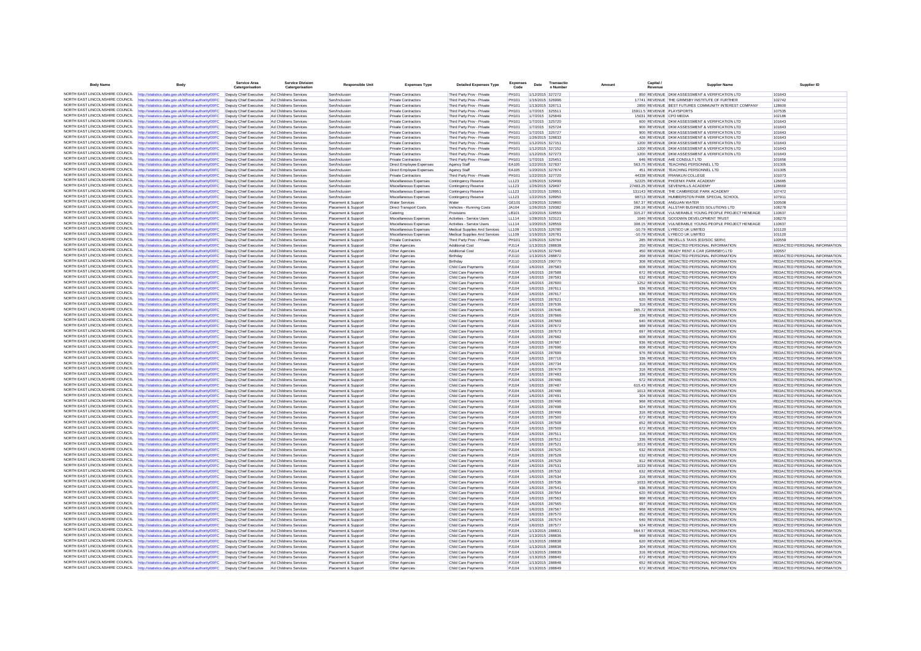| Body Name | Body | Service Area Catergorisation | Service Division Catergorisation | Responsible Unit | Expenses Type | Detailed Expenses Type | Expenses Code | Date | Transaction Number | Amount | Capital / Revenue | Supplier Name | Supplier ID |
|---|---|---|---|---|---|---|---|---|---|---|---|---|---|
| NORTH EAST LINCOLNSHIRE COUNCIL | http://statistics.data.gov.uk/id/local-authority/00FC | Deputy Chief Executive | Ad Childrens Services | Sen/Inclusion | Private Contractors | Third Party Prov - Private | PH101 | 1/12/2015 | 327272 | 850 | REVENUE | DKM ASSESSMENT & VERIFICATION LTD | 101643 |
| NORTH EAST LINCOLNSHIRE COUNCIL | http://statistics.data.gov.uk/id/local-authority/00FC | Deputy Chief Executive | Ad Childrens Services | Sen/Inclusion | Private Contractors | Third Party Prov - Private | PH101 | 1/16/2015 | 326996 | 17741 | REVENUE | THE GRIMSBY INSTITUTE OF FURTHER | 102742 |
| NORTH EAST LINCOLNSHIRE COUNCIL | http://statistics.data.gov.uk/id/local-authority/00FC | Deputy Chief Executive | Ad Childrens Services | Sen/Inclusion | Private Contractors | Third Party Prov - Private | PH101 | 1/13/2015 | 326711 | 2850 | REVENUE | BEST FUTURES COMMUNITY INTEREST COMPANY | 128600 |
| NORTH EAST LINCOLNSHIRE COUNCIL | http://statistics.data.gov.uk/id/local-authority/00FC | Deputy Chief Executive | Ad Childrens Services | Sen/Inclusion | Private Contractors | Third Party Prov - Private | PH101 | 1/7/2015 | 325511 | 15911.5 | REVENUE | PLAYSPORTS | 107535 |
| NORTH EAST LINCOLNSHIRE COUNCIL | http://statistics.data.gov.uk/id/local-authority/00FC | Deputy Chief Executive | Ad Childrens Services | Sen/Inclusion | Private Contractors | Third Party Prov - Private | PH101 | 1/7/2015 | 325849 | 15031 | REVENUE | CPO MEDIA | 102186 |
| NORTH EAST LINCOLNSHIRE COUNCIL | http://statistics.data.gov.uk/id/local-authority/00FC | Deputy Chief Executive | Ad Childrens Services | Sen/Inclusion | Private Contractors | Third Party Prov - Private | PH101 | 1/7/2015 | 325720 | 600 | REVENUE | DKM ASSESSMENT & VERIFICATION LTD | 101643 |
| NORTH EAST LINCOLNSHIRE COUNCIL | http://statistics.data.gov.uk/id/local-authority/00FC | Deputy Chief Executive | Ad Childrens Services | Sen/Inclusion | Private Contractors | Third Party Prov - Private | PH101 | 1/7/2015 | 325724 | 900 | REVENUE | DKM ASSESSMENT & VERIFICATION LTD | 101643 |
| NORTH EAST LINCOLNSHIRE COUNCIL | http://statistics.data.gov.uk/id/local-authority/00FC | Deputy Chief Executive | Ad Childrens Services | Sen/Inclusion | Private Contractors | Third Party Prov - Private | PH101 | 1/7/2015 | 325727 | 900 | REVENUE | DKM ASSESSMENT & VERIFICATION LTD | 101643 |
| NORTH EAST LINCOLNSHIRE COUNCIL | http://statistics.data.gov.uk/id/local-authority/00FC | Deputy Chief Executive | Ad Childrens Services | Sen/Inclusion | Private Contractors | Third Party Prov - Private | PH101 | 1/26/2015 | 328833 | 426 | REVENUE | DKM ASSESSMENT & VERIFICATION LTD | 101643 |
| NORTH EAST LINCOLNSHIRE COUNCIL | http://statistics.data.gov.uk/id/local-authority/00FC | Deputy Chief Executive | Ad Childrens Services | Sen/Inclusion | Private Contractors | Third Party Prov - Private | PH101 | 1/12/2015 | 327151 | 1200 | REVENUE | DKM ASSESSMENT & VERIFICATION LTD | 101643 |
| NORTH EAST LINCOLNSHIRE COUNCIL | http://statistics.data.gov.uk/id/local-authority/00FC | Deputy Chief Executive | Ad Childrens Services | Sen/Inclusion | Private Contractors | Third Party Prov - Private | PH101 | 1/12/2015 | 327152 | 1200 | REVENUE | DKM ASSESSMENT & VERIFICATION LTD | 101643 |
| NORTH EAST LINCOLNSHIRE COUNCIL | http://statistics.data.gov.uk/id/local-authority/00FC | Deputy Chief Executive | Ad Childrens Services | Sen/Inclusion | Private Contractors | Third Party Prov - Private | PH101 | 1/12/2015 | 327273 | 1200 | REVENUE | DKM ASSESSMENT & VERIFICATION LTD | 101643 |
| NORTH EAST LINCOLNSHIRE COUNCIL | http://statistics.data.gov.uk/id/local-authority/00FC | Deputy Chief Executive | Ad Childrens Services | Sen/Inclusion | Private Contractors | Third Party Prov - Private | PH101 | 1/7/2015 | 325451 | 646 | REVENUE | A4E CONSULT LTD | 101656 |
| NORTH EAST LINCOLNSHIRE COUNCIL | http://statistics.data.gov.uk/id/local-authority/00FC | Deputy Chief Executive | Ad Childrens Services | Sen/Inclusion | Direct Employee Expenses | Agency Staff | EA105 | 1/22/2015 | 327837 | 563.75 | REVENUE | TEACHING PERSONNEL LTD | 101305 |
| NORTH EAST LINCOLNSHIRE COUNCIL | http://statistics.data.gov.uk/id/local-authority/00FC | Deputy Chief Executive | Ad Childrens Services | Sen/Inclusion | Direct Employee Expenses | Agency Staff | EA105 | 1/20/2015 | 327874 | 451 | REVENUE | TEACHING PERSONNEL LTD | 101305 |
| NORTH EAST LINCOLNSHIRE COUNCIL | http://statistics.data.gov.uk/id/local-authority/00FC | Deputy Chief Executive | Ad Childrens Services | Sen/Inclusion | Private Contractors | Third Party Prov - Private | PH101 | 1/22/2015 | 327720 | 44338 | REVENUE | FRANKLIN COLLEGE | 101073 |
| NORTH EAST LINCOLNSHIRE COUNCIL | http://statistics.data.gov.uk/id/local-authority/00FC | Deputy Chief Executive | Ad Childrens Services | Sen/Inclusion | Miscellaneous Expenses | Contingency Reserve | LL123 | 1/26/2015 | 329499 | 52225 | REVENUE | PHOENIX PARK ACADEMY | 126685 |
| NORTH EAST LINCOLNSHIRE COUNCIL | http://statistics.data.gov.uk/id/local-authority/00FC | Deputy Chief Executive | Ad Childrens Services | Sen/Inclusion | Miscellaneous Expenses | Contingency Reserve | LL123 | 1/26/2015 | 329497 | 27483.25 | REVENUE | SEVENHILLS ACADEMY | 128660 |
| NORTH EAST LINCOLNSHIRE COUNCIL | http://statistics.data.gov.uk/id/local-authority/00FC | Deputy Chief Executive | Ad Childrens Services | Sen/Inclusion | Miscellaneous Expenses | Contingency Reserve | LL123 | 1/22/2015 | 328951 | 131143 | REVENUE | THE CAMBRIDGE PARK ACADEMY | 107472 |
| NORTH EAST LINCOLNSHIRE COUNCIL | http://statistics.data.gov.uk/id/local-authority/00FC | Deputy Chief Executive | Ad Childrens Services | Sen/Inclusion | Miscellaneous Expenses | Contingency Reserve | LL123 | 1/22/2015 | 328950 | 98713 | REVENUE | HUMBERSTON PARK SPECIAL SCHOOL | 107911 |
| NORTH EAST LINCOLNSHIRE COUNCIL | http://statistics.data.gov.uk/id/local-authority/00FC | Deputy Chief Executive | Ad Childrens Services | Placement & Support | Water Services | Water | GE101 | 1/29/2015 | 329800 | 567.37 | REVENUE | ANGLIAN WATER | 100508 |
| NORTH EAST LINCOLNSHIRE COUNCIL | http://statistics.data.gov.uk/id/local-authority/00FC | Deputy Chief Executive | Ad Childrens Services | Placement & Support | Direct Transport Costs | Vehicles - Running Costs | JA104 | 1/26/2015 | 329382 | 298.16 | REVENUE | ALLSTAR BUSINESS SOLUTIONS LTD | 108278 |
| NORTH EAST LINCOLNSHIRE COUNCIL | http://statistics.data.gov.uk/id/local-authority/00FC | Deputy Chief Executive | Ad Childrens Services | Placement & Support | Catering | Provisions | LB101 | 1/20/2015 | 328559 | 315.27 | REVENUE | VULNERABLE YOUNG PEOPLE PROJECT HENEAGE | 110637 |
| NORTH EAST LINCOLNSHIRE COUNCIL | http://statistics.data.gov.uk/id/local-authority/00FC | Deputy Chief Executive | Ad Childrens Services | Placement & Support | Miscellaneous Expenses | Activities - Service Users | LL114 | 1/28/2015 | 323121 | 1040 | REVENUE | GOODWIN DEVELOPMENT TRUST | 108270 |
| NORTH EAST LINCOLNSHIRE COUNCIL | http://statistics.data.gov.uk/id/local-authority/00FC | Deputy Chief Executive | Ad Childrens Services | Placement & Support | Miscellaneous Expenses | Activities - Service Users | LL114 | 1/20/2015 | 328559 | 308.15 | REVENUE | VULNERABLE YOUNG PEOPLE PROJECT HENEAGE | 110637 |
| NORTH EAST LINCOLNSHIRE COUNCIL | http://statistics.data.gov.uk/id/local-authority/00FC | Deputy Chief Executive | Ad Childrens Services | Placement & Support | Miscellaneous Expenses | Medical Supplies And Services | LL109 | 1/15/2015 | 326780 | -10.79 | REVENUE | LYRECO UK LIMITED | 101120 |
| NORTH EAST LINCOLNSHIRE COUNCIL | http://statistics.data.gov.uk/id/local-authority/00FC | Deputy Chief Executive | Ad Childrens Services | Placement & Support | Miscellaneous Expenses | Medical Supplies And Services | LL109 | 1/16/2015 | 326781 | -10.79 | REVENUE | LYRECO UK LIMITED | 101120 |
| NORTH EAST LINCOLNSHIRE COUNCIL | http://statistics.data.gov.uk/id/local-authority/00FC | Deputy Chief Executive | Ad Childrens Services | Placement & Support | Private Contractors | Third Party Prov - Private | PH101 | 1/26/2015 | 328764 | 285 | REVENUE | REVELLS TAXIS (EDISOC SERV) | 100559 |
| NORTH EAST LINCOLNSHIRE COUNCIL | http://statistics.data.gov.uk/id/local-authority/00FC | Deputy Chief Executive | Ad Childrens Services | Placement & Support | Other Agencies | Additional Cost | PJ114 | 1/13/2015 | 288838 | 250 | REVENUE | REDACTED PERSONAL INFORMATION | REDACTED PERSONAL INFORMATION |
| NORTH EAST LINCOLNSHIRE COUNCIL | http://statistics.data.gov.uk/id/local-authority/00FC | Deputy Chief Executive | Ad Childrens Services | Placement & Support | Other Agencies | Additional Cost | PJ114 | 1/16/2015 | 327940 | 450 | REVENUE | READY RENT A CAR (GRIMSBY) LTD | 100557 |
| NORTH EAST LINCOLNSHIRE COUNCIL | http://statistics.data.gov.uk/id/local-authority/00FC | Deputy Chief Executive | Ad Childrens Services | Placement & Support | Other Agencies | Birthday | PJ110 | 1/13/2015 | 288872 | 268 | REVENUE | REDACTED PERSONAL INFORMATION | REDACTED PERSONAL INFORMATION |
| NORTH EAST LINCOLNSHIRE COUNCIL | http://statistics.data.gov.uk/id/local-authority/00FC | Deputy Chief Executive | Ad Childrens Services | Placement & Support | Other Agencies | Birthday | PJ110 | 1/20/2015 | 290770 | 308 | REVENUE | REDACTED PERSONAL INFORMATION | REDACTED PERSONAL INFORMATION |
| NORTH EAST LINCOLNSHIRE COUNCIL | http://statistics.data.gov.uk/id/local-authority/00FC | Deputy Chief Executive | Ad Childrens Services | Placement & Support | Other Agencies | Child Care Payments | PJ104 | 1/6/2015 | 287583 | 608 | REVENUE | REDACTED PERSONAL INFORMATION | REDACTED PERSONAL INFORMATION |
| NORTH EAST LINCOLNSHIRE COUNCIL | http://statistics.data.gov.uk/id/local-authority/00FC | Deputy Chief Executive | Ad Childrens Services | Placement & Support | Other Agencies | Child Care Payments | PJ104 | 1/6/2015 | 287588 | 672 | REVENUE | REDACTED PERSONAL INFORMATION | REDACTED PERSONAL INFORMATION |
| NORTH EAST LINCOLNSHIRE COUNCIL | http://statistics.data.gov.uk/id/local-authority/00FC | Deputy Chief Executive | Ad Childrens Services | Placement & Support | Other Agencies | Child Care Payments | PJ104 | 1/6/2015 | 287591 | 632 | REVENUE | REDACTED PERSONAL INFORMATION | REDACTED PERSONAL INFORMATION |
| NORTH EAST LINCOLNSHIRE COUNCIL | http://statistics.data.gov.uk/id/local-authority/00FC | Deputy Chief Executive | Ad Childrens Services | Placement & Support | Other Agencies | Child Care Payments | PJ104 | 1/6/2015 | 287600 | 1252 | REVENUE | REDACTED PERSONAL INFORMATION | REDACTED PERSONAL INFORMATION |
| NORTH EAST LINCOLNSHIRE COUNCIL | http://statistics.data.gov.uk/id/local-authority/00FC | Deputy Chief Executive | Ad Childrens Services | Placement & Support | Other Agencies | Child Care Payments | PJ104 | 1/6/2015 | 287611 | 936 | REVENUE | REDACTED PERSONAL INFORMATION | REDACTED PERSONAL INFORMATION |
| NORTH EAST LINCOLNSHIRE COUNCIL | http://statistics.data.gov.uk/id/local-authority/00FC | Deputy Chief Executive | Ad Childrens Services | Placement & Support | Other Agencies | Child Care Payments | PJ104 | 1/6/2015 | 287617 | 936 | REVENUE | REDACTED PERSONAL INFORMATION | REDACTED PERSONAL INFORMATION |
| NORTH EAST LINCOLNSHIRE COUNCIL | http://statistics.data.gov.uk/id/local-authority/00FC | Deputy Chief Executive | Ad Childrens Services | Placement & Support | Other Agencies | Child Care Payments | PJ104 | 1/6/2015 | 287621 | 620 | REVENUE | REDACTED PERSONAL INFORMATION | REDACTED PERSONAL INFORMATION |
| NORTH EAST LINCOLNSHIRE COUNCIL | http://statistics.data.gov.uk/id/local-authority/00FC | Deputy Chief Executive | Ad Childrens Services | Placement & Support | Other Agencies | Child Care Payments | PJ104 | 1/6/2015 | 287636 | 316 | REVENUE | REDACTED PERSONAL INFORMATION | REDACTED PERSONAL INFORMATION |
| NORTH EAST LINCOLNSHIRE COUNCIL | http://statistics.data.gov.uk/id/local-authority/00FC | Deputy Chief Executive | Ad Childrens Services | Placement & Support | Other Agencies | Child Care Payments | PJ104 | 1/6/2015 | 287646 | 265.72 | REVENUE | REDACTED PERSONAL INFORMATION | REDACTED PERSONAL INFORMATION |
| NORTH EAST LINCOLNSHIRE COUNCIL | http://statistics.data.gov.uk/id/local-authority/00FC | Deputy Chief Executive | Ad Childrens Services | Placement & Support | Other Agencies | Child Care Payments | PJ104 | 1/6/2015 | 287666 | 336 | REVENUE | REDACTED PERSONAL INFORMATION | REDACTED PERSONAL INFORMATION |
| NORTH EAST LINCOLNSHIRE COUNCIL | http://statistics.data.gov.uk/id/local-authority/00FC | Deputy Chief Executive | Ad Childrens Services | Placement & Support | Other Agencies | Child Care Payments | PJ104 | 1/6/2015 | 287669 | 640 | REVENUE | REDACTED PERSONAL INFORMATION | REDACTED PERSONAL INFORMATION |
| NORTH EAST LINCOLNSHIRE COUNCIL | http://statistics.data.gov.uk/id/local-authority/00FC | Deputy Chief Executive | Ad Childrens Services | Placement & Support | Other Agencies | Child Care Payments | PJ104 | 1/6/2015 | 287672 | 988 | REVENUE | REDACTED PERSONAL INFORMATION | REDACTED PERSONAL INFORMATION |
| NORTH EAST LINCOLNSHIRE COUNCIL | http://statistics.data.gov.uk/id/local-authority/00FC | Deputy Chief Executive | Ad Childrens Services | Placement & Support | Other Agencies | Child Care Payments | PJ104 | 1/6/2015 | 287673 | 697 | REVENUE | REDACTED PERSONAL INFORMATION | REDACTED PERSONAL INFORMATION |
| NORTH EAST LINCOLNSHIRE COUNCIL | http://statistics.data.gov.uk/id/local-authority/00FC | Deputy Chief Executive | Ad Childrens Services | Placement & Support | Other Agencies | Child Care Payments | PJ104 | 1/6/2015 | 287682 | 608 | REVENUE | REDACTED PERSONAL INFORMATION | REDACTED PERSONAL INFORMATION |
| NORTH EAST LINCOLNSHIRE COUNCIL | http://statistics.data.gov.uk/id/local-authority/00FC | Deputy Chief Executive | Ad Childrens Services | Placement & Support | Other Agencies | Child Care Payments | PJ104 | 1/6/2015 | 287687 | 936 | REVENUE | REDACTED PERSONAL INFORMATION | REDACTED PERSONAL INFORMATION |
| NORTH EAST LINCOLNSHIRE COUNCIL | http://statistics.data.gov.uk/id/local-authority/00FC | Deputy Chief Executive | Ad Childrens Services | Placement & Support | Other Agencies | Child Care Payments | PJ104 | 1/6/2015 | 287696 | 608 | REVENUE | REDACTED PERSONAL INFORMATION | REDACTED PERSONAL INFORMATION |
| NORTH EAST LINCOLNSHIRE COUNCIL | http://statistics.data.gov.uk/id/local-authority/00FC | Deputy Chief Executive | Ad Childrens Services | Placement & Support | Other Agencies | Child Care Payments | PJ104 | 1/6/2015 | 287699 | 976 | REVENUE | REDACTED PERSONAL INFORMATION | REDACTED PERSONAL INFORMATION |
| NORTH EAST LINCOLNSHIRE COUNCIL | http://statistics.data.gov.uk/id/local-authority/00FC | Deputy Chief Executive | Ad Childrens Services | Placement & Support | Other Agencies | Child Care Payments | PJ104 | 1/6/2015 | 287716 | 336 | REVENUE | REDACTED PERSONAL INFORMATION | REDACTED PERSONAL INFORMATION |
| NORTH EAST LINCOLNSHIRE COUNCIL | http://statistics.data.gov.uk/id/local-authority/00FC | Deputy Chief Executive | Ad Childrens Services | Placement & Support | Other Agencies | Child Care Payments | PJ104 | 1/6/2015 | 287734 | 316 | REVENUE | REDACTED PERSONAL INFORMATION | REDACTED PERSONAL INFORMATION |
| NORTH EAST LINCOLNSHIRE COUNCIL | http://statistics.data.gov.uk/id/local-authority/00FC | Deputy Chief Executive | Ad Childrens Services | Placement & Support | Other Agencies | Child Care Payments | PJ104 | 1/6/2015 | 287479 | 316 | REVENUE | REDACTED PERSONAL INFORMATION | REDACTED PERSONAL INFORMATION |
| NORTH EAST LINCOLNSHIRE COUNCIL | http://statistics.data.gov.uk/id/local-authority/00FC | Deputy Chief Executive | Ad Childrens Services | Placement & Support | Other Agencies | Child Care Payments | PJ104 | 1/6/2015 | 287483 | 336 | REVENUE | REDACTED PERSONAL INFORMATION | REDACTED PERSONAL INFORMATION |
| NORTH EAST LINCOLNSHIRE COUNCIL | http://statistics.data.gov.uk/id/local-authority/00FC | Deputy Chief Executive | Ad Childrens Services | Placement & Support | Other Agencies | Child Care Payments | PJ104 | 1/6/2015 | 287486 | 672 | REVENUE | REDACTED PERSONAL INFORMATION | REDACTED PERSONAL INFORMATION |
| NORTH EAST LINCOLNSHIRE COUNCIL | http://statistics.data.gov.uk/id/local-authority/00FC | Deputy Chief Executive | Ad Childrens Services | Placement & Support | Other Agencies | Child Care Payments | PJ104 | 1/6/2015 | 287487 | 615.43 | REVENUE | REDACTED PERSONAL INFORMATION | REDACTED PERSONAL INFORMATION |
| NORTH EAST LINCOLNSHIRE COUNCIL | http://statistics.data.gov.uk/id/local-authority/00FC | Deputy Chief Executive | Ad Childrens Services | Placement & Support | Other Agencies | Child Care Payments | PJ104 | 1/6/2015 | 287488 | 1013 | REVENUE | REDACTED PERSONAL INFORMATION | REDACTED PERSONAL INFORMATION |
| NORTH EAST LINCOLNSHIRE COUNCIL | http://statistics.data.gov.uk/id/local-authority/00FC | Deputy Chief Executive | Ad Childrens Services | Placement & Support | Other Agencies | Child Care Payments | PJ104 | 1/6/2015 | 287491 | 304 | REVENUE | REDACTED PERSONAL INFORMATION | REDACTED PERSONAL INFORMATION |
| NORTH EAST LINCOLNSHIRE COUNCIL | http://statistics.data.gov.uk/id/local-authority/00FC | Deputy Chief Executive | Ad Childrens Services | Placement & Support | Other Agencies | Child Care Payments | PJ104 | 1/6/2015 | 287495 | 968 | REVENUE | REDACTED PERSONAL INFORMATION | REDACTED PERSONAL INFORMATION |
| NORTH EAST LINCOLNSHIRE COUNCIL | http://statistics.data.gov.uk/id/local-authority/00FC | Deputy Chief Executive | Ad Childrens Services | Placement & Support | Other Agencies | Child Care Payments | PJ104 | 1/6/2015 | 287498 | 924 | REVENUE | REDACTED PERSONAL INFORMATION | REDACTED PERSONAL INFORMATION |
| NORTH EAST LINCOLNSHIRE COUNCIL | http://statistics.data.gov.uk/id/local-authority/00FC | Deputy Chief Executive | Ad Childrens Services | Placement & Support | Other Agencies | Child Care Payments | PJ104 | 1/6/2015 | 287499 | 316 | REVENUE | REDACTED PERSONAL INFORMATION | REDACTED PERSONAL INFORMATION |
| NORTH EAST LINCOLNSHIRE COUNCIL | http://statistics.data.gov.uk/id/local-authority/00FC | Deputy Chief Executive | Ad Childrens Services | Placement & Support | Other Agencies | Child Care Payments | PJ104 | 1/6/2015 | 287500 | 672 | REVENUE | REDACTED PERSONAL INFORMATION | REDACTED PERSONAL INFORMATION |
| NORTH EAST LINCOLNSHIRE COUNCIL | http://statistics.data.gov.uk/id/local-authority/00FC | Deputy Chief Executive | Ad Childrens Services | Placement & Support | Other Agencies | Child Care Payments | PJ104 | 1/6/2015 | 287508 | 652 | REVENUE | REDACTED PERSONAL INFORMATION | REDACTED PERSONAL INFORMATION |
| NORTH EAST LINCOLNSHIRE COUNCIL | http://statistics.data.gov.uk/id/local-authority/00FC | Deputy Chief Executive | Ad Childrens Services | Placement & Support | Other Agencies | Child Care Payments | PJ104 | 1/6/2015 | 287509 | 672 | REVENUE | REDACTED PERSONAL INFORMATION | REDACTED PERSONAL INFORMATION |
| NORTH EAST LINCOLNSHIRE COUNCIL | http://statistics.data.gov.uk/id/local-authority/00FC | Deputy Chief Executive | Ad Childrens Services | Placement & Support | Other Agencies | Child Care Payments | PJ104 | 1/6/2015 | 287511 | 316 | REVENUE | REDACTED PERSONAL INFORMATION | REDACTED PERSONAL INFORMATION |
| NORTH EAST LINCOLNSHIRE COUNCIL | http://statistics.data.gov.uk/id/local-authority/00FC | Deputy Chief Executive | Ad Childrens Services | Placement & Support | Other Agencies | Child Care Payments | PJ104 | 1/6/2015 | 287512 | 336 | REVENUE | REDACTED PERSONAL INFORMATION | REDACTED PERSONAL INFORMATION |
| NORTH EAST LINCOLNSHIRE COUNCIL | http://statistics.data.gov.uk/id/local-authority/00FC | Deputy Chief Executive | Ad Childrens Services | Placement & Support | Other Agencies | Child Care Payments | PJ104 | 1/6/2015 | 287521 | 1013 | REVENUE | REDACTED PERSONAL INFORMATION | REDACTED PERSONAL INFORMATION |
| NORTH EAST LINCOLNSHIRE COUNCIL | http://statistics.data.gov.uk/id/local-authority/00FC | Deputy Chief Executive | Ad Childrens Services | Placement & Support | Other Agencies | Child Care Payments | PJ104 | 1/6/2015 | 287525 | 632 | REVENUE | REDACTED PERSONAL INFORMATION | REDACTED PERSONAL INFORMATION |
| NORTH EAST LINCOLNSHIRE COUNCIL | http://statistics.data.gov.uk/id/local-authority/00FC | Deputy Chief Executive | Ad Childrens Services | Placement & Support | Other Agencies | Child Care Payments | PJ104 | 1/6/2015 | 287528 | 632 | REVENUE | REDACTED PERSONAL INFORMATION | REDACTED PERSONAL INFORMATION |
| NORTH EAST LINCOLNSHIRE COUNCIL | http://statistics.data.gov.uk/id/local-authority/00FC | Deputy Chief Executive | Ad Childrens Services | Placement & Support | Other Agencies | Child Care Payments | PJ104 | 1/6/2015 | 287529 | 912 | REVENUE | REDACTED PERSONAL INFORMATION | REDACTED PERSONAL INFORMATION |
| NORTH EAST LINCOLNSHIRE COUNCIL | http://statistics.data.gov.uk/id/local-authority/00FC | Deputy Chief Executive | Ad Childrens Services | Placement & Support | Other Agencies | Child Care Payments | PJ104 | 1/6/2015 | 287531 | 1033 | REVENUE | REDACTED PERSONAL INFORMATION | REDACTED PERSONAL INFORMATION |
| NORTH EAST LINCOLNSHIRE COUNCIL | http://statistics.data.gov.uk/id/local-authority/00FC | Deputy Chief Executive | Ad Childrens Services | Placement & Support | Other Agencies | Child Care Payments | PJ104 | 1/6/2015 | 287532 | 632 | REVENUE | REDACTED PERSONAL INFORMATION | REDACTED PERSONAL INFORMATION |
| NORTH EAST LINCOLNSHIRE COUNCIL | http://statistics.data.gov.uk/id/local-authority/00FC | Deputy Chief Executive | Ad Childrens Services | Placement & Support | Other Agencies | Child Care Payments | PJ104 | 1/6/2015 | 287534 | 316 | REVENUE | REDACTED PERSONAL INFORMATION | REDACTED PERSONAL INFORMATION |
| NORTH EAST LINCOLNSHIRE COUNCIL | http://statistics.data.gov.uk/id/local-authority/00FC | Deputy Chief Executive | Ad Childrens Services | Placement & Support | Other Agencies | Child Care Payments | PJ104 | 1/6/2015 | 287536 | 1033 | REVENUE | REDACTED PERSONAL INFORMATION | REDACTED PERSONAL INFORMATION |
| NORTH EAST LINCOLNSHIRE COUNCIL | http://statistics.data.gov.uk/id/local-authority/00FC | Deputy Chief Executive | Ad Childrens Services | Placement & Support | Other Agencies | Child Care Payments | PJ104 | 1/6/2015 | 287541 | 936 | REVENUE | REDACTED PERSONAL INFORMATION | REDACTED PERSONAL INFORMATION |
| NORTH EAST LINCOLNSHIRE COUNCIL | http://statistics.data.gov.uk/id/local-authority/00FC | Deputy Chief Executive | Ad Childrens Services | Placement & Support | Other Agencies | Child Care Payments | PJ104 | 1/6/2015 | 287554 | 620 | REVENUE | REDACTED PERSONAL INFORMATION | REDACTED PERSONAL INFORMATION |
| NORTH EAST LINCOLNSHIRE COUNCIL | http://statistics.data.gov.uk/id/local-authority/00FC | Deputy Chief Executive | Ad Childrens Services | Placement & Support | Other Agencies | Child Care Payments | PJ104 | 1/6/2015 | 287563 | 968 | REVENUE | REDACTED PERSONAL INFORMATION | REDACTED PERSONAL INFORMATION |
| NORTH EAST LINCOLNSHIRE COUNCIL | http://statistics.data.gov.uk/id/local-authority/00FC | Deputy Chief Executive | Ad Childrens Services | Placement & Support | Other Agencies | Child Care Payments | PJ104 | 1/6/2015 | 287565 | 697 | REVENUE | REDACTED PERSONAL INFORMATION | REDACTED PERSONAL INFORMATION |
| NORTH EAST LINCOLNSHIRE COUNCIL | http://statistics.data.gov.uk/id/local-authority/00FC | Deputy Chief Executive | Ad Childrens Services | Placement & Support | Other Agencies | Child Care Payments | PJ104 | 1/6/2015 | 287567 | 968 | REVENUE | REDACTED PERSONAL INFORMATION | REDACTED PERSONAL INFORMATION |
| NORTH EAST LINCOLNSHIRE COUNCIL | http://statistics.data.gov.uk/id/local-authority/00FC | Deputy Chief Executive | Ad Childrens Services | Placement & Support | Other Agencies | Child Care Payments | PJ104 | 1/6/2015 | 287570 | 652 | REVENUE | REDACTED PERSONAL INFORMATION | REDACTED PERSONAL INFORMATION |
| NORTH EAST LINCOLNSHIRE COUNCIL | http://statistics.data.gov.uk/id/local-authority/00FC | Deputy Chief Executive | Ad Childrens Services | Placement & Support | Other Agencies | Child Care Payments | PJ104 | 1/6/2015 | 287574 | 640 | REVENUE | REDACTED PERSONAL INFORMATION | REDACTED PERSONAL INFORMATION |
| NORTH EAST LINCOLNSHIRE COUNCIL | http://statistics.data.gov.uk/id/local-authority/00FC | Deputy Chief Executive | Ad Childrens Services | Placement & Support | Other Agencies | Child Care Payments | PJ104 | 1/6/2015 | 287577 | 924 | REVENUE | REDACTED PERSONAL INFORMATION | REDACTED PERSONAL INFORMATION |
| NORTH EAST LINCOLNSHIRE COUNCIL | http://statistics.data.gov.uk/id/local-authority/00FC | Deputy Chief Executive | Ad Childrens Services | Placement & Support | Other Agencies | Child Care Payments | PJ104 | 1/13/2015 | 288831 | 564.57 | REVENUE | REDACTED PERSONAL INFORMATION | REDACTED PERSONAL INFORMATION |
| NORTH EAST LINCOLNSHIRE COUNCIL | http://statistics.data.gov.uk/id/local-authority/00FC | Deputy Chief Executive | Ad Childrens Services | Placement & Support | Other Agencies | Child Care Payments | PJ104 | 1/13/2015 | 288836 | 968 | REVENUE | REDACTED PERSONAL INFORMATION | REDACTED PERSONAL INFORMATION |
| NORTH EAST LINCOLNSHIRE COUNCIL | http://statistics.data.gov.uk/id/local-authority/00FC | Deputy Chief Executive | Ad Childrens Services | Placement & Support | Other Agencies | Child Care Payments | PJ104 | 1/13/2015 | 288838 | 620 | REVENUE | REDACTED PERSONAL INFORMATION | REDACTED PERSONAL INFORMATION |
| NORTH EAST LINCOLNSHIRE COUNCIL | http://statistics.data.gov.uk/id/local-authority/00FC | Deputy Chief Executive | Ad Childrens Services | Placement & Support | Other Agencies | Child Care Payments | PJ104 | 1/13/2015 | 288838 | 304 | REVENUE | REDACTED PERSONAL INFORMATION | REDACTED PERSONAL INFORMATION |
| NORTH EAST LINCOLNSHIRE COUNCIL | http://statistics.data.gov.uk/id/local-authority/00FC | Deputy Chief Executive | Ad Childrens Services | Placement & Support | Other Agencies | Child Care Payments | PJ104 | 1/13/2015 | 288839 | 316 | REVENUE | REDACTED PERSONAL INFORMATION | REDACTED PERSONAL INFORMATION |
| NORTH EAST LINCOLNSHIRE COUNCIL | http://statistics.data.gov.uk/id/local-authority/00FC | Deputy Chief Executive | Ad Childrens Services | Placement & Support | Other Agencies | Child Care Payments | PJ104 | 1/13/2015 | 288840 | 672 | REVENUE | REDACTED PERSONAL INFORMATION | REDACTED PERSONAL INFORMATION |
| NORTH EAST LINCOLNSHIRE COUNCIL | http://statistics.data.gov.uk/id/local-authority/00FC | Deputy Chief Executive | Ad Childrens Services | Placement & Support | Other Agencies | Child Care Payments | PJ104 | 1/13/2015 | 288848 | 652 | REVENUE | REDACTED PERSONAL INFORMATION | REDACTED PERSONAL INFORMATION |
| NORTH EAST LINCOLNSHIRE COUNCIL | http://statistics.data.gov.uk/id/local-authority/00FC | Deputy Chief Executive | Ad Childrens Services | Placement & Support | Other Agencies | Child Care Payments | PJ104 | 1/13/2015 | 288849 | 672 | REVENUE | REDACTED PERSONAL INFORMATION | REDACTED PERSONAL INFORMATION |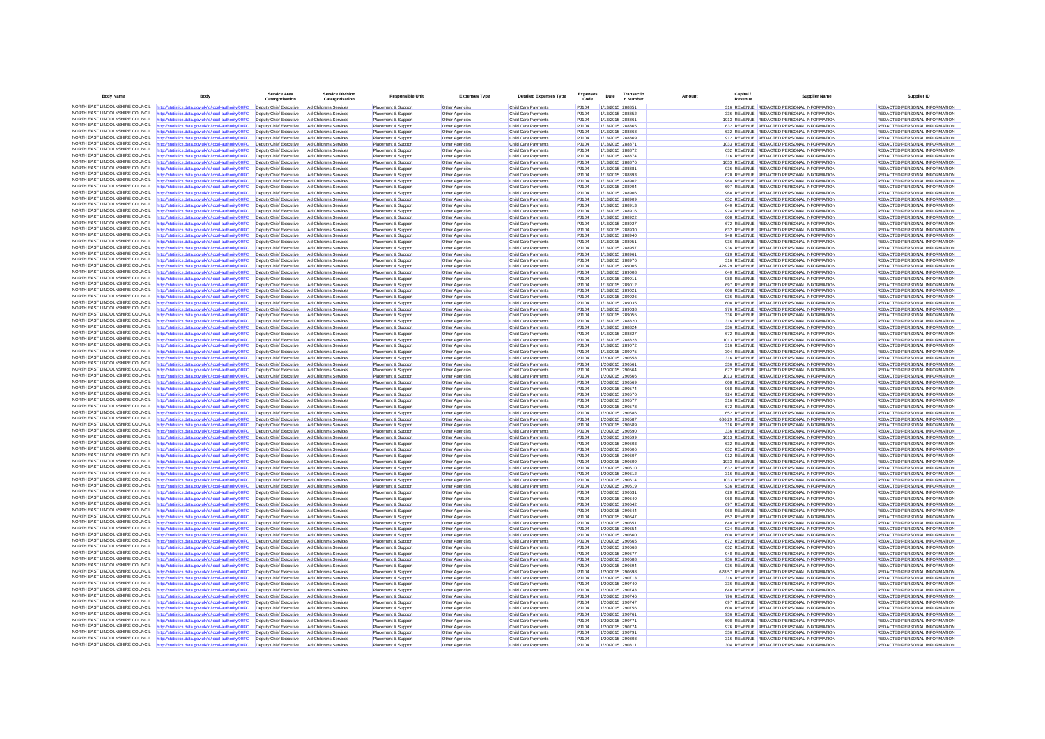| Body Name | Body | Service Area Catergorisation | Service Division Catergorisation | Responsible Unit | Expenses Type | Detailed Expenses Type | Expenses Code | Date | Transaction Number | Amount | Capital / Revenue | Supplier Name | Supplier ID |
|---|---|---|---|---|---|---|---|---|---|---|---|---|---|
| NORTH EAST LINCOLNSHIRE COUNCIL | http://statistics.data.gov.uk/id/local-authority/00FC | Deputy Chief Executive | Ad Childrens Services | Placement & Support | Other Agencies | Child Care Payments | PJ104 | 1/13/2015 | 288851 | 316 | REVENUE | REDACTED PERSONAL INFORMATION | REDACTED PERSONAL INFORMATION |
| NORTH EAST LINCOLNSHIRE COUNCIL | http://statistics.data.gov.uk/id/local-authority/00FC | Deputy Chief Executive | Ad Childrens Services | Placement & Support | Other Agencies | Child Care Payments | PJ104 | 1/13/2015 | 288852 | 336 | REVENUE | REDACTED PERSONAL INFORMATION | REDACTED PERSONAL INFORMATION |
| NORTH EAST LINCOLNSHIRE COUNCIL | http://statistics.data.gov.uk/id/local-authority/00FC | Deputy Chief Executive | Ad Childrens Services | Placement & Support | Other Agencies | Child Care Payments | PJ104 | 1/13/2015 | 288861 | 1013 | REVENUE | REDACTED PERSONAL INFORMATION | REDACTED PERSONAL INFORMATION |
| NORTH EAST LINCOLNSHIRE COUNCIL | http://statistics.data.gov.uk/id/local-authority/00FC | Deputy Chief Executive | Ad Childrens Services | Placement & Support | Other Agencies | Child Care Payments | PJ104 | 1/13/2015 | 288865 | 632 | REVENUE | REDACTED PERSONAL INFORMATION | REDACTED PERSONAL INFORMATION |
| NORTH EAST LINCOLNSHIRE COUNCIL | http://statistics.data.gov.uk/id/local-authority/00FC | Deputy Chief Executive | Ad Childrens Services | Placement & Support | Other Agencies | Child Care Payments | PJ104 | 1/13/2015 | 288868 | 632 | REVENUE | REDACTED PERSONAL INFORMATION | REDACTED PERSONAL INFORMATION |
| NORTH EAST LINCOLNSHIRE COUNCIL | http://statistics.data.gov.uk/id/local-authority/00FC | Deputy Chief Executive | Ad Childrens Services | Placement & Support | Other Agencies | Child Care Payments | PJ104 | 1/13/2015 | 288869 | 912 | REVENUE | REDACTED PERSONAL INFORMATION | REDACTED PERSONAL INFORMATION |
| NORTH EAST LINCOLNSHIRE COUNCIL | http://statistics.data.gov.uk/id/local-authority/00FC | Deputy Chief Executive | Ad Childrens Services | Placement & Support | Other Agencies | Child Care Payments | PJ104 | 1/13/2015 | 288871 | 1033 | REVENUE | REDACTED PERSONAL INFORMATION | REDACTED PERSONAL INFORMATION |
| NORTH EAST LINCOLNSHIRE COUNCIL | http://statistics.data.gov.uk/id/local-authority/00FC | Deputy Chief Executive | Ad Childrens Services | Placement & Support | Other Agencies | Child Care Payments | PJ104 | 1/13/2015 | 288872 | 632 | REVENUE | REDACTED PERSONAL INFORMATION | REDACTED PERSONAL INFORMATION |
| NORTH EAST LINCOLNSHIRE COUNCIL | http://statistics.data.gov.uk/id/local-authority/00FC | Deputy Chief Executive | Ad Childrens Services | Placement & Support | Other Agencies | Child Care Payments | PJ104 | 1/13/2015 | 288874 | 316 | REVENUE | REDACTED PERSONAL INFORMATION | REDACTED PERSONAL INFORMATION |
| NORTH EAST LINCOLNSHIRE COUNCIL | http://statistics.data.gov.uk/id/local-authority/00FC | Deputy Chief Executive | Ad Childrens Services | Placement & Support | Other Agencies | Child Care Payments | PJ104 | 1/13/2015 | 288876 | 1033 | REVENUE | REDACTED PERSONAL INFORMATION | REDACTED PERSONAL INFORMATION |
| NORTH EAST LINCOLNSHIRE COUNCIL | http://statistics.data.gov.uk/id/local-authority/00FC | Deputy Chief Executive | Ad Childrens Services | Placement & Support | Other Agencies | Child Care Payments | PJ104 | 1/13/2015 | 288881 | 936 | REVENUE | REDACTED PERSONAL INFORMATION | REDACTED PERSONAL INFORMATION |
| NORTH EAST LINCOLNSHIRE COUNCIL | http://statistics.data.gov.uk/id/local-authority/00FC | Deputy Chief Executive | Ad Childrens Services | Placement & Support | Other Agencies | Child Care Payments | PJ104 | 1/13/2015 | 288893 | 620 | REVENUE | REDACTED PERSONAL INFORMATION | REDACTED PERSONAL INFORMATION |
| NORTH EAST LINCOLNSHIRE COUNCIL | http://statistics.data.gov.uk/id/local-authority/00FC | Deputy Chief Executive | Ad Childrens Services | Placement & Support | Other Agencies | Child Care Payments | PJ104 | 1/13/2015 | 288902 | 968 | REVENUE | REDACTED PERSONAL INFORMATION | REDACTED PERSONAL INFORMATION |
| NORTH EAST LINCOLNSHIRE COUNCIL | http://statistics.data.gov.uk/id/local-authority/00FC | Deputy Chief Executive | Ad Childrens Services | Placement & Support | Other Agencies | Child Care Payments | PJ104 | 1/13/2015 | 288904 | 697 | REVENUE | REDACTED PERSONAL INFORMATION | REDACTED PERSONAL INFORMATION |
| NORTH EAST LINCOLNSHIRE COUNCIL | http://statistics.data.gov.uk/id/local-authority/00FC | Deputy Chief Executive | Ad Childrens Services | Placement & Support | Other Agencies | Child Care Payments | PJ104 | 1/13/2015 | 288906 | 968 | REVENUE | REDACTED PERSONAL INFORMATION | REDACTED PERSONAL INFORMATION |
| NORTH EAST LINCOLNSHIRE COUNCIL | http://statistics.data.gov.uk/id/local-authority/00FC | Deputy Chief Executive | Ad Childrens Services | Placement & Support | Other Agencies | Child Care Payments | PJ104 | 1/13/2015 | 288909 | 652 | REVENUE | REDACTED PERSONAL INFORMATION | REDACTED PERSONAL INFORMATION |
| NORTH EAST LINCOLNSHIRE COUNCIL | http://statistics.data.gov.uk/id/local-authority/00FC | Deputy Chief Executive | Ad Childrens Services | Placement & Support | Other Agencies | Child Care Payments | PJ104 | 1/13/2015 | 288913 | 640 | REVENUE | REDACTED PERSONAL INFORMATION | REDACTED PERSONAL INFORMATION |
| NORTH EAST LINCOLNSHIRE COUNCIL | http://statistics.data.gov.uk/id/local-authority/00FC | Deputy Chief Executive | Ad Childrens Services | Placement & Support | Other Agencies | Child Care Payments | PJ104 | 1/13/2015 | 288916 | 924 | REVENUE | REDACTED PERSONAL INFORMATION | REDACTED PERSONAL INFORMATION |
| NORTH EAST LINCOLNSHIRE COUNCIL | http://statistics.data.gov.uk/id/local-authority/00FC | Deputy Chief Executive | Ad Childrens Services | Placement & Support | Other Agencies | Child Care Payments | PJ104 | 1/13/2015 | 288922 | 608 | REVENUE | REDACTED PERSONAL INFORMATION | REDACTED PERSONAL INFORMATION |
| NORTH EAST LINCOLNSHIRE COUNCIL | http://statistics.data.gov.uk/id/local-authority/00FC | Deputy Chief Executive | Ad Childrens Services | Placement & Support | Other Agencies | Child Care Payments | PJ104 | 1/13/2015 | 288927 | 672 | REVENUE | REDACTED PERSONAL INFORMATION | REDACTED PERSONAL INFORMATION |
| NORTH EAST LINCOLNSHIRE COUNCIL | http://statistics.data.gov.uk/id/local-authority/00FC | Deputy Chief Executive | Ad Childrens Services | Placement & Support | Other Agencies | Child Care Payments | PJ104 | 1/13/2015 | 288930 | 632 | REVENUE | REDACTED PERSONAL INFORMATION | REDACTED PERSONAL INFORMATION |
| NORTH EAST LINCOLNSHIRE COUNCIL | http://statistics.data.gov.uk/id/local-authority/00FC | Deputy Chief Executive | Ad Childrens Services | Placement & Support | Other Agencies | Child Care Payments | PJ104 | 1/13/2015 | 288940 | 948 | REVENUE | REDACTED PERSONAL INFORMATION | REDACTED PERSONAL INFORMATION |
| NORTH EAST LINCOLNSHIRE COUNCIL | http://statistics.data.gov.uk/id/local-authority/00FC | Deputy Chief Executive | Ad Childrens Services | Placement & Support | Other Agencies | Child Care Payments | PJ104 | 1/13/2015 | 288951 | 936 | REVENUE | REDACTED PERSONAL INFORMATION | REDACTED PERSONAL INFORMATION |
| NORTH EAST LINCOLNSHIRE COUNCIL | http://statistics.data.gov.uk/id/local-authority/00FC | Deputy Chief Executive | Ad Childrens Services | Placement & Support | Other Agencies | Child Care Payments | PJ104 | 1/13/2015 | 288957 | 936 | REVENUE | REDACTED PERSONAL INFORMATION | REDACTED PERSONAL INFORMATION |
| NORTH EAST LINCOLNSHIRE COUNCIL | http://statistics.data.gov.uk/id/local-authority/00FC | Deputy Chief Executive | Ad Childrens Services | Placement & Support | Other Agencies | Child Care Payments | PJ104 | 1/13/2015 | 288961 | 620 | REVENUE | REDACTED PERSONAL INFORMATION | REDACTED PERSONAL INFORMATION |
| NORTH EAST LINCOLNSHIRE COUNCIL | http://statistics.data.gov.uk/id/local-authority/00FC | Deputy Chief Executive | Ad Childrens Services | Placement & Support | Other Agencies | Child Care Payments | PJ104 | 1/13/2015 | 288976 | 316 | REVENUE | REDACTED PERSONAL INFORMATION | REDACTED PERSONAL INFORMATION |
| NORTH EAST LINCOLNSHIRE COUNCIL | http://statistics.data.gov.uk/id/local-authority/00FC | Deputy Chief Executive | Ad Childrens Services | Placement & Support | Other Agencies | Child Care Payments | PJ104 | 1/13/2015 | 289005 | 426.29 | REVENUE | REDACTED PERSONAL INFORMATION | REDACTED PERSONAL INFORMATION |
| NORTH EAST LINCOLNSHIRE COUNCIL | http://statistics.data.gov.uk/id/local-authority/00FC | Deputy Chief Executive | Ad Childrens Services | Placement & Support | Other Agencies | Child Care Payments | PJ104 | 1/13/2015 | 289008 | 640 | REVENUE | REDACTED PERSONAL INFORMATION | REDACTED PERSONAL INFORMATION |
| NORTH EAST LINCOLNSHIRE COUNCIL | http://statistics.data.gov.uk/id/local-authority/00FC | Deputy Chief Executive | Ad Childrens Services | Placement & Support | Other Agencies | Child Care Payments | PJ104 | 1/13/2015 | 289011 | 988 | REVENUE | REDACTED PERSONAL INFORMATION | REDACTED PERSONAL INFORMATION |
| NORTH EAST LINCOLNSHIRE COUNCIL | http://statistics.data.gov.uk/id/local-authority/00FC | Deputy Chief Executive | Ad Childrens Services | Placement & Support | Other Agencies | Child Care Payments | PJ104 | 1/13/2015 | 289012 | 697 | REVENUE | REDACTED PERSONAL INFORMATION | REDACTED PERSONAL INFORMATION |
| NORTH EAST LINCOLNSHIRE COUNCIL | http://statistics.data.gov.uk/id/local-authority/00FC | Deputy Chief Executive | Ad Childrens Services | Placement & Support | Other Agencies | Child Care Payments | PJ104 | 1/13/2015 | 289021 | 608 | REVENUE | REDACTED PERSONAL INFORMATION | REDACTED PERSONAL INFORMATION |
| NORTH EAST LINCOLNSHIRE COUNCIL | http://statistics.data.gov.uk/id/local-authority/00FC | Deputy Chief Executive | Ad Childrens Services | Placement & Support | Other Agencies | Child Care Payments | PJ104 | 1/13/2015 | 289026 | 936 | REVENUE | REDACTED PERSONAL INFORMATION | REDACTED PERSONAL INFORMATION |
| NORTH EAST LINCOLNSHIRE COUNCIL | http://statistics.data.gov.uk/id/local-authority/00FC | Deputy Chief Executive | Ad Childrens Services | Placement & Support | Other Agencies | Child Care Payments | PJ104 | 1/13/2015 | 289035 | 608 | REVENUE | REDACTED PERSONAL INFORMATION | REDACTED PERSONAL INFORMATION |
| NORTH EAST LINCOLNSHIRE COUNCIL | http://statistics.data.gov.uk/id/local-authority/00FC | Deputy Chief Executive | Ad Childrens Services | Placement & Support | Other Agencies | Child Care Payments | PJ104 | 1/13/2015 | 289038 | 976 | REVENUE | REDACTED PERSONAL INFORMATION | REDACTED PERSONAL INFORMATION |
| NORTH EAST LINCOLNSHIRE COUNCIL | http://statistics.data.gov.uk/id/local-authority/00FC | Deputy Chief Executive | Ad Childrens Services | Placement & Support | Other Agencies | Child Care Payments | PJ104 | 1/13/2015 | 289055 | 336 | REVENUE | REDACTED PERSONAL INFORMATION | REDACTED PERSONAL INFORMATION |
| NORTH EAST LINCOLNSHIRE COUNCIL | http://statistics.data.gov.uk/id/local-authority/00FC | Deputy Chief Executive | Ad Childrens Services | Placement & Support | Other Agencies | Child Care Payments | PJ104 | 1/13/2015 | 288820 | 316 | REVENUE | REDACTED PERSONAL INFORMATION | REDACTED PERSONAL INFORMATION |
| NORTH EAST LINCOLNSHIRE COUNCIL | http://statistics.data.gov.uk/id/local-authority/00FC | Deputy Chief Executive | Ad Childrens Services | Placement & Support | Other Agencies | Child Care Payments | PJ104 | 1/13/2015 | 288824 | 336 | REVENUE | REDACTED PERSONAL INFORMATION | REDACTED PERSONAL INFORMATION |
| NORTH EAST LINCOLNSHIRE COUNCIL | http://statistics.data.gov.uk/id/local-authority/00FC | Deputy Chief Executive | Ad Childrens Services | Placement & Support | Other Agencies | Child Care Payments | PJ104 | 1/13/2015 | 288827 | 672 | REVENUE | REDACTED PERSONAL INFORMATION | REDACTED PERSONAL INFORMATION |
| NORTH EAST LINCOLNSHIRE COUNCIL | http://statistics.data.gov.uk/id/local-authority/00FC | Deputy Chief Executive | Ad Childrens Services | Placement & Support | Other Agencies | Child Care Payments | PJ104 | 1/13/2015 | 288828 | 1013 | REVENUE | REDACTED PERSONAL INFORMATION | REDACTED PERSONAL INFORMATION |
| NORTH EAST LINCOLNSHIRE COUNCIL | http://statistics.data.gov.uk/id/local-authority/00FC | Deputy Chief Executive | Ad Childrens Services | Placement & Support | Other Agencies | Child Care Payments | PJ104 | 1/13/2015 | 289072 | 316 | REVENUE | REDACTED PERSONAL INFORMATION | REDACTED PERSONAL INFORMATION |
| NORTH EAST LINCOLNSHIRE COUNCIL | http://statistics.data.gov.uk/id/local-authority/00FC | Deputy Chief Executive | Ad Childrens Services | Placement & Support | Other Agencies | Child Care Payments | PJ104 | 1/13/2015 | 289075 | 304 | REVENUE | REDACTED PERSONAL INFORMATION | REDACTED PERSONAL INFORMATION |
| NORTH EAST LINCOLNSHIRE COUNCIL | http://statistics.data.gov.uk/id/local-authority/00FC | Deputy Chief Executive | Ad Childrens Services | Placement & Support | Other Agencies | Child Care Payments | PJ104 | 1/20/2015 | 290558 | 316 | REVENUE | REDACTED PERSONAL INFORMATION | REDACTED PERSONAL INFORMATION |
| NORTH EAST LINCOLNSHIRE COUNCIL | http://statistics.data.gov.uk/id/local-authority/00FC | Deputy Chief Executive | Ad Childrens Services | Placement & Support | Other Agencies | Child Care Payments | PJ104 | 1/20/2015 | 290561 | 336 | REVENUE | REDACTED PERSONAL INFORMATION | REDACTED PERSONAL INFORMATION |
| NORTH EAST LINCOLNSHIRE COUNCIL | http://statistics.data.gov.uk/id/local-authority/00FC | Deputy Chief Executive | Ad Childrens Services | Placement & Support | Other Agencies | Child Care Payments | PJ104 | 1/20/2015 | 290564 | 672 | REVENUE | REDACTED PERSONAL INFORMATION | REDACTED PERSONAL INFORMATION |
| NORTH EAST LINCOLNSHIRE COUNCIL | http://statistics.data.gov.uk/id/local-authority/00FC | Deputy Chief Executive | Ad Childrens Services | Placement & Support | Other Agencies | Child Care Payments | PJ104 | 1/20/2015 | 290566 | 1013 | REVENUE | REDACTED PERSONAL INFORMATION | REDACTED PERSONAL INFORMATION |
| NORTH EAST LINCOLNSHIRE COUNCIL | http://statistics.data.gov.uk/id/local-authority/00FC | Deputy Chief Executive | Ad Childrens Services | Placement & Support | Other Agencies | Child Care Payments | PJ104 | 1/20/2015 | 290569 | 608 | REVENUE | REDACTED PERSONAL INFORMATION | REDACTED PERSONAL INFORMATION |
| NORTH EAST LINCOLNSHIRE COUNCIL | http://statistics.data.gov.uk/id/local-authority/00FC | Deputy Chief Executive | Ad Childrens Services | Placement & Support | Other Agencies | Child Care Payments | PJ104 | 1/20/2015 | 290574 | 968 | REVENUE | REDACTED PERSONAL INFORMATION | REDACTED PERSONAL INFORMATION |
| NORTH EAST LINCOLNSHIRE COUNCIL | http://statistics.data.gov.uk/id/local-authority/00FC | Deputy Chief Executive | Ad Childrens Services | Placement & Support | Other Agencies | Child Care Payments | PJ104 | 1/20/2015 | 290576 | 924 | REVENUE | REDACTED PERSONAL INFORMATION | REDACTED PERSONAL INFORMATION |
| NORTH EAST LINCOLNSHIRE COUNCIL | http://statistics.data.gov.uk/id/local-authority/00FC | Deputy Chief Executive | Ad Childrens Services | Placement & Support | Other Agencies | Child Care Payments | PJ104 | 1/20/2015 | 290577 | 316 | REVENUE | REDACTED PERSONAL INFORMATION | REDACTED PERSONAL INFORMATION |
| NORTH EAST LINCOLNSHIRE COUNCIL | http://statistics.data.gov.uk/id/local-authority/00FC | Deputy Chief Executive | Ad Childrens Services | Placement & Support | Other Agencies | Child Care Payments | PJ104 | 1/20/2015 | 290578 | 672 | REVENUE | REDACTED PERSONAL INFORMATION | REDACTED PERSONAL INFORMATION |
| NORTH EAST LINCOLNSHIRE COUNCIL | http://statistics.data.gov.uk/id/local-authority/00FC | Deputy Chief Executive | Ad Childrens Services | Placement & Support | Other Agencies | Child Care Payments | PJ104 | 1/20/2015 | 290586 | 652 | REVENUE | REDACTED PERSONAL INFORMATION | REDACTED PERSONAL INFORMATION |
| NORTH EAST LINCOLNSHIRE COUNCIL | http://statistics.data.gov.uk/id/local-authority/00FC | Deputy Chief Executive | Ad Childrens Services | Placement & Support | Other Agencies | Child Care Payments | PJ104 | 1/20/2015 | 290587 | 686.29 | REVENUE | REDACTED PERSONAL INFORMATION | REDACTED PERSONAL INFORMATION |
| NORTH EAST LINCOLNSHIRE COUNCIL | http://statistics.data.gov.uk/id/local-authority/00FC | Deputy Chief Executive | Ad Childrens Services | Placement & Support | Other Agencies | Child Care Payments | PJ104 | 1/20/2015 | 290589 | 316 | REVENUE | REDACTED PERSONAL INFORMATION | REDACTED PERSONAL INFORMATION |
| NORTH EAST LINCOLNSHIRE COUNCIL | http://statistics.data.gov.uk/id/local-authority/00FC | Deputy Chief Executive | Ad Childrens Services | Placement & Support | Other Agencies | Child Care Payments | PJ104 | 1/20/2015 | 290590 | 336 | REVENUE | REDACTED PERSONAL INFORMATION | REDACTED PERSONAL INFORMATION |
| NORTH EAST LINCOLNSHIRE COUNCIL | http://statistics.data.gov.uk/id/local-authority/00FC | Deputy Chief Executive | Ad Childrens Services | Placement & Support | Other Agencies | Child Care Payments | PJ104 | 1/20/2015 | 290599 | 1013 | REVENUE | REDACTED PERSONAL INFORMATION | REDACTED PERSONAL INFORMATION |
| NORTH EAST LINCOLNSHIRE COUNCIL | http://statistics.data.gov.uk/id/local-authority/00FC | Deputy Chief Executive | Ad Childrens Services | Placement & Support | Other Agencies | Child Care Payments | PJ104 | 1/20/2015 | 290603 | 632 | REVENUE | REDACTED PERSONAL INFORMATION | REDACTED PERSONAL INFORMATION |
| NORTH EAST LINCOLNSHIRE COUNCIL | http://statistics.data.gov.uk/id/local-authority/00FC | Deputy Chief Executive | Ad Childrens Services | Placement & Support | Other Agencies | Child Care Payments | PJ104 | 1/20/2015 | 290606 | 632 | REVENUE | REDACTED PERSONAL INFORMATION | REDACTED PERSONAL INFORMATION |
| NORTH EAST LINCOLNSHIRE COUNCIL | http://statistics.data.gov.uk/id/local-authority/00FC | Deputy Chief Executive | Ad Childrens Services | Placement & Support | Other Agencies | Child Care Payments | PJ104 | 1/20/2015 | 290607 | 912 | REVENUE | REDACTED PERSONAL INFORMATION | REDACTED PERSONAL INFORMATION |
| NORTH EAST LINCOLNSHIRE COUNCIL | http://statistics.data.gov.uk/id/local-authority/00FC | Deputy Chief Executive | Ad Childrens Services | Placement & Support | Other Agencies | Child Care Payments | PJ104 | 1/20/2015 | 290609 | 1033 | REVENUE | REDACTED PERSONAL INFORMATION | REDACTED PERSONAL INFORMATION |
| NORTH EAST LINCOLNSHIRE COUNCIL | http://statistics.data.gov.uk/id/local-authority/00FC | Deputy Chief Executive | Ad Childrens Services | Placement & Support | Other Agencies | Child Care Payments | PJ104 | 1/20/2015 | 290610 | 632 | REVENUE | REDACTED PERSONAL INFORMATION | REDACTED PERSONAL INFORMATION |
| NORTH EAST LINCOLNSHIRE COUNCIL | http://statistics.data.gov.uk/id/local-authority/00FC | Deputy Chief Executive | Ad Childrens Services | Placement & Support | Other Agencies | Child Care Payments | PJ104 | 1/20/2015 | 290612 | 316 | REVENUE | REDACTED PERSONAL INFORMATION | REDACTED PERSONAL INFORMATION |
| NORTH EAST LINCOLNSHIRE COUNCIL | http://statistics.data.gov.uk/id/local-authority/00FC | Deputy Chief Executive | Ad Childrens Services | Placement & Support | Other Agencies | Child Care Payments | PJ104 | 1/20/2015 | 290614 | 1033 | REVENUE | REDACTED PERSONAL INFORMATION | REDACTED PERSONAL INFORMATION |
| NORTH EAST LINCOLNSHIRE COUNCIL | http://statistics.data.gov.uk/id/local-authority/00FC | Deputy Chief Executive | Ad Childrens Services | Placement & Support | Other Agencies | Child Care Payments | PJ104 | 1/20/2015 | 290619 | 936 | REVENUE | REDACTED PERSONAL INFORMATION | REDACTED PERSONAL INFORMATION |
| NORTH EAST LINCOLNSHIRE COUNCIL | http://statistics.data.gov.uk/id/local-authority/00FC | Deputy Chief Executive | Ad Childrens Services | Placement & Support | Other Agencies | Child Care Payments | PJ104 | 1/20/2015 | 290631 | 620 | REVENUE | REDACTED PERSONAL INFORMATION | REDACTED PERSONAL INFORMATION |
| NORTH EAST LINCOLNSHIRE COUNCIL | http://statistics.data.gov.uk/id/local-authority/00FC | Deputy Chief Executive | Ad Childrens Services | Placement & Support | Other Agencies | Child Care Payments | PJ104 | 1/20/2015 | 290640 | 968 | REVENUE | REDACTED PERSONAL INFORMATION | REDACTED PERSONAL INFORMATION |
| NORTH EAST LINCOLNSHIRE COUNCIL | http://statistics.data.gov.uk/id/local-authority/00FC | Deputy Chief Executive | Ad Childrens Services | Placement & Support | Other Agencies | Child Care Payments | PJ104 | 1/20/2015 | 290642 | 697 | REVENUE | REDACTED PERSONAL INFORMATION | REDACTED PERSONAL INFORMATION |
| NORTH EAST LINCOLNSHIRE COUNCIL | http://statistics.data.gov.uk/id/local-authority/00FC | Deputy Chief Executive | Ad Childrens Services | Placement & Support | Other Agencies | Child Care Payments | PJ104 | 1/20/2015 | 290644 | 968 | REVENUE | REDACTED PERSONAL INFORMATION | REDACTED PERSONAL INFORMATION |
| NORTH EAST LINCOLNSHIRE COUNCIL | http://statistics.data.gov.uk/id/local-authority/00FC | Deputy Chief Executive | Ad Childrens Services | Placement & Support | Other Agencies | Child Care Payments | PJ104 | 1/20/2015 | 290647 | 652 | REVENUE | REDACTED PERSONAL INFORMATION | REDACTED PERSONAL INFORMATION |
| NORTH EAST LINCOLNSHIRE COUNCIL | http://statistics.data.gov.uk/id/local-authority/00FC | Deputy Chief Executive | Ad Childrens Services | Placement & Support | Other Agencies | Child Care Payments | PJ104 | 1/20/2015 | 290651 | 640 | REVENUE | REDACTED PERSONAL INFORMATION | REDACTED PERSONAL INFORMATION |
| NORTH EAST LINCOLNSHIRE COUNCIL | http://statistics.data.gov.uk/id/local-authority/00FC | Deputy Chief Executive | Ad Childrens Services | Placement & Support | Other Agencies | Child Care Payments | PJ104 | 1/20/2015 | 290654 | 924 | REVENUE | REDACTED PERSONAL INFORMATION | REDACTED PERSONAL INFORMATION |
| NORTH EAST LINCOLNSHIRE COUNCIL | http://statistics.data.gov.uk/id/local-authority/00FC | Deputy Chief Executive | Ad Childrens Services | Placement & Support | Other Agencies | Child Care Payments | PJ104 | 1/20/2015 | 290660 | 608 | REVENUE | REDACTED PERSONAL INFORMATION | REDACTED PERSONAL INFORMATION |
| NORTH EAST LINCOLNSHIRE COUNCIL | http://statistics.data.gov.uk/id/local-authority/00FC | Deputy Chief Executive | Ad Childrens Services | Placement & Support | Other Agencies | Child Care Payments | PJ104 | 1/20/2015 | 290665 | 672 | REVENUE | REDACTED PERSONAL INFORMATION | REDACTED PERSONAL INFORMATION |
| NORTH EAST LINCOLNSHIRE COUNCIL | http://statistics.data.gov.uk/id/local-authority/00FC | Deputy Chief Executive | Ad Childrens Services | Placement & Support | Other Agencies | Child Care Payments | PJ104 | 1/20/2015 | 290668 | 632 | REVENUE | REDACTED PERSONAL INFORMATION | REDACTED PERSONAL INFORMATION |
| NORTH EAST LINCOLNSHIRE COUNCIL | http://statistics.data.gov.uk/id/local-authority/00FC | Deputy Chief Executive | Ad Childrens Services | Placement & Support | Other Agencies | Child Care Payments | PJ104 | 1/20/2015 | 290677 | 948 | REVENUE | REDACTED PERSONAL INFORMATION | REDACTED PERSONAL INFORMATION |
| NORTH EAST LINCOLNSHIRE COUNCIL | http://statistics.data.gov.uk/id/local-authority/00FC | Deputy Chief Executive | Ad Childrens Services | Placement & Support | Other Agencies | Child Care Payments | PJ104 | 1/20/2015 | 290688 | 936 | REVENUE | REDACTED PERSONAL INFORMATION | REDACTED PERSONAL INFORMATION |
| NORTH EAST LINCOLNSHIRE COUNCIL | http://statistics.data.gov.uk/id/local-authority/00FC | Deputy Chief Executive | Ad Childrens Services | Placement & Support | Other Agencies | Child Care Payments | PJ104 | 1/20/2015 | 290694 | 936 | REVENUE | REDACTED PERSONAL INFORMATION | REDACTED PERSONAL INFORMATION |
| NORTH EAST LINCOLNSHIRE COUNCIL | http://statistics.data.gov.uk/id/local-authority/00FC | Deputy Chief Executive | Ad Childrens Services | Placement & Support | Other Agencies | Child Care Payments | PJ104 | 1/20/2015 | 290698 | 628.57 | REVENUE | REDACTED PERSONAL INFORMATION | REDACTED PERSONAL INFORMATION |
| NORTH EAST LINCOLNSHIRE COUNCIL | http://statistics.data.gov.uk/id/local-authority/00FC | Deputy Chief Executive | Ad Childrens Services | Placement & Support | Other Agencies | Child Care Payments | PJ104 | 1/20/2015 | 290713 | 316 | REVENUE | REDACTED PERSONAL INFORMATION | REDACTED PERSONAL INFORMATION |
| NORTH EAST LINCOLNSHIRE COUNCIL | http://statistics.data.gov.uk/id/local-authority/00FC | Deputy Chief Executive | Ad Childrens Services | Placement & Support | Other Agencies | Child Care Payments | PJ104 | 1/20/2015 | 290740 | 336 | REVENUE | REDACTED PERSONAL INFORMATION | REDACTED PERSONAL INFORMATION |
| NORTH EAST LINCOLNSHIRE COUNCIL | http://statistics.data.gov.uk/id/local-authority/00FC | Deputy Chief Executive | Ad Childrens Services | Placement & Support | Other Agencies | Child Care Payments | PJ104 | 1/20/2015 | 290743 | 640 | REVENUE | REDACTED PERSONAL INFORMATION | REDACTED PERSONAL INFORMATION |
| NORTH EAST LINCOLNSHIRE COUNCIL | http://statistics.data.gov.uk/id/local-authority/00FC | Deputy Chief Executive | Ad Childrens Services | Placement & Support | Other Agencies | Child Care Payments | PJ104 | 1/20/2015 | 290746 | 796 | REVENUE | REDACTED PERSONAL INFORMATION | REDACTED PERSONAL INFORMATION |
| NORTH EAST LINCOLNSHIRE COUNCIL | http://statistics.data.gov.uk/id/local-authority/00FC | Deputy Chief Executive | Ad Childrens Services | Placement & Support | Other Agencies | Child Care Payments | PJ104 | 1/20/2015 | 290747 | 697 | REVENUE | REDACTED PERSONAL INFORMATION | REDACTED PERSONAL INFORMATION |
| NORTH EAST LINCOLNSHIRE COUNCIL | http://statistics.data.gov.uk/id/local-authority/00FC | Deputy Chief Executive | Ad Childrens Services | Placement & Support | Other Agencies | Child Care Payments | PJ104 | 1/20/2015 | 290756 | 608 | REVENUE | REDACTED PERSONAL INFORMATION | REDACTED PERSONAL INFORMATION |
| NORTH EAST LINCOLNSHIRE COUNCIL | http://statistics.data.gov.uk/id/local-authority/00FC | Deputy Chief Executive | Ad Childrens Services | Placement & Support | Other Agencies | Child Care Payments | PJ104 | 1/20/2015 | 290761 | 936 | REVENUE | REDACTED PERSONAL INFORMATION | REDACTED PERSONAL INFORMATION |
| NORTH EAST LINCOLNSHIRE COUNCIL | http://statistics.data.gov.uk/id/local-authority/00FC | Deputy Chief Executive | Ad Childrens Services | Placement & Support | Other Agencies | Child Care Payments | PJ104 | 1/20/2015 | 290771 | 608 | REVENUE | REDACTED PERSONAL INFORMATION | REDACTED PERSONAL INFORMATION |
| NORTH EAST LINCOLNSHIRE COUNCIL | http://statistics.data.gov.uk/id/local-authority/00FC | Deputy Chief Executive | Ad Childrens Services | Placement & Support | Other Agencies | Child Care Payments | PJ104 | 1/20/2015 | 290774 | 976 | REVENUE | REDACTED PERSONAL INFORMATION | REDACTED PERSONAL INFORMATION |
| NORTH EAST LINCOLNSHIRE COUNCIL | http://statistics.data.gov.uk/id/local-authority/00FC | Deputy Chief Executive | Ad Childrens Services | Placement & Support | Other Agencies | Child Care Payments | PJ104 | 1/20/2015 | 290791 | 336 | REVENUE | REDACTED PERSONAL INFORMATION | REDACTED PERSONAL INFORMATION |
| NORTH EAST LINCOLNSHIRE COUNCIL | http://statistics.data.gov.uk/id/local-authority/00FC | Deputy Chief Executive | Ad Childrens Services | Placement & Support | Other Agencies | Child Care Payments | PJ104 | 1/20/2015 | 290808 | 316 | REVENUE | REDACTED PERSONAL INFORMATION | REDACTED PERSONAL INFORMATION |
| NORTH EAST LINCOLNSHIRE COUNCIL | http://statistics.data.gov.uk/id/local-authority/00FC | Deputy Chief Executive | Ad Childrens Services | Placement & Support | Other Agencies | Child Care Payments | PJ104 | 1/20/2015 | 290811 | 304 | REVENUE | REDACTED PERSONAL INFORMATION | REDACTED PERSONAL INFORMATION |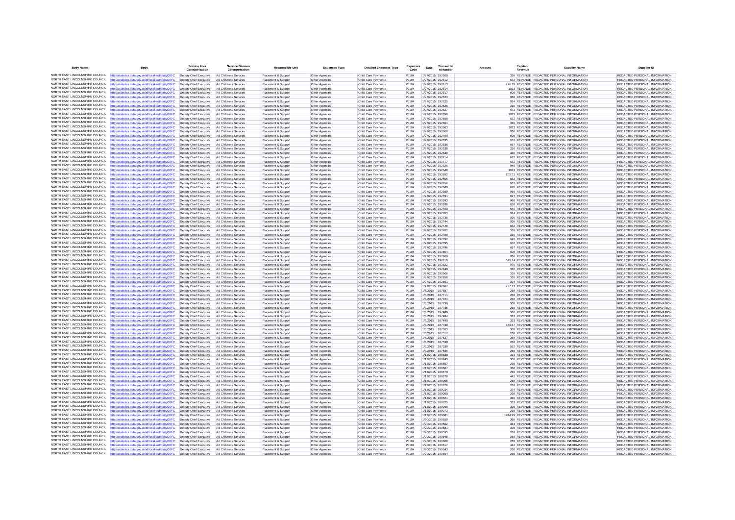| Body Name | Body | Service Area Catergorisation | Service Division Catergorisation | Responsible Unit | Expenses Type | Detailed Expenses Type | Expenses Code | Date | Transaction Number | Amount | Capital / Revenue | Supplier Name | Supplier ID |
|---|---|---|---|---|---|---|---|---|---|---|---|---|---|
| NORTH EAST LINCOLNSHIRE COUNCIL | http://statistics.data.gov.uk/id/local-authority/00FC | Deputy Chief Executive | Ad Childrens Services | Placement & Support | Other Agencies | Child Care Payments | PJ104 | 1/27/2015 | 292609 | 336 | REVENUE | REDACTED PERSONAL INFORMATION | REDACTED PERSONAL INFORMATION |
| NORTH EAST LINCOLNSHIRE COUNCIL | http://statistics.data.gov.uk/id/local-authority/00FC | Deputy Chief Executive | Ad Childrens Services | Placement & Support | Other Agencies | Child Care Payments | PJ104 | 1/27/2015 | 292612 | 672 | REVENUE | REDACTED PERSONAL INFORMATION | REDACTED PERSONAL INFORMATION |
| NORTH EAST LINCOLNSHIRE COUNCIL | http://statistics.data.gov.uk/id/local-authority/00FC | Deputy Chief Executive | Ad Childrens Services | Placement & Support | Other Agencies | Child Care Payments | PJ104 | 1/27/2015 | 292613 | 426.29 | REVENUE | REDACTED PERSONAL INFORMATION | REDACTED PERSONAL INFORMATION |
| NORTH EAST LINCOLNSHIRE COUNCIL | http://statistics.data.gov.uk/id/local-authority/00FC | Deputy Chief Executive | Ad Childrens Services | Placement & Support | Other Agencies | Child Care Payments | PJ104 | 1/27/2015 | 292614 | 1013 | REVENUE | REDACTED PERSONAL INFORMATION | REDACTED PERSONAL INFORMATION |
| NORTH EAST LINCOLNSHIRE COUNCIL | http://statistics.data.gov.uk/id/local-authority/00FC | Deputy Chief Executive | Ad Childrens Services | Placement & Support | Other Agencies | Child Care Payments | PJ104 | 1/27/2015 | 292617 | 608 | REVENUE | REDACTED PERSONAL INFORMATION | REDACTED PERSONAL INFORMATION |
| NORTH EAST LINCOLNSHIRE COUNCIL | http://statistics.data.gov.uk/id/local-authority/00FC | Deputy Chief Executive | Ad Childrens Services | Placement & Support | Other Agencies | Child Care Payments | PJ104 | 1/27/2015 | 292623 | 968 | REVENUE | REDACTED PERSONAL INFORMATION | REDACTED PERSONAL INFORMATION |
| NORTH EAST LINCOLNSHIRE COUNCIL | http://statistics.data.gov.uk/id/local-authority/00FC | Deputy Chief Executive | Ad Childrens Services | Placement & Support | Other Agencies | Child Care Payments | PJ104 | 1/27/2015 | 292625 | 924 | REVENUE | REDACTED PERSONAL INFORMATION | REDACTED PERSONAL INFORMATION |
| NORTH EAST LINCOLNSHIRE COUNCIL | http://statistics.data.gov.uk/id/local-authority/00FC | Deputy Chief Executive | Ad Childrens Services | Placement & Support | Other Agencies | Child Care Payments | PJ104 | 1/27/2015 | 292626 | 316 | REVENUE | REDACTED PERSONAL INFORMATION | REDACTED PERSONAL INFORMATION |
| NORTH EAST LINCOLNSHIRE COUNCIL | http://statistics.data.gov.uk/id/local-authority/00FC | Deputy Chief Executive | Ad Childrens Services | Placement & Support | Other Agencies | Child Care Payments | PJ104 | 1/27/2015 | 292627 | 672 | REVENUE | REDACTED PERSONAL INFORMATION | REDACTED PERSONAL INFORMATION |
| NORTH EAST LINCOLNSHIRE COUNCIL | http://statistics.data.gov.uk/id/local-authority/00FC | Deputy Chief Executive | Ad Childrens Services | Placement & Support | Other Agencies | Child Care Payments | PJ104 | 1/27/2015 | 292658 | 1033 | REVENUE | REDACTED PERSONAL INFORMATION | REDACTED PERSONAL INFORMATION |
| NORTH EAST LINCOLNSHIRE COUNCIL | http://statistics.data.gov.uk/id/local-authority/00FC | Deputy Chief Executive | Ad Childrens Services | Placement & Support | Other Agencies | Child Care Payments | PJ104 | 1/27/2015 | 292659 | 632 | REVENUE | REDACTED PERSONAL INFORMATION | REDACTED PERSONAL INFORMATION |
| NORTH EAST LINCOLNSHIRE COUNCIL | http://statistics.data.gov.uk/id/local-authority/00FC | Deputy Chief Executive | Ad Childrens Services | Placement & Support | Other Agencies | Child Care Payments | PJ104 | 1/27/2015 | 292661 | 316 | REVENUE | REDACTED PERSONAL INFORMATION | REDACTED PERSONAL INFORMATION |
| NORTH EAST LINCOLNSHIRE COUNCIL | http://statistics.data.gov.uk/id/local-authority/00FC | Deputy Chief Executive | Ad Childrens Services | Placement & Support | Other Agencies | Child Care Payments | PJ104 | 1/27/2015 | 292663 | 1033 | REVENUE | REDACTED PERSONAL INFORMATION | REDACTED PERSONAL INFORMATION |
| NORTH EAST LINCOLNSHIRE COUNCIL | http://statistics.data.gov.uk/id/local-authority/00FC | Deputy Chief Executive | Ad Childrens Services | Placement & Support | Other Agencies | Child Care Payments | PJ104 | 1/27/2015 | 292668 | 936 | REVENUE | REDACTED PERSONAL INFORMATION | REDACTED PERSONAL INFORMATION |
| NORTH EAST LINCOLNSHIRE COUNCIL | http://statistics.data.gov.uk/id/local-authority/00FC | Deputy Chief Executive | Ad Childrens Services | Placement & Support | Other Agencies | Child Care Payments | PJ104 | 1/27/2015 | 292709 | 608 | REVENUE | REDACTED PERSONAL INFORMATION | REDACTED PERSONAL INFORMATION |
| NORTH EAST LINCOLNSHIRE COUNCIL | http://statistics.data.gov.uk/id/local-authority/00FC | Deputy Chief Executive | Ad Childrens Services | Placement & Support | Other Agencies | Child Care Payments | PJ104 | 1/27/2015 | 292635 | 652 | REVENUE | REDACTED PERSONAL INFORMATION | REDACTED PERSONAL INFORMATION |
| NORTH EAST LINCOLNSHIRE COUNCIL | http://statistics.data.gov.uk/id/local-authority/00FC | Deputy Chief Executive | Ad Childrens Services | Placement & Support | Other Agencies | Child Care Payments | PJ104 | 1/27/2015 | 292636 | 697 | REVENUE | REDACTED PERSONAL INFORMATION | REDACTED PERSONAL INFORMATION |
| NORTH EAST LINCOLNSHIRE COUNCIL | http://statistics.data.gov.uk/id/local-authority/00FC | Deputy Chief Executive | Ad Childrens Services | Placement & Support | Other Agencies | Child Care Payments | PJ104 | 1/27/2015 | 292638 | 316 | REVENUE | REDACTED PERSONAL INFORMATION | REDACTED PERSONAL INFORMATION |
| NORTH EAST LINCOLNSHIRE COUNCIL | http://statistics.data.gov.uk/id/local-authority/00FC | Deputy Chief Executive | Ad Childrens Services | Placement & Support | Other Agencies | Child Care Payments | PJ104 | 1/27/2015 | 292639 | 336 | REVENUE | REDACTED PERSONAL INFORMATION | REDACTED PERSONAL INFORMATION |
| NORTH EAST LINCOLNSHIRE COUNCIL | http://statistics.data.gov.uk/id/local-authority/00FC | Deputy Chief Executive | Ad Childrens Services | Placement & Support | Other Agencies | Child Care Payments | PJ104 | 1/27/2015 | 292714 | 672 | REVENUE | REDACTED PERSONAL INFORMATION | REDACTED PERSONAL INFORMATION |
| NORTH EAST LINCOLNSHIRE COUNCIL | http://statistics.data.gov.uk/id/local-authority/00FC | Deputy Chief Executive | Ad Childrens Services | Placement & Support | Other Agencies | Child Care Payments | PJ104 | 1/27/2015 | 292717 | 632 | REVENUE | REDACTED PERSONAL INFORMATION | REDACTED PERSONAL INFORMATION |
| NORTH EAST LINCOLNSHIRE COUNCIL | http://statistics.data.gov.uk/id/local-authority/00FC | Deputy Chief Executive | Ad Childrens Services | Placement & Support | Other Agencies | Child Care Payments | PJ104 | 1/27/2015 | 292726 | 948 | REVENUE | REDACTED PERSONAL INFORMATION | REDACTED PERSONAL INFORMATION |
| NORTH EAST LINCOLNSHIRE COUNCIL | http://statistics.data.gov.uk/id/local-authority/00FC | Deputy Chief Executive | Ad Childrens Services | Placement & Support | Other Agencies | Child Care Payments | PJ104 | 1/27/2015 | 292648 | 1013 | REVENUE | REDACTED PERSONAL INFORMATION | REDACTED PERSONAL INFORMATION |
| NORTH EAST LINCOLNSHIRE COUNCIL | http://statistics.data.gov.uk/id/local-authority/00FC | Deputy Chief Executive | Ad Childrens Services | Placement & Support | Other Agencies | Child Care Payments | PJ104 | 1/27/2015 | 292652 | 805.71 | REVENUE | REDACTED PERSONAL INFORMATION | REDACTED PERSONAL INFORMATION |
| NORTH EAST LINCOLNSHIRE COUNCIL | http://statistics.data.gov.uk/id/local-authority/00FC | Deputy Chief Executive | Ad Childrens Services | Placement & Support | Other Agencies | Child Care Payments | PJ104 | 1/27/2015 | 292655 | 632 | REVENUE | REDACTED PERSONAL INFORMATION | REDACTED PERSONAL INFORMATION |
| NORTH EAST LINCOLNSHIRE COUNCIL | http://statistics.data.gov.uk/id/local-authority/00FC | Deputy Chief Executive | Ad Childrens Services | Placement & Support | Other Agencies | Child Care Payments | PJ104 | 1/27/2015 | 292656 | 912 | REVENUE | REDACTED PERSONAL INFORMATION | REDACTED PERSONAL INFORMATION |
| NORTH EAST LINCOLNSHIRE COUNCIL | http://statistics.data.gov.uk/id/local-authority/00FC | Deputy Chief Executive | Ad Childrens Services | Placement & Support | Other Agencies | Child Care Payments | PJ104 | 1/27/2015 | 292680 | 620 | REVENUE | REDACTED PERSONAL INFORMATION | REDACTED PERSONAL INFORMATION |
| NORTH EAST LINCOLNSHIRE COUNCIL | http://statistics.data.gov.uk/id/local-authority/00FC | Deputy Chief Executive | Ad Childrens Services | Placement & Support | Other Agencies | Child Care Payments | PJ104 | 1/27/2015 | 292689 | 968 | REVENUE | REDACTED PERSONAL INFORMATION | REDACTED PERSONAL INFORMATION |
| NORTH EAST LINCOLNSHIRE COUNCIL | http://statistics.data.gov.uk/id/local-authority/00FC | Deputy Chief Executive | Ad Childrens Services | Placement & Support | Other Agencies | Child Care Payments | PJ104 | 1/27/2015 | 292691 | 697 | REVENUE | REDACTED PERSONAL INFORMATION | REDACTED PERSONAL INFORMATION |
| NORTH EAST LINCOLNSHIRE COUNCIL | http://statistics.data.gov.uk/id/local-authority/00FC | Deputy Chief Executive | Ad Childrens Services | Placement & Support | Other Agencies | Child Care Payments | PJ104 | 1/27/2015 | 292693 | 968 | REVENUE | REDACTED PERSONAL INFORMATION | REDACTED PERSONAL INFORMATION |
| NORTH EAST LINCOLNSHIRE COUNCIL | http://statistics.data.gov.uk/id/local-authority/00FC | Deputy Chief Executive | Ad Childrens Services | Placement & Support | Other Agencies | Child Care Payments | PJ104 | 1/27/2015 | 292696 | 652 | REVENUE | REDACTED PERSONAL INFORMATION | REDACTED PERSONAL INFORMATION |
| NORTH EAST LINCOLNSHIRE COUNCIL | http://statistics.data.gov.uk/id/local-authority/00FC | Deputy Chief Executive | Ad Childrens Services | Placement & Support | Other Agencies | Child Care Payments | PJ104 | 1/27/2015 | 292700 | 640 | REVENUE | REDACTED PERSONAL INFORMATION | REDACTED PERSONAL INFORMATION |
| NORTH EAST LINCOLNSHIRE COUNCIL | http://statistics.data.gov.uk/id/local-authority/00FC | Deputy Chief Executive | Ad Childrens Services | Placement & Support | Other Agencies | Child Care Payments | PJ104 | 1/27/2015 | 292703 | 924 | REVENUE | REDACTED PERSONAL INFORMATION | REDACTED PERSONAL INFORMATION |
| NORTH EAST LINCOLNSHIRE COUNCIL | http://statistics.data.gov.uk/id/local-authority/00FC | Deputy Chief Executive | Ad Childrens Services | Placement & Support | Other Agencies | Child Care Payments | PJ104 | 1/27/2015 | 292738 | 936 | REVENUE | REDACTED PERSONAL INFORMATION | REDACTED PERSONAL INFORMATION |
| NORTH EAST LINCOLNSHIRE COUNCIL | http://statistics.data.gov.uk/id/local-authority/00FC | Deputy Chief Executive | Ad Childrens Services | Placement & Support | Other Agencies | Child Care Payments | PJ104 | 1/27/2015 | 292744 | 936 | REVENUE | REDACTED PERSONAL INFORMATION | REDACTED PERSONAL INFORMATION |
| NORTH EAST LINCOLNSHIRE COUNCIL | http://statistics.data.gov.uk/id/local-authority/00FC | Deputy Chief Executive | Ad Childrens Services | Placement & Support | Other Agencies | Child Care Payments | PJ104 | 1/27/2015 | 292748 | 632 | REVENUE | REDACTED PERSONAL INFORMATION | REDACTED PERSONAL INFORMATION |
| NORTH EAST LINCOLNSHIRE COUNCIL | http://statistics.data.gov.uk/id/local-authority/00FC | Deputy Chief Executive | Ad Childrens Services | Placement & Support | Other Agencies | Child Care Payments | PJ104 | 1/27/2015 | 292762 | 316 | REVENUE | REDACTED PERSONAL INFORMATION | REDACTED PERSONAL INFORMATION |
| NORTH EAST LINCOLNSHIRE COUNCIL | http://statistics.data.gov.uk/id/local-authority/00FC | Deputy Chief Executive | Ad Childrens Services | Placement & Support | Other Agencies | Child Care Payments | PJ104 | 1/27/2015 | 292789 | 336 | REVENUE | REDACTED PERSONAL INFORMATION | REDACTED PERSONAL INFORMATION |
| NORTH EAST LINCOLNSHIRE COUNCIL | http://statistics.data.gov.uk/id/local-authority/00FC | Deputy Chief Executive | Ad Childrens Services | Placement & Support | Other Agencies | Child Care Payments | PJ104 | 1/27/2015 | 292792 | 640 | REVENUE | REDACTED PERSONAL INFORMATION | REDACTED PERSONAL INFORMATION |
| NORTH EAST LINCOLNSHIRE COUNCIL | http://statistics.data.gov.uk/id/local-authority/00FC | Deputy Chief Executive | Ad Childrens Services | Placement & Support | Other Agencies | Child Care Payments | PJ104 | 1/27/2015 | 292795 | 652 | REVENUE | REDACTED PERSONAL INFORMATION | REDACTED PERSONAL INFORMATION |
| NORTH EAST LINCOLNSHIRE COUNCIL | http://statistics.data.gov.uk/id/local-authority/00FC | Deputy Chief Executive | Ad Childrens Services | Placement & Support | Other Agencies | Child Care Payments | PJ104 | 1/27/2015 | 292796 | 697 | REVENUE | REDACTED PERSONAL INFORMATION | REDACTED PERSONAL INFORMATION |
| NORTH EAST LINCOLNSHIRE COUNCIL | http://statistics.data.gov.uk/id/local-authority/00FC | Deputy Chief Executive | Ad Childrens Services | Placement & Support | Other Agencies | Child Care Payments | PJ104 | 1/27/2015 | 292804 | 608 | REVENUE | REDACTED PERSONAL INFORMATION | REDACTED PERSONAL INFORMATION |
| NORTH EAST LINCOLNSHIRE COUNCIL | http://statistics.data.gov.uk/id/local-authority/00FC | Deputy Chief Executive | Ad Childrens Services | Placement & Support | Other Agencies | Child Care Payments | PJ104 | 1/27/2015 | 292809 | 936 | REVENUE | REDACTED PERSONAL INFORMATION | REDACTED PERSONAL INFORMATION |
| NORTH EAST LINCOLNSHIRE COUNCIL | http://statistics.data.gov.uk/id/local-authority/00FC | Deputy Chief Executive | Ad Childrens Services | Placement & Support | Other Agencies | Child Care Payments | PJ104 | 1/27/2015 | 292819 | 613.14 | REVENUE | REDACTED PERSONAL INFORMATION | REDACTED PERSONAL INFORMATION |
| NORTH EAST LINCOLNSHIRE COUNCIL | http://statistics.data.gov.uk/id/local-authority/00FC | Deputy Chief Executive | Ad Childrens Services | Placement & Support | Other Agencies | Child Care Payments | PJ104 | 1/27/2015 | 292822 | 976 | REVENUE | REDACTED PERSONAL INFORMATION | REDACTED PERSONAL INFORMATION |
| NORTH EAST LINCOLNSHIRE COUNCIL | http://statistics.data.gov.uk/id/local-authority/00FC | Deputy Chief Executive | Ad Childrens Services | Placement & Support | Other Agencies | Child Care Payments | PJ104 | 1/27/2015 | 292840 | 336 | REVENUE | REDACTED PERSONAL INFORMATION | REDACTED PERSONAL INFORMATION |
| NORTH EAST LINCOLNSHIRE COUNCIL | http://statistics.data.gov.uk/id/local-authority/00FC | Deputy Chief Executive | Ad Childrens Services | Placement & Support | Other Agencies | Child Care Payments | PJ104 | 1/27/2015 | 292606 | 316 | REVENUE | REDACTED PERSONAL INFORMATION | REDACTED PERSONAL INFORMATION |
| NORTH EAST LINCOLNSHIRE COUNCIL | http://statistics.data.gov.uk/id/local-authority/00FC | Deputy Chief Executive | Ad Childrens Services | Placement & Support | Other Agencies | Child Care Payments | PJ104 | 1/27/2015 | 292858 | 316 | REVENUE | REDACTED PERSONAL INFORMATION | REDACTED PERSONAL INFORMATION |
| NORTH EAST LINCOLNSHIRE COUNCIL | http://statistics.data.gov.uk/id/local-authority/00FC | Deputy Chief Executive | Ad Childrens Services | Placement & Support | Other Agencies | Child Care Payments | PJ104 | 1/27/2015 | 292861 | 304 | REVENUE | REDACTED PERSONAL INFORMATION | REDACTED PERSONAL INFORMATION |
| NORTH EAST LINCOLNSHIRE COUNCIL | http://statistics.data.gov.uk/id/local-authority/00FC | Deputy Chief Executive | Ad Childrens Services | Placement & Support | Other Agencies | Child Care Payments | PJ104 | 1/27/2015 | 292867 | 437.73 | REVENUE | REDACTED PERSONAL INFORMATION | REDACTED PERSONAL INFORMATION |
| NORTH EAST LINCOLNSHIRE COUNCIL | http://statistics.data.gov.uk/id/local-authority/00FC | Deputy Chief Executive | Ad Childrens Services | Placement & Support | Other Agencies | Child Care Payments | PJ104 | 1/6/2015 | 287587 | 268 | REVENUE | REDACTED PERSONAL INFORMATION | REDACTED PERSONAL INFORMATION |
| NORTH EAST LINCOLNSHIRE COUNCIL | http://statistics.data.gov.uk/id/local-authority/00FC | Deputy Chief Executive | Ad Childrens Services | Placement & Support | Other Agencies | Child Care Payments | PJ104 | 1/6/2015 | 287711 | 268 | REVENUE | REDACTED PERSONAL INFORMATION | REDACTED PERSONAL INFORMATION |
| NORTH EAST LINCOLNSHIRE COUNCIL | http://statistics.data.gov.uk/id/local-authority/00FC | Deputy Chief Executive | Ad Childrens Services | Placement & Support | Other Agencies | Child Care Payments | PJ104 | 1/6/2015 | 287724 | 268 | REVENUE | REDACTED PERSONAL INFORMATION | REDACTED PERSONAL INFORMATION |
| NORTH EAST LINCOLNSHIRE COUNCIL | http://statistics.data.gov.uk/id/local-authority/00FC | Deputy Chief Executive | Ad Childrens Services | Placement & Support | Other Agencies | Child Care Payments | PJ104 | 1/6/2015 | 287730 | 308 | REVENUE | REDACTED PERSONAL INFORMATION | REDACTED PERSONAL INFORMATION |
| NORTH EAST LINCOLNSHIRE COUNCIL | http://statistics.data.gov.uk/id/local-authority/00FC | Deputy Chief Executive | Ad Childrens Services | Placement & Support | Other Agencies | Child Care Payments | PJ104 | 1/6/2015 | 287735 | 268 | REVENUE | REDACTED PERSONAL INFORMATION | REDACTED PERSONAL INFORMATION |
| NORTH EAST LINCOLNSHIRE COUNCIL | http://statistics.data.gov.uk/id/local-authority/00FC | Deputy Chief Executive | Ad Childrens Services | Placement & Support | Other Agencies | Child Care Payments | PJ104 | 1/6/2015 | 287480 | 366 | REVENUE | REDACTED PERSONAL INFORMATION | REDACTED PERSONAL INFORMATION |
| NORTH EAST LINCOLNSHIRE COUNCIL | http://statistics.data.gov.uk/id/local-authority/00FC | Deputy Chief Executive | Ad Childrens Services | Placement & Support | Other Agencies | Child Care Payments | PJ104 | 1/6/2015 | 287484 | 333 | REVENUE | REDACTED PERSONAL INFORMATION | REDACTED PERSONAL INFORMATION |
| NORTH EAST LINCOLNSHIRE COUNCIL | http://statistics.data.gov.uk/id/local-authority/00FC | Deputy Chief Executive | Ad Childrens Services | Placement & Support | Other Agencies | Child Care Payments | PJ104 | 1/6/2015 | 287490 | 333 | REVENUE | REDACTED PERSONAL INFORMATION | REDACTED PERSONAL INFORMATION |
| NORTH EAST LINCOLNSHIRE COUNCIL | http://statistics.data.gov.uk/id/local-authority/00FC | Deputy Chief Executive | Ad Childrens Services | Placement & Support | Other Agencies | Child Care Payments | PJ104 | 1/6/2015 | 287739 | 348.57 | REVENUE | REDACTED PERSONAL INFORMATION | REDACTED PERSONAL INFORMATION |
| NORTH EAST LINCOLNSHIRE COUNCIL | http://statistics.data.gov.uk/id/local-authority/00FC | Deputy Chief Executive | Ad Childrens Services | Placement & Support | Other Agencies | Child Care Payments | PJ104 | 1/6/2015 | 287503 | 308 | REVENUE | REDACTED PERSONAL INFORMATION | REDACTED PERSONAL INFORMATION |
| NORTH EAST LINCOLNSHIRE COUNCIL | http://statistics.data.gov.uk/id/local-authority/00FC | Deputy Chief Executive | Ad Childrens Services | Placement & Support | Other Agencies | Child Care Payments | PJ104 | 1/6/2015 | 287517 | 268 | REVENUE | REDACTED PERSONAL INFORMATION | REDACTED PERSONAL INFORMATION |
| NORTH EAST LINCOLNSHIRE COUNCIL | http://statistics.data.gov.uk/id/local-authority/00FC | Deputy Chief Executive | Ad Childrens Services | Placement & Support | Other Agencies | Child Care Payments | PJ104 | 1/6/2015 | 287527 | 358 | REVENUE | REDACTED PERSONAL INFORMATION | REDACTED PERSONAL INFORMATION |
| NORTH EAST LINCOLNSHIRE COUNCIL | http://statistics.data.gov.uk/id/local-authority/00FC | Deputy Chief Executive | Ad Childrens Services | Placement & Support | Other Agencies | Child Care Payments | PJ104 | 1/6/2015 | 287530 | 268 | REVENUE | REDACTED PERSONAL INFORMATION | REDACTED PERSONAL INFORMATION |
| NORTH EAST LINCOLNSHIRE COUNCIL | http://statistics.data.gov.uk/id/local-authority/00FC | Deputy Chief Executive | Ad Childrens Services | Placement & Support | Other Agencies | Child Care Payments | PJ104 | 1/6/2015 | 287539 | 552 | REVENUE | REDACTED PERSONAL INFORMATION | REDACTED PERSONAL INFORMATION |
| NORTH EAST LINCOLNSHIRE COUNCIL | http://statistics.data.gov.uk/id/local-authority/00FC | Deputy Chief Executive | Ad Childrens Services | Placement & Support | Other Agencies | Child Care Payments | PJ104 | 1/6/2015 | 287566 | 268 | REVENUE | REDACTED PERSONAL INFORMATION | REDACTED PERSONAL INFORMATION |
| NORTH EAST LINCOLNSHIRE COUNCIL | http://statistics.data.gov.uk/id/local-authority/00FC | Deputy Chief Executive | Ad Childrens Services | Placement & Support | Other Agencies | Child Care Payments | PJ104 | 1/13/2015 | 288830 | 333 | REVENUE | REDACTED PERSONAL INFORMATION | REDACTED PERSONAL INFORMATION |
| NORTH EAST LINCOLNSHIRE COUNCIL | http://statistics.data.gov.uk/id/local-authority/00FC | Deputy Chief Executive | Ad Childrens Services | Placement & Support | Other Agencies | Child Care Payments | PJ104 | 1/13/2015 | 288843 | 308 | REVENUE | REDACTED PERSONAL INFORMATION | REDACTED PERSONAL INFORMATION |
| NORTH EAST LINCOLNSHIRE COUNCIL | http://statistics.data.gov.uk/id/local-authority/00FC | Deputy Chief Executive | Ad Childrens Services | Placement & Support | Other Agencies | Child Care Payments | PJ104 | 1/13/2015 | 288857 | 268 | REVENUE | REDACTED PERSONAL INFORMATION | REDACTED PERSONAL INFORMATION |
| NORTH EAST LINCOLNSHIRE COUNCIL | http://statistics.data.gov.uk/id/local-authority/00FC | Deputy Chief Executive | Ad Childrens Services | Placement & Support | Other Agencies | Child Care Payments | PJ104 | 1/13/2015 | 288867 | 358 | REVENUE | REDACTED PERSONAL INFORMATION | REDACTED PERSONAL INFORMATION |
| NORTH EAST LINCOLNSHIRE COUNCIL | http://statistics.data.gov.uk/id/local-authority/00FC | Deputy Chief Executive | Ad Childrens Services | Placement & Support | Other Agencies | Child Care Payments | PJ104 | 1/13/2015 | 288870 | 268 | REVENUE | REDACTED PERSONAL INFORMATION | REDACTED PERSONAL INFORMATION |
| NORTH EAST LINCOLNSHIRE COUNCIL | http://statistics.data.gov.uk/id/local-authority/00FC | Deputy Chief Executive | Ad Childrens Services | Placement & Support | Other Agencies | Child Care Payments | PJ104 | 1/13/2015 | 288879 | 442 | REVENUE | REDACTED PERSONAL INFORMATION | REDACTED PERSONAL INFORMATION |
| NORTH EAST LINCOLNSHIRE COUNCIL | http://statistics.data.gov.uk/id/local-authority/00FC | Deputy Chief Executive | Ad Childrens Services | Placement & Support | Other Agencies | Child Care Payments | PJ104 | 1/13/2015 | 288905 | 268 | REVENUE | REDACTED PERSONAL INFORMATION | REDACTED PERSONAL INFORMATION |
| NORTH EAST LINCOLNSHIRE COUNCIL | http://statistics.data.gov.uk/id/local-authority/00FC | Deputy Chief Executive | Ad Childrens Services | Placement & Support | Other Agencies | Child Care Payments | PJ104 | 1/13/2015 | 288926 | 268 | REVENUE | REDACTED PERSONAL INFORMATION | REDACTED PERSONAL INFORMATION |
| NORTH EAST LINCOLNSHIRE COUNCIL | http://statistics.data.gov.uk/id/local-authority/00FC | Deputy Chief Executive | Ad Childrens Services | Placement & Support | Other Agencies | Child Care Payments | PJ104 | 1/13/2015 | 289034 | 374 | REVENUE | REDACTED PERSONAL INFORMATION | REDACTED PERSONAL INFORMATION |
| NORTH EAST LINCOLNSHIRE COUNCIL | http://statistics.data.gov.uk/id/local-authority/00FC | Deputy Chief Executive | Ad Childrens Services | Placement & Support | Other Agencies | Child Care Payments | PJ104 | 1/13/2015 | 289050 | 268 | REVENUE | REDACTED PERSONAL INFORMATION | REDACTED PERSONAL INFORMATION |
| NORTH EAST LINCOLNSHIRE COUNCIL | http://statistics.data.gov.uk/id/local-authority/00FC | Deputy Chief Executive | Ad Childrens Services | Placement & Support | Other Agencies | Child Care Payments | PJ104 | 1/13/2015 | 288821 | 366 | REVENUE | REDACTED PERSONAL INFORMATION | REDACTED PERSONAL INFORMATION |
| NORTH EAST LINCOLNSHIRE COUNCIL | http://statistics.data.gov.uk/id/local-authority/00FC | Deputy Chief Executive | Ad Childrens Services | Placement & Support | Other Agencies | Child Care Payments | PJ104 | 1/13/2015 | 288825 | 333 | REVENUE | REDACTED PERSONAL INFORMATION | REDACTED PERSONAL INFORMATION |
| NORTH EAST LINCOLNSHIRE COUNCIL | http://statistics.data.gov.uk/id/local-authority/00FC | Deputy Chief Executive | Ad Childrens Services | Placement & Support | Other Agencies | Child Care Payments | PJ104 | 1/13/2015 | 289068 | 308 | REVENUE | REDACTED PERSONAL INFORMATION | REDACTED PERSONAL INFORMATION |
| NORTH EAST LINCOLNSHIRE COUNCIL | http://statistics.data.gov.uk/id/local-authority/00FC | Deputy Chief Executive | Ad Childrens Services | Placement & Support | Other Agencies | Child Care Payments | PJ104 | 1/13/2015 | 289073 | 268 | REVENUE | REDACTED PERSONAL INFORMATION | REDACTED PERSONAL INFORMATION |
| NORTH EAST LINCOLNSHIRE COUNCIL | http://statistics.data.gov.uk/id/local-authority/00FC | Deputy Chief Executive | Ad Childrens Services | Placement & Support | Other Agencies | Child Care Payments | PJ104 | 1/13/2015 | 289081 | 1914.29 | REVENUE | REDACTED PERSONAL INFORMATION | REDACTED PERSONAL INFORMATION |
| NORTH EAST LINCOLNSHIRE COUNCIL | http://statistics.data.gov.uk/id/local-authority/00FC | Deputy Chief Executive | Ad Childrens Services | Placement & Support | Other Agencies | Child Care Payments | PJ104 | 1/20/2015 | 290559 | 366 | REVENUE | REDACTED PERSONAL INFORMATION | REDACTED PERSONAL INFORMATION |
| NORTH EAST LINCOLNSHIRE COUNCIL | http://statistics.data.gov.uk/id/local-authority/00FC | Deputy Chief Executive | Ad Childrens Services | Placement & Support | Other Agencies | Child Care Payments | PJ104 | 1/20/2015 | 290562 | 333 | REVENUE | REDACTED PERSONAL INFORMATION | REDACTED PERSONAL INFORMATION |
| NORTH EAST LINCOLNSHIRE COUNCIL | http://statistics.data.gov.uk/id/local-authority/00FC | Deputy Chief Executive | Ad Childrens Services | Placement & Support | Other Agencies | Child Care Payments | PJ104 | 1/20/2015 | 290581 | 308 | REVENUE | REDACTED PERSONAL INFORMATION | REDACTED PERSONAL INFORMATION |
| NORTH EAST LINCOLNSHIRE COUNCIL | http://statistics.data.gov.uk/id/local-authority/00FC | Deputy Chief Executive | Ad Childrens Services | Placement & Support | Other Agencies | Child Care Payments | PJ104 | 1/20/2015 | 290595 | 268 | REVENUE | REDACTED PERSONAL INFORMATION | REDACTED PERSONAL INFORMATION |
| NORTH EAST LINCOLNSHIRE COUNCIL | http://statistics.data.gov.uk/id/local-authority/00FC | Deputy Chief Executive | Ad Childrens Services | Placement & Support | Other Agencies | Child Care Payments | PJ104 | 1/20/2015 | 290605 | 358 | REVENUE | REDACTED PERSONAL INFORMATION | REDACTED PERSONAL INFORMATION |
| NORTH EAST LINCOLNSHIRE COUNCIL | http://statistics.data.gov.uk/id/local-authority/00FC | Deputy Chief Executive | Ad Childrens Services | Placement & Support | Other Agencies | Child Care Payments | PJ104 | 1/20/2015 | 290608 | 268 | REVENUE | REDACTED PERSONAL INFORMATION | REDACTED PERSONAL INFORMATION |
| NORTH EAST LINCOLNSHIRE COUNCIL | http://statistics.data.gov.uk/id/local-authority/00FC | Deputy Chief Executive | Ad Childrens Services | Placement & Support | Other Agencies | Child Care Payments | PJ104 | 1/20/2015 | 290617 | 442 | REVENUE | REDACTED PERSONAL INFORMATION | REDACTED PERSONAL INFORMATION |
| NORTH EAST LINCOLNSHIRE COUNCIL | http://statistics.data.gov.uk/id/local-authority/00FC | Deputy Chief Executive | Ad Childrens Services | Placement & Support | Other Agencies | Child Care Payments | PJ104 | 1/20/2015 | 290643 | 268 | REVENUE | REDACTED PERSONAL INFORMATION | REDACTED PERSONAL INFORMATION |
| NORTH EAST LINCOLNSHIRE COUNCIL | http://statistics.data.gov.uk/id/local-authority/00FC | Deputy Chief Executive | Ad Childrens Services | Placement & Support | Other Agencies | Child Care Payments | PJ104 | 1/20/2015 | 290664 | 268 | REVENUE | REDACTED PERSONAL INFORMATION | REDACTED PERSONAL INFORMATION |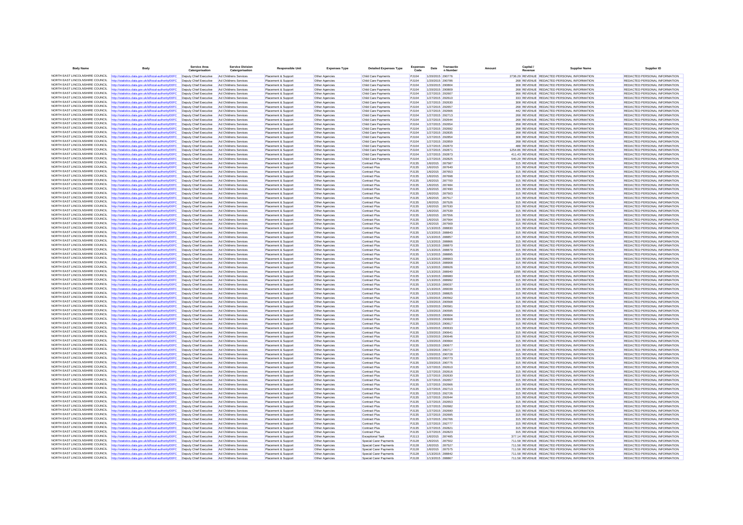| Body Name | Body | Service Area Catergorisation | Service Division Catergorisation | Responsible Unit | Expenses Type | Detailed Expenses Type | Expenses Code | Date | Transaction Number | Amount | Capital / Revenue | Supplier Name | Supplier ID |
|---|---|---|---|---|---|---|---|---|---|---|---|---|---|
| NORTH EAST LINCOLNSHIRE COUNCIL | http://statistics.data.gov.uk/id/local-authority/00FC | Deputy Chief Executive | Ad Childrens Services | Placement & Support | Other Agencies | Child Care Payments | PJ104 | 1/20/2015 | 290776 | 2738.29 | REVENUE | REDACTED PERSONAL INFORMATION | REDACTED PERSONAL INFORMATION |
| NORTH EAST LINCOLNSHIRE COUNCIL | http://statistics.data.gov.uk/id/local-authority/00FC | Deputy Chief Executive | Ad Childrens Services | Placement & Support | Other Agencies | Child Care Payments | PJ104 | 1/20/2015 | 290786 | 268 | REVENUE | REDACTED PERSONAL INFORMATION | REDACTED PERSONAL INFORMATION |
| NORTH EAST LINCOLNSHIRE COUNCIL | http://statistics.data.gov.uk/id/local-authority/00FC | Deputy Chief Executive | Ad Childrens Services | Placement & Support | Other Agencies | Child Care Payments | PJ104 | 1/20/2015 | 290804 | 308 | REVENUE | REDACTED PERSONAL INFORMATION | REDACTED PERSONAL INFORMATION |
| NORTH EAST LINCOLNSHIRE COUNCIL | http://statistics.data.gov.uk/id/local-authority/00FC | Deputy Chief Executive | Ad Childrens Services | Placement & Support | Other Agencies | Child Care Payments | PJ104 | 1/20/2015 | 290809 | 268 | REVENUE | REDACTED PERSONAL INFORMATION | REDACTED PERSONAL INFORMATION |
| NORTH EAST LINCOLNSHIRE COUNCIL | http://statistics.data.gov.uk/id/local-authority/00FC | Deputy Chief Executive | Ad Childrens Services | Placement & Support | Other Agencies | Child Care Payments | PJ104 | 1/27/2015 | 292607 | 366 | REVENUE | REDACTED PERSONAL INFORMATION | REDACTED PERSONAL INFORMATION |
| NORTH EAST LINCOLNSHIRE COUNCIL | http://statistics.data.gov.uk/id/local-authority/00FC | Deputy Chief Executive | Ad Childrens Services | Placement & Support | Other Agencies | Child Care Payments | PJ104 | 1/27/2015 | 292610 | 333 | REVENUE | REDACTED PERSONAL INFORMATION | REDACTED PERSONAL INFORMATION |
| NORTH EAST LINCOLNSHIRE COUNCIL | http://statistics.data.gov.uk/id/local-authority/00FC | Deputy Chief Executive | Ad Childrens Services | Placement & Support | Other Agencies | Child Care Payments | PJ104 | 1/27/2015 | 292630 | 308 | REVENUE | REDACTED PERSONAL INFORMATION | REDACTED PERSONAL INFORMATION |
| NORTH EAST LINCOLNSHIRE COUNCIL | http://statistics.data.gov.uk/id/local-authority/00FC | Deputy Chief Executive | Ad Childrens Services | Placement & Support | Other Agencies | Child Care Payments | PJ104 | 1/27/2015 | 292657 | 268 | REVENUE | REDACTED PERSONAL INFORMATION | REDACTED PERSONAL INFORMATION |
| NORTH EAST LINCOLNSHIRE COUNCIL | http://statistics.data.gov.uk/id/local-authority/00FC | Deputy Chief Executive | Ad Childrens Services | Placement & Support | Other Agencies | Child Care Payments | PJ104 | 1/27/2015 | 292666 | 442 | REVENUE | REDACTED PERSONAL INFORMATION | REDACTED PERSONAL INFORMATION |
| NORTH EAST LINCOLNSHIRE COUNCIL | http://statistics.data.gov.uk/id/local-authority/00FC | Deputy Chief Executive | Ad Childrens Services | Placement & Support | Other Agencies | Child Care Payments | PJ104 | 1/27/2015 | 292713 | 268 | REVENUE | REDACTED PERSONAL INFORMATION | REDACTED PERSONAL INFORMATION |
| NORTH EAST LINCOLNSHIRE COUNCIL | http://statistics.data.gov.uk/id/local-authority/00FC | Deputy Chief Executive | Ad Childrens Services | Placement & Support | Other Agencies | Child Care Payments | PJ104 | 1/27/2015 | 292644 | 268 | REVENUE | REDACTED PERSONAL INFORMATION | REDACTED PERSONAL INFORMATION |
| NORTH EAST LINCOLNSHIRE COUNCIL | http://statistics.data.gov.uk/id/local-authority/00FC | Deputy Chief Executive | Ad Childrens Services | Placement & Support | Other Agencies | Child Care Payments | PJ104 | 1/27/2015 | 292654 | 358 | REVENUE | REDACTED PERSONAL INFORMATION | REDACTED PERSONAL INFORMATION |
| NORTH EAST LINCOLNSHIRE COUNCIL | http://statistics.data.gov.uk/id/local-authority/00FC | Deputy Chief Executive | Ad Childrens Services | Placement & Support | Other Agencies | Child Care Payments | PJ104 | 1/27/2015 | 292692 | 268 | REVENUE | REDACTED PERSONAL INFORMATION | REDACTED PERSONAL INFORMATION |
| NORTH EAST LINCOLNSHIRE COUNCIL | http://statistics.data.gov.uk/id/local-authority/00FC | Deputy Chief Executive | Ad Childrens Services | Placement & Support | Other Agencies | Child Care Payments | PJ104 | 1/27/2015 | 292835 | 268 | REVENUE | REDACTED PERSONAL INFORMATION | REDACTED PERSONAL INFORMATION |
| NORTH EAST LINCOLNSHIRE COUNCIL | http://statistics.data.gov.uk/id/local-authority/00FC | Deputy Chief Executive | Ad Childrens Services | Placement & Support | Other Agencies | Child Care Payments | PJ104 | 1/27/2015 | 292854 | 308 | REVENUE | REDACTED PERSONAL INFORMATION | REDACTED PERSONAL INFORMATION |
| NORTH EAST LINCOLNSHIRE COUNCIL | http://statistics.data.gov.uk/id/local-authority/00FC | Deputy Chief Executive | Ad Childrens Services | Placement & Support | Other Agencies | Child Care Payments | PJ104 | 1/27/2015 | 292859 | 268 | REVENUE | REDACTED PERSONAL INFORMATION | REDACTED PERSONAL INFORMATION |
| NORTH EAST LINCOLNSHIRE COUNCIL | http://statistics.data.gov.uk/id/local-authority/00FC | Deputy Chief Executive | Ad Childrens Services | Placement & Support | Other Agencies | Child Care Payments | PJ104 | 1/27/2015 | 292870 | 488 | REVENUE | REDACTED PERSONAL INFORMATION | REDACTED PERSONAL INFORMATION |
| NORTH EAST LINCOLNSHIRE COUNCIL | http://statistics.data.gov.uk/id/local-authority/00FC | Deputy Chief Executive | Ad Childrens Services | Placement & Support | Other Agencies | Child Care Payments | PJ104 | 1/27/2015 | 292871 | 1254.86 | REVENUE | REDACTED PERSONAL INFORMATION | REDACTED PERSONAL INFORMATION |
| NORTH EAST LINCOLNSHIRE COUNCIL | http://statistics.data.gov.uk/id/local-authority/00FC | Deputy Chief Executive | Ad Childrens Services | Placement & Support | Other Agencies | Child Care Payments | PJ104 | 1/27/2015 | 292873 | 411.43 | REVENUE | REDACTED PERSONAL INFORMATION | REDACTED PERSONAL INFORMATION |
| NORTH EAST LINCOLNSHIRE COUNCIL | http://statistics.data.gov.uk/id/local-authority/00FC | Deputy Chief Executive | Ad Childrens Services | Placement & Support | Other Agencies | Child Care Payments | PJ104 | 1/27/2015 | 292825 | 540.29 | REVENUE | REDACTED PERSONAL INFORMATION | REDACTED PERSONAL INFORMATION |
| NORTH EAST LINCOLNSHIRE COUNCIL | http://statistics.data.gov.uk/id/local-authority/00FC | Deputy Chief Executive | Ad Childrens Services | Placement & Support | Other Agencies | Contract Plus | PJ135 | 1/6/2015 | 287587 | 315 | REVENUE | REDACTED PERSONAL INFORMATION | REDACTED PERSONAL INFORMATION |
| NORTH EAST LINCOLNSHIRE COUNCIL | http://statistics.data.gov.uk/id/local-authority/00FC | Deputy Chief Executive | Ad Childrens Services | Placement & Support | Other Agencies | Contract Plus | PJ135 | 1/6/2015 | 287640 | 315 | REVENUE | REDACTED PERSONAL INFORMATION | REDACTED PERSONAL INFORMATION |
| NORTH EAST LINCOLNSHIRE COUNCIL | http://statistics.data.gov.uk/id/local-authority/00FC | Deputy Chief Executive | Ad Childrens Services | Placement & Support | Other Agencies | Contract Plus | PJ135 | 1/6/2015 | 287653 | 315 | REVENUE | REDACTED PERSONAL INFORMATION | REDACTED PERSONAL INFORMATION |
| NORTH EAST LINCOLNSHIRE COUNCIL | http://statistics.data.gov.uk/id/local-authority/00FC | Deputy Chief Executive | Ad Childrens Services | Placement & Support | Other Agencies | Contract Plus | PJ135 | 1/6/2015 | 287698 | 315 | REVENUE | REDACTED PERSONAL INFORMATION | REDACTED PERSONAL INFORMATION |
| NORTH EAST LINCOLNSHIRE COUNCIL | http://statistics.data.gov.uk/id/local-authority/00FC | Deputy Chief Executive | Ad Childrens Services | Placement & Support | Other Agencies | Contract Plus | PJ135 | 1/6/2015 | 287700 | 315 | REVENUE | REDACTED PERSONAL INFORMATION | REDACTED PERSONAL INFORMATION |
| NORTH EAST LINCOLNSHIRE COUNCIL | http://statistics.data.gov.uk/id/local-authority/00FC | Deputy Chief Executive | Ad Childrens Services | Placement & Support | Other Agencies | Contract Plus | PJ135 | 1/6/2015 | 287484 | 315 | REVENUE | REDACTED PERSONAL INFORMATION | REDACTED PERSONAL INFORMATION |
| NORTH EAST LINCOLNSHIRE COUNCIL | http://statistics.data.gov.uk/id/local-authority/00FC | Deputy Chief Executive | Ad Childrens Services | Placement & Support | Other Agencies | Contract Plus | PJ135 | 1/6/2015 | 287490 | 315 | REVENUE | REDACTED PERSONAL INFORMATION | REDACTED PERSONAL INFORMATION |
| NORTH EAST LINCOLNSHIRE COUNCIL | http://statistics.data.gov.uk/id/local-authority/00FC | Deputy Chief Executive | Ad Childrens Services | Placement & Support | Other Agencies | Contract Plus | PJ135 | 1/6/2015 | 287503 | 315 | REVENUE | REDACTED PERSONAL INFORMATION | REDACTED PERSONAL INFORMATION |
| NORTH EAST LINCOLNSHIRE COUNCIL | http://statistics.data.gov.uk/id/local-authority/00FC | Deputy Chief Executive | Ad Childrens Services | Placement & Support | Other Agencies | Contract Plus | PJ135 | 1/6/2015 | 287517 | 315 | REVENUE | REDACTED PERSONAL INFORMATION | REDACTED PERSONAL INFORMATION |
| NORTH EAST LINCOLNSHIRE COUNCIL | http://statistics.data.gov.uk/id/local-authority/00FC | Deputy Chief Executive | Ad Childrens Services | Placement & Support | Other Agencies | Contract Plus | PJ135 | 1/6/2015 | 287526 | 315 | REVENUE | REDACTED PERSONAL INFORMATION | REDACTED PERSONAL INFORMATION |
| NORTH EAST LINCOLNSHIRE COUNCIL | http://statistics.data.gov.uk/id/local-authority/00FC | Deputy Chief Executive | Ad Childrens Services | Placement & Support | Other Agencies | Contract Plus | PJ135 | 1/6/2015 | 287530 | 315 | REVENUE | REDACTED PERSONAL INFORMATION | REDACTED PERSONAL INFORMATION |
| NORTH EAST LINCOLNSHIRE COUNCIL | http://statistics.data.gov.uk/id/local-authority/00FC | Deputy Chief Executive | Ad Childrens Services | Placement & Support | Other Agencies | Contract Plus | PJ135 | 1/6/2015 | 287539 | 315 | REVENUE | REDACTED PERSONAL INFORMATION | REDACTED PERSONAL INFORMATION |
| NORTH EAST LINCOLNSHIRE COUNCIL | http://statistics.data.gov.uk/id/local-authority/00FC | Deputy Chief Executive | Ad Childrens Services | Placement & Support | Other Agencies | Contract Plus | PJ135 | 1/6/2015 | 287556 | 315 | REVENUE | REDACTED PERSONAL INFORMATION | REDACTED PERSONAL INFORMATION |
| NORTH EAST LINCOLNSHIRE COUNCIL | http://statistics.data.gov.uk/id/local-authority/00FC | Deputy Chief Executive | Ad Childrens Services | Placement & Support | Other Agencies | Contract Plus | PJ135 | 1/6/2015 | 287564 | 315 | REVENUE | REDACTED PERSONAL INFORMATION | REDACTED PERSONAL INFORMATION |
| NORTH EAST LINCOLNSHIRE COUNCIL | http://statistics.data.gov.uk/id/local-authority/00FC | Deputy Chief Executive | Ad Childrens Services | Placement & Support | Other Agencies | Contract Plus | PJ135 | 1/6/2015 | 287569 | 315 | REVENUE | REDACTED PERSONAL INFORMATION | REDACTED PERSONAL INFORMATION |
| NORTH EAST LINCOLNSHIRE COUNCIL | http://statistics.data.gov.uk/id/local-authority/00FC | Deputy Chief Executive | Ad Childrens Services | Placement & Support | Other Agencies | Contract Plus | PJ135 | 1/13/2015 | 288830 | 315 | REVENUE | REDACTED PERSONAL INFORMATION | REDACTED PERSONAL INFORMATION |
| NORTH EAST LINCOLNSHIRE COUNCIL | http://statistics.data.gov.uk/id/local-authority/00FC | Deputy Chief Executive | Ad Childrens Services | Placement & Support | Other Agencies | Contract Plus | PJ135 | 1/13/2015 | 288843 | 315 | REVENUE | REDACTED PERSONAL INFORMATION | REDACTED PERSONAL INFORMATION |
| NORTH EAST LINCOLNSHIRE COUNCIL | http://statistics.data.gov.uk/id/local-authority/00FC | Deputy Chief Executive | Ad Childrens Services | Placement & Support | Other Agencies | Contract Plus | PJ135 | 1/13/2015 | 288857 | 315 | REVENUE | REDACTED PERSONAL INFORMATION | REDACTED PERSONAL INFORMATION |
| NORTH EAST LINCOLNSHIRE COUNCIL | http://statistics.data.gov.uk/id/local-authority/00FC | Deputy Chief Executive | Ad Childrens Services | Placement & Support | Other Agencies | Contract Plus | PJ135 | 1/13/2015 | 288866 | 315 | REVENUE | REDACTED PERSONAL INFORMATION | REDACTED PERSONAL INFORMATION |
| NORTH EAST LINCOLNSHIRE COUNCIL | http://statistics.data.gov.uk/id/local-authority/00FC | Deputy Chief Executive | Ad Childrens Services | Placement & Support | Other Agencies | Contract Plus | PJ135 | 1/13/2015 | 288870 | 315 | REVENUE | REDACTED PERSONAL INFORMATION | REDACTED PERSONAL INFORMATION |
| NORTH EAST LINCOLNSHIRE COUNCIL | http://statistics.data.gov.uk/id/local-authority/00FC | Deputy Chief Executive | Ad Childrens Services | Placement & Support | Other Agencies | Contract Plus | PJ135 | 1/13/2015 | 288879 | 315 | REVENUE | REDACTED PERSONAL INFORMATION | REDACTED PERSONAL INFORMATION |
| NORTH EAST LINCOLNSHIRE COUNCIL | http://statistics.data.gov.uk/id/local-authority/00FC | Deputy Chief Executive | Ad Childrens Services | Placement & Support | Other Agencies | Contract Plus | PJ135 | 1/13/2015 | 288895 | 315 | REVENUE | REDACTED PERSONAL INFORMATION | REDACTED PERSONAL INFORMATION |
| NORTH EAST LINCOLNSHIRE COUNCIL | http://statistics.data.gov.uk/id/local-authority/00FC | Deputy Chief Executive | Ad Childrens Services | Placement & Support | Other Agencies | Contract Plus | PJ135 | 1/13/2015 | 288903 | 315 | REVENUE | REDACTED PERSONAL INFORMATION | REDACTED PERSONAL INFORMATION |
| NORTH EAST LINCOLNSHIRE COUNCIL | http://statistics.data.gov.uk/id/local-authority/00FC | Deputy Chief Executive | Ad Childrens Services | Placement & Support | Other Agencies | Contract Plus | PJ135 | 1/13/2015 | 288908 | 315 | REVENUE | REDACTED PERSONAL INFORMATION | REDACTED PERSONAL INFORMATION |
| NORTH EAST LINCOLNSHIRE COUNCIL | http://statistics.data.gov.uk/id/local-authority/00FC | Deputy Chief Executive | Ad Childrens Services | Placement & Support | Other Agencies | Contract Plus | PJ135 | 1/13/2015 | 288926 | 315 | REVENUE | REDACTED PERSONAL INFORMATION | REDACTED PERSONAL INFORMATION |
| NORTH EAST LINCOLNSHIRE COUNCIL | http://statistics.data.gov.uk/id/local-authority/00FC | Deputy Chief Executive | Ad Childrens Services | Placement & Support | Other Agencies | Contract Plus | PJ135 | 1/13/2015 | 288940 | 2295 | REVENUE | REDACTED PERSONAL INFORMATION | REDACTED PERSONAL INFORMATION |
| NORTH EAST LINCOLNSHIRE COUNCIL | http://statistics.data.gov.uk/id/local-authority/00FC | Deputy Chief Executive | Ad Childrens Services | Placement & Support | Other Agencies | Contract Plus | PJ135 | 1/13/2015 | 288980 | 315 | REVENUE | REDACTED PERSONAL INFORMATION | REDACTED PERSONAL INFORMATION |
| NORTH EAST LINCOLNSHIRE COUNCIL | http://statistics.data.gov.uk/id/local-authority/00FC | Deputy Chief Executive | Ad Childrens Services | Placement & Support | Other Agencies | Contract Plus | PJ135 | 1/13/2015 | 288992 | 315 | REVENUE | REDACTED PERSONAL INFORMATION | REDACTED PERSONAL INFORMATION |
| NORTH EAST LINCOLNSHIRE COUNCIL | http://statistics.data.gov.uk/id/local-authority/00FC | Deputy Chief Executive | Ad Childrens Services | Placement & Support | Other Agencies | Contract Plus | PJ135 | 1/13/2015 | 289037 | 315 | REVENUE | REDACTED PERSONAL INFORMATION | REDACTED PERSONAL INFORMATION |
| NORTH EAST LINCOLNSHIRE COUNCIL | http://statistics.data.gov.uk/id/local-authority/00FC | Deputy Chief Executive | Ad Childrens Services | Placement & Support | Other Agencies | Contract Plus | PJ135 | 1/13/2015 | 289039 | 315 | REVENUE | REDACTED PERSONAL INFORMATION | REDACTED PERSONAL INFORMATION |
| NORTH EAST LINCOLNSHIRE COUNCIL | http://statistics.data.gov.uk/id/local-authority/00FC | Deputy Chief Executive | Ad Childrens Services | Placement & Support | Other Agencies | Contract Plus | PJ135 | 1/13/2015 | 288825 | 315 | REVENUE | REDACTED PERSONAL INFORMATION | REDACTED PERSONAL INFORMATION |
| NORTH EAST LINCOLNSHIRE COUNCIL | http://statistics.data.gov.uk/id/local-authority/00FC | Deputy Chief Executive | Ad Childrens Services | Placement & Support | Other Agencies | Contract Plus | PJ135 | 1/20/2015 | 290562 | 315 | REVENUE | REDACTED PERSONAL INFORMATION | REDACTED PERSONAL INFORMATION |
| NORTH EAST LINCOLNSHIRE COUNCIL | http://statistics.data.gov.uk/id/local-authority/00FC | Deputy Chief Executive | Ad Childrens Services | Placement & Support | Other Agencies | Contract Plus | PJ135 | 1/20/2015 | 290568 | 315 | REVENUE | REDACTED PERSONAL INFORMATION | REDACTED PERSONAL INFORMATION |
| NORTH EAST LINCOLNSHIRE COUNCIL | http://statistics.data.gov.uk/id/local-authority/00FC | Deputy Chief Executive | Ad Childrens Services | Placement & Support | Other Agencies | Contract Plus | PJ135 | 1/20/2015 | 290581 | 315 | REVENUE | REDACTED PERSONAL INFORMATION | REDACTED PERSONAL INFORMATION |
| NORTH EAST LINCOLNSHIRE COUNCIL | http://statistics.data.gov.uk/id/local-authority/00FC | Deputy Chief Executive | Ad Childrens Services | Placement & Support | Other Agencies | Contract Plus | PJ135 | 1/20/2015 | 290595 | 315 | REVENUE | REDACTED PERSONAL INFORMATION | REDACTED PERSONAL INFORMATION |
| NORTH EAST LINCOLNSHIRE COUNCIL | http://statistics.data.gov.uk/id/local-authority/00FC | Deputy Chief Executive | Ad Childrens Services | Placement & Support | Other Agencies | Contract Plus | PJ135 | 1/20/2015 | 290604 | 315 | REVENUE | REDACTED PERSONAL INFORMATION | REDACTED PERSONAL INFORMATION |
| NORTH EAST LINCOLNSHIRE COUNCIL | http://statistics.data.gov.uk/id/local-authority/00FC | Deputy Chief Executive | Ad Childrens Services | Placement & Support | Other Agencies | Contract Plus | PJ135 | 1/20/2015 | 290608 | 315 | REVENUE | REDACTED PERSONAL INFORMATION | REDACTED PERSONAL INFORMATION |
| NORTH EAST LINCOLNSHIRE COUNCIL | http://statistics.data.gov.uk/id/local-authority/00FC | Deputy Chief Executive | Ad Childrens Services | Placement & Support | Other Agencies | Contract Plus | PJ135 | 1/20/2015 | 290617 | 315 | REVENUE | REDACTED PERSONAL INFORMATION | REDACTED PERSONAL INFORMATION |
| NORTH EAST LINCOLNSHIRE COUNCIL | http://statistics.data.gov.uk/id/local-authority/00FC | Deputy Chief Executive | Ad Childrens Services | Placement & Support | Other Agencies | Contract Plus | PJ135 | 1/20/2015 | 290633 | 315 | REVENUE | REDACTED PERSONAL INFORMATION | REDACTED PERSONAL INFORMATION |
| NORTH EAST LINCOLNSHIRE COUNCIL | http://statistics.data.gov.uk/id/local-authority/00FC | Deputy Chief Executive | Ad Childrens Services | Placement & Support | Other Agencies | Contract Plus | PJ135 | 1/20/2015 | 290641 | 315 | REVENUE | REDACTED PERSONAL INFORMATION | REDACTED PERSONAL INFORMATION |
| NORTH EAST LINCOLNSHIRE COUNCIL | http://statistics.data.gov.uk/id/local-authority/00FC | Deputy Chief Executive | Ad Childrens Services | Placement & Support | Other Agencies | Contract Plus | PJ135 | 1/20/2015 | 290646 | 315 | REVENUE | REDACTED PERSONAL INFORMATION | REDACTED PERSONAL INFORMATION |
| NORTH EAST LINCOLNSHIRE COUNCIL | http://statistics.data.gov.uk/id/local-authority/00FC | Deputy Chief Executive | Ad Childrens Services | Placement & Support | Other Agencies | Contract Plus | PJ135 | 1/20/2015 | 290664 | 315 | REVENUE | REDACTED PERSONAL INFORMATION | REDACTED PERSONAL INFORMATION |
| NORTH EAST LINCOLNSHIRE COUNCIL | http://statistics.data.gov.uk/id/local-authority/00FC | Deputy Chief Executive | Ad Childrens Services | Placement & Support | Other Agencies | Contract Plus | PJ135 | 1/20/2015 | 290677 | 315 | REVENUE | REDACTED PERSONAL INFORMATION | REDACTED PERSONAL INFORMATION |
| NORTH EAST LINCOLNSHIRE COUNCIL | http://statistics.data.gov.uk/id/local-authority/00FC | Deputy Chief Executive | Ad Childrens Services | Placement & Support | Other Agencies | Contract Plus | PJ135 | 1/20/2015 | 290717 | 315 | REVENUE | REDACTED PERSONAL INFORMATION | REDACTED PERSONAL INFORMATION |
| NORTH EAST LINCOLNSHIRE COUNCIL | http://statistics.data.gov.uk/id/local-authority/00FC | Deputy Chief Executive | Ad Childrens Services | Placement & Support | Other Agencies | Contract Plus | PJ135 | 1/20/2015 | 290728 | 315 | REVENUE | REDACTED PERSONAL INFORMATION | REDACTED PERSONAL INFORMATION |
| NORTH EAST LINCOLNSHIRE COUNCIL | http://statistics.data.gov.uk/id/local-authority/00FC | Deputy Chief Executive | Ad Childrens Services | Placement & Support | Other Agencies | Contract Plus | PJ135 | 1/20/2015 | 290773 | 315 | REVENUE | REDACTED PERSONAL INFORMATION | REDACTED PERSONAL INFORMATION |
| NORTH EAST LINCOLNSHIRE COUNCIL | http://statistics.data.gov.uk/id/local-authority/00FC | Deputy Chief Executive | Ad Childrens Services | Placement & Support | Other Agencies | Contract Plus | PJ135 | 1/20/2015 | 290775 | 315 | REVENUE | REDACTED PERSONAL INFORMATION | REDACTED PERSONAL INFORMATION |
| NORTH EAST LINCOLNSHIRE COUNCIL | http://statistics.data.gov.uk/id/local-authority/00FC | Deputy Chief Executive | Ad Childrens Services | Placement & Support | Other Agencies | Contract Plus | PJ135 | 1/27/2015 | 292610 | 315 | REVENUE | REDACTED PERSONAL INFORMATION | REDACTED PERSONAL INFORMATION |
| NORTH EAST LINCOLNSHIRE COUNCIL | http://statistics.data.gov.uk/id/local-authority/00FC | Deputy Chief Executive | Ad Childrens Services | Placement & Support | Other Agencies | Contract Plus | PJ135 | 1/27/2015 | 292616 | 315 | REVENUE | REDACTED PERSONAL INFORMATION | REDACTED PERSONAL INFORMATION |
| NORTH EAST LINCOLNSHIRE COUNCIL | http://statistics.data.gov.uk/id/local-authority/00FC | Deputy Chief Executive | Ad Childrens Services | Placement & Support | Other Agencies | Contract Plus | PJ135 | 1/27/2015 | 292630 | 315 | REVENUE | REDACTED PERSONAL INFORMATION | REDACTED PERSONAL INFORMATION |
| NORTH EAST LINCOLNSHIRE COUNCIL | http://statistics.data.gov.uk/id/local-authority/00FC | Deputy Chief Executive | Ad Childrens Services | Placement & Support | Other Agencies | Contract Plus | PJ135 | 1/27/2015 | 292657 | 315 | REVENUE | REDACTED PERSONAL INFORMATION | REDACTED PERSONAL INFORMATION |
| NORTH EAST LINCOLNSHIRE COUNCIL | http://statistics.data.gov.uk/id/local-authority/00FC | Deputy Chief Executive | Ad Childrens Services | Placement & Support | Other Agencies | Contract Plus | PJ135 | 1/27/2015 | 292666 | 315 | REVENUE | REDACTED PERSONAL INFORMATION | REDACTED PERSONAL INFORMATION |
| NORTH EAST LINCOLNSHIRE COUNCIL | http://statistics.data.gov.uk/id/local-authority/00FC | Deputy Chief Executive | Ad Childrens Services | Placement & Support | Other Agencies | Contract Plus | PJ135 | 1/27/2015 | 292713 | 315 | REVENUE | REDACTED PERSONAL INFORMATION | REDACTED PERSONAL INFORMATION |
| NORTH EAST LINCOLNSHIRE COUNCIL | http://statistics.data.gov.uk/id/local-authority/00FC | Deputy Chief Executive | Ad Childrens Services | Placement & Support | Other Agencies | Contract Plus | PJ135 | 1/27/2015 | 292726 | 315 | REVENUE | REDACTED PERSONAL INFORMATION | REDACTED PERSONAL INFORMATION |
| NORTH EAST LINCOLNSHIRE COUNCIL | http://statistics.data.gov.uk/id/local-authority/00FC | Deputy Chief Executive | Ad Childrens Services | Placement & Support | Other Agencies | Contract Plus | PJ135 | 1/27/2015 | 292644 | 315 | REVENUE | REDACTED PERSONAL INFORMATION | REDACTED PERSONAL INFORMATION |
| NORTH EAST LINCOLNSHIRE COUNCIL | http://statistics.data.gov.uk/id/local-authority/00FC | Deputy Chief Executive | Ad Childrens Services | Placement & Support | Other Agencies | Contract Plus | PJ135 | 1/27/2015 | 292653 | 315 | REVENUE | REDACTED PERSONAL INFORMATION | REDACTED PERSONAL INFORMATION |
| NORTH EAST LINCOLNSHIRE COUNCIL | http://statistics.data.gov.uk/id/local-authority/00FC | Deputy Chief Executive | Ad Childrens Services | Placement & Support | Other Agencies | Contract Plus | PJ135 | 1/27/2015 | 292682 | 315 | REVENUE | REDACTED PERSONAL INFORMATION | REDACTED PERSONAL INFORMATION |
| NORTH EAST LINCOLNSHIRE COUNCIL | http://statistics.data.gov.uk/id/local-authority/00FC | Deputy Chief Executive | Ad Childrens Services | Placement & Support | Other Agencies | Contract Plus | PJ135 | 1/27/2015 | 292690 | 315 | REVENUE | REDACTED PERSONAL INFORMATION | REDACTED PERSONAL INFORMATION |
| NORTH EAST LINCOLNSHIRE COUNCIL | http://statistics.data.gov.uk/id/local-authority/00FC | Deputy Chief Executive | Ad Childrens Services | Placement & Support | Other Agencies | Contract Plus | PJ135 | 1/27/2015 | 292695 | 315 | REVENUE | REDACTED PERSONAL INFORMATION | REDACTED PERSONAL INFORMATION |
| NORTH EAST LINCOLNSHIRE COUNCIL | http://statistics.data.gov.uk/id/local-authority/00FC | Deputy Chief Executive | Ad Childrens Services | Placement & Support | Other Agencies | Contract Plus | PJ135 | 1/27/2015 | 292766 | 315 | REVENUE | REDACTED PERSONAL INFORMATION | REDACTED PERSONAL INFORMATION |
| NORTH EAST LINCOLNSHIRE COUNCIL | http://statistics.data.gov.uk/id/local-authority/00FC | Deputy Chief Executive | Ad Childrens Services | Placement & Support | Other Agencies | Contract Plus | PJ135 | 1/27/2015 | 292777 | 315 | REVENUE | REDACTED PERSONAL INFORMATION | REDACTED PERSONAL INFORMATION |
| NORTH EAST LINCOLNSHIRE COUNCIL | http://statistics.data.gov.uk/id/local-authority/00FC | Deputy Chief Executive | Ad Childrens Services | Placement & Support | Other Agencies | Contract Plus | PJ135 | 1/27/2015 | 292821 | 315 | REVENUE | REDACTED PERSONAL INFORMATION | REDACTED PERSONAL INFORMATION |
| NORTH EAST LINCOLNSHIRE COUNCIL | http://statistics.data.gov.uk/id/local-authority/00FC | Deputy Chief Executive | Ad Childrens Services | Placement & Support | Other Agencies | Contract Plus | PJ135 | 1/27/2015 | 292823 | 315 | REVENUE | REDACTED PERSONAL INFORMATION | REDACTED PERSONAL INFORMATION |
| NORTH EAST LINCOLNSHIRE COUNCIL | http://statistics.data.gov.uk/id/local-authority/00FC | Deputy Chief Executive | Ad Childrens Services | Placement & Support | Other Agencies | Exceptional Task | PJ113 | 1/6/2015 | 287485 | 377.14 | REVENUE | REDACTED PERSONAL INFORMATION | REDACTED PERSONAL INFORMATION |
| NORTH EAST LINCOLNSHIRE COUNCIL | http://statistics.data.gov.uk/id/local-authority/00FC | Deputy Chief Executive | Ad Childrens Services | Placement & Support | Other Agencies | Special Carer Payments | PJ128 | 1/6/2015 | 287502 | 711.58 | REVENUE | REDACTED PERSONAL INFORMATION | REDACTED PERSONAL INFORMATION |
| NORTH EAST LINCOLNSHIRE COUNCIL | http://statistics.data.gov.uk/id/local-authority/00FC | Deputy Chief Executive | Ad Childrens Services | Placement & Support | Other Agencies | Special Carer Payments | PJ128 | 1/6/2015 | 287527 | 711.58 | REVENUE | REDACTED PERSONAL INFORMATION | REDACTED PERSONAL INFORMATION |
| NORTH EAST LINCOLNSHIRE COUNCIL | http://statistics.data.gov.uk/id/local-authority/00FC | Deputy Chief Executive | Ad Childrens Services | Placement & Support | Other Agencies | Special Carer Payments | PJ128 | 1/6/2015 | 287575 | 711.58 | REVENUE | REDACTED PERSONAL INFORMATION | REDACTED PERSONAL INFORMATION |
| NORTH EAST LINCOLNSHIRE COUNCIL | http://statistics.data.gov.uk/id/local-authority/00FC | Deputy Chief Executive | Ad Childrens Services | Placement & Support | Other Agencies | Special Carer Payments | PJ128 | 1/13/2015 | 288842 | 711.58 | REVENUE | REDACTED PERSONAL INFORMATION | REDACTED PERSONAL INFORMATION |
| NORTH EAST LINCOLNSHIRE COUNCIL | http://statistics.data.gov.uk/id/local-authority/00FC | Deputy Chief Executive | Ad Childrens Services | Placement & Support | Other Agencies | Special Carer Payments | PJ128 | 1/13/2015 | 288867 | 711.58 | REVENUE | REDACTED PERSONAL INFORMATION | REDACTED PERSONAL INFORMATION |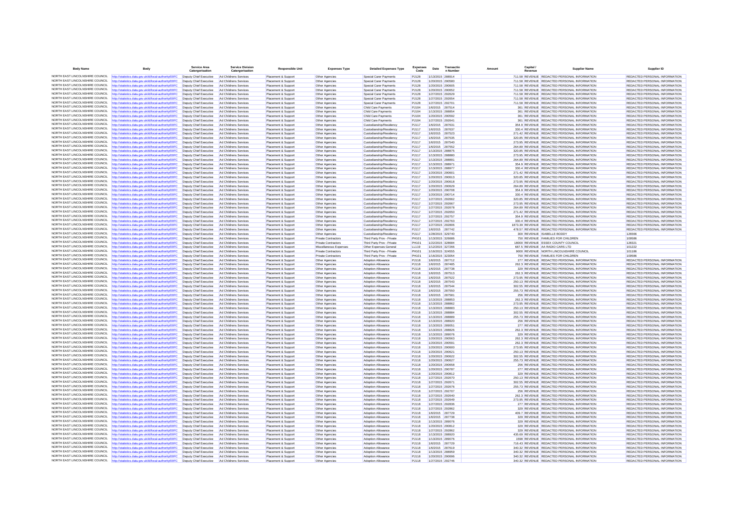| Body Name | Body | Service Area Catergorisation | Service Division Catergorisation | Responsible Unit | Expenses Type | Detailed Expenses Type | Expenses Code | Date | Transaction Number | Amount | Capital / Revenue | Supplier Name | Supplier ID |
|---|---|---|---|---|---|---|---|---|---|---|---|---|---|
| NORTH EAST LINCOLNSHIRE COUNCIL | http://statistics.data.gov.uk/id/local-authority/00FC | Deputy Chief Executive | Ad Childrens Services | Placement & Support | Other Agencies | Special Carer Payments | PJ128 | 1/13/2015 | 288914 | 711.58 | REVENUE | REDACTED PERSONAL INFORMATION | REDACTED PERSONAL INFORMATION |
| NORTH EAST LINCOLNSHIRE COUNCIL | http://statistics.data.gov.uk/id/local-authority/00FC | Deputy Chief Executive | Ad Childrens Services | Placement & Support | Other Agencies | Special Carer Payments | PJ128 | 1/20/2015 | 290580 | 711.58 | REVENUE | REDACTED PERSONAL INFORMATION | REDACTED PERSONAL INFORMATION |
| NORTH EAST LINCOLNSHIRE COUNCIL | http://statistics.data.gov.uk/id/local-authority/00FC | Deputy Chief Executive | Ad Childrens Services | Placement & Support | Other Agencies | Special Carer Payments | PJ128 | 1/20/2015 | 290605 | 711.58 | REVENUE | REDACTED PERSONAL INFORMATION | REDACTED PERSONAL INFORMATION |
| NORTH EAST LINCOLNSHIRE COUNCIL | http://statistics.data.gov.uk/id/local-authority/00FC | Deputy Chief Executive | Ad Childrens Services | Placement & Support | Other Agencies | Special Carer Payments | PJ128 | 1/20/2015 | 290652 | 711.58 | REVENUE | REDACTED PERSONAL INFORMATION | REDACTED PERSONAL INFORMATION |
| NORTH EAST LINCOLNSHIRE COUNCIL | http://statistics.data.gov.uk/id/local-authority/00FC | Deputy Chief Executive | Ad Childrens Services | Placement & Support | Other Agencies | Special Carer Payments | PJ128 | 1/27/2015 | 292629 | 711.58 | REVENUE | REDACTED PERSONAL INFORMATION | REDACTED PERSONAL INFORMATION |
| NORTH EAST LINCOLNSHIRE COUNCIL | http://statistics.data.gov.uk/id/local-authority/00FC | Deputy Chief Executive | Ad Childrens Services | Placement & Support | Other Agencies | Special Carer Payments | PJ128 | 1/27/2015 | 292654 | 711.58 | REVENUE | REDACTED PERSONAL INFORMATION | REDACTED PERSONAL INFORMATION |
| NORTH EAST LINCOLNSHIRE COUNCIL | http://statistics.data.gov.uk/id/local-authority/00FC | Deputy Chief Executive | Ad Childrens Services | Placement & Support | Other Agencies | Special Carer Payments | PJ128 | 1/27/2015 | 292701 | 711.58 | REVENUE | REDACTED PERSONAL INFORMATION | REDACTED PERSONAL INFORMATION |
| NORTH EAST LINCOLNSHIRE COUNCIL | http://statistics.data.gov.uk/id/local-authority/00FC | Deputy Chief Executive | Ad Childrens Services | Placement & Support | Other Agencies | Child Care Payments | PJ104 | 1/6/2015 | 287514 | 361 | REVENUE | REDACTED PERSONAL INFORMATION | REDACTED PERSONAL INFORMATION |
| NORTH EAST LINCOLNSHIRE COUNCIL | http://statistics.data.gov.uk/id/local-authority/00FC | Deputy Chief Executive | Ad Childrens Services | Placement & Support | Other Agencies | Child Care Payments | PJ104 | 1/13/2015 | 288854 | 361 | REVENUE | REDACTED PERSONAL INFORMATION | REDACTED PERSONAL INFORMATION |
| NORTH EAST LINCOLNSHIRE COUNCIL | http://statistics.data.gov.uk/id/local-authority/00FC | Deputy Chief Executive | Ad Childrens Services | Placement & Support | Other Agencies | Child Care Payments | PJ104 | 1/20/2015 | 290592 | 361 | REVENUE | REDACTED PERSONAL INFORMATION | REDACTED PERSONAL INFORMATION |
| NORTH EAST LINCOLNSHIRE COUNCIL | http://statistics.data.gov.uk/id/local-authority/00FC | Deputy Chief Executive | Ad Childrens Services | Placement & Support | Other Agencies | Child Care Payments | PJ104 | 1/27/2015 | 292641 | 361 | REVENUE | REDACTED PERSONAL INFORMATION | REDACTED PERSONAL INFORMATION |
| NORTH EAST LINCOLNSHIRE COUNCIL | http://statistics.data.gov.uk/id/local-authority/00FC | Deputy Chief Executive | Ad Childrens Services | Placement & Support | Other Agencies | Custodianship/Residency | PJ117 | 1/6/2015 | 287631 | 354.9 | REVENUE | REDACTED PERSONAL INFORMATION | REDACTED PERSONAL INFORMATION |
| NORTH EAST LINCOLNSHIRE COUNCIL | http://statistics.data.gov.uk/id/local-authority/00FC | Deputy Chief Executive | Ad Childrens Services | Placement & Support | Other Agencies | Custodianship/Residency | PJ117 | 1/6/2015 | 287637 | 330.4 | REVENUE | REDACTED PERSONAL INFORMATION | REDACTED PERSONAL INFORMATION |
| NORTH EAST LINCOLNSHIRE COUNCIL | http://statistics.data.gov.uk/id/local-authority/00FC | Deputy Chief Executive | Ad Childrens Services | Placement & Support | Other Agencies | Custodianship/Residency | PJ117 | 1/6/2015 | 287523 | 271.42 | REVENUE | REDACTED PERSONAL INFORMATION | REDACTED PERSONAL INFORMATION |
| NORTH EAST LINCOLNSHIRE COUNCIL | http://statistics.data.gov.uk/id/local-authority/00FC | Deputy Chief Executive | Ad Childrens Services | Placement & Support | Other Agencies | Custodianship/Residency | PJ117 | 1/6/2015 | 287535 | 320.85 | REVENUE | REDACTED PERSONAL INFORMATION | REDACTED PERSONAL INFORMATION |
| NORTH EAST LINCOLNSHIRE COUNCIL | http://statistics.data.gov.uk/id/local-authority/00FC | Deputy Chief Executive | Ad Childrens Services | Placement & Support | Other Agencies | Custodianship/Residency | PJ117 | 1/6/2015 | 287540 | 273.95 | REVENUE | REDACTED PERSONAL INFORMATION | REDACTED PERSONAL INFORMATION |
| NORTH EAST LINCOLNSHIRE COUNCIL | http://statistics.data.gov.uk/id/local-authority/00FC | Deputy Chief Executive | Ad Childrens Services | Placement & Support | Other Agencies | Custodianship/Residency | PJ117 | 1/6/2015 | 287552 | 264.89 | REVENUE | REDACTED PERSONAL INFORMATION | REDACTED PERSONAL INFORMATION |
| NORTH EAST LINCOLNSHIRE COUNCIL | http://statistics.data.gov.uk/id/local-authority/00FC | Deputy Chief Executive | Ad Childrens Services | Placement & Support | Other Agencies | Custodianship/Residency | PJ117 | 1/13/2015 | 288875 | 320.85 | REVENUE | REDACTED PERSONAL INFORMATION | REDACTED PERSONAL INFORMATION |
| NORTH EAST LINCOLNSHIRE COUNCIL | http://statistics.data.gov.uk/id/local-authority/00FC | Deputy Chief Executive | Ad Childrens Services | Placement & Support | Other Agencies | Custodianship/Residency | PJ117 | 1/13/2015 | 288880 | 273.95 | REVENUE | REDACTED PERSONAL INFORMATION | REDACTED PERSONAL INFORMATION |
| NORTH EAST LINCOLNSHIRE COUNCIL | http://statistics.data.gov.uk/id/local-authority/00FC | Deputy Chief Executive | Ad Childrens Services | Placement & Support | Other Agencies | Custodianship/Residency | PJ117 | 1/13/2015 | 288891 | 264.89 | REVENUE | REDACTED PERSONAL INFORMATION | REDACTED PERSONAL INFORMATION |
| NORTH EAST LINCOLNSHIRE COUNCIL | http://statistics.data.gov.uk/id/local-authority/00FC | Deputy Chief Executive | Ad Childrens Services | Placement & Support | Other Agencies | Custodianship/Residency | PJ117 | 1/13/2015 | 288971 | 354.9 | REVENUE | REDACTED PERSONAL INFORMATION | REDACTED PERSONAL INFORMATION |
| NORTH EAST LINCOLNSHIRE COUNCIL | http://statistics.data.gov.uk/id/local-authority/00FC | Deputy Chief Executive | Ad Childrens Services | Placement & Support | Other Agencies | Custodianship/Residency | PJ117 | 1/13/2015 | 288977 | 330.4 | REVENUE | REDACTED PERSONAL INFORMATION | REDACTED PERSONAL INFORMATION |
| NORTH EAST LINCOLNSHIRE COUNCIL | http://statistics.data.gov.uk/id/local-authority/00FC | Deputy Chief Executive | Ad Childrens Services | Placement & Support | Other Agencies | Custodianship/Residency | PJ117 | 1/20/2015 | 290601 | 271.42 | REVENUE | REDACTED PERSONAL INFORMATION | REDACTED PERSONAL INFORMATION |
| NORTH EAST LINCOLNSHIRE COUNCIL | http://statistics.data.gov.uk/id/local-authority/00FC | Deputy Chief Executive | Ad Childrens Services | Placement & Support | Other Agencies | Custodianship/Residency | PJ117 | 1/20/2015 | 290613 | 320.85 | REVENUE | REDACTED PERSONAL INFORMATION | REDACTED PERSONAL INFORMATION |
| NORTH EAST LINCOLNSHIRE COUNCIL | http://statistics.data.gov.uk/id/local-authority/00FC | Deputy Chief Executive | Ad Childrens Services | Placement & Support | Other Agencies | Custodianship/Residency | PJ117 | 1/20/2015 | 290618 | 273.95 | REVENUE | REDACTED PERSONAL INFORMATION | REDACTED PERSONAL INFORMATION |
| NORTH EAST LINCOLNSHIRE COUNCIL | http://statistics.data.gov.uk/id/local-authority/00FC | Deputy Chief Executive | Ad Childrens Services | Placement & Support | Other Agencies | Custodianship/Residency | PJ117 | 1/20/2015 | 290629 | 264.89 | REVENUE | REDACTED PERSONAL INFORMATION | REDACTED PERSONAL INFORMATION |
| NORTH EAST LINCOLNSHIRE COUNCIL | http://statistics.data.gov.uk/id/local-authority/00FC | Deputy Chief Executive | Ad Childrens Services | Placement & Support | Other Agencies | Custodianship/Residency | PJ117 | 1/20/2015 | 290708 | 354.9 | REVENUE | REDACTED PERSONAL INFORMATION | REDACTED PERSONAL INFORMATION |
| NORTH EAST LINCOLNSHIRE COUNCIL | http://statistics.data.gov.uk/id/local-authority/00FC | Deputy Chief Executive | Ad Childrens Services | Placement & Support | Other Agencies | Custodianship/Residency | PJ117 | 1/20/2015 | 290714 | 330.4 | REVENUE | REDACTED PERSONAL INFORMATION | REDACTED PERSONAL INFORMATION |
| NORTH EAST LINCOLNSHIRE COUNCIL | http://statistics.data.gov.uk/id/local-authority/00FC | Deputy Chief Executive | Ad Childrens Services | Placement & Support | Other Agencies | Custodianship/Residency | PJ117 | 1/27/2015 | 292662 | 320.85 | REVENUE | REDACTED PERSONAL INFORMATION | REDACTED PERSONAL INFORMATION |
| NORTH EAST LINCOLNSHIRE COUNCIL | http://statistics.data.gov.uk/id/local-authority/00FC | Deputy Chief Executive | Ad Childrens Services | Placement & Support | Other Agencies | Custodianship/Residency | PJ117 | 1/27/2015 | 292667 | 273.95 | REVENUE | REDACTED PERSONAL INFORMATION | REDACTED PERSONAL INFORMATION |
| NORTH EAST LINCOLNSHIRE COUNCIL | http://statistics.data.gov.uk/id/local-authority/00FC | Deputy Chief Executive | Ad Childrens Services | Placement & Support | Other Agencies | Custodianship/Residency | PJ117 | 1/27/2015 | 292678 | 264.89 | REVENUE | REDACTED PERSONAL INFORMATION | REDACTED PERSONAL INFORMATION |
| NORTH EAST LINCOLNSHIRE COUNCIL | http://statistics.data.gov.uk/id/local-authority/00FC | Deputy Chief Executive | Ad Childrens Services | Placement & Support | Other Agencies | Custodianship/Residency | PJ117 | 1/27/2015 | 292650 | 271.42 | REVENUE | REDACTED PERSONAL INFORMATION | REDACTED PERSONAL INFORMATION |
| NORTH EAST LINCOLNSHIRE COUNCIL | http://statistics.data.gov.uk/id/local-authority/00FC | Deputy Chief Executive | Ad Childrens Services | Placement & Support | Other Agencies | Custodianship/Residency | PJ117 | 1/27/2015 | 292757 | 354.9 | REVENUE | REDACTED PERSONAL INFORMATION | REDACTED PERSONAL INFORMATION |
| NORTH EAST LINCOLNSHIRE COUNCIL | http://statistics.data.gov.uk/id/local-authority/00FC | Deputy Chief Executive | Ad Childrens Services | Placement & Support | Other Agencies | Custodianship/Residency | PJ117 | 1/27/2015 | 292763 | 330.4 | REVENUE | REDACTED PERSONAL INFORMATION | REDACTED PERSONAL INFORMATION |
| NORTH EAST LINCOLNSHIRE COUNCIL | http://statistics.data.gov.uk/id/local-authority/00FC | Deputy Chief Executive | Ad Childrens Services | Placement & Support | Other Agencies | Custodianship/Residency | PJ117 | 1/27/2015 | 292806 | 1873.39 | REVENUE | REDACTED PERSONAL INFORMATION | REDACTED PERSONAL INFORMATION |
| NORTH EAST LINCOLNSHIRE COUNCIL | http://statistics.data.gov.uk/id/local-authority/00FC | Deputy Chief Executive | Ad Childrens Services | Placement & Support | Other Agencies | Custodianship/Residency | PJ117 | 1/6/2015 | 287742 | 478.57 | REVENUE | REDACTED PERSONAL INFORMATION | REDACTED PERSONAL INFORMATION |
| NORTH EAST LINCOLNSHIRE COUNCIL | http://statistics.data.gov.uk/id/local-authority/00FC | Deputy Chief Executive | Ad Childrens Services | Placement & Support | Other Agencies | Custodianship/Residency | PJ117 | 1/28/2015 | 329740 | 300 | REVENUE | ISABELLE BODDY | 126566 |
| NORTH EAST LINCOLNSHIRE COUNCIL | http://statistics.data.gov.uk/id/local-authority/00FC | Deputy Chief Executive | Ad Childrens Services | Placement & Support | Private Contractors | Third Party Prov - Private | PH101 | 1/13/2015 | 326686 | 750 | REVENUE | FAMILIES FOR CHILDREN | 109586 |
| NORTH EAST LINCOLNSHIRE COUNCIL | http://statistics.data.gov.uk/id/local-authority/00FC | Deputy Chief Executive | Ad Childrens Services | Placement & Support | Private Contractors | Third Party Prov - Private | PH101 | 1/22/2015 | 328684 | 18000 | REVENUE | ESSEX COUNTY COUNCIL | 128321 |
| NORTH EAST LINCOLNSHIRE COUNCIL | http://statistics.data.gov.uk/id/local-authority/00FC | Deputy Chief Executive | Ad Childrens Services | Placement & Support | Miscellaneous Expenses | Other Expenses General | LL119 | 1/12/2015 | 327266 | 687.5 | REVENUE | AA RADIO CARS LTD | 101222 |
| NORTH EAST LINCOLNSHIRE COUNCIL | http://statistics.data.gov.uk/id/local-authority/00FC | Deputy Chief Executive | Ad Childrens Services | Placement & Support | Private Contractors | Third Party Prov - Private | PH101 | 1/16/2015 | 324555 | 9000 | REVENUE | NORTH LINCOLNSHIRE COUNCIL | 101186 |
| NORTH EAST LINCOLNSHIRE COUNCIL | http://statistics.data.gov.uk/id/local-authority/00FC | Deputy Chief Executive | Ad Childrens Services | Placement & Support | Private Contractors | Third Party Prov - Private | PH101 | 1/16/2015 | 323054 | 750 | REVENUE | FAMILIES FOR CHILDREN | 109586 |
| NORTH EAST LINCOLNSHIRE COUNCIL | http://statistics.data.gov.uk/id/local-authority/00FC | Deputy Chief Executive | Ad Childrens Services | Placement & Support | Other Agencies | Adoption Allowance | PJ118 | 1/6/2015 | 287712 | 277 | REVENUE | REDACTED PERSONAL INFORMATION | REDACTED PERSONAL INFORMATION |
| NORTH EAST LINCOLNSHIRE COUNCIL | http://statistics.data.gov.uk/id/local-authority/00FC | Deputy Chief Executive | Ad Childrens Services | Placement & Support | Other Agencies | Adoption Allowance | PJ118 | 1/6/2015 | 287485 | 262.3 | REVENUE | REDACTED PERSONAL INFORMATION | REDACTED PERSONAL INFORMATION |
| NORTH EAST LINCOLNSHIRE COUNCIL | http://statistics.data.gov.uk/id/local-authority/00FC | Deputy Chief Executive | Ad Childrens Services | Placement & Support | Other Agencies | Adoption Allowance | PJ118 | 1/6/2015 | 287738 | 329 | REVENUE | REDACTED PERSONAL INFORMATION | REDACTED PERSONAL INFORMATION |
| NORTH EAST LINCOLNSHIRE COUNCIL | http://statistics.data.gov.uk/id/local-authority/00FC | Deputy Chief Executive | Ad Childrens Services | Placement & Support | Other Agencies | Adoption Allowance | PJ118 | 1/6/2015 | 287513 | 262.3 | REVENUE | REDACTED PERSONAL INFORMATION | REDACTED PERSONAL INFORMATION |
| NORTH EAST LINCOLNSHIRE COUNCIL | http://statistics.data.gov.uk/id/local-authority/00FC | Deputy Chief Executive | Ad Childrens Services | Placement & Support | Other Agencies | Adoption Allowance | PJ118 | 1/6/2015 | 287522 | 273.95 | REVENUE | REDACTED PERSONAL INFORMATION | REDACTED PERSONAL INFORMATION |
| NORTH EAST LINCOLNSHIRE COUNCIL | http://statistics.data.gov.uk/id/local-authority/00FC | Deputy Chief Executive | Ad Childrens Services | Placement & Support | Other Agencies | Adoption Allowance | PJ118 | 1/6/2015 | 287543 | 250.13 | REVENUE | REDACTED PERSONAL INFORMATION | REDACTED PERSONAL INFORMATION |
| NORTH EAST LINCOLNSHIRE COUNCIL | http://statistics.data.gov.uk/id/local-authority/00FC | Deputy Chief Executive | Ad Childrens Services | Placement & Support | Other Agencies | Adoption Allowance | PJ118 | 1/6/2015 | 287544 | 302.55 | REVENUE | REDACTED PERSONAL INFORMATION | REDACTED PERSONAL INFORMATION |
| NORTH EAST LINCOLNSHIRE COUNCIL | http://statistics.data.gov.uk/id/local-authority/00FC | Deputy Chief Executive | Ad Childrens Services | Placement & Support | Other Agencies | Adoption Allowance | PJ118 | 1/6/2015 | 287550 | 255.73 | REVENUE | REDACTED PERSONAL INFORMATION | REDACTED PERSONAL INFORMATION |
| NORTH EAST LINCOLNSHIRE COUNCIL | http://statistics.data.gov.uk/id/local-authority/00FC | Deputy Chief Executive | Ad Childrens Services | Placement & Support | Other Agencies | Adoption Allowance | PJ118 | 1/6/2015 | 287581 | 256 | REVENUE | REDACTED PERSONAL INFORMATION | REDACTED PERSONAL INFORMATION |
| NORTH EAST LINCOLNSHIRE COUNCIL | http://statistics.data.gov.uk/id/local-authority/00FC | Deputy Chief Executive | Ad Childrens Services | Placement & Support | Other Agencies | Adoption Allowance | PJ118 | 1/13/2015 | 288853 | 262.3 | REVENUE | REDACTED PERSONAL INFORMATION | REDACTED PERSONAL INFORMATION |
| NORTH EAST LINCOLNSHIRE COUNCIL | http://statistics.data.gov.uk/id/local-authority/00FC | Deputy Chief Executive | Ad Childrens Services | Placement & Support | Other Agencies | Adoption Allowance | PJ118 | 1/13/2015 | 288862 | 273.95 | REVENUE | REDACTED PERSONAL INFORMATION | REDACTED PERSONAL INFORMATION |
| NORTH EAST LINCOLNSHIRE COUNCIL | http://statistics.data.gov.uk/id/local-authority/00FC | Deputy Chief Executive | Ad Childrens Services | Placement & Support | Other Agencies | Adoption Allowance | PJ118 | 1/13/2015 | 288883 | 250.13 | REVENUE | REDACTED PERSONAL INFORMATION | REDACTED PERSONAL INFORMATION |
| NORTH EAST LINCOLNSHIRE COUNCIL | http://statistics.data.gov.uk/id/local-authority/00FC | Deputy Chief Executive | Ad Childrens Services | Placement & Support | Other Agencies | Adoption Allowance | PJ118 | 1/13/2015 | 288884 | 302.55 | REVENUE | REDACTED PERSONAL INFORMATION | REDACTED PERSONAL INFORMATION |
| NORTH EAST LINCOLNSHIRE COUNCIL | http://statistics.data.gov.uk/id/local-authority/00FC | Deputy Chief Executive | Ad Childrens Services | Placement & Support | Other Agencies | Adoption Allowance | PJ118 | 1/13/2015 | 288889 | 255.73 | REVENUE | REDACTED PERSONAL INFORMATION | REDACTED PERSONAL INFORMATION |
| NORTH EAST LINCOLNSHIRE COUNCIL | http://statistics.data.gov.uk/id/local-authority/00FC | Deputy Chief Executive | Ad Childrens Services | Placement & Support | Other Agencies | Adoption Allowance | PJ118 | 1/13/2015 | 288920 | 256 | REVENUE | REDACTED PERSONAL INFORMATION | REDACTED PERSONAL INFORMATION |
| NORTH EAST LINCOLNSHIRE COUNCIL | http://statistics.data.gov.uk/id/local-authority/00FC | Deputy Chief Executive | Ad Childrens Services | Placement & Support | Other Agencies | Adoption Allowance | PJ118 | 1/13/2015 | 289051 | 277 | REVENUE | REDACTED PERSONAL INFORMATION | REDACTED PERSONAL INFORMATION |
| NORTH EAST LINCOLNSHIRE COUNCIL | http://statistics.data.gov.uk/id/local-authority/00FC | Deputy Chief Executive | Ad Childrens Services | Placement & Support | Other Agencies | Adoption Allowance | PJ118 | 1/13/2015 | 288826 | 262.3 | REVENUE | REDACTED PERSONAL INFORMATION | REDACTED PERSONAL INFORMATION |
| NORTH EAST LINCOLNSHIRE COUNCIL | http://statistics.data.gov.uk/id/local-authority/00FC | Deputy Chief Executive | Ad Childrens Services | Placement & Support | Other Agencies | Adoption Allowance | PJ118 | 1/13/2015 | 289076 | 329 | REVENUE | REDACTED PERSONAL INFORMATION | REDACTED PERSONAL INFORMATION |
| NORTH EAST LINCOLNSHIRE COUNCIL | http://statistics.data.gov.uk/id/local-authority/00FC | Deputy Chief Executive | Ad Childrens Services | Placement & Support | Other Agencies | Adoption Allowance | PJ118 | 1/20/2015 | 290563 | 262.3 | REVENUE | REDACTED PERSONAL INFORMATION | REDACTED PERSONAL INFORMATION |
| NORTH EAST LINCOLNSHIRE COUNCIL | http://statistics.data.gov.uk/id/local-authority/00FC | Deputy Chief Executive | Ad Childrens Services | Placement & Support | Other Agencies | Adoption Allowance | PJ118 | 1/20/2015 | 290591 | 262.3 | REVENUE | REDACTED PERSONAL INFORMATION | REDACTED PERSONAL INFORMATION |
| NORTH EAST LINCOLNSHIRE COUNCIL | http://statistics.data.gov.uk/id/local-authority/00FC | Deputy Chief Executive | Ad Childrens Services | Placement & Support | Other Agencies | Adoption Allowance | PJ118 | 1/20/2015 | 290600 | 273.95 | REVENUE | REDACTED PERSONAL INFORMATION | REDACTED PERSONAL INFORMATION |
| NORTH EAST LINCOLNSHIRE COUNCIL | http://statistics.data.gov.uk/id/local-authority/00FC | Deputy Chief Executive | Ad Childrens Services | Placement & Support | Other Agencies | Adoption Allowance | PJ118 | 1/20/2015 | 290621 | 250.13 | REVENUE | REDACTED PERSONAL INFORMATION | REDACTED PERSONAL INFORMATION |
| NORTH EAST LINCOLNSHIRE COUNCIL | http://statistics.data.gov.uk/id/local-authority/00FC | Deputy Chief Executive | Ad Childrens Services | Placement & Support | Other Agencies | Adoption Allowance | PJ118 | 1/20/2015 | 290622 | 302.55 | REVENUE | REDACTED PERSONAL INFORMATION | REDACTED PERSONAL INFORMATION |
| NORTH EAST LINCOLNSHIRE COUNCIL | http://statistics.data.gov.uk/id/local-authority/00FC | Deputy Chief Executive | Ad Childrens Services | Placement & Support | Other Agencies | Adoption Allowance | PJ118 | 1/20/2015 | 290627 | 255.73 | REVENUE | REDACTED PERSONAL INFORMATION | REDACTED PERSONAL INFORMATION |
| NORTH EAST LINCOLNSHIRE COUNCIL | http://statistics.data.gov.uk/id/local-authority/00FC | Deputy Chief Executive | Ad Childrens Services | Placement & Support | Other Agencies | Adoption Allowance | PJ118 | 1/20/2015 | 290658 | 256 | REVENUE | REDACTED PERSONAL INFORMATION | REDACTED PERSONAL INFORMATION |
| NORTH EAST LINCOLNSHIRE COUNCIL | http://statistics.data.gov.uk/id/local-authority/00FC | Deputy Chief Executive | Ad Childrens Services | Placement & Support | Other Agencies | Adoption Allowance | PJ118 | 1/20/2015 | 290787 | 277 | REVENUE | REDACTED PERSONAL INFORMATION | REDACTED PERSONAL INFORMATION |
| NORTH EAST LINCOLNSHIRE COUNCIL | http://statistics.data.gov.uk/id/local-authority/00FC | Deputy Chief Executive | Ad Childrens Services | Placement & Support | Other Agencies | Adoption Allowance | PJ118 | 1/20/2015 | 290812 | 329 | REVENUE | REDACTED PERSONAL INFORMATION | REDACTED PERSONAL INFORMATION |
| NORTH EAST LINCOLNSHIRE COUNCIL | http://statistics.data.gov.uk/id/local-authority/00FC | Deputy Chief Executive | Ad Childrens Services | Placement & Support | Other Agencies | Adoption Allowance | PJ118 | 1/27/2015 | 292670 | 250.13 | REVENUE | REDACTED PERSONAL INFORMATION | REDACTED PERSONAL INFORMATION |
| NORTH EAST LINCOLNSHIRE COUNCIL | http://statistics.data.gov.uk/id/local-authority/00FC | Deputy Chief Executive | Ad Childrens Services | Placement & Support | Other Agencies | Adoption Allowance | PJ118 | 1/27/2015 | 292671 | 302.55 | REVENUE | REDACTED PERSONAL INFORMATION | REDACTED PERSONAL INFORMATION |
| NORTH EAST LINCOLNSHIRE COUNCIL | http://statistics.data.gov.uk/id/local-authority/00FC | Deputy Chief Executive | Ad Childrens Services | Placement & Support | Other Agencies | Adoption Allowance | PJ118 | 1/27/2015 | 292676 | 255.73 | REVENUE | REDACTED PERSONAL INFORMATION | REDACTED PERSONAL INFORMATION |
| NORTH EAST LINCOLNSHIRE COUNCIL | http://statistics.data.gov.uk/id/local-authority/00FC | Deputy Chief Executive | Ad Childrens Services | Placement & Support | Other Agencies | Adoption Allowance | PJ118 | 1/27/2015 | 292707 | 256 | REVENUE | REDACTED PERSONAL INFORMATION | REDACTED PERSONAL INFORMATION |
| NORTH EAST LINCOLNSHIRE COUNCIL | http://statistics.data.gov.uk/id/local-authority/00FC | Deputy Chief Executive | Ad Childrens Services | Placement & Support | Other Agencies | Adoption Allowance | PJ118 | 1/27/2015 | 292640 | 262.3 | REVENUE | REDACTED PERSONAL INFORMATION | REDACTED PERSONAL INFORMATION |
| NORTH EAST LINCOLNSHIRE COUNCIL | http://statistics.data.gov.uk/id/local-authority/00FC | Deputy Chief Executive | Ad Childrens Services | Placement & Support | Other Agencies | Adoption Allowance | PJ118 | 1/27/2015 | 292649 | 273.95 | REVENUE | REDACTED PERSONAL INFORMATION | REDACTED PERSONAL INFORMATION |
| NORTH EAST LINCOLNSHIRE COUNCIL | http://statistics.data.gov.uk/id/local-authority/00FC | Deputy Chief Executive | Ad Childrens Services | Placement & Support | Other Agencies | Adoption Allowance | PJ118 | 1/27/2015 | 292836 | 277 | REVENUE | REDACTED PERSONAL INFORMATION | REDACTED PERSONAL INFORMATION |
| NORTH EAST LINCOLNSHIRE COUNCIL | http://statistics.data.gov.uk/id/local-authority/00FC | Deputy Chief Executive | Ad Childrens Services | Placement & Support | Other Agencies | Adoption Allowance | PJ118 | 1/27/2015 | 292862 | 329 | REVENUE | REDACTED PERSONAL INFORMATION | REDACTED PERSONAL INFORMATION |
| NORTH EAST LINCOLNSHIRE COUNCIL | http://statistics.data.gov.uk/id/local-authority/00FC | Deputy Chief Executive | Ad Childrens Services | Placement & Support | Other Agencies | Adoption Allowance | PJ118 | 1/6/2015 | 287729 | 409.7 | REVENUE | REDACTED PERSONAL INFORMATION | REDACTED PERSONAL INFORMATION |
| NORTH EAST LINCOLNSHIRE COUNCIL | http://statistics.data.gov.uk/id/local-authority/00FC | Deputy Chief Executive | Ad Childrens Services | Placement & Support | Other Agencies | Adoption Allowance | PJ118 | 1/6/2015 | 287738 | 329 | REVENUE | REDACTED PERSONAL INFORMATION | REDACTED PERSONAL INFORMATION |
| NORTH EAST LINCOLNSHIRE COUNCIL | http://statistics.data.gov.uk/id/local-authority/00FC | Deputy Chief Executive | Ad Childrens Services | Placement & Support | Other Agencies | Adoption Allowance | PJ118 | 1/13/2015 | 289076 | 329 | REVENUE | REDACTED PERSONAL INFORMATION | REDACTED PERSONAL INFORMATION |
| NORTH EAST LINCOLNSHIRE COUNCIL | http://statistics.data.gov.uk/id/local-authority/00FC | Deputy Chief Executive | Ad Childrens Services | Placement & Support | Other Agencies | Adoption Allowance | PJ118 | 1/20/2015 | 290812 | 329 | REVENUE | REDACTED PERSONAL INFORMATION | REDACTED PERSONAL INFORMATION |
| NORTH EAST LINCOLNSHIRE COUNCIL | http://statistics.data.gov.uk/id/local-authority/00FC | Deputy Chief Executive | Ad Childrens Services | Placement & Support | Other Agencies | Adoption Allowance | PJ118 | 1/27/2015 | 292862 | 329 | REVENUE | REDACTED PERSONAL INFORMATION | REDACTED PERSONAL INFORMATION |
| NORTH EAST LINCOLNSHIRE COUNCIL | http://statistics.data.gov.uk/id/local-authority/00FC | Deputy Chief Executive | Ad Childrens Services | Placement & Support | Other Agencies | Adoption Allowance | PJ118 | 1/13/2015 | 288920 | 435.69 | REVENUE | REDACTED PERSONAL INFORMATION | REDACTED PERSONAL INFORMATION |
| NORTH EAST LINCOLNSHIRE COUNCIL | http://statistics.data.gov.uk/id/local-authority/00FC | Deputy Chief Executive | Ad Childrens Services | Placement & Support | Other Agencies | Adoption Allowance | PJ118 | 1/13/2015 | 289076 | 1598 | REVENUE | REDACTED PERSONAL INFORMATION | REDACTED PERSONAL INFORMATION |
| NORTH EAST LINCOLNSHIRE COUNCIL | http://statistics.data.gov.uk/id/local-authority/00FC | Deputy Chief Executive | Ad Childrens Services | Placement & Support | Other Agencies | Adoption Allowance | PJ118 | 1/6/2015 | 287729 | 716.43 | REVENUE | REDACTED PERSONAL INFORMATION | REDACTED PERSONAL INFORMATION |
| NORTH EAST LINCOLNSHIRE COUNCIL | http://statistics.data.gov.uk/id/local-authority/00FC | Deputy Chief Executive | Ad Childrens Services | Placement & Support | Other Agencies | Adoption Allowance | PJ118 | 1/6/2015 | 287619 | 340.32 | REVENUE | REDACTED PERSONAL INFORMATION | REDACTED PERSONAL INFORMATION |
| NORTH EAST LINCOLNSHIRE COUNCIL | http://statistics.data.gov.uk/id/local-authority/00FC | Deputy Chief Executive | Ad Childrens Services | Placement & Support | Other Agencies | Adoption Allowance | PJ118 | 1/13/2015 | 288959 | 340.32 | REVENUE | REDACTED PERSONAL INFORMATION | REDACTED PERSONAL INFORMATION |
| NORTH EAST LINCOLNSHIRE COUNCIL | http://statistics.data.gov.uk/id/local-authority/00FC | Deputy Chief Executive | Ad Childrens Services | Placement & Support | Other Agencies | Adoption Allowance | PJ118 | 1/20/2015 | 290696 | 340.32 | REVENUE | REDACTED PERSONAL INFORMATION | REDACTED PERSONAL INFORMATION |
| NORTH EAST LINCOLNSHIRE COUNCIL | http://statistics.data.gov.uk/id/local-authority/00FC | Deputy Chief Executive | Ad Childrens Services | Placement & Support | Other Agencies | Adoption Allowance | PJ118 | 1/27/2015 | 292746 | 340.32 | REVENUE | REDACTED PERSONAL INFORMATION | REDACTED PERSONAL INFORMATION |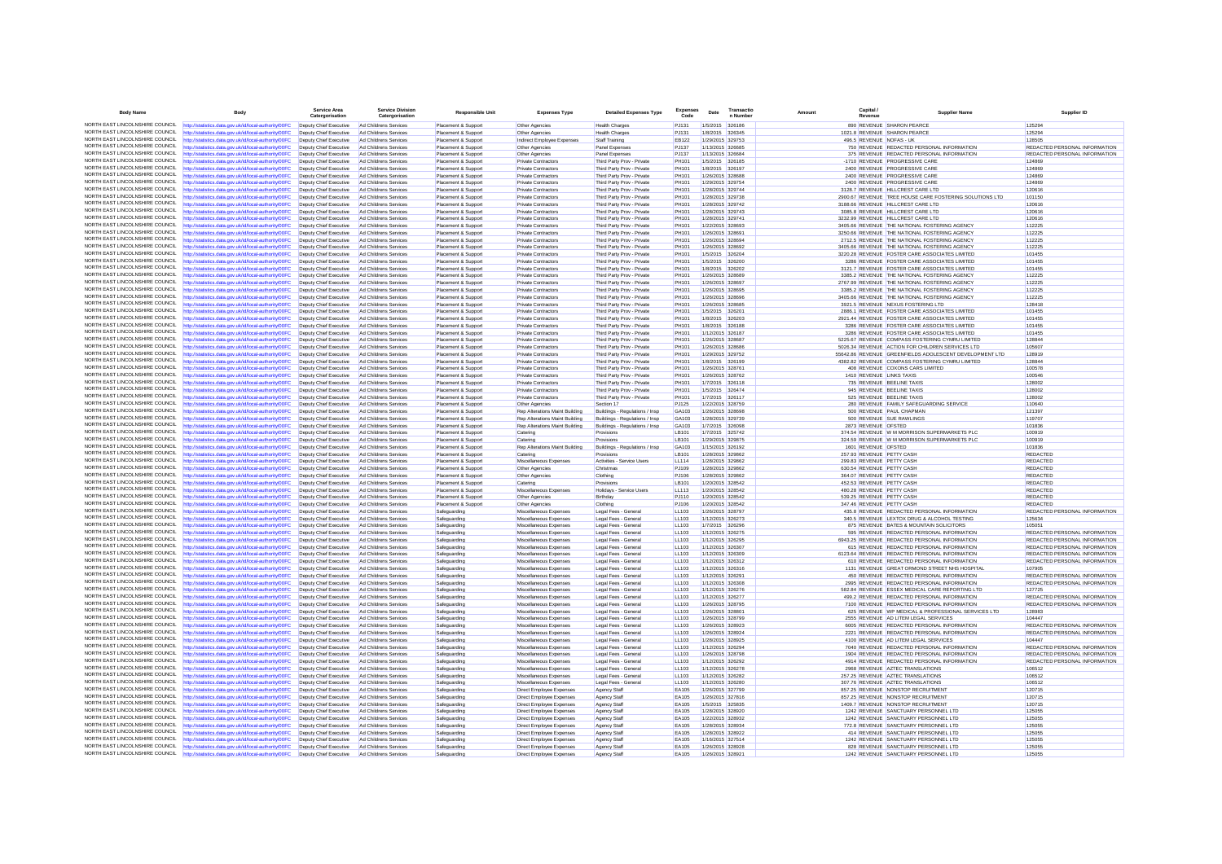| Body Name | Body | Service Area Catergorisation | Service Division Catergorisation | Responsible Unit | Expenses Type | Detailed Expenses Type | Expenses Code | Date | Transaction Number | Amount | Capital / Revenue | Supplier Name | Supplier ID |
|---|---|---|---|---|---|---|---|---|---|---|---|---|---|
| NORTH EAST LINCOLNSHIRE COUNCIL | http://statistics.data.gov.uk/id/local-authority/00FC | Deputy Chief Executive | Ad Childrens Services | Placement & Support | Other Agencies | Health Charges | PJ131 | 1/5/2015 | 326186 | 890 | REVENUE | SHARON PEARCE | 125294 |
| NORTH EAST LINCOLNSHIRE COUNCIL | http://statistics.data.gov.uk/id/local-authority/00FC | Deputy Chief Executive | Ad Childrens Services | Placement & Support | Other Agencies | Health Charges | PJ131 | 1/8/2015 | 326345 | 1021.9 | REVENUE | SHARON PEARCE | 125294 |
| NORTH EAST LINCOLNSHIRE COUNCIL | http://statistics.data.gov.uk/id/local-authority/00FC | Deputy Chief Executive | Ad Childrens Services | Placement & Support | Indirect Employee Expenses | Staff Training | EB122 | 1/29/2015 | 329753 | 496.5 | REVENUE | NOFAS - UK | 128505 |
| NORTH EAST LINCOLNSHIRE COUNCIL | http://statistics.data.gov.uk/id/local-authority/00FC | Deputy Chief Executive | Ad Childrens Services | Placement & Support | Other Agencies | Panel Expenses | PJ137 | 1/13/2015 | 326685 | 750 | REVENUE | REDACTED PERSONAL INFORMATION | REDACTED PERSONAL INFORMATION |
| NORTH EAST LINCOLNSHIRE COUNCIL | http://statistics.data.gov.uk/id/local-authority/00FC | Deputy Chief Executive | Ad Childrens Services | Placement & Support | Other Agencies | Panel Expenses | PJ137 | 1/13/2015 | 326684 | 375 | REVENUE | REDACTED PERSONAL INFORMATION | REDACTED PERSONAL INFORMATION |
| NORTH EAST LINCOLNSHIRE COUNCIL | http://statistics.data.gov.uk/id/local-authority/00FC | Deputy Chief Executive | Ad Childrens Services | Placement & Support | Private Contractors | Third Party Prov - Private | PH101 | 1/5/2015 | 326185 | -1710 | REVENUE | PROGRESSIVE CARE | 124869 |
| NORTH EAST LINCOLNSHIRE COUNCIL | http://statistics.data.gov.uk/id/local-authority/00FC | Deputy Chief Executive | Ad Childrens Services | Placement & Support | Private Contractors | Third Party Prov - Private | PH101 | 1/8/2015 | 326197 | 2400 | REVENUE | PROGRESSIVE CARE | 124869 |
| NORTH EAST LINCOLNSHIRE COUNCIL | http://statistics.data.gov.uk/id/local-authority/00FC | Deputy Chief Executive | Ad Childrens Services | Placement & Support | Private Contractors | Third Party Prov - Private | PH101 | 1/26/2015 | 328688 | 2400 | REVENUE | PROGRESSIVE CARE | 124869 |
| NORTH EAST LINCOLNSHIRE COUNCIL | http://statistics.data.gov.uk/id/local-authority/00FC | Deputy Chief Executive | Ad Childrens Services | Placement & Support | Private Contractors | Third Party Prov - Private | PH101 | 1/29/2015 | 329754 | 2400 | REVENUE | PROGRESSIVE CARE | 124869 |
| NORTH EAST LINCOLNSHIRE COUNCIL | http://statistics.data.gov.uk/id/local-authority/00FC | Deputy Chief Executive | Ad Childrens Services | Placement & Support | Private Contractors | Third Party Prov - Private | PH101 | 1/28/2015 | 329744 | 3128.7 | REVENUE | HILLCREST CARE LTD | 120616 |
| NORTH EAST LINCOLNSHIRE COUNCIL | http://statistics.data.gov.uk/id/local-authority/00FC | Deputy Chief Executive | Ad Childrens Services | Placement & Support | Private Contractors | Third Party Prov - Private | PH101 | 1/28/2015 | 329738 | 2900.67 | REVENUE | TREE HOUSE CARE FOSTERING SOLUTIONS LTD | 101150 |
| NORTH EAST LINCOLNSHIRE COUNCIL | http://statistics.data.gov.uk/id/local-authority/00FC | Deputy Chief Executive | Ad Childrens Services | Placement & Support | Private Contractors | Third Party Prov - Private | PH101 | 1/28/2015 | 329742 | 3188.86 | REVENUE | HILLCREST CARE LTD | 120616 |
| NORTH EAST LINCOLNSHIRE COUNCIL | http://statistics.data.gov.uk/id/local-authority/00FC | Deputy Chief Executive | Ad Childrens Services | Placement & Support | Private Contractors | Third Party Prov - Private | PH101 | 1/28/2015 | 329743 | 3085.8 | REVENUE | HILLCREST CARE LTD | 120616 |
| NORTH EAST LINCOLNSHIRE COUNCIL | http://statistics.data.gov.uk/id/local-authority/00FC | Deputy Chief Executive | Ad Childrens Services | Placement & Support | Private Contractors | Third Party Prov - Private | PH101 | 1/28/2015 | 329741 | 3232.39 | REVENUE | HILLCREST CARE LTD | 120616 |
| NORTH EAST LINCOLNSHIRE COUNCIL | http://statistics.data.gov.uk/id/local-authority/00FC | Deputy Chief Executive | Ad Childrens Services | Placement & Support | Private Contractors | Third Party Prov - Private | PH101 | 1/22/2015 | 328693 | 3405.66 | REVENUE | THE NATIONAL FOSTERING AGENCY | 112225 |
| NORTH EAST LINCOLNSHIRE COUNCIL | http://statistics.data.gov.uk/id/local-authority/00FC | Deputy Chief Executive | Ad Childrens Services | Placement & Support | Private Contractors | Third Party Prov - Private | PH101 | 1/26/2015 | 328691 | 3250.66 | REVENUE | THE NATIONAL FOSTERING AGENCY | 112225 |
| NORTH EAST LINCOLNSHIRE COUNCIL | http://statistics.data.gov.uk/id/local-authority/00FC | Deputy Chief Executive | Ad Childrens Services | Placement & Support | Private Contractors | Third Party Prov - Private | PH101 | 1/26/2015 | 328694 | 2712.5 | REVENUE | THE NATIONAL FOSTERING AGENCY | 112225 |
| NORTH EAST LINCOLNSHIRE COUNCIL | http://statistics.data.gov.uk/id/local-authority/00FC | Deputy Chief Executive | Ad Childrens Services | Placement & Support | Private Contractors | Third Party Prov - Private | PH101 | 1/26/2015 | 328692 | 3405.66 | REVENUE | THE NATIONAL FOSTERING AGENCY | 112225 |
| NORTH EAST LINCOLNSHIRE COUNCIL | http://statistics.data.gov.uk/id/local-authority/00FC | Deputy Chief Executive | Ad Childrens Services | Placement & Support | Private Contractors | Third Party Prov - Private | PH101 | 1/5/2015 | 326204 | 3220.28 | REVENUE | FOSTER CARE ASSOCIATES LIMITED | 101455 |
| NORTH EAST LINCOLNSHIRE COUNCIL | http://statistics.data.gov.uk/id/local-authority/00FC | Deputy Chief Executive | Ad Childrens Services | Placement & Support | Private Contractors | Third Party Prov - Private | PH101 | 1/5/2015 | 326200 | 3286 | REVENUE | FOSTER CARE ASSOCIATES LIMITED | 101455 |
| NORTH EAST LINCOLNSHIRE COUNCIL | http://statistics.data.gov.uk/id/local-authority/00FC | Deputy Chief Executive | Ad Childrens Services | Placement & Support | Private Contractors | Third Party Prov - Private | PH101 | 1/8/2015 | 326202 | 3121.7 | REVENUE | FOSTER CARE ASSOCIATES LIMITED | 101455 |
| NORTH EAST LINCOLNSHIRE COUNCIL | http://statistics.data.gov.uk/id/local-authority/00FC | Deputy Chief Executive | Ad Childrens Services | Placement & Support | Private Contractors | Third Party Prov - Private | PH101 | 1/26/2015 | 328689 | 3385.2 | REVENUE | THE NATIONAL FOSTERING AGENCY | 112225 |
| NORTH EAST LINCOLNSHIRE COUNCIL | http://statistics.data.gov.uk/id/local-authority/00FC | Deputy Chief Executive | Ad Childrens Services | Placement & Support | Private Contractors | Third Party Prov - Private | PH101 | 1/26/2015 | 328697 | 2767.99 | REVENUE | THE NATIONAL FOSTERING AGENCY | 112225 |
| NORTH EAST LINCOLNSHIRE COUNCIL | http://statistics.data.gov.uk/id/local-authority/00FC | Deputy Chief Executive | Ad Childrens Services | Placement & Support | Private Contractors | Third Party Prov - Private | PH101 | 1/26/2015 | 328695 | 3385.2 | REVENUE | THE NATIONAL FOSTERING AGENCY | 112225 |
| NORTH EAST LINCOLNSHIRE COUNCIL | http://statistics.data.gov.uk/id/local-authority/00FC | Deputy Chief Executive | Ad Childrens Services | Placement & Support | Private Contractors | Third Party Prov - Private | PH101 | 1/26/2015 | 328696 | 3405.66 | REVENUE | THE NATIONAL FOSTERING AGENCY | 112225 |
| NORTH EAST LINCOLNSHIRE COUNCIL | http://statistics.data.gov.uk/id/local-authority/00FC | Deputy Chief Executive | Ad Childrens Services | Placement & Support | Private Contractors | Third Party Prov - Private | PH101 | 1/26/2015 | 328685 | 3921.5 | REVENUE | NEXUS FOSTERING LTD | 128418 |
| NORTH EAST LINCOLNSHIRE COUNCIL | http://statistics.data.gov.uk/id/local-authority/00FC | Deputy Chief Executive | Ad Childrens Services | Placement & Support | Private Contractors | Third Party Prov - Private | PH101 | 1/5/2015 | 326201 | 2886.1 | REVENUE | FOSTER CARE ASSOCIATES LIMITED | 101455 |
| NORTH EAST LINCOLNSHIRE COUNCIL | http://statistics.data.gov.uk/id/local-authority/00FC | Deputy Chief Executive | Ad Childrens Services | Placement & Support | Private Contractors | Third Party Prov - Private | PH101 | 1/8/2015 | 326203 | 2921.44 | REVENUE | FOSTER CARE ASSOCIATES LIMITED | 101455 |
| NORTH EAST LINCOLNSHIRE COUNCIL | http://statistics.data.gov.uk/id/local-authority/00FC | Deputy Chief Executive | Ad Childrens Services | Placement & Support | Private Contractors | Third Party Prov - Private | PH101 | 1/8/2015 | 326188 | 3286 | REVENUE | FOSTER CARE ASSOCIATES LIMITED | 101455 |
| NORTH EAST LINCOLNSHIRE COUNCIL | http://statistics.data.gov.uk/id/local-authority/00FC | Deputy Chief Executive | Ad Childrens Services | Placement & Support | Private Contractors | Third Party Prov - Private | PH101 | 1/12/2015 | 326187 | 3286 | REVENUE | FOSTER CARE ASSOCIATES LIMITED | 101455 |
| NORTH EAST LINCOLNSHIRE COUNCIL | http://statistics.data.gov.uk/id/local-authority/00FC | Deputy Chief Executive | Ad Childrens Services | Placement & Support | Private Contractors | Third Party Prov - Private | PH101 | 1/26/2015 | 328687 | 5225.67 | REVENUE | COMPASS FOSTERING CYMRU LIMITED | 128844 |
| NORTH EAST LINCOLNSHIRE COUNCIL | http://statistics.data.gov.uk/id/local-authority/00FC | Deputy Chief Executive | Ad Childrens Services | Placement & Support | Private Contractors | Third Party Prov - Private | PH101 | 1/26/2015 | 328686 | 5026.34 | REVENUE | ACTION FOR CHILDREN SERVICES LTD | 105607 |
| NORTH EAST LINCOLNSHIRE COUNCIL | http://statistics.data.gov.uk/id/local-authority/00FC | Deputy Chief Executive | Ad Childrens Services | Placement & Support | Private Contractors | Third Party Prov - Private | PH101 | 1/29/2015 | 329752 | 55642.86 | REVENUE | GREENFIELDS ADOLESCENT DEVELOPMENT LTD | 128919 |
| NORTH EAST LINCOLNSHIRE COUNCIL | http://statistics.data.gov.uk/id/local-authority/00FC | Deputy Chief Executive | Ad Childrens Services | Placement & Support | Private Contractors | Third Party Prov - Private | PH101 | 1/8/2015 | 326199 | 4382.82 | REVENUE | COMPASS FOSTERING CYMRU LIMITED | 128844 |
| NORTH EAST LINCOLNSHIRE COUNCIL | http://statistics.data.gov.uk/id/local-authority/00FC | Deputy Chief Executive | Ad Childrens Services | Placement & Support | Private Contractors | Third Party Prov - Private | PH101 | 1/26/2015 | 328761 | 408 | REVENUE | COXONS CARS LIMITED | 100578 |
| NORTH EAST LINCOLNSHIRE COUNCIL | http://statistics.data.gov.uk/id/local-authority/00FC | Deputy Chief Executive | Ad Childrens Services | Placement & Support | Private Contractors | Third Party Prov - Private | PH101 | 1/26/2015 | 328762 | 1410 | REVENUE | LINKS TAXIS | 100546 |
| NORTH EAST LINCOLNSHIRE COUNCIL | http://statistics.data.gov.uk/id/local-authority/00FC | Deputy Chief Executive | Ad Childrens Services | Placement & Support | Private Contractors | Third Party Prov - Private | PH101 | 1/7/2015 | 326118 | 735 | REVENUE | BEELINE TAXIS | 128002 |
| NORTH EAST LINCOLNSHIRE COUNCIL | http://statistics.data.gov.uk/id/local-authority/00FC | Deputy Chief Executive | Ad Childrens Services | Placement & Support | Private Contractors | Third Party Prov - Private | PH101 | 1/5/2015 | 326474 | 945 | REVENUE | BEELINE TAXIS | 128002 |
| NORTH EAST LINCOLNSHIRE COUNCIL | http://statistics.data.gov.uk/id/local-authority/00FC | Deputy Chief Executive | Ad Childrens Services | Placement & Support | Private Contractors | Third Party Prov - Private | PH101 | 1/7/2015 | 326117 | 525 | REVENUE | BEELINE TAXIS | 128002 |
| NORTH EAST LINCOLNSHIRE COUNCIL | http://statistics.data.gov.uk/id/local-authority/00FC | Deputy Chief Executive | Ad Childrens Services | Placement & Support | Other Agencies | Section 17 | PJ125 | 1/22/2015 | 328759 | 280 | REVENUE | FAMILY SAFEGUARDING SERVICE | 110640 |
| NORTH EAST LINCOLNSHIRE COUNCIL | http://statistics.data.gov.uk/id/local-authority/00FC | Deputy Chief Executive | Ad Childrens Services | Placement & Support | Rep Alterations Maint Building | Buildings - Regulations / Insp | GA103 | 1/26/2015 | 328698 | 500 | REVENUE | PAUL CHAPMAN | 121397 |
| NORTH EAST LINCOLNSHIRE COUNCIL | http://statistics.data.gov.uk/id/local-authority/00FC | Deputy Chief Executive | Ad Childrens Services | Placement & Support | Rep Alterations Maint Building | Buildings - Regulations / Insp | GA103 | 1/28/2015 | 329739 | 500 | REVENUE | SUE RAWLINGS | 119707 |
| NORTH EAST LINCOLNSHIRE COUNCIL | http://statistics.data.gov.uk/id/local-authority/00FC | Deputy Chief Executive | Ad Childrens Services | Placement & Support | Rep Alterations Maint Building | Buildings - Regulations / Insp | GA103 | 1/7/2015 | 326098 | 2873 | REVENUE | OFSTED | 101836 |
| NORTH EAST LINCOLNSHIRE COUNCIL | http://statistics.data.gov.uk/id/local-authority/00FC | Deputy Chief Executive | Ad Childrens Services | Placement & Support | Catering | Provisions | LB101 | 1/7/2015 | 325742 | 374.54 | REVENUE | W M MORRISON SUPERMARKETS PLC | 100919 |
| NORTH EAST LINCOLNSHIRE COUNCIL | http://statistics.data.gov.uk/id/local-authority/00FC | Deputy Chief Executive | Ad Childrens Services | Placement & Support | Catering | Provisions | LB101 | 1/29/2015 | 329875 | 324.59 | REVENUE | W M MORRISON SUPERMARKETS PLC | 100919 |
| NORTH EAST LINCOLNSHIRE COUNCIL | http://statistics.data.gov.uk/id/local-authority/00FC | Deputy Chief Executive | Ad Childrens Services | Placement & Support | Rep Alterations Maint Building | Buildings - Regulations / Insp | GA103 | 1/15/2015 | 326192 | 1601 | REVENUE | OFSTED | 101836 |
| NORTH EAST LINCOLNSHIRE COUNCIL | http://statistics.data.gov.uk/id/local-authority/00FC | Deputy Chief Executive | Ad Childrens Services | Placement & Support | Catering | Provisions | LB101 | 1/28/2015 | 329862 | 257.93 | REVENUE | PETTY CASH | REDACTED |
| NORTH EAST LINCOLNSHIRE COUNCIL | http://statistics.data.gov.uk/id/local-authority/00FC | Deputy Chief Executive | Ad Childrens Services | Placement & Support | Miscellaneous Expenses | Activities - Service Users | LL114 | 1/28/2015 | 329862 | 299.83 | REVENUE | PETTY CASH | REDACTED |
| NORTH EAST LINCOLNSHIRE COUNCIL | http://statistics.data.gov.uk/id/local-authority/00FC | Deputy Chief Executive | Ad Childrens Services | Placement & Support | Other Agencies | Christmas | PJ109 | 1/28/2015 | 329862 | 630.54 | REVENUE | PETTY CASH | REDACTED |
| NORTH EAST LINCOLNSHIRE COUNCIL | http://statistics.data.gov.uk/id/local-authority/00FC | Deputy Chief Executive | Ad Childrens Services | Placement & Support | Other Agencies | Clothing | PJ106 | 1/28/2015 | 329862 | 364.07 | REVENUE | PETTY CASH | REDACTED |
| NORTH EAST LINCOLNSHIRE COUNCIL | http://statistics.data.gov.uk/id/local-authority/00FC | Deputy Chief Executive | Ad Childrens Services | Placement & Support | Catering | Provisions | LB101 | 1/20/2015 | 328542 | 452.53 | REVENUE | PETTY CASH | REDACTED |
| NORTH EAST LINCOLNSHIRE COUNCIL | http://statistics.data.gov.uk/id/local-authority/00FC | Deputy Chief Executive | Ad Childrens Services | Placement & Support | Miscellaneous Expenses | Holidays - Service Users | LL113 | 1/20/2015 | 328542 | 480.28 | REVENUE | PETTY CASH | REDACTED |
| NORTH EAST LINCOLNSHIRE COUNCIL | http://statistics.data.gov.uk/id/local-authority/00FC | Deputy Chief Executive | Ad Childrens Services | Placement & Support | Other Agencies | Birthday | PJ110 | 1/20/2015 | 328542 | 539.25 | REVENUE | PETTY CASH | REDACTED |
| NORTH EAST LINCOLNSHIRE COUNCIL | http://statistics.data.gov.uk/id/local-authority/00FC | Deputy Chief Executive | Ad Childrens Services | Placement & Support | Other Agencies | Clothing | PJ106 | 1/20/2015 | 328542 | 347.46 | REVENUE | PETTY CASH | REDACTED |
| NORTH EAST LINCOLNSHIRE COUNCIL | http://statistics.data.gov.uk/id/local-authority/00FC | Deputy Chief Executive | Ad Childrens Services | Safeguarding | Miscellaneous Expenses | Legal Fees - General | LL103 | 1/26/2015 | 328797 | 435.8 | REVENUE | REDACTED PERSONAL INFORMATION | REDACTED PERSONAL INFORMATION |
| NORTH EAST LINCOLNSHIRE COUNCIL | http://statistics.data.gov.uk/id/local-authority/00FC | Deputy Chief Executive | Ad Childrens Services | Safeguarding | Miscellaneous Expenses | Legal Fees - General | LL103 | 1/12/2015 | 326273 | 340.5 | REVENUE | LEXTOX DRUG & ALCOHOL TESTING | 125634 |
| NORTH EAST LINCOLNSHIRE COUNCIL | http://statistics.data.gov.uk/id/local-authority/00FC | Deputy Chief Executive | Ad Childrens Services | Safeguarding | Miscellaneous Expenses | Legal Fees - General | LL103 | 1/7/2015 | 326296 | 875 | REVENUE | BATES & MOUNTAIN SOLICITORS | 105051 |
| NORTH EAST LINCOLNSHIRE COUNCIL | http://statistics.data.gov.uk/id/local-authority/00FC | Deputy Chief Executive | Ad Childrens Services | Safeguarding | Miscellaneous Expenses | Legal Fees - General | LL103 | 1/12/2015 | 326275 | 595 | REVENUE | REDACTED PERSONAL INFORMATION | REDACTED PERSONAL INFORMATION |
| NORTH EAST LINCOLNSHIRE COUNCIL | http://statistics.data.gov.uk/id/local-authority/00FC | Deputy Chief Executive | Ad Childrens Services | Safeguarding | Miscellaneous Expenses | Legal Fees - General | LL103 | 1/12/2015 | 326295 | 6943.25 | REVENUE | REDACTED PERSONAL INFORMATION | REDACTED PERSONAL INFORMATION |
| NORTH EAST LINCOLNSHIRE COUNCIL | http://statistics.data.gov.uk/id/local-authority/00FC | Deputy Chief Executive | Ad Childrens Services | Safeguarding | Miscellaneous Expenses | Legal Fees - General | LL103 | 1/12/2015 | 326307 | 615 | REVENUE | REDACTED PERSONAL INFORMATION | REDACTED PERSONAL INFORMATION |
| NORTH EAST LINCOLNSHIRE COUNCIL | http://statistics.data.gov.uk/id/local-authority/00FC | Deputy Chief Executive | Ad Childrens Services | Safeguarding | Miscellaneous Expenses | Legal Fees - General | LL103 | 1/12/2015 | 326309 | 6123.64 | REVENUE | REDACTED PERSONAL INFORMATION | REDACTED PERSONAL INFORMATION |
| NORTH EAST LINCOLNSHIRE COUNCIL | http://statistics.data.gov.uk/id/local-authority/00FC | Deputy Chief Executive | Ad Childrens Services | Safeguarding | Miscellaneous Expenses | Legal Fees - General | LL103 | 1/12/2015 | 326312 | 610 | REVENUE | REDACTED PERSONAL INFORMATION | REDACTED PERSONAL INFORMATION |
| NORTH EAST LINCOLNSHIRE COUNCIL | http://statistics.data.gov.uk/id/local-authority/00FC | Deputy Chief Executive | Ad Childrens Services | Safeguarding | Miscellaneous Expenses | Legal Fees - General | LL103 | 1/12/2015 | 326316 | 1131 | REVENUE | GREAT ORMOND STREET NHS HOSPITAL | 107905 |
| NORTH EAST LINCOLNSHIRE COUNCIL | http://statistics.data.gov.uk/id/local-authority/00FC | Deputy Chief Executive | Ad Childrens Services | Safeguarding | Miscellaneous Expenses | Legal Fees - General | LL103 | 1/12/2015 | 326291 | 450 | REVENUE | REDACTED PERSONAL INFORMATION | REDACTED PERSONAL INFORMATION |
| NORTH EAST LINCOLNSHIRE COUNCIL | http://statistics.data.gov.uk/id/local-authority/00FC | Deputy Chief Executive | Ad Childrens Services | Safeguarding | Miscellaneous Expenses | Legal Fees - General | LL103 | 1/12/2015 | 326308 | 2995 | REVENUE | REDACTED PERSONAL INFORMATION | REDACTED PERSONAL INFORMATION |
| NORTH EAST LINCOLNSHIRE COUNCIL | http://statistics.data.gov.uk/id/local-authority/00FC | Deputy Chief Executive | Ad Childrens Services | Safeguarding | Miscellaneous Expenses | Legal Fees - General | LL103 | 1/12/2015 | 326276 | 582.84 | REVENUE | ESSEX MEDICAL CARE REPORTING LTD | 127725 |
| NORTH EAST LINCOLNSHIRE COUNCIL | http://statistics.data.gov.uk/id/local-authority/00FC | Deputy Chief Executive | Ad Childrens Services | Safeguarding | Miscellaneous Expenses | Legal Fees - General | LL103 | 1/12/2015 | 326277 | 499.2 | REVENUE | REDACTED PERSONAL INFORMATION | REDACTED PERSONAL INFORMATION |
| NORTH EAST LINCOLNSHIRE COUNCIL | http://statistics.data.gov.uk/id/local-authority/00FC | Deputy Chief Executive | Ad Childrens Services | Safeguarding | Miscellaneous Expenses | Legal Fees - General | LL103 | 1/26/2015 | 328795 | 7100 | REVENUE | REDACTED PERSONAL INFORMATION | REDACTED PERSONAL INFORMATION |
| NORTH EAST LINCOLNSHIRE COUNCIL | http://statistics.data.gov.uk/id/local-authority/00FC | Deputy Chief Executive | Ad Childrens Services | Safeguarding | Miscellaneous Expenses | Legal Fees - General | LL103 | 1/26/2015 | 328801 | 625 | REVENUE | WP MEDICAL & PROFESSIONAL SERVICES LTD | 128983 |
| NORTH EAST LINCOLNSHIRE COUNCIL | http://statistics.data.gov.uk/id/local-authority/00FC | Deputy Chief Executive | Ad Childrens Services | Safeguarding | Miscellaneous Expenses | Legal Fees - General | LL103 | 1/26/2015 | 328799 | 2555 | REVENUE | AD LITEM LEGAL SERVICES | 104447 |
| NORTH EAST LINCOLNSHIRE COUNCIL | http://statistics.data.gov.uk/id/local-authority/00FC | Deputy Chief Executive | Ad Childrens Services | Safeguarding | Miscellaneous Expenses | Legal Fees - General | LL103 | 1/26/2015 | 328923 | 6005 | REVENUE | REDACTED PERSONAL INFORMATION | REDACTED PERSONAL INFORMATION |
| NORTH EAST LINCOLNSHIRE COUNCIL | http://statistics.data.gov.uk/id/local-authority/00FC | Deputy Chief Executive | Ad Childrens Services | Safeguarding | Miscellaneous Expenses | Legal Fees - General | LL103 | 1/26/2015 | 328924 | 2221 | REVENUE | REDACTED PERSONAL INFORMATION | REDACTED PERSONAL INFORMATION |
| NORTH EAST LINCOLNSHIRE COUNCIL | http://statistics.data.gov.uk/id/local-authority/00FC | Deputy Chief Executive | Ad Childrens Services | Safeguarding | Miscellaneous Expenses | Legal Fees - General | LL103 | 1/28/2015 | 328925 | 4100 | REVENUE | AD LITEM LEGAL SERVICES | 104447 |
| NORTH EAST LINCOLNSHIRE COUNCIL | http://statistics.data.gov.uk/id/local-authority/00FC | Deputy Chief Executive | Ad Childrens Services | Safeguarding | Miscellaneous Expenses | Legal Fees - General | LL103 | 1/12/2015 | 326294 | 7040 | REVENUE | REDACTED PERSONAL INFORMATION | REDACTED PERSONAL INFORMATION |
| NORTH EAST LINCOLNSHIRE COUNCIL | http://statistics.data.gov.uk/id/local-authority/00FC | Deputy Chief Executive | Ad Childrens Services | Safeguarding | Miscellaneous Expenses | Legal Fees - General | LL103 | 1/26/2015 | 328798 | 1904 | REVENUE | REDACTED PERSONAL INFORMATION | REDACTED PERSONAL INFORMATION |
| NORTH EAST LINCOLNSHIRE COUNCIL | http://statistics.data.gov.uk/id/local-authority/00FC | Deputy Chief Executive | Ad Childrens Services | Safeguarding | Miscellaneous Expenses | Legal Fees - General | LL103 | 1/12/2015 | 326292 | 4914 | REVENUE | REDACTED PERSONAL INFORMATION | REDACTED PERSONAL INFORMATION |
| NORTH EAST LINCOLNSHIRE COUNCIL | http://statistics.data.gov.uk/id/local-authority/00FC | Deputy Chief Executive | Ad Childrens Services | Safeguarding | Miscellaneous Expenses | Legal Fees - General | LL103 | 1/12/2015 | 326278 | 2968 | REVENUE | AZTEC TRANSLATIONS | 106512 |
| NORTH EAST LINCOLNSHIRE COUNCIL | http://statistics.data.gov.uk/id/local-authority/00FC | Deputy Chief Executive | Ad Childrens Services | Safeguarding | Miscellaneous Expenses | Legal Fees - General | LL103 | 1/12/2015 | 326282 | 257.25 | REVENUE | AZTEC TRANSLATIONS | 106512 |
| NORTH EAST LINCOLNSHIRE COUNCIL | http://statistics.data.gov.uk/id/local-authority/00FC | Deputy Chief Executive | Ad Childrens Services | Safeguarding | Miscellaneous Expenses | Legal Fees - General | LL103 | 1/12/2015 | 326280 | 307.76 | REVENUE | AZTEC TRANSLATIONS | 106512 |
| NORTH EAST LINCOLNSHIRE COUNCIL | http://statistics.data.gov.uk/id/local-authority/00FC | Deputy Chief Executive | Ad Childrens Services | Safeguarding | Direct Employee Expenses | Agency Staff | EA105 | 1/26/2015 | 327799 | 857.25 | REVENUE | NONSTOP RECRUITMENT | 120715 |
| NORTH EAST LINCOLNSHIRE COUNCIL | http://statistics.data.gov.uk/id/local-authority/00FC | Deputy Chief Executive | Ad Childrens Services | Safeguarding | Direct Employee Expenses | Agency Staff | EA105 | 1/26/2015 | 327816 | 857.25 | REVENUE | NONSTOP RECRUITMENT | 120715 |
| NORTH EAST LINCOLNSHIRE COUNCIL | http://statistics.data.gov.uk/id/local-authority/00FC | Deputy Chief Executive | Ad Childrens Services | Safeguarding | Direct Employee Expenses | Agency Staff | EA105 | 1/5/2015 | 325835 | 1409.7 | REVENUE | NONSTOP RECRUITMENT | 120715 |
| NORTH EAST LINCOLNSHIRE COUNCIL | http://statistics.data.gov.uk/id/local-authority/00FC | Deputy Chief Executive | Ad Childrens Services | Safeguarding | Direct Employee Expenses | Agency Staff | EA105 | 1/28/2015 | 328920 | 1242 | REVENUE | SANCTUARY PERSONNEL LTD | 125055 |
| NORTH EAST LINCOLNSHIRE COUNCIL | http://statistics.data.gov.uk/id/local-authority/00FC | Deputy Chief Executive | Ad Childrens Services | Safeguarding | Direct Employee Expenses | Agency Staff | EA105 | 1/22/2015 | 328932 | 1242 | REVENUE | SANCTUARY PERSONNEL LTD | 125055 |
| NORTH EAST LINCOLNSHIRE COUNCIL | http://statistics.data.gov.uk/id/local-authority/00FC | Deputy Chief Executive | Ad Childrens Services | Safeguarding | Direct Employee Expenses | Agency Staff | EA105 | 1/28/2015 | 328934 | 772.8 | REVENUE | SANCTUARY PERSONNEL LTD | 125055 |
| NORTH EAST LINCOLNSHIRE COUNCIL | http://statistics.data.gov.uk/id/local-authority/00FC | Deputy Chief Executive | Ad Childrens Services | Safeguarding | Direct Employee Expenses | Agency Staff | EA105 | 1/28/2015 | 328922 | 414 | REVENUE | SANCTUARY PERSONNEL LTD | 125055 |
| NORTH EAST LINCOLNSHIRE COUNCIL | http://statistics.data.gov.uk/id/local-authority/00FC | Deputy Chief Executive | Ad Childrens Services | Safeguarding | Direct Employee Expenses | Agency Staff | EA105 | 1/16/2015 | 327514 | 1242 | REVENUE | SANCTUARY PERSONNEL LTD | 125055 |
| NORTH EAST LINCOLNSHIRE COUNCIL | http://statistics.data.gov.uk/id/local-authority/00FC | Deputy Chief Executive | Ad Childrens Services | Safeguarding | Direct Employee Expenses | Agency Staff | EA105 | 1/26/2015 | 328928 | 828 | REVENUE | SANCTUARY PERSONNEL LTD | 125055 |
| NORTH EAST LINCOLNSHIRE COUNCIL | http://statistics.data.gov.uk/id/local-authority/00FC | Deputy Chief Executive | Ad Childrens Services | Safeguarding | Direct Employee Expenses | Agency Staff | EA105 | 1/26/2015 | 328921 | 1242 | REVENUE | SANCTUARY PERSONNEL LTD | 125055 |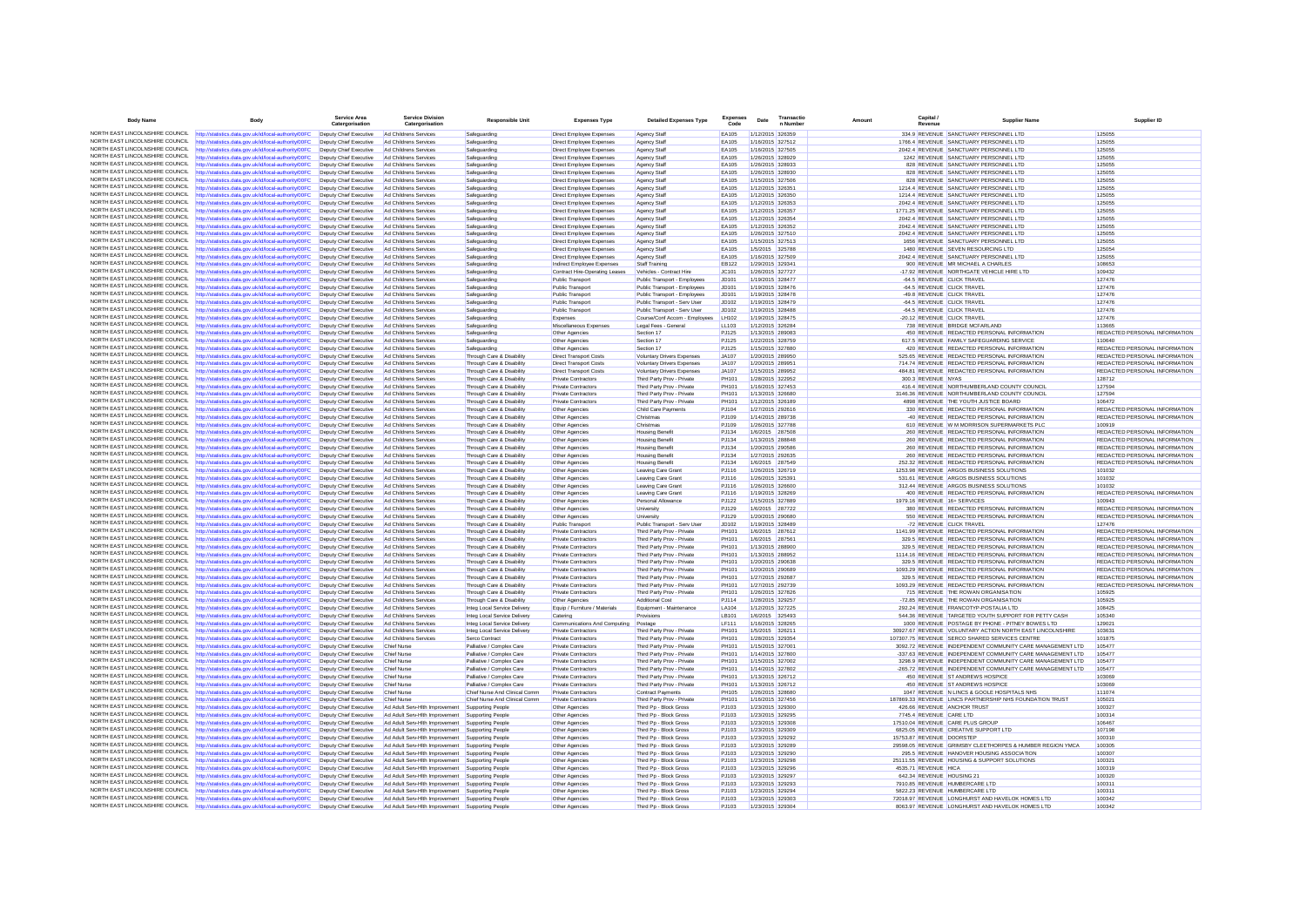| Body Name | Body | Service Area Catergorisation | Service Division Catergorisation | Responsible Unit | Expenses Type | Detailed Expenses Type | Expenses Code | Date | Transaction Number | Amount | Capital / Revenue | Supplier Name | Supplier ID |
|---|---|---|---|---|---|---|---|---|---|---|---|---|---|
| NORTH EAST LINCOLNSHIRE COUNCIL | http://statistics.data.gov.uk/id/local-authority/00FC | Deputy Chief Executive | Ad Childrens Services | Safeguarding | Direct Employee Expenses | Agency Staff | EA105 | 1/12/2015 | 326359 | 334.9 | REVENUE | SANCTUARY PERSONNEL LTD | 125055 |
| NORTH EAST LINCOLNSHIRE COUNCIL | http://statistics.data.gov.uk/id/local-authority/00FC | Deputy Chief Executive | Ad Childrens Services | Safeguarding | Direct Employee Expenses | Agency Staff | EA105 | 1/16/2015 | 327512 | 1766.4 | REVENUE | SANCTUARY PERSONNEL LTD | 125055 |
| NORTH EAST LINCOLNSHIRE COUNCIL | http://statistics.data.gov.uk/id/local-authority/00FC | Deputy Chief Executive | Ad Childrens Services | Safeguarding | Direct Employee Expenses | Agency Staff | EA105 | 1/16/2015 | 327505 | 2042.4 | REVENUE | SANCTUARY PERSONNEL LTD | 125055 |
| NORTH EAST LINCOLNSHIRE COUNCIL | http://statistics.data.gov.uk/id/local-authority/00FC | Deputy Chief Executive | Ad Childrens Services | Safeguarding | Direct Employee Expenses | Agency Staff | EA105 | 1/26/2015 | 328929 | 1242 | REVENUE | SANCTUARY PERSONNEL LTD | 125055 |
| NORTH EAST LINCOLNSHIRE COUNCIL | http://statistics.data.gov.uk/id/local-authority/00FC | Deputy Chief Executive | Ad Childrens Services | Safeguarding | Direct Employee Expenses | Agency Staff | EA105 | 1/26/2015 | 328933 | 828 | REVENUE | SANCTUARY PERSONNEL LTD | 125055 |
| NORTH EAST LINCOLNSHIRE COUNCIL | http://statistics.data.gov.uk/id/local-authority/00FC | Deputy Chief Executive | Ad Childrens Services | Safeguarding | Direct Employee Expenses | Agency Staff | EA105 | 1/26/2015 | 328930 | 828 | REVENUE | SANCTUARY PERSONNEL LTD | 125055 |
| NORTH EAST LINCOLNSHIRE COUNCIL | http://statistics.data.gov.uk/id/local-authority/00FC | Deputy Chief Executive | Ad Childrens Services | Safeguarding | Direct Employee Expenses | Agency Staff | EA105 | 1/15/2015 | 327506 | 828 | REVENUE | SANCTUARY PERSONNEL LTD | 125055 |
| NORTH EAST LINCOLNSHIRE COUNCIL | http://statistics.data.gov.uk/id/local-authority/00FC | Deputy Chief Executive | Ad Childrens Services | Safeguarding | Direct Employee Expenses | Agency Staff | EA105 | 1/12/2015 | 326351 | 1214.4 | REVENUE | SANCTUARY PERSONNEL LTD | 125055 |
| NORTH EAST LINCOLNSHIRE COUNCIL | http://statistics.data.gov.uk/id/local-authority/00FC | Deputy Chief Executive | Ad Childrens Services | Safeguarding | Direct Employee Expenses | Agency Staff | EA105 | 1/12/2015 | 326350 | 1214.4 | REVENUE | SANCTUARY PERSONNEL LTD | 125055 |
| NORTH EAST LINCOLNSHIRE COUNCIL | http://statistics.data.gov.uk/id/local-authority/00FC | Deputy Chief Executive | Ad Childrens Services | Safeguarding | Direct Employee Expenses | Agency Staff | EA105 | 1/12/2015 | 326353 | 2042.4 | REVENUE | SANCTUARY PERSONNEL LTD | 125055 |
| NORTH EAST LINCOLNSHIRE COUNCIL | http://statistics.data.gov.uk/id/local-authority/00FC | Deputy Chief Executive | Ad Childrens Services | Safeguarding | Direct Employee Expenses | Agency Staff | EA105 | 1/12/2015 | 326357 | 1771.25 | REVENUE | SANCTUARY PERSONNEL LTD | 125055 |
| NORTH EAST LINCOLNSHIRE COUNCIL | http://statistics.data.gov.uk/id/local-authority/00FC | Deputy Chief Executive | Ad Childrens Services | Safeguarding | Direct Employee Expenses | Agency Staff | EA105 | 1/12/2015 | 326354 | 2042.4 | REVENUE | SANCTUARY PERSONNEL LTD | 125055 |
| NORTH EAST LINCOLNSHIRE COUNCIL | http://statistics.data.gov.uk/id/local-authority/00FC | Deputy Chief Executive | Ad Childrens Services | Safeguarding | Direct Employee Expenses | Agency Staff | EA105 | 1/12/2015 | 326352 | 2042.4 | REVENUE | SANCTUARY PERSONNEL LTD | 125055 |
| NORTH EAST LINCOLNSHIRE COUNCIL | http://statistics.data.gov.uk/id/local-authority/00FC | Deputy Chief Executive | Ad Childrens Services | Safeguarding | Direct Employee Expenses | Agency Staff | EA105 | 1/26/2015 | 327510 | 2042.4 | REVENUE | SANCTUARY PERSONNEL LTD | 125055 |
| NORTH EAST LINCOLNSHIRE COUNCIL | http://statistics.data.gov.uk/id/local-authority/00FC | Deputy Chief Executive | Ad Childrens Services | Safeguarding | Direct Employee Expenses | Agency Staff | EA105 | 1/15/2015 | 327513 | 1656 | REVENUE | SANCTUARY PERSONNEL LTD | 125055 |
| NORTH EAST LINCOLNSHIRE COUNCIL | http://statistics.data.gov.uk/id/local-authority/00FC | Deputy Chief Executive | Ad Childrens Services | Safeguarding | Direct Employee Expenses | Agency Staff | EA105 | 1/5/2015 | 325788 | 1480 | REVENUE | SEVEN RESOURCING LTD | 125054 |
| NORTH EAST LINCOLNSHIRE COUNCIL | http://statistics.data.gov.uk/id/local-authority/00FC | Deputy Chief Executive | Ad Childrens Services | Safeguarding | Direct Employee Expenses | Agency Staff | EA105 | 1/16/2015 | 327509 | 2042.4 | REVENUE | SANCTUARY PERSONNEL LTD | 125055 |
| NORTH EAST LINCOLNSHIRE COUNCIL | http://statistics.data.gov.uk/id/local-authority/00FC | Deputy Chief Executive | Ad Childrens Services | Safeguarding | Indirect Employee Expenses | Staff Training | EB122 | 1/29/2015 | 329341 | 900 | REVENUE | MR MICHAEL A CHARLES | 108653 |
| NORTH EAST LINCOLNSHIRE COUNCIL | http://statistics.data.gov.uk/id/local-authority/00FC | Deputy Chief Executive | Ad Childrens Services | Safeguarding | Contract Hire-Operating Leases | Vehicles - Contract Hire | JC101 | 1/26/2015 | 327727 | -17.92 | REVENUE | NORTHGATE VEHICLE HIRE LTD | 109432 |
| NORTH EAST LINCOLNSHIRE COUNCIL | http://statistics.data.gov.uk/id/local-authority/00FC | Deputy Chief Executive | Ad Childrens Services | Safeguarding | Public Transport | Public Transport - Employees | JD101 | 1/19/2015 | 328477 | -64.5 | REVENUE | CLICK TRAVEL | 127476 |
| NORTH EAST LINCOLNSHIRE COUNCIL | http://statistics.data.gov.uk/id/local-authority/00FC | Deputy Chief Executive | Ad Childrens Services | Safeguarding | Public Transport | Public Transport - Employees | JD101 | 1/19/2015 | 328476 | -64.5 | REVENUE | CLICK TRAVEL | 127476 |
| NORTH EAST LINCOLNSHIRE COUNCIL | http://statistics.data.gov.uk/id/local-authority/00FC | Deputy Chief Executive | Ad Childrens Services | Safeguarding | Public Transport | Public Transport - Employees | JD101 | 1/19/2015 | 328478 | -49.8 | REVENUE | CLICK TRAVEL | 127476 |
| NORTH EAST LINCOLNSHIRE COUNCIL | http://statistics.data.gov.uk/id/local-authority/00FC | Deputy Chief Executive | Ad Childrens Services | Safeguarding | Public Transport | Public Transport - Serv User | JD102 | 1/19/2015 | 328479 | -64.5 | REVENUE | CLICK TRAVEL | 127476 |
| NORTH EAST LINCOLNSHIRE COUNCIL | http://statistics.data.gov.uk/id/local-authority/00FC | Deputy Chief Executive | Ad Childrens Services | Safeguarding | Public Transport | Public Transport - Serv User | JD102 | 1/19/2015 | 328488 | -64.5 | REVENUE | CLICK TRAVEL | 127476 |
| NORTH EAST LINCOLNSHIRE COUNCIL | http://statistics.data.gov.uk/id/local-authority/00FC | Deputy Chief Executive | Ad Childrens Services | Safeguarding | Expenses | Course/Conf Accom - Employees | LH102 | 1/19/2015 | 328475 | -20.12 | REVENUE | CLICK TRAVEL | 127476 |
| NORTH EAST LINCOLNSHIRE COUNCIL | http://statistics.data.gov.uk/id/local-authority/00FC | Deputy Chief Executive | Ad Childrens Services | Safeguarding | Miscellaneous Expenses | Legal Fees - General | LL103 | 1/12/2015 | 326284 | 738 | REVENUE | BRIDGE MCFARLAND | 113665 |
| NORTH EAST LINCOLNSHIRE COUNCIL | http://statistics.data.gov.uk/id/local-authority/00FC | Deputy Chief Executive | Ad Childrens Services | Safeguarding | Other Agencies | Section 17 | PJ125 | 1/13/2015 | 289083 | 450 | REVENUE | REDACTED PERSONAL INFORMATION | REDACTED PERSONAL INFORMATION |
| NORTH EAST LINCOLNSHIRE COUNCIL | http://statistics.data.gov.uk/id/local-authority/00FC | Deputy Chief Executive | Ad Childrens Services | Safeguarding | Other Agencies | Section 17 | PJ125 | 1/22/2015 | 328759 | 617.5 | REVENUE | FAMILY SAFEGUARDING SERVICE | 110640 |
| NORTH EAST LINCOLNSHIRE COUNCIL | http://statistics.data.gov.uk/id/local-authority/00FC | Deputy Chief Executive | Ad Childrens Services | Safeguarding | Other Agencies | Section 17 | PJ125 | 1/15/2015 | 327880 | 420 | REVENUE | REDACTED PERSONAL INFORMATION | REDACTED PERSONAL INFORMATION |
| NORTH EAST LINCOLNSHIRE COUNCIL | http://statistics.data.gov.uk/id/local-authority/00FC | Deputy Chief Executive | Ad Childrens Services | Through Care & Disability | Direct Transport Costs | Voluntary Drivers Expenses | JA107 | 1/20/2015 | 289950 | 525.65 | REVENUE | REDACTED PERSONAL INFORMATION | REDACTED PERSONAL INFORMATION |
| NORTH EAST LINCOLNSHIRE COUNCIL | http://statistics.data.gov.uk/id/local-authority/00FC | Deputy Chief Executive | Ad Childrens Services | Through Care & Disability | Direct Transport Costs | Voluntary Drivers Expenses | JA107 | 1/20/2015 | 289951 | 714.74 | REVENUE | REDACTED PERSONAL INFORMATION | REDACTED PERSONAL INFORMATION |
| NORTH EAST LINCOLNSHIRE COUNCIL | http://statistics.data.gov.uk/id/local-authority/00FC | Deputy Chief Executive | Ad Childrens Services | Through Care & Disability | Direct Transport Costs | Voluntary Drivers Expenses | JA107 | 1/15/2015 | 289952 | 484.81 | REVENUE | REDACTED PERSONAL INFORMATION | REDACTED PERSONAL INFORMATION |
| NORTH EAST LINCOLNSHIRE COUNCIL | http://statistics.data.gov.uk/id/local-authority/00FC | Deputy Chief Executive | Ad Childrens Services | Through Care & Disability | Private Contractors | Third Party Prov - Private | PH101 | 1/28/2015 | 322952 | 300.3 | REVENUE | NYAS | 128712 |
| NORTH EAST LINCOLNSHIRE COUNCIL | http://statistics.data.gov.uk/id/local-authority/00FC | Deputy Chief Executive | Ad Childrens Services | Through Care & Disability | Private Contractors | Third Party Prov - Private | PH101 | 1/16/2015 | 327453 | 416.4 | REVENUE | NORTHUMBERLAND COUNTY COUNCIL | 127594 |
| NORTH EAST LINCOLNSHIRE COUNCIL | http://statistics.data.gov.uk/id/local-authority/00FC | Deputy Chief Executive | Ad Childrens Services | Through Care & Disability | Private Contractors | Third Party Prov - Private | PH101 | 1/13/2015 | 326680 | 3146.36 | REVENUE | NORTHUMBERLAND COUNTY COUNCIL | 127594 |
| NORTH EAST LINCOLNSHIRE COUNCIL | http://statistics.data.gov.uk/id/local-authority/00FC | Deputy Chief Executive | Ad Childrens Services | Through Care & Disability | Private Contractors | Third Party Prov - Private | PH101 | 1/12/2015 | 326189 | 4898 | REVENUE | THE YOUTH JUSTICE BOARD | 106472 |
| NORTH EAST LINCOLNSHIRE COUNCIL | http://statistics.data.gov.uk/id/local-authority/00FC | Deputy Chief Executive | Ad Childrens Services | Through Care & Disability | Other Agencies | Child Care Payments | PJ104 | 1/27/2015 | 292616 | 330 | REVENUE | REDACTED PERSONAL INFORMATION | REDACTED PERSONAL INFORMATION |
| NORTH EAST LINCOLNSHIRE COUNCIL | http://statistics.data.gov.uk/id/local-authority/00FC | Deputy Chief Executive | Ad Childrens Services | Through Care & Disability | Other Agencies | Christmas | PJ109 | 1/14/2015 | 289738 | -40 | REVENUE | REDACTED PERSONAL INFORMATION | REDACTED PERSONAL INFORMATION |
| NORTH EAST LINCOLNSHIRE COUNCIL | http://statistics.data.gov.uk/id/local-authority/00FC | Deputy Chief Executive | Ad Childrens Services | Through Care & Disability | Other Agencies | Christmas | PJ109 | 1/26/2015 | 327788 | 610 | REVENUE | W M MORRISON SUPERMARKETS PLC | 100919 |
| NORTH EAST LINCOLNSHIRE COUNCIL | http://statistics.data.gov.uk/id/local-authority/00FC | Deputy Chief Executive | Ad Childrens Services | Through Care & Disability | Other Agencies | Housing Benefit | PJ134 | 1/6/2015 | 287508 | 260 | REVENUE | REDACTED PERSONAL INFORMATION | REDACTED PERSONAL INFORMATION |
| NORTH EAST LINCOLNSHIRE COUNCIL | http://statistics.data.gov.uk/id/local-authority/00FC | Deputy Chief Executive | Ad Childrens Services | Through Care & Disability | Other Agencies | Housing Benefit | PJ134 | 1/13/2015 | 288848 | 260 | REVENUE | REDACTED PERSONAL INFORMATION | REDACTED PERSONAL INFORMATION |
| NORTH EAST LINCOLNSHIRE COUNCIL | http://statistics.data.gov.uk/id/local-authority/00FC | Deputy Chief Executive | Ad Childrens Services | Through Care & Disability | Other Agencies | Housing Benefit | PJ134 | 1/20/2015 | 290586 | 260 | REVENUE | REDACTED PERSONAL INFORMATION | REDACTED PERSONAL INFORMATION |
| NORTH EAST LINCOLNSHIRE COUNCIL | http://statistics.data.gov.uk/id/local-authority/00FC | Deputy Chief Executive | Ad Childrens Services | Through Care & Disability | Other Agencies | Housing Benefit | PJ134 | 1/27/2015 | 292635 | 260 | REVENUE | REDACTED PERSONAL INFORMATION | REDACTED PERSONAL INFORMATION |
| NORTH EAST LINCOLNSHIRE COUNCIL | http://statistics.data.gov.uk/id/local-authority/00FC | Deputy Chief Executive | Ad Childrens Services | Through Care & Disability | Other Agencies | Housing Benefit | PJ134 | 1/6/2015 | 287549 | 252.32 | REVENUE | REDACTED PERSONAL INFORMATION | REDACTED PERSONAL INFORMATION |
| NORTH EAST LINCOLNSHIRE COUNCIL | http://statistics.data.gov.uk/id/local-authority/00FC | Deputy Chief Executive | Ad Childrens Services | Through Care & Disability | Other Agencies | Leaving Care Grant | PJ116 | 1/26/2015 | 326719 | 1253.98 | REVENUE | ARGOS BUSINESS SOLUTIONS | 101032 |
| NORTH EAST LINCOLNSHIRE COUNCIL | http://statistics.data.gov.uk/id/local-authority/00FC | Deputy Chief Executive | Ad Childrens Services | Through Care & Disability | Other Agencies | Leaving Care Grant | PJ116 | 1/26/2015 | 325391 | 531.61 | REVENUE | ARGOS BUSINESS SOLUTIONS | 101032 |
| NORTH EAST LINCOLNSHIRE COUNCIL | http://statistics.data.gov.uk/id/local-authority/00FC | Deputy Chief Executive | Ad Childrens Services | Through Care & Disability | Other Agencies | Leaving Care Grant | PJ116 | 1/26/2015 | 326600 | 312.44 | REVENUE | ARGOS BUSINESS SOLUTIONS | 101032 |
| NORTH EAST LINCOLNSHIRE COUNCIL | http://statistics.data.gov.uk/id/local-authority/00FC | Deputy Chief Executive | Ad Childrens Services | Through Care & Disability | Other Agencies | Leaving Care Grant | PJ116 | 1/19/2015 | 328269 | 400 | REVENUE | REDACTED PERSONAL INFORMATION | REDACTED PERSONAL INFORMATION |
| NORTH EAST LINCOLNSHIRE COUNCIL | http://statistics.data.gov.uk/id/local-authority/00FC | Deputy Chief Executive | Ad Childrens Services | Through Care & Disability | Other Agencies | Personal Allowance | PJ122 | 1/15/2015 | 327889 | 1979.16 | REVENUE | 16+ SERVICES | 100943 |
| NORTH EAST LINCOLNSHIRE COUNCIL | http://statistics.data.gov.uk/id/local-authority/00FC | Deputy Chief Executive | Ad Childrens Services | Through Care & Disability | Other Agencies | University | PJ129 | 1/6/2015 | 287722 | 380 | REVENUE | REDACTED PERSONAL INFORMATION | REDACTED PERSONAL INFORMATION |
| NORTH EAST LINCOLNSHIRE COUNCIL | http://statistics.data.gov.uk/id/local-authority/00FC | Deputy Chief Executive | Ad Childrens Services | Through Care & Disability | Other Agencies | University | PJ129 | 1/20/2015 | 290680 | 550 | REVENUE | REDACTED PERSONAL INFORMATION | REDACTED PERSONAL INFORMATION |
| NORTH EAST LINCOLNSHIRE COUNCIL | http://statistics.data.gov.uk/id/local-authority/00FC | Deputy Chief Executive | Ad Childrens Services | Through Care & Disability | Public Transport | Public Transport - Serv User | JD102 | 1/19/2015 | 328489 | -72 | REVENUE | CLICK TRAVEL | 127476 |
| NORTH EAST LINCOLNSHIRE COUNCIL | http://statistics.data.gov.uk/id/local-authority/00FC | Deputy Chief Executive | Ad Childrens Services | Through Care & Disability | Private Contractors | Third Party Prov - Private | PH101 | 1/6/2015 | 287612 | 1141.99 | REVENUE | REDACTED PERSONAL INFORMATION | REDACTED PERSONAL INFORMATION |
| NORTH EAST LINCOLNSHIRE COUNCIL | http://statistics.data.gov.uk/id/local-authority/00FC | Deputy Chief Executive | Ad Childrens Services | Through Care & Disability | Private Contractors | Third Party Prov - Private | PH101 | 1/6/2015 | 287561 | 329.5 | REVENUE | REDACTED PERSONAL INFORMATION | REDACTED PERSONAL INFORMATION |
| NORTH EAST LINCOLNSHIRE COUNCIL | http://statistics.data.gov.uk/id/local-authority/00FC | Deputy Chief Executive | Ad Childrens Services | Through Care & Disability | Private Contractors | Third Party Prov - Private | PH101 | 1/13/2015 | 288900 | 329.5 | REVENUE | REDACTED PERSONAL INFORMATION | REDACTED PERSONAL INFORMATION |
| NORTH EAST LINCOLNSHIRE COUNCIL | http://statistics.data.gov.uk/id/local-authority/00FC | Deputy Chief Executive | Ad Childrens Services | Through Care & Disability | Private Contractors | Third Party Prov - Private | PH101 | 1/13/2015 | 288952 | 1114.16 | REVENUE | REDACTED PERSONAL INFORMATION | REDACTED PERSONAL INFORMATION |
| NORTH EAST LINCOLNSHIRE COUNCIL | http://statistics.data.gov.uk/id/local-authority/00FC | Deputy Chief Executive | Ad Childrens Services | Through Care & Disability | Private Contractors | Third Party Prov - Private | PH101 | 1/20/2015 | 290638 | 329.5 | REVENUE | REDACTED PERSONAL INFORMATION | REDACTED PERSONAL INFORMATION |
| NORTH EAST LINCOLNSHIRE COUNCIL | http://statistics.data.gov.uk/id/local-authority/00FC | Deputy Chief Executive | Ad Childrens Services | Through Care & Disability | Private Contractors | Third Party Prov - Private | PH101 | 1/20/2015 | 290689 | 1093.29 | REVENUE | REDACTED PERSONAL INFORMATION | REDACTED PERSONAL INFORMATION |
| NORTH EAST LINCOLNSHIRE COUNCIL | http://statistics.data.gov.uk/id/local-authority/00FC | Deputy Chief Executive | Ad Childrens Services | Through Care & Disability | Private Contractors | Third Party Prov - Private | PH101 | 1/27/2015 | 292687 | 329.5 | REVENUE | REDACTED PERSONAL INFORMATION | REDACTED PERSONAL INFORMATION |
| NORTH EAST LINCOLNSHIRE COUNCIL | http://statistics.data.gov.uk/id/local-authority/00FC | Deputy Chief Executive | Ad Childrens Services | Through Care & Disability | Private Contractors | Third Party Prov - Private | PH101 | 1/27/2015 | 292739 | 1093.29 | REVENUE | REDACTED PERSONAL INFORMATION | REDACTED PERSONAL INFORMATION |
| NORTH EAST LINCOLNSHIRE COUNCIL | http://statistics.data.gov.uk/id/local-authority/00FC | Deputy Chief Executive | Ad Childrens Services | Through Care & Disability | Private Contractors | Third Party Prov - Private | PH101 | 1/26/2015 | 327826 | 715 | REVENUE | THE ROWAN ORGANISATION | 105925 |
| NORTH EAST LINCOLNSHIRE COUNCIL | http://statistics.data.gov.uk/id/local-authority/00FC | Deputy Chief Executive | Ad Childrens Services | Through Care & Disability | Other Agencies | Additional Cost | PJ114 | 1/28/2015 | 329257 | -72.85 | REVENUE | THE ROWAN ORGANISATION | 105925 |
| NORTH EAST LINCOLNSHIRE COUNCIL | http://statistics.data.gov.uk/id/local-authority/00FC | Deputy Chief Executive | Ad Childrens Services | Integ Local Service Delivery | Equip / Furniture / Materials | Equipment - Maintenance | LA104 | 1/12/2015 | 327225 | 292.24 | REVENUE | FRANCOTYP-POSTALIA LTD | 108425 |
| NORTH EAST LINCOLNSHIRE COUNCIL | http://statistics.data.gov.uk/id/local-authority/00FC | Deputy Chief Executive | Ad Childrens Services | Integ Local Service Delivery | Catering | Provisions | LB101 | 1/6/2015 | 325493 | 544.36 | REVENUE | TARGETED YOUTH SUPPORT FOR PETTY CASH | 105340 |
| NORTH EAST LINCOLNSHIRE COUNCIL | http://statistics.data.gov.uk/id/local-authority/00FC | Deputy Chief Executive | Ad Childrens Services | Integ Local Service Delivery | Communications And Computing | Postage | LF111 | 1/16/2015 | 328265 | 1000 | REVENUE | POSTAGE BY PHONE - PITNEY BOWES LTD | 129021 |
| NORTH EAST LINCOLNSHIRE COUNCIL | http://statistics.data.gov.uk/id/local-authority/00FC | Deputy Chief Executive | Ad Childrens Services | Integ Local Service Delivery | Private Contractors | Third Party Prov - Private | PH101 | 1/5/2015 | 326211 | 30927.67 | REVENUE | VOLUNTARY ACTION NORTH EAST LINCOLNSHIRE | 103631 |
| NORTH EAST LINCOLNSHIRE COUNCIL | http://statistics.data.gov.uk/id/local-authority/00FC | Deputy Chief Executive | Ad Childrens Services | Serco Contract | Private Contractors | Third Party Prov - Private | PH101 | 1/28/2015 | 329354 | 107307.75 | REVENUE | SERCO SHARED SERVICES CENTRE | 101875 |
| NORTH EAST LINCOLNSHIRE COUNCIL | http://statistics.data.gov.uk/id/local-authority/00FC | Deputy Chief Executive | Chief Nurse | Palliative / Complex Care | Private Contractors | Third Party Prov - Private | PH101 | 1/15/2015 | 327001 | 3092.72 | REVENUE | INDEPENDENT COMMUNITY CARE MANAGEMENT LTD | 105477 |
| NORTH EAST LINCOLNSHIRE COUNCIL | http://statistics.data.gov.uk/id/local-authority/00FC | Deputy Chief Executive | Chief Nurse | Palliative / Complex Care | Private Contractors | Third Party Prov - Private | PH101 | 1/14/2015 | 327800 | -337.63 | REVENUE | INDEPENDENT COMMUNITY CARE MANAGEMENT LTD | 105477 |
| NORTH EAST LINCOLNSHIRE COUNCIL | http://statistics.data.gov.uk/id/local-authority/00FC | Deputy Chief Executive | Chief Nurse | Palliative / Complex Care | Private Contractors | Third Party Prov - Private | PH101 | 1/15/2015 | 327002 | 3298.9 | REVENUE | INDEPENDENT COMMUNITY CARE MANAGEMENT LTD | 105477 |
| NORTH EAST LINCOLNSHIRE COUNCIL | http://statistics.data.gov.uk/id/local-authority/00FC | Deputy Chief Executive | Chief Nurse | Palliative / Complex Care | Private Contractors | Third Party Prov - Private | PH101 | 1/14/2015 | 327802 | -265.72 | REVENUE | INDEPENDENT COMMUNITY CARE MANAGEMENT LTD | 105477 |
| NORTH EAST LINCOLNSHIRE COUNCIL | http://statistics.data.gov.uk/id/local-authority/00FC | Deputy Chief Executive | Chief Nurse | Palliative / Complex Care | Private Contractors | Third Party Prov - Private | PH101 | 1/13/2015 | 326712 | 450 | REVENUE | ST ANDREWS HOSPICE | 103069 |
| NORTH EAST LINCOLNSHIRE COUNCIL | http://statistics.data.gov.uk/id/local-authority/00FC | Deputy Chief Executive | Chief Nurse | Palliative / Complex Care | Private Contractors | Third Party Prov - Private | PH101 | 1/13/2015 | 326712 | 450 | REVENUE | ST ANDREWS HOSPICE | 103069 |
| NORTH EAST LINCOLNSHIRE COUNCIL | http://statistics.data.gov.uk/id/local-authority/00FC | Deputy Chief Executive | Chief Nurse | Chief Nurse And Clinical Comm | Private Contractors | Contract Payments | PH105 | 1/26/2015 | 328680 | 1047 | REVENUE | N.LINCS & GOOLE HOSPITALS NHS | 111074 |
| NORTH EAST LINCOLNSHIRE COUNCIL | http://statistics.data.gov.uk/id/local-authority/00FC | Deputy Chief Executive | Chief Nurse | Chief Nurse And Clinical Comm | Private Contractors | Third Party Prov - Private | PH101 | 1/16/2015 | 327456 | 187869.33 | REVENUE | LINCS PARTNERSHIP NHS FOUNDATION TRUST | 105021 |
| NORTH EAST LINCOLNSHIRE COUNCIL | http://statistics.data.gov.uk/id/local-authority/00FC | Deputy Chief Executive | Ad Adult Serv-Hlth Improvement | Supporting People | Other Agencies | Third Pp - Block Gross | PJ103 | 1/23/2015 | 329300 | 426.66 | REVENUE | ANCHOR TRUST | 100327 |
| NORTH EAST LINCOLNSHIRE COUNCIL | http://statistics.data.gov.uk/id/local-authority/00FC | Deputy Chief Executive | Ad Adult Serv-Hlth Improvement | Supporting People | Other Agencies | Third Pp - Block Gross | PJ103 | 1/23/2015 | 329295 | 7745.4 | REVENUE | CARE LTD | 100314 |
| NORTH EAST LINCOLNSHIRE COUNCIL | http://statistics.data.gov.uk/id/local-authority/00FC | Deputy Chief Executive | Ad Adult Serv-Hlth Improvement | Supporting People | Other Agencies | Third Pp - Block Gross | PJ103 | 1/23/2015 | 329308 | 17510.04 | REVENUE | CARE PLUS GROUP | 106467 |
| NORTH EAST LINCOLNSHIRE COUNCIL | http://statistics.data.gov.uk/id/local-authority/00FC | Deputy Chief Executive | Ad Adult Serv-Hlth Improvement | Supporting People | Other Agencies | Third Pp - Block Gross | PJ103 | 1/23/2015 | 329309 | 6825.05 | REVENUE | CREATIVE SUPPORT LTD | 107198 |
| NORTH EAST LINCOLNSHIRE COUNCIL | http://statistics.data.gov.uk/id/local-authority/00FC | Deputy Chief Executive | Ad Adult Serv-Hlth Improvement | Supporting People | Other Agencies | Third Pp - Block Gross | PJ103 | 1/23/2015 | 329292 | 15753.87 | REVENUE | DOORSTEP | 100310 |
| NORTH EAST LINCOLNSHIRE COUNCIL | http://statistics.data.gov.uk/id/local-authority/00FC | Deputy Chief Executive | Ad Adult Serv-Hlth Improvement | Supporting People | Other Agencies | Third Pp - Block Gross | PJ103 | 1/23/2015 | 329289 | 29598.05 | REVENUE | GRIMSBY CLEETHORPES & HUMBER REGION YMCA | 100305 |
| NORTH EAST LINCOLNSHIRE COUNCIL | http://statistics.data.gov.uk/id/local-authority/00FC | Deputy Chief Executive | Ad Adult Serv-Hlth Improvement | Supporting People | Other Agencies | Third Pp - Block Gross | PJ103 | 1/23/2015 | 329290 | 295.5 | REVENUE | HANOVER HOUSING ASSOCIATION | 100307 |
| NORTH EAST LINCOLNSHIRE COUNCIL | http://statistics.data.gov.uk/id/local-authority/00FC | Deputy Chief Executive | Ad Adult Serv-Hlth Improvement | Supporting People | Other Agencies | Third Pp - Block Gross | PJ103 | 1/23/2015 | 329298 | 25111.55 | REVENUE | HOUSING & SUPPORT SOLUTIONS | 100321 |
| NORTH EAST LINCOLNSHIRE COUNCIL | http://statistics.data.gov.uk/id/local-authority/00FC | Deputy Chief Executive | Ad Adult Serv-Hlth Improvement | Supporting People | Other Agencies | Third Pp - Block Gross | PJ103 | 1/23/2015 | 329296 | 4535.71 | REVENUE | HICA | 100319 |
| NORTH EAST LINCOLNSHIRE COUNCIL | http://statistics.data.gov.uk/id/local-authority/00FC | Deputy Chief Executive | Ad Adult Serv-Hlth Improvement | Supporting People | Other Agencies | Third Pp - Block Gross | PJ103 | 1/23/2015 | 329297 | 642.34 | REVENUE | HOUSING 21 | 100320 |
| NORTH EAST LINCOLNSHIRE COUNCIL | http://statistics.data.gov.uk/id/local-authority/00FC | Deputy Chief Executive | Ad Adult Serv-Hlth Improvement | Supporting People | Other Agencies | Third Pp - Block Gross | PJ103 | 1/23/2015 | 329293 | 7910.85 | REVENUE | HUMBERCARE LTD | 100311 |
| NORTH EAST LINCOLNSHIRE COUNCIL | http://statistics.data.gov.uk/id/local-authority/00FC | Deputy Chief Executive | Ad Adult Serv-Hlth Improvement | Supporting People | Other Agencies | Third Pp - Block Gross | PJ103 | 1/23/2015 | 329294 | 5822.23 | REVENUE | HUMBERCARE LTD | 100311 |
| NORTH EAST LINCOLNSHIRE COUNCIL | http://statistics.data.gov.uk/id/local-authority/00FC | Deputy Chief Executive | Ad Adult Serv-Hlth Improvement | Supporting People | Other Agencies | Third Pp - Block Gross | PJ103 | 1/23/2015 | 329303 | 72018.97 | REVENUE | LONGHURST AND HAVELOK HOMES LTD | 100342 |
| NORTH EAST LINCOLNSHIRE COUNCIL | http://statistics.data.gov.uk/id/local-authority/00FC | Deputy Chief Executive | Ad Adult Serv-Hlth Improvement | Supporting People | Other Agencies | Third Pp - Block Gross | PJ103 | 1/23/2015 | 329304 | 8063.97 | REVENUE | LONGHURST AND HAVELOK HOMES LTD | 100342 |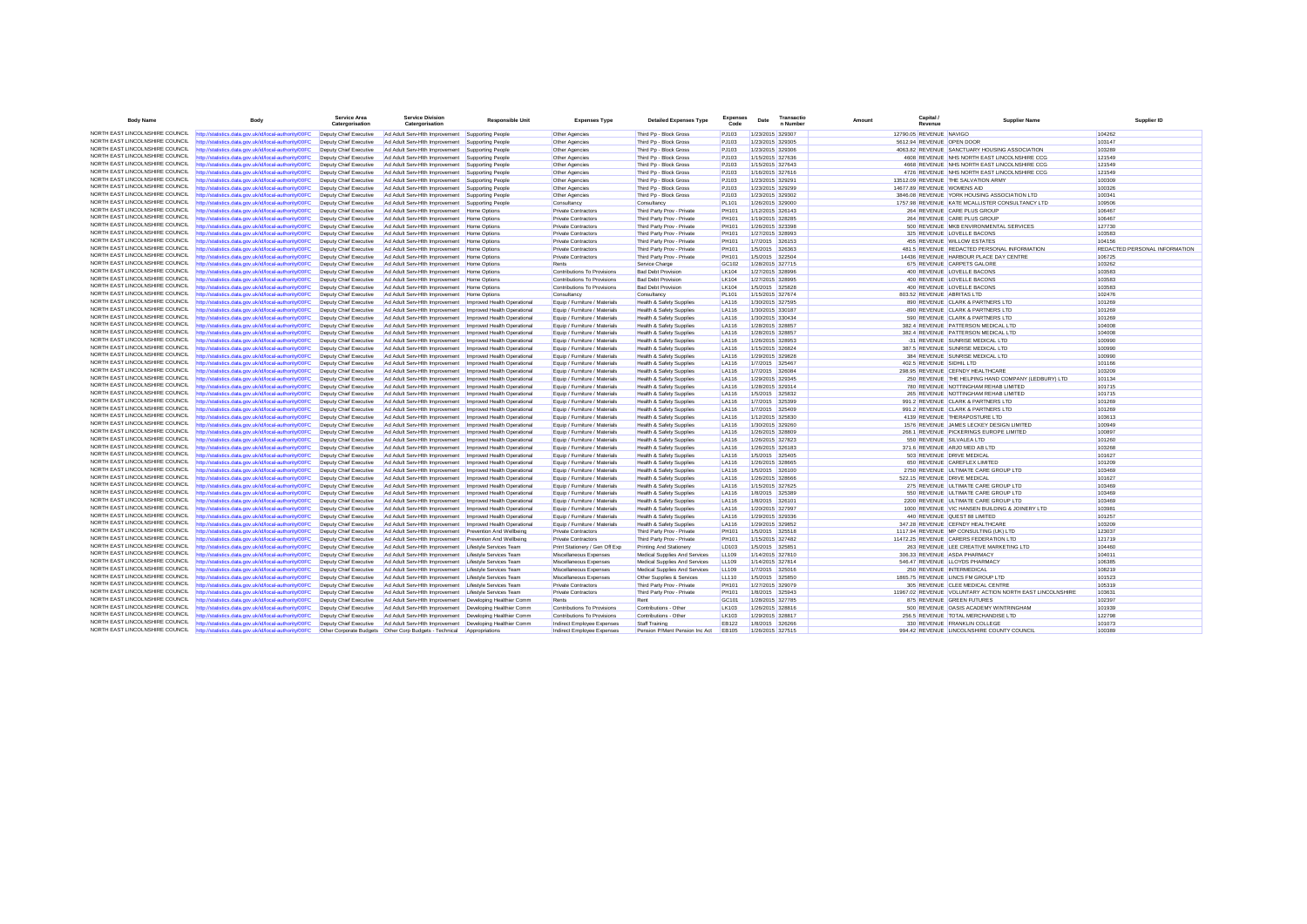| Body Name | Body | Service Area Catergorisation | Service Division Catergorisation | Responsible Unit | Expenses Type | Detailed Expenses Type | Expenses Code | Date | Transaction Number | Amount | Capital / Revenue | Supplier Name | Supplier ID |
|---|---|---|---|---|---|---|---|---|---|---|---|---|---|
| NORTH EAST LINCOLNSHIRE COUNCIL | http://statistics.data.gov.uk/id/local-authority/00FC | Deputy Chief Executive | Ad Adult Serv-Hlth Improvement | Supporting People | Other Agencies | Third Pp - Block Gross | PJ103 | 1/23/2015 | 329307 | 12790.05 | REVENUE | NAVIGO | 104262 |
| NORTH EAST LINCOLNSHIRE COUNCIL | http://statistics.data.gov.uk/id/local-authority/00FC | Deputy Chief Executive | Ad Adult Serv-Hlth Improvement | Supporting People | Other Agencies | Third Pp - Block Gross | PJ103 | 1/23/2015 | 329305 | 5612.94 | REVENUE | OPEN DOOR | 103147 |
| NORTH EAST LINCOLNSHIRE COUNCIL | http://statistics.data.gov.uk/id/local-authority/00FC | Deputy Chief Executive | Ad Adult Serv-Hlth Improvement | Supporting People | Other Agencies | Third Pp - Block Gross | PJ103 | 1/23/2015 | 329306 | 4063.82 | REVENUE | SANCTUARY HOUSING ASSOCIATION | 103289 |
| NORTH EAST LINCOLNSHIRE COUNCIL | http://statistics.data.gov.uk/id/local-authority/00FC | Deputy Chief Executive | Ad Adult Serv-Hlth Improvement | Supporting People | Other Agencies | Third Pp - Block Gross | PJ103 | 1/15/2015 | 327636 | 4608 | REVENUE | NHS NORTH EAST LINCOLNSHIRE CCG | 121549 |
| NORTH EAST LINCOLNSHIRE COUNCIL | http://statistics.data.gov.uk/id/local-authority/00FC | Deputy Chief Executive | Ad Adult Serv-Hlth Improvement | Supporting People | Other Agencies | Third Pp - Block Gross | PJ103 | 1/15/2015 | 327643 | 4608 | REVENUE | NHS NORTH EAST LINCOLNSHIRE CCG | 121549 |
| NORTH EAST LINCOLNSHIRE COUNCIL | http://statistics.data.gov.uk/id/local-authority/00FC | Deputy Chief Executive | Ad Adult Serv-Hlth Improvement | Supporting People | Other Agencies | Third Pp - Block Gross | PJ103 | 1/16/2015 | 327616 | 4726 | REVENUE | NHS NORTH EAST LINCOLNSHIRE CCG | 121549 |
| NORTH EAST LINCOLNSHIRE COUNCIL | http://statistics.data.gov.uk/id/local-authority/00FC | Deputy Chief Executive | Ad Adult Serv-Hlth Improvement | Supporting People | Other Agencies | Third Pp - Block Gross | PJ103 | 1/23/2015 | 329291 | 13512.09 | REVENUE | THE SALVATION ARMY | 100309 |
| NORTH EAST LINCOLNSHIRE COUNCIL | http://statistics.data.gov.uk/id/local-authority/00FC | Deputy Chief Executive | Ad Adult Serv-Hlth Improvement | Supporting People | Other Agencies | Third Pp - Block Gross | PJ103 | 1/23/2015 | 329299 | 14677.89 | REVENUE | WOMENS AID | 100326 |
| NORTH EAST LINCOLNSHIRE COUNCIL | http://statistics.data.gov.uk/id/local-authority/00FC | Deputy Chief Executive | Ad Adult Serv-Hlth Improvement | Supporting People | Other Agencies | Third Pp - Block Gross | PJ103 | 1/23/2015 | 329302 | 3846.08 | REVENUE | YORK HOUSING ASSOCIATION LTD | 100341 |
| NORTH EAST LINCOLNSHIRE COUNCIL | http://statistics.data.gov.uk/id/local-authority/00FC | Deputy Chief Executive | Ad Adult Serv-Hlth Improvement | Supporting People | Consultancy | Consultancy | PL101 | 1/26/2015 | 329000 | 1757.98 | REVENUE | KATE MCALLISTER CONSULTANCY LTD | 109506 |
| NORTH EAST LINCOLNSHIRE COUNCIL | http://statistics.data.gov.uk/id/local-authority/00FC | Deputy Chief Executive | Ad Adult Serv-Hlth Improvement | Home Options | Private Contractors | Third Party Prov - Private | PH101 | 1/12/2015 | 326143 | 264 | REVENUE | CARE PLUS GROUP | 106467 |
| NORTH EAST LINCOLNSHIRE COUNCIL | http://statistics.data.gov.uk/id/local-authority/00FC | Deputy Chief Executive | Ad Adult Serv-Hlth Improvement | Home Options | Private Contractors | Third Party Prov - Private | PH101 | 1/19/2015 | 326285 | 264 | REVENUE | CARE PLUS GROUP | 106467 |
| NORTH EAST LINCOLNSHIRE COUNCIL | http://statistics.data.gov.uk/id/local-authority/00FC | Deputy Chief Executive | Ad Adult Serv-Hlth Improvement | Home Options | Private Contractors | Third Party Prov - Private | PH101 | 1/26/2015 | 323398 | 500 | REVENUE | MKB ENVIRONMENTAL SERVICES | 127730 |
| NORTH EAST LINCOLNSHIRE COUNCIL | http://statistics.data.gov.uk/id/local-authority/00FC | Deputy Chief Executive | Ad Adult Serv-Hlth Improvement | Home Options | Private Contractors | Third Party Prov - Private | PH101 | 1/27/2015 | 328993 | 325 | REVENUE | LOVELLE BACONS | 103583 |
| NORTH EAST LINCOLNSHIRE COUNCIL | http://statistics.data.gov.uk/id/local-authority/00FC | Deputy Chief Executive | Ad Adult Serv-Hlth Improvement | Home Options | Private Contractors | Third Party Prov - Private | PH101 | 1/7/2015 | 326153 | 455 | REVENUE | WILLOW ESTATES | 104156 |
| NORTH EAST LINCOLNSHIRE COUNCIL | http://statistics.data.gov.uk/id/local-authority/00FC | Deputy Chief Executive | Ad Adult Serv-Hlth Improvement | Home Options | Private Contractors | Third Party Prov - Private | PH101 | 1/5/2015 | 326363 | 481.5 | REVENUE | REDACTED PERSONAL INFORMATION | REDACTED PERSONAL INFORMATION |
| NORTH EAST LINCOLNSHIRE COUNCIL | http://statistics.data.gov.uk/id/local-authority/00FC | Deputy Chief Executive | Ad Adult Serv-Hlth Improvement | Home Options | Private Contractors | Third Party Prov - Private | PH101 | 1/5/2015 | 322504 | 14436 | REVENUE | HARBOUR PLACE DAY CENTRE | 106725 |
| NORTH EAST LINCOLNSHIRE COUNCIL | http://statistics.data.gov.uk/id/local-authority/00FC | Deputy Chief Executive | Ad Adult Serv-Hlth Improvement | Home Options | Rents | Service Charge | GC102 | 1/28/2015 | 327715 | 675 | REVENUE | CARPETS GALORE | 103262 |
| NORTH EAST LINCOLNSHIRE COUNCIL | http://statistics.data.gov.uk/id/local-authority/00FC | Deputy Chief Executive | Ad Adult Serv-Hlth Improvement | Home Options | Contributions To Provisions | Bad Debt Provision | LK104 | 1/27/2015 | 328996 | 400 | REVENUE | LOVELLE BACONS | 103583 |
| NORTH EAST LINCOLNSHIRE COUNCIL | http://statistics.data.gov.uk/id/local-authority/00FC | Deputy Chief Executive | Ad Adult Serv-Hlth Improvement | Home Options | Contributions To Provisions | Bad Debt Provision | LK104 | 1/27/2015 | 328995 | 400 | REVENUE | LOVELLE BACONS | 103583 |
| NORTH EAST LINCOLNSHIRE COUNCIL | http://statistics.data.gov.uk/id/local-authority/00FC | Deputy Chief Executive | Ad Adult Serv-Hlth Improvement | Home Options | Contributions To Provisions | Bad Debt Provision | LK104 | 1/5/2015 | 325828 | 400 | REVENUE | LOVELLE BACONS | 103583 |
| NORTH EAST LINCOLNSHIRE COUNCIL | http://statistics.data.gov.uk/id/local-authority/00FC | Deputy Chief Executive | Ad Adult Serv-Hlth Improvement | Home Options | Consultancy | Consultancy | PL101 | 1/15/2015 | 327674 | 803.52 | REVENUE | ABRITAS LTD | 102476 |
| NORTH EAST LINCOLNSHIRE COUNCIL | http://statistics.data.gov.uk/id/local-authority/00FC | Deputy Chief Executive | Ad Adult Serv-Hlth Improvement | Improved Health Operational | Equip / Furniture / Materials | Health & Safety Supplies | LA116 | 1/30/2015 | 327595 | 890 | REVENUE | CLARK & PARTNERS LTD | 101269 |
| NORTH EAST LINCOLNSHIRE COUNCIL | http://statistics.data.gov.uk/id/local-authority/00FC | Deputy Chief Executive | Ad Adult Serv-Hlth Improvement | Improved Health Operational | Equip / Furniture / Materials | Health & Safety Supplies | LA116 | 1/30/2015 | 330187 | -890 | REVENUE | CLARK & PARTNERS LTD | 101269 |
| NORTH EAST LINCOLNSHIRE COUNCIL | http://statistics.data.gov.uk/id/local-authority/00FC | Deputy Chief Executive | Ad Adult Serv-Hlth Improvement | Improved Health Operational | Equip / Furniture / Materials | Health & Safety Supplies | LA116 | 1/30/2015 | 330434 | 590 | REVENUE | CLARK & PARTNERS LTD | 101269 |
| NORTH EAST LINCOLNSHIRE COUNCIL | http://statistics.data.gov.uk/id/local-authority/00FC | Deputy Chief Executive | Ad Adult Serv-Hlth Improvement | Improved Health Operational | Equip / Furniture / Materials | Health & Safety Supplies | LA116 | 1/28/2015 | 328857 | 382.4 | REVENUE | PATTERSON MEDICAL LTD | 104008 |
| NORTH EAST LINCOLNSHIRE COUNCIL | http://statistics.data.gov.uk/id/local-authority/00FC | Deputy Chief Executive | Ad Adult Serv-Hlth Improvement | Improved Health Operational | Equip / Furniture / Materials | Health & Safety Supplies | LA116 | 1/28/2015 | 328857 | 382.4 | REVENUE | PATTERSON MEDICAL LTD | 104008 |
| NORTH EAST LINCOLNSHIRE COUNCIL | http://statistics.data.gov.uk/id/local-authority/00FC | Deputy Chief Executive | Ad Adult Serv-Hlth Improvement | Improved Health Operational | Equip / Furniture / Materials | Health & Safety Supplies | LA116 | 1/26/2015 | 328953 | -31 | REVENUE | SUNRISE MEDICAL LTD | 100990 |
| NORTH EAST LINCOLNSHIRE COUNCIL | http://statistics.data.gov.uk/id/local-authority/00FC | Deputy Chief Executive | Ad Adult Serv-Hlth Improvement | Improved Health Operational | Equip / Furniture / Materials | Health & Safety Supplies | LA116 | 1/15/2015 | 326824 | 387.5 | REVENUE | SUNRISE MEDICAL LTD | 100990 |
| NORTH EAST LINCOLNSHIRE COUNCIL | http://statistics.data.gov.uk/id/local-authority/00FC | Deputy Chief Executive | Ad Adult Serv-Hlth Improvement | Improved Health Operational | Equip / Furniture / Materials | Health & Safety Supplies | LA116 | 1/29/2015 | 329828 | 384 | REVENUE | SUNRISE MEDICAL LTD | 100990 |
| NORTH EAST LINCOLNSHIRE COUNCIL | http://statistics.data.gov.uk/id/local-authority/00FC | Deputy Chief Executive | Ad Adult Serv-Hlth Improvement | Improved Health Operational | Equip / Furniture / Materials | Health & Safety Supplies | LA116 | 1/7/2015 | 325467 | 402.5 | REVENUE | SIDHIL LTD | 101166 |
| NORTH EAST LINCOLNSHIRE COUNCIL | http://statistics.data.gov.uk/id/local-authority/00FC | Deputy Chief Executive | Ad Adult Serv-Hlth Improvement | Improved Health Operational | Equip / Furniture / Materials | Health & Safety Supplies | LA116 | 1/7/2015 | 326084 | 298.95 | REVENUE | CEFNDY HEALTHCARE | 103209 |
| NORTH EAST LINCOLNSHIRE COUNCIL | http://statistics.data.gov.uk/id/local-authority/00FC | Deputy Chief Executive | Ad Adult Serv-Hlth Improvement | Improved Health Operational | Equip / Furniture / Materials | Health & Safety Supplies | LA116 | 1/29/2015 | 329345 | 250 | REVENUE | THE HELPING HAND COMPANY (LEDBURY) LTD | 101134 |
| NORTH EAST LINCOLNSHIRE COUNCIL | http://statistics.data.gov.uk/id/local-authority/00FC | Deputy Chief Executive | Ad Adult Serv-Hlth Improvement | Improved Health Operational | Equip / Furniture / Materials | Health & Safety Supplies | LA116 | 1/28/2015 | 329314 | 780 | REVENUE | NOTTINGHAM REHAB LIMITED | 101715 |
| NORTH EAST LINCOLNSHIRE COUNCIL | http://statistics.data.gov.uk/id/local-authority/00FC | Deputy Chief Executive | Ad Adult Serv-Hlth Improvement | Improved Health Operational | Equip / Furniture / Materials | Health & Safety Supplies | LA116 | 1/5/2015 | 325832 | 265 | REVENUE | NOTTINGHAM REHAB LIMITED | 101715 |
| NORTH EAST LINCOLNSHIRE COUNCIL | http://statistics.data.gov.uk/id/local-authority/00FC | Deputy Chief Executive | Ad Adult Serv-Hlth Improvement | Improved Health Operational | Equip / Furniture / Materials | Health & Safety Supplies | LA116 | 1/7/2015 | 325399 | 991.2 | REVENUE | CLARK & PARTNERS LTD | 101269 |
| NORTH EAST LINCOLNSHIRE COUNCIL | http://statistics.data.gov.uk/id/local-authority/00FC | Deputy Chief Executive | Ad Adult Serv-Hlth Improvement | Improved Health Operational | Equip / Furniture / Materials | Health & Safety Supplies | LA116 | 1/7/2015 | 325409 | 991.2 | REVENUE | CLARK & PARTNERS LTD | 101269 |
| NORTH EAST LINCOLNSHIRE COUNCIL | http://statistics.data.gov.uk/id/local-authority/00FC | Deputy Chief Executive | Ad Adult Serv-Hlth Improvement | Improved Health Operational | Equip / Furniture / Materials | Health & Safety Supplies | LA116 | 1/12/2015 | 325830 | 4139 | REVENUE | THERAPOSTURE LTD | 103613 |
| NORTH EAST LINCOLNSHIRE COUNCIL | http://statistics.data.gov.uk/id/local-authority/00FC | Deputy Chief Executive | Ad Adult Serv-Hlth Improvement | Improved Health Operational | Equip / Furniture / Materials | Health & Safety Supplies | LA116 | 1/30/2015 | 329260 | 1576 | REVENUE | JAMES LECKEY DESIGN LIMITED | 100949 |
| NORTH EAST LINCOLNSHIRE COUNCIL | http://statistics.data.gov.uk/id/local-authority/00FC | Deputy Chief Executive | Ad Adult Serv-Hlth Improvement | Improved Health Operational | Equip / Furniture / Materials | Health & Safety Supplies | LA116 | 1/26/2015 | 328809 | 268.1 | REVENUE | PICKERINGS EUROPE LIMITED | 100897 |
| NORTH EAST LINCOLNSHIRE COUNCIL | http://statistics.data.gov.uk/id/local-authority/00FC | Deputy Chief Executive | Ad Adult Serv-Hlth Improvement | Improved Health Operational | Equip / Furniture / Materials | Health & Safety Supplies | LA116 | 1/26/2015 | 327823 | 550 | REVENUE | SILVALEA LTD | 101260 |
| NORTH EAST LINCOLNSHIRE COUNCIL | http://statistics.data.gov.uk/id/local-authority/00FC | Deputy Chief Executive | Ad Adult Serv-Hlth Improvement | Improved Health Operational | Equip / Furniture / Materials | Health & Safety Supplies | LA116 | 1/26/2015 | 326183 | 371.6 | REVENUE | ARJO MED AB LTD | 103268 |
| NORTH EAST LINCOLNSHIRE COUNCIL | http://statistics.data.gov.uk/id/local-authority/00FC | Deputy Chief Executive | Ad Adult Serv-Hlth Improvement | Improved Health Operational | Equip / Furniture / Materials | Health & Safety Supplies | LA116 | 1/5/2015 | 325405 | 503 | REVENUE | DRIVE MEDICAL | 101627 |
| NORTH EAST LINCOLNSHIRE COUNCIL | http://statistics.data.gov.uk/id/local-authority/00FC | Deputy Chief Executive | Ad Adult Serv-Hlth Improvement | Improved Health Operational | Equip / Furniture / Materials | Health & Safety Supplies | LA116 | 1/26/2015 | 328665 | 650 | REVENUE | CAREFLEX LIMITED | 101209 |
| NORTH EAST LINCOLNSHIRE COUNCIL | http://statistics.data.gov.uk/id/local-authority/00FC | Deputy Chief Executive | Ad Adult Serv-Hlth Improvement | Improved Health Operational | Equip / Furniture / Materials | Health & Safety Supplies | LA116 | 1/5/2015 | 326100 | 2750 | REVENUE | ULTIMATE CARE GROUP LTD | 103469 |
| NORTH EAST LINCOLNSHIRE COUNCIL | http://statistics.data.gov.uk/id/local-authority/00FC | Deputy Chief Executive | Ad Adult Serv-Hlth Improvement | Improved Health Operational | Equip / Furniture / Materials | Health & Safety Supplies | LA116 | 1/26/2015 | 328866 | 522.15 | REVENUE | DRIVE MEDICAL | 101627 |
| NORTH EAST LINCOLNSHIRE COUNCIL | http://statistics.data.gov.uk/id/local-authority/00FC | Deputy Chief Executive | Ad Adult Serv-Hlth Improvement | Improved Health Operational | Equip / Furniture / Materials | Health & Safety Supplies | LA116 | 1/15/2015 | 327625 | 275 | REVENUE | ULTIMATE CARE GROUP LTD | 103469 |
| NORTH EAST LINCOLNSHIRE COUNCIL | http://statistics.data.gov.uk/id/local-authority/00FC | Deputy Chief Executive | Ad Adult Serv-Hlth Improvement | Improved Health Operational | Equip / Furniture / Materials | Health & Safety Supplies | LA116 | 1/8/2015 | 325389 | 550 | REVENUE | ULTIMATE CARE GROUP LTD | 103469 |
| NORTH EAST LINCOLNSHIRE COUNCIL | http://statistics.data.gov.uk/id/local-authority/00FC | Deputy Chief Executive | Ad Adult Serv-Hlth Improvement | Improved Health Operational | Equip / Furniture / Materials | Health & Safety Supplies | LA116 | 1/8/2015 | 326101 | 2200 | REVENUE | ULTIMATE CARE GROUP LTD | 103469 |
| NORTH EAST LINCOLNSHIRE COUNCIL | http://statistics.data.gov.uk/id/local-authority/00FC | Deputy Chief Executive | Ad Adult Serv-Hlth Improvement | Improved Health Operational | Equip / Furniture / Materials | Health & Safety Supplies | LA116 | 1/20/2015 | 327997 | 1000 | REVENUE | VIC HANSEN BUILDING & JOINERY LTD | 103981 |
| NORTH EAST LINCOLNSHIRE COUNCIL | http://statistics.data.gov.uk/id/local-authority/00FC | Deputy Chief Executive | Ad Adult Serv-Hlth Improvement | Improved Health Operational | Equip / Furniture / Materials | Health & Safety Supplies | LA116 | 1/29/2015 | 329336 | 440 | REVENUE | QUEST 88 LIMITED | 101257 |
| NORTH EAST LINCOLNSHIRE COUNCIL | http://statistics.data.gov.uk/id/local-authority/00FC | Deputy Chief Executive | Ad Adult Serv-Hlth Improvement | Improved Health Operational | Equip / Furniture / Materials | Health & Safety Supplies | LA116 | 1/29/2015 | 329852 | 347.28 | REVENUE | CEFNDY HEALTHCARE | 103209 |
| NORTH EAST LINCOLNSHIRE COUNCIL | http://statistics.data.gov.uk/id/local-authority/00FC | Deputy Chief Executive | Ad Adult Serv-Hlth Improvement | Prevention And Wellbeing | Private Contractors | Third Party Prov - Private | PH101 | 1/5/2015 | 325518 | 1117.94 | REVENUE | MP CONSULTING (UK) LTD | 123037 |
| NORTH EAST LINCOLNSHIRE COUNCIL | http://statistics.data.gov.uk/id/local-authority/00FC | Deputy Chief Executive | Ad Adult Serv-Hlth Improvement | Prevention And Wellbeing | Private Contractors | Third Party Prov - Private | PH101 | 1/15/2015 | 327482 | 11472.25 | REVENUE | CARERS FEDERATION LTD | 121719 |
| NORTH EAST LINCOLNSHIRE COUNCIL | http://statistics.data.gov.uk/id/local-authority/00FC | Deputy Chief Executive | Ad Adult Serv-Hlth Improvement | Lifestyle Services Team | Print Stationery / Gen Off Exp | Printing And Stationery | LD103 | 1/5/2015 | 325851 | 283 | REVENUE | LEE CREATIVE MARKETING LTD | 104460 |
| NORTH EAST LINCOLNSHIRE COUNCIL | http://statistics.data.gov.uk/id/local-authority/00FC | Deputy Chief Executive | Ad Adult Serv-Hlth Improvement | Lifestyle Services Team | Miscellaneous Expenses | Medical Supplies And Services | LL109 | 1/14/2015 | 327810 | 306.33 | REVENUE | ASDA PHARMACY | 104011 |
| NORTH EAST LINCOLNSHIRE COUNCIL | http://statistics.data.gov.uk/id/local-authority/00FC | Deputy Chief Executive | Ad Adult Serv-Hlth Improvement | Lifestyle Services Team | Miscellaneous Expenses | Medical Supplies And Services | LL109 | 1/14/2015 | 327814 | 546.47 | REVENUE | LLOYDS PHARMACY | 106385 |
| NORTH EAST LINCOLNSHIRE COUNCIL | http://statistics.data.gov.uk/id/local-authority/00FC | Deputy Chief Executive | Ad Adult Serv-Hlth Improvement | Lifestyle Services Team | Miscellaneous Expenses | Medical Supplies And Services | LL109 | 1/7/2015 | 325016 | 250 | REVENUE | INTERMEDICAL | 108219 |
| NORTH EAST LINCOLNSHIRE COUNCIL | http://statistics.data.gov.uk/id/local-authority/00FC | Deputy Chief Executive | Ad Adult Serv-Hlth Improvement | Lifestyle Services Team | Miscellaneous Expenses | Other Supplies & Services | LL110 | 1/5/2015 | 325850 | 1865.75 | REVENUE | LINCS FM GROUP LTD | 101523 |
| NORTH EAST LINCOLNSHIRE COUNCIL | http://statistics.data.gov.uk/id/local-authority/00FC | Deputy Chief Executive | Ad Adult Serv-Hlth Improvement | Lifestyle Services Team | Private Contractors | Third Party Prov - Private | PH101 | 1/27/2015 | 329079 | 305 | REVENUE | CLEE MEDICAL CENTRE | 105319 |
| NORTH EAST LINCOLNSHIRE COUNCIL | http://statistics.data.gov.uk/id/local-authority/00FC | Deputy Chief Executive | Ad Adult Serv-Hlth Improvement | Lifestyle Services Team | Private Contractors | Third Party Prov - Private | PH101 | 1/8/2015 | 325943 | 11967.02 | REVENUE | VOLUNTARY ACTION NORTH EAST LINCOLNSHIRE | 103631 |
| NORTH EAST LINCOLNSHIRE COUNCIL | http://statistics.data.gov.uk/id/local-authority/00FC | Deputy Chief Executive | Ad Adult Serv-Hlth Improvement | Developing Healthier Comm | Rents | Rent | GC101 | 1/28/2015 | 327785 | 875 | REVENUE | GREEN FUTURES | 102397 |
| NORTH EAST LINCOLNSHIRE COUNCIL | http://statistics.data.gov.uk/id/local-authority/00FC | Deputy Chief Executive | Ad Adult Serv-Hlth Improvement | Developing Healthier Comm | Contributions To Provisions | Contributions - Other | LK103 | 1/26/2015 | 328816 | 500 | REVENUE | OASIS ACADEMY WINTRINGHAM | 101939 |
| NORTH EAST LINCOLNSHIRE COUNCIL | http://statistics.data.gov.uk/id/local-authority/00FC | Deputy Chief Executive | Ad Adult Serv-Hlth Improvement | Developing Healthier Comm | Contributions To Provisions | Contributions - Other | LK103 | 1/29/2015 | 328817 | 256.5 | REVENUE | TOTAL MERCHANDISE LTD | 122798 |
| NORTH EAST LINCOLNSHIRE COUNCIL | http://statistics.data.gov.uk/id/local-authority/00FC | Deputy Chief Executive | Ad Adult Serv-Hlth Improvement | Developing Healthier Comm | Indirect Employee Expenses | Staff Training | EB122 | 1/8/2015 | 326266 | 330 | REVENUE | FRANKLIN COLLEGE | 101073 |
| NORTH EAST LINCOLNSHIRE COUNCIL | http://statistics.data.gov.uk/id/local-authority/00FC | Other Corporate Budgets | Other Corp Budgets - Technical | Appropriations | Indirect Employee Expenses | Pension P/Ment Pension Inc Act | EB105 | 1/26/2015 | 327515 | 994.42 | REVENUE | LINCOLNSHIRE COUNTY COUNCIL | 100389 |